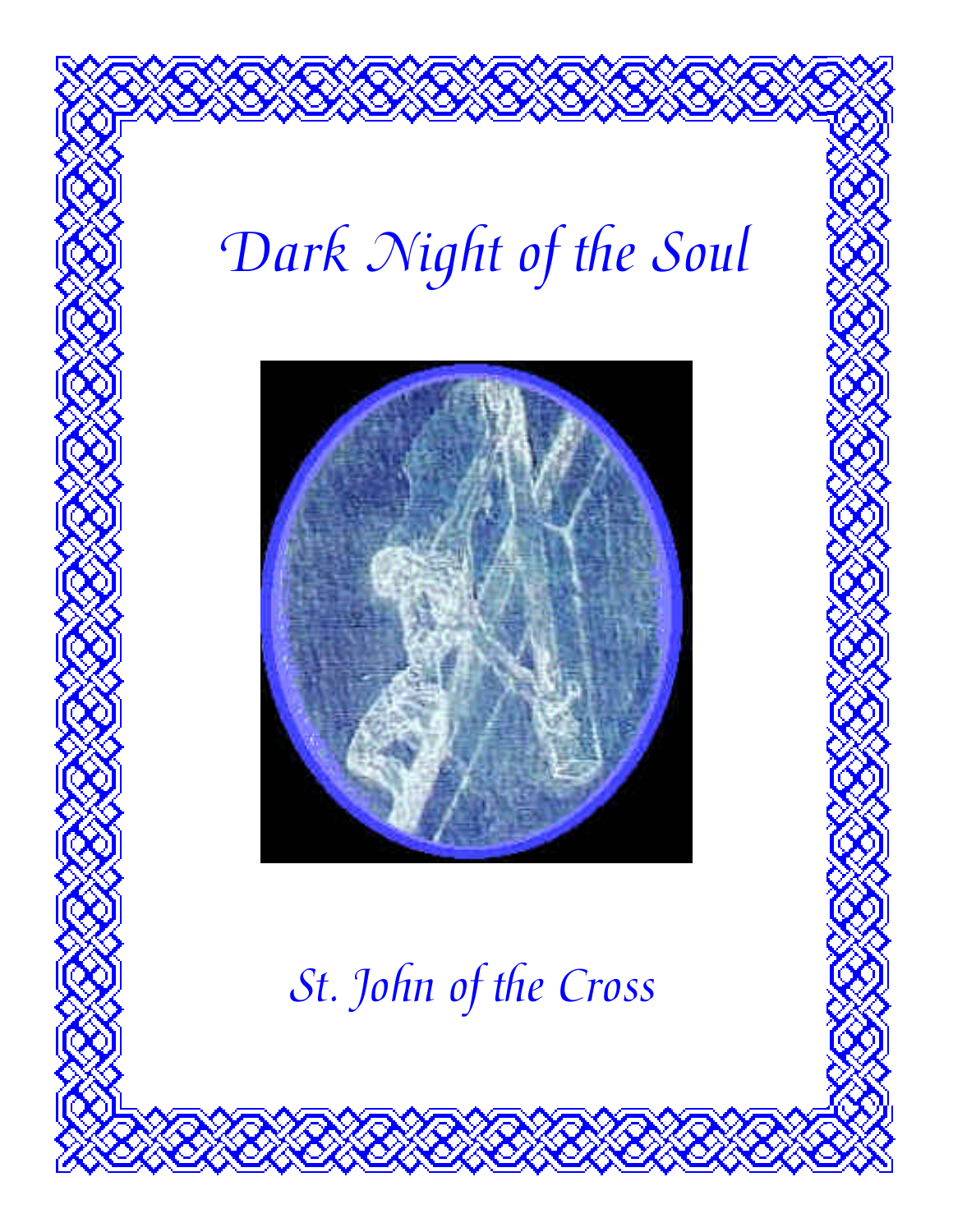# Dark Night of the Soul

St. John of the Cross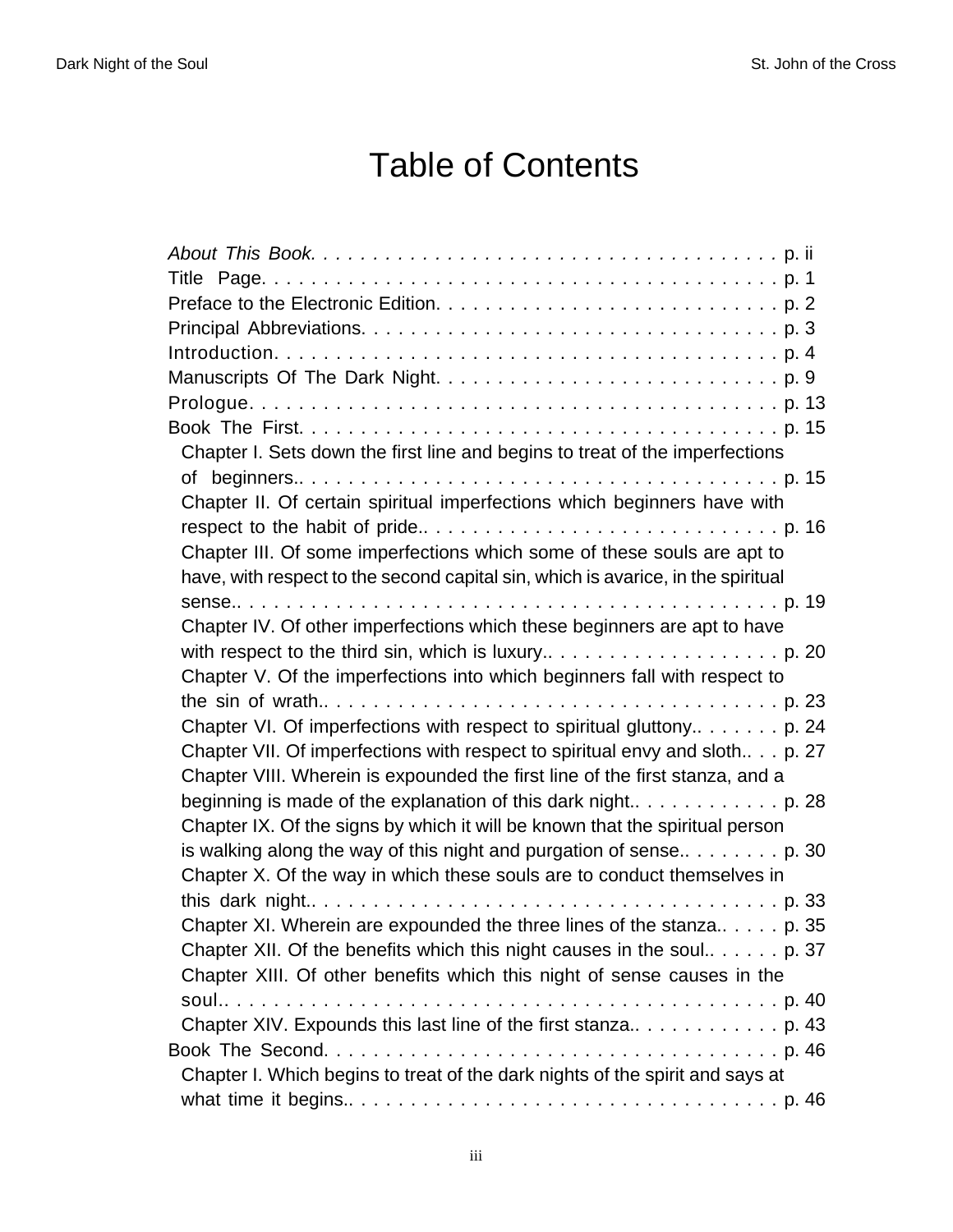# Table of Contents

*About This Book.* . . . . . . . . . . . . . . . . . . . . . . . . . . . . . . . . . . . . . p. ii
Title Page. . . . . . . . . . . . . . . . . . . . . . . . . . . . . . . . . . . . . . . . . p. 1
Preface to the Electronic Edition. . . . . . . . . . . . . . . . . . . . . . . . . . . . p. 2
Principal Abbreviations. . . . . . . . . . . . . . . . . . . . . . . . . . . . . . . . . p. 3
Introduction. . . . . . . . . . . . . . . . . . . . . . . . . . . . . . . . . . . . . . . p. 4
Manuscripts Of The Dark Night. . . . . . . . . . . . . . . . . . . . . . . . . . . . p. 9
Prologue. . . . . . . . . . . . . . . . . . . . . . . . . . . . . . . . . . . . . . . . p. 13
Book The First. . . . . . . . . . . . . . . . . . . . . . . . . . . . . . . . . . . . . p. 15
- Chapter I. Sets down the first line and begins to treat of the imperfections of beginners.. . . . . . . . . . . . . . . . . . . . . . . . . . . . . . . . . . . . . . p. 15
- Chapter II. Of certain spiritual imperfections which beginners have with respect to the habit of pride.. . . . . . . . . . . . . . . . . . . . . . . . . . . . p. 16
- Chapter III. Of some imperfections which some of these souls are apt to have, with respect to the second capital sin, which is avarice, in the spiritual sense.. . . . . . . . . . . . . . . . . . . . . . . . . . . . . . . . . . . . . . . . p. 19
- Chapter IV. Of other imperfections which these beginners are apt to have with respect to the third sin, which is luxury.. . . . . . . . . . . . . . . . . . . p. 20
- Chapter V. Of the imperfections into which beginners fall with respect to the sin of wrath.. . . . . . . . . . . . . . . . . . . . . . . . . . . . . . . . . . . . p. 23
- Chapter VI. Of imperfections with respect to spiritual gluttony.. . . . . . . p. 24
- Chapter VII. Of imperfections with respect to spiritual envy and sloth.. . . . p. 27
- Chapter VIII. Wherein is expounded the first line of the first stanza, and a beginning is made of the explanation of this dark night.. . . . . . . . . . . . . p. 28
- Chapter IX. Of the signs by which it will be known that the spiritual person is walking along the way of this night and purgation of sense.. . . . . . . . p. 30
- Chapter X. Of the way in which these souls are to conduct themselves in this dark night.. . . . . . . . . . . . . . . . . . . . . . . . . . . . . . . . . . . . p. 33
- Chapter XI. Wherein are expounded the three lines of the stanza.. . . . . p. 35
- Chapter XII. Of the benefits which this night causes in the soul.. . . . . . p. 37
- Chapter XIII. Of other benefits which this night of sense causes in the soul.. . . . . . . . . . . . . . . . . . . . . . . . . . . . . . . . . . . . . . . . . . p. 40
- Chapter XIV. Expounds this last line of the first stanza.. . . . . . . . . . . . p. 43

Book The Second. . . . . . . . . . . . . . . . . . . . . . . . . . . . . . . . . . . . p. 46
- Chapter I. Which begins to treat of the dark nights of the spirit and says at what time it begins.. . . . . . . . . . . . . . . . . . . . . . . . . . . . . . . . . . p. 46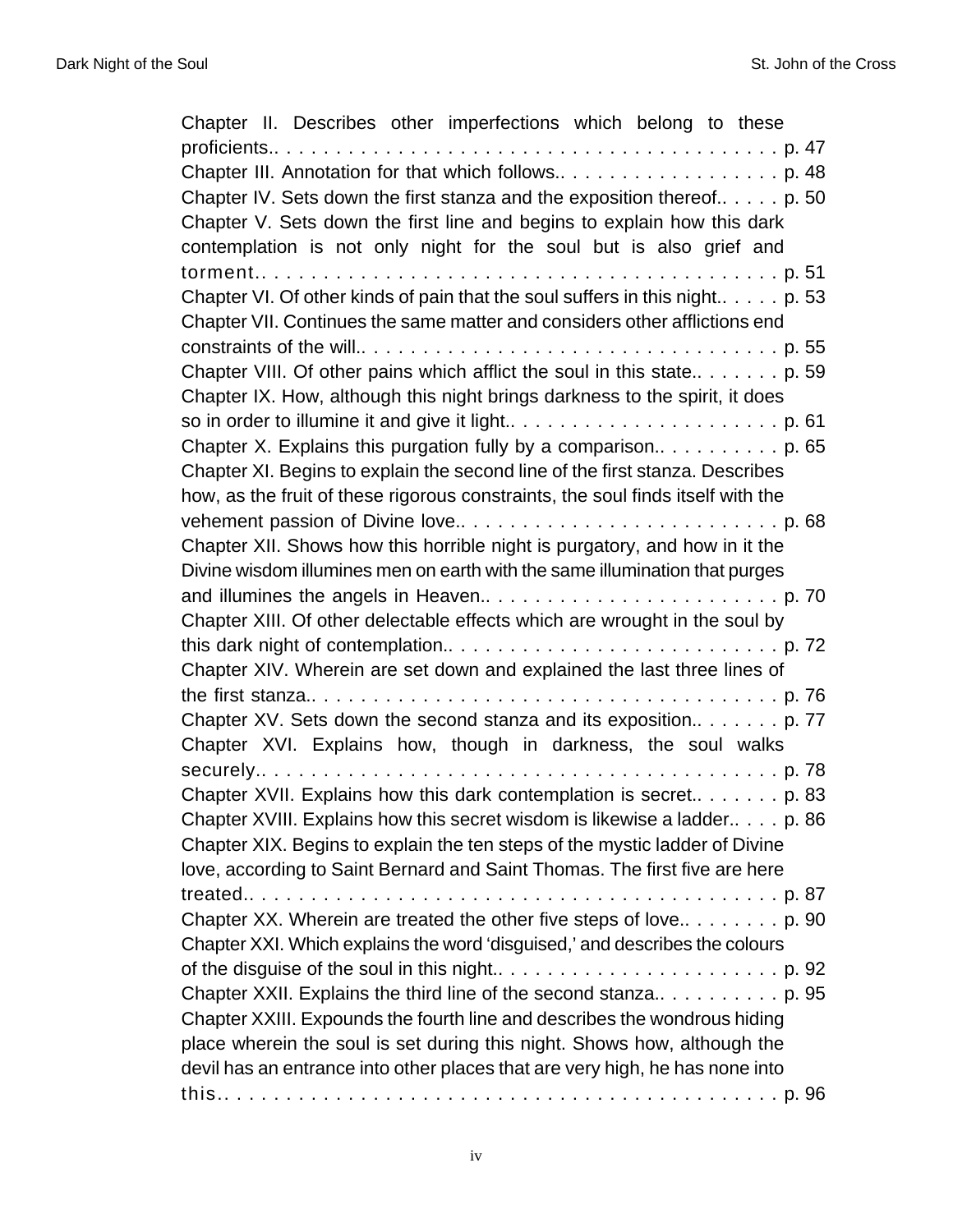Chapter II. Describes other imperfections which belong to these proficients.. . . . . . . . . . . . . . . . . . . . . . . . . . . . . . . . . . . . . . . . p. 47

Chapter III. Annotation for that which follows.. . . . . . . . . . . . . . . . . . p. 48

Chapter IV. Sets down the first stanza and the exposition thereof.. . . . . p. 50

Chapter V. Sets down the first line and begins to explain how this dark contemplation is not only night for the soul but is also grief and torment.. . . . . . . . . . . . . . . . . . . . . . . . . . . . . . . . . . . . . . . . p. 51

Chapter VI. Of other kinds of pain that the soul suffers in this night.. . . . . p. 53

Chapter VII. Continues the same matter and considers other afflictions end constraints of the will.. . . . . . . . . . . . . . . . . . . . . . . . . . . . . . . . . . p. 55

Chapter VIII. Of other pains which afflict the soul in this state.. . . . . . . . p. 59

Chapter IX. How, although this night brings darkness to the spirit, it does so in order to illumine it and give it light.. . . . . . . . . . . . . . . . . . . . . . p. 61

Chapter X. Explains this purgation fully by a comparison.. . . . . . . . . . . p. 65

Chapter XI. Begins to explain the second line of the first stanza. Describes how, as the fruit of these rigorous constraints, the soul finds itself with the vehement passion of Divine love.. . . . . . . . . . . . . . . . . . . . . . . . . . p. 68

Chapter XII. Shows how this horrible night is purgatory, and how in it the Divine wisdom illumines men on earth with the same illumination that purges and illumines the angels in Heaven.. . . . . . . . . . . . . . . . . . . . . . . . p. 70

Chapter XIII. Of other delectable effects which are wrought in the soul by this dark night of contemplation.. . . . . . . . . . . . . . . . . . . . . . . . . . . p. 72

Chapter XIV. Wherein are set down and explained the last three lines of the first stanza.. . . . . . . . . . . . . . . . . . . . . . . . . . . . . . . . . . . . . . p. 76

Chapter XV. Sets down the second stanza and its exposition.. . . . . . . . p. 77

Chapter XVI. Explains how, though in darkness, the soul walks securely.. . . . . . . . . . . . . . . . . . . . . . . . . . . . . . . . . . . . . . . . . . . p. 78

Chapter XVII. Explains how this dark contemplation is secret.. . . . . . . . p. 83

Chapter XVIII. Explains how this secret wisdom is likewise a ladder.. . . . p. 86

Chapter XIX. Begins to explain the ten steps of the mystic ladder of Divine love, according to Saint Bernard and Saint Thomas. The first five are here treated.. . . . . . . . . . . . . . . . . . . . . . . . . . . . . . . . . . . . . . . . . . . p. 87

Chapter XX. Wherein are treated the other five steps of love.. . . . . . . . . p. 90

Chapter XXI. Which explains the word 'disguised,' and describes the colours of the disguise of the soul in this night.. . . . . . . . . . . . . . . . . . . . . . . . p. 92

Chapter XXII. Explains the third line of the second stanza.. . . . . . . . . . . p. 95

Chapter XXIII. Expounds the fourth line and describes the wondrous hiding place wherein the soul is set during this night. Shows how, although the devil has an entrance into other places that are very high, he has none into this.. . . . . . . . . . . . . . . . . . . . . . . . . . . . . . . . . . . . . . . . . . . . . p. 96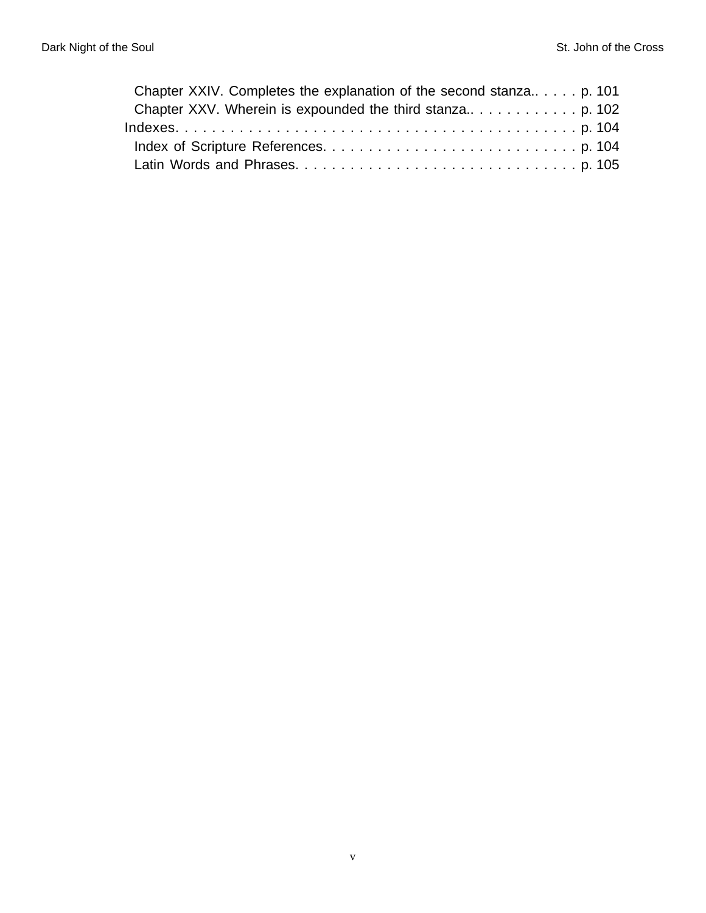- Chapter XXIV. Completes the explanation of the second stanza.. . . . . p. 101
- Chapter XXV. Wherein is expounded the third stanza.. . . . . . . . . . . . . p. 102

Indexes. . . . . . . . . . . . . . . . . . . . . . . . . . . . . . . . . . . . . . . . . . p. 104

- Index of Scripture References. . . . . . . . . . . . . . . . . . . . . . . . . . . . p. 104
- Latin Words and Phrases. . . . . . . . . . . . . . . . . . . . . . . . . . . . . . . p. 105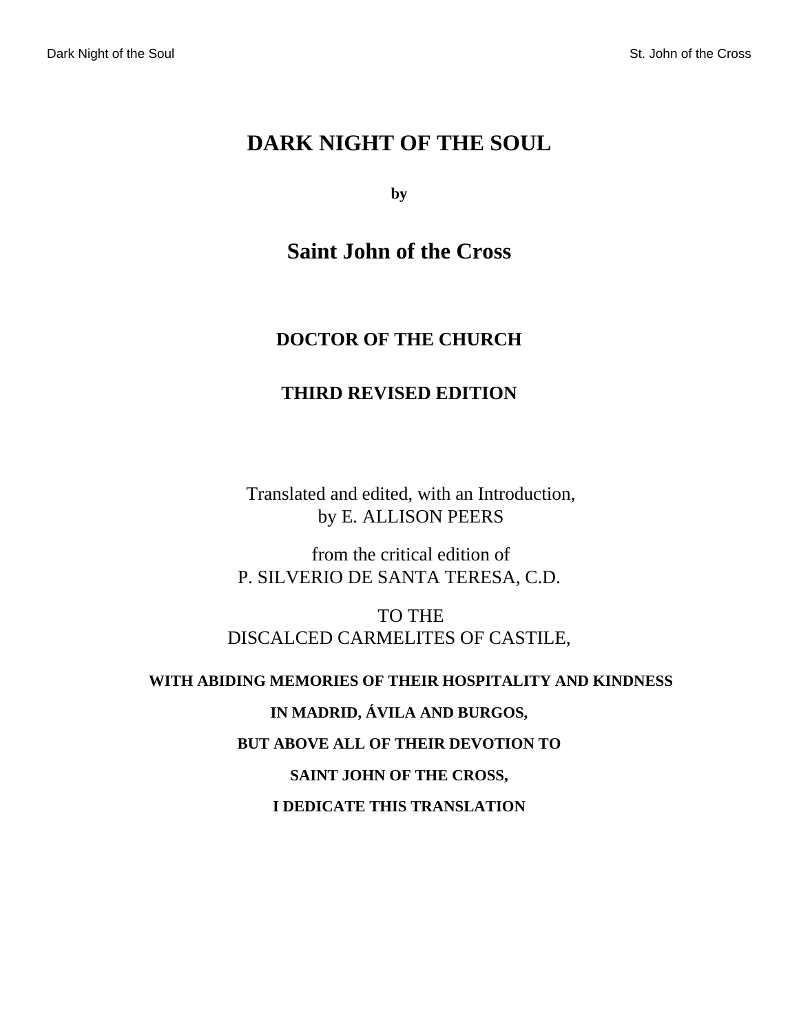# DARK NIGHT OF THE SOUL

**by**

## Saint John of the Cross

### DOCTOR OF THE CHURCH

### THIRD REVISED EDITION

Translated and edited, with an Introduction,
by E. ALLISON PEERS

from the critical edition of
P. SILVERIO DE SANTA TERESA, C.D.

TO THE
DISCALCED CARMELITES OF CASTILE,

**WITH ABIDING MEMORIES OF THEIR HOSPITALITY AND KINDNESS**

**IN MADRID, ÁVILA AND BURGOS,**

**BUT ABOVE ALL OF THEIR DEVOTION TO**

**SAINT JOHN OF THE CROSS,**

**I DEDICATE THIS TRANSLATION**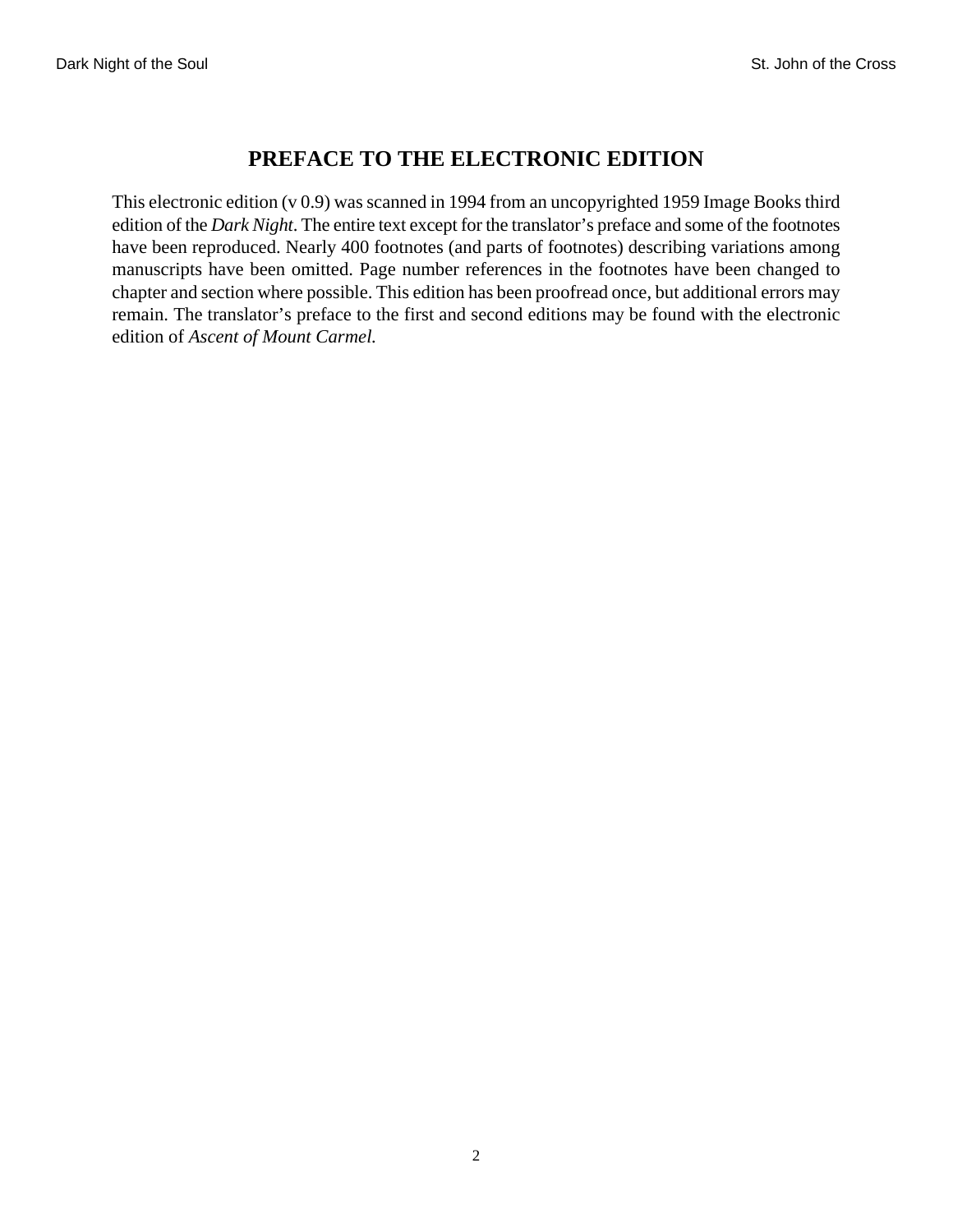# PREFACE TO THE ELECTRONIC EDITION

This electronic edition (v 0.9) was scanned in 1994 from an uncopyrighted 1959 Image Books third edition of the *Dark Night*. The entire text except for the translator's preface and some of the footnotes have been reproduced. Nearly 400 footnotes (and parts of footnotes) describing variations among manuscripts have been omitted. Page number references in the footnotes have been changed to chapter and section where possible. This edition has been proofread once, but additional errors may remain. The translator's preface to the first and second editions may be found with the electronic edition of *Ascent of Mount Carmel.*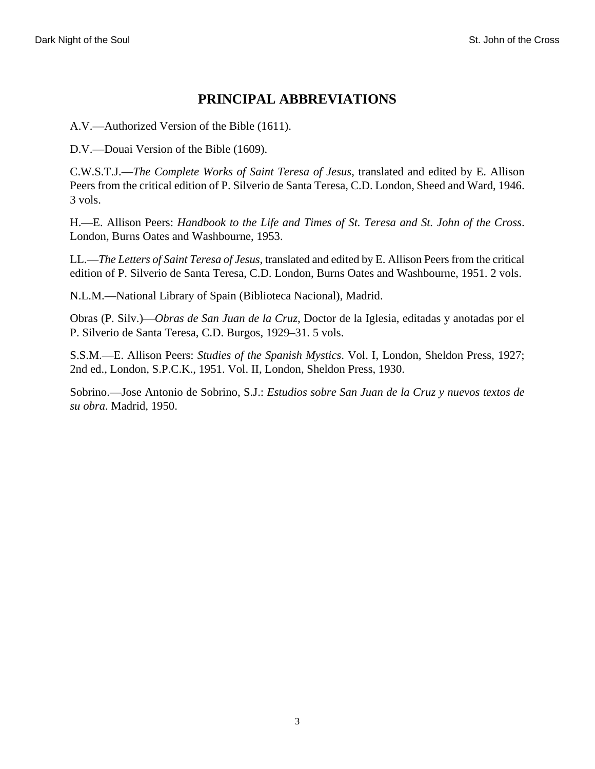## PRINCIPAL ABBREVIATIONS

A.V.—Authorized Version of the Bible (1611).

D.V.—Douai Version of the Bible (1609).

C.W.S.T.J.—*The Complete Works of Saint Teresa of Jesus*, translated and edited by E. Allison Peers from the critical edition of P. Silverio de Santa Teresa, C.D. London, Sheed and Ward, 1946. 3 vols.

H.—E. Allison Peers: *Handbook to the Life and Times of St. Teresa and St. John of the Cross*. London, Burns Oates and Washbourne, 1953.

LL.—*The Letters of Saint Teresa of Jesus*, translated and edited by E. Allison Peers from the critical edition of P. Silverio de Santa Teresa, C.D. London, Burns Oates and Washbourne, 1951. 2 vols.

N.L.M.—National Library of Spain (Biblioteca Nacional), Madrid.

Obras (P. Silv.)—*Obras de San Juan de la Cruz*, Doctor de la Iglesia, editadas y anotadas por el P. Silverio de Santa Teresa, C.D. Burgos, 1929–31. 5 vols.

S.S.M.—E. Allison Peers: *Studies of the Spanish Mystics*. Vol. I, London, Sheldon Press, 1927; 2nd ed., London, S.P.C.K., 1951. Vol. II, London, Sheldon Press, 1930.

Sobrino.—Jose Antonio de Sobrino, S.J.: *Estudios sobre San Juan de la Cruz y nuevos textos de su obra*. Madrid, 1950.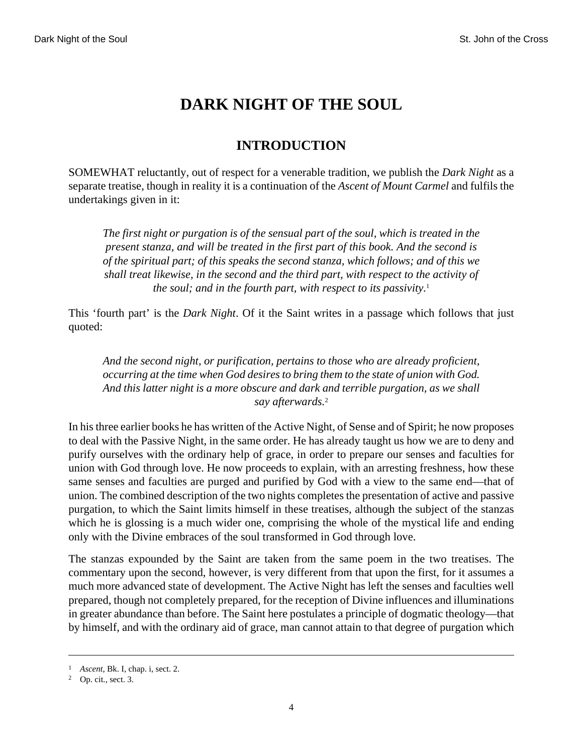# DARK NIGHT OF THE SOUL

## INTRODUCTION

SOMEWHAT reluctantly, out of respect for a venerable tradition, we publish the *Dark Night* as a separate treatise, though in reality it is a continuation of the *Ascent of Mount Carmel* and fulfils the undertakings given in it:

> *The first night or purgation is of the sensual part of the soul, which is treated in the present stanza, and will be treated in the first part of this book. And the second is of the spiritual part; of this speaks the second stanza, which follows; and of this we shall treat likewise, in the second and the third part, with respect to the activity of the soul; and in the fourth part, with respect to its passivity.*[1]

This 'fourth part' is the *Dark Night*. Of it the Saint writes in a passage which follows that just quoted:

> *And the second night, or purification, pertains to those who are already proficient, occurring at the time when God desires to bring them to the state of union with God. And this latter night is a more obscure and dark and terrible purgation, as we shall say afterwards.*[2]

In his three earlier books he has written of the Active Night, of Sense and of Spirit; he now proposes to deal with the Passive Night, in the same order. He has already taught us how we are to deny and purify ourselves with the ordinary help of grace, in order to prepare our senses and faculties for union with God through love. He now proceeds to explain, with an arresting freshness, how these same senses and faculties are purged and purified by God with a view to the same end—that of union. The combined description of the two nights completes the presentation of active and passive purgation, to which the Saint limits himself in these treatises, although the subject of the stanzas which he is glossing is a much wider one, comprising the whole of the mystical life and ending only with the Divine embraces of the soul transformed in God through love.

The stanzas expounded by the Saint are taken from the same poem in the two treatises. The commentary upon the second, however, is very different from that upon the first, for it assumes a much more advanced state of development. The Active Night has left the senses and faculties well prepared, though not completely prepared, for the reception of Divine influences and illuminations in greater abundance than before. The Saint here postulates a principle of dogmatic theology—that by himself, and with the ordinary aid of grace, man cannot attain to that degree of purgation which

---

[1] *Ascent*, Bk. I, chap. i, sect. 2.

[2] Op. cit., sect. 3.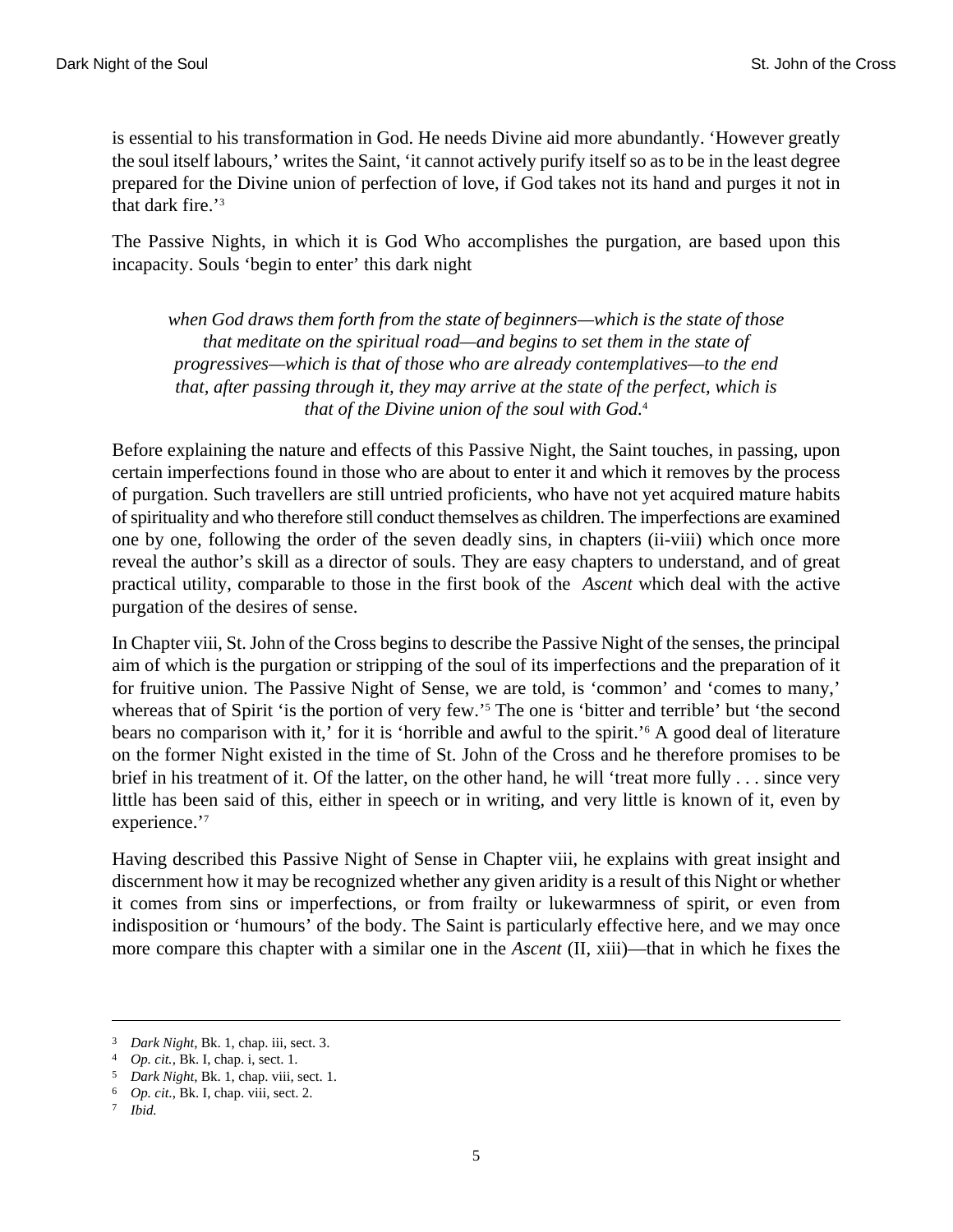is essential to his transformation in God. He needs Divine aid more abundantly. 'However greatly the soul itself labours,' writes the Saint, 'it cannot actively purify itself so as to be in the least degree prepared for the Divine union of perfection of love, if God takes not its hand and purges it not in that dark fire.'[3]

The Passive Nights, in which it is God Who accomplishes the purgation, are based upon this incapacity. Souls 'begin to enter' this dark night

> *when God draws them forth from the state of beginners—which is the state of those that meditate on the spiritual road—and begins to set them in the state of progressives—which is that of those who are already contemplatives—to the end that, after passing through it, they may arrive at the state of the perfect, which is that of the Divine union of the soul with God.*[4]

Before explaining the nature and effects of this Passive Night, the Saint touches, in passing, upon certain imperfections found in those who are about to enter it and which it removes by the process of purgation. Such travellers are still untried proficients, who have not yet acquired mature habits of spirituality and who therefore still conduct themselves as children. The imperfections are examined one by one, following the order of the seven deadly sins, in chapters (ii-viii) which once more reveal the author's skill as a director of souls. They are easy chapters to understand, and of great practical utility, comparable to those in the first book of the *Ascent* which deal with the active purgation of the desires of sense.

In Chapter viii, St. John of the Cross begins to describe the Passive Night of the senses, the principal aim of which is the purgation or stripping of the soul of its imperfections and the preparation of it for fruitive union. The Passive Night of Sense, we are told, is 'common' and 'comes to many,' whereas that of Spirit 'is the portion of very few.'[5] The one is 'bitter and terrible' but 'the second bears no comparison with it,' for it is 'horrible and awful to the spirit.'[6] A good deal of literature on the former Night existed in the time of St. John of the Cross and he therefore promises to be brief in his treatment of it. Of the latter, on the other hand, he will 'treat more fully . . . since very little has been said of this, either in speech or in writing, and very little is known of it, even by experience.'[7]

Having described this Passive Night of Sense in Chapter viii, he explains with great insight and discernment how it may be recognized whether any given aridity is a result of this Night or whether it comes from sins or imperfections, or from frailty or lukewarmness of spirit, or even from indisposition or 'humours' of the body. The Saint is particularly effective here, and we may once more compare this chapter with a similar one in the *Ascent* (II, xiii)—that in which he fixes the

---

[3] *Dark Night*, Bk. 1, chap. iii, sect. 3.

[4] *Op. cit.*, Bk. I, chap. i, sect. 1.

[5] *Dark Night*, Bk. 1, chap. viii, sect. 1.

[6] *Op. cit.*, Bk. I, chap. viii, sect. 2.

[7] *Ibid.*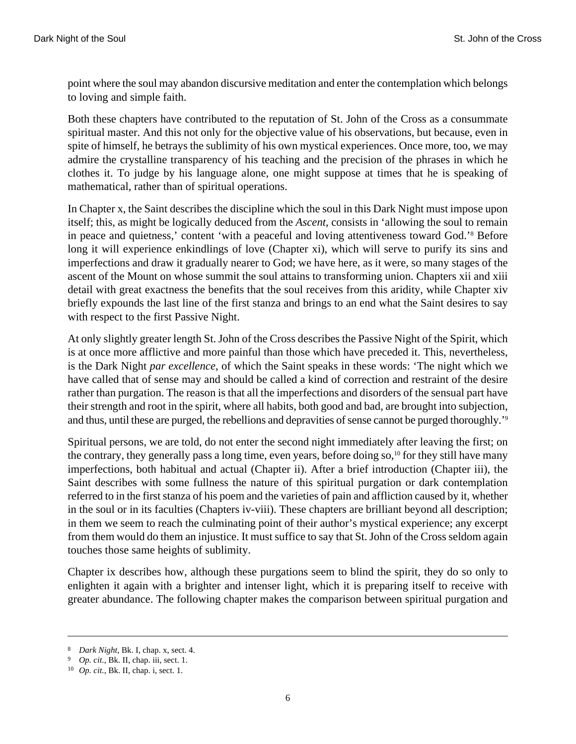point where the soul may abandon discursive meditation and enter the contemplation which belongs to loving and simple faith.

Both these chapters have contributed to the reputation of St. John of the Cross as a consummate spiritual master. And this not only for the objective value of his observations, but because, even in spite of himself, he betrays the sublimity of his own mystical experiences. Once more, too, we may admire the crystalline transparency of his teaching and the precision of the phrases in which he clothes it. To judge by his language alone, one might suppose at times that he is speaking of mathematical, rather than of spiritual operations.

In Chapter x, the Saint describes the discipline which the soul in this Dark Night must impose upon itself; this, as might be logically deduced from the *Ascent*, consists in 'allowing the soul to remain in peace and quietness,' content 'with a peaceful and loving attentiveness toward God.'[8] Before long it will experience enkindlings of love (Chapter xi), which will serve to purify its sins and imperfections and draw it gradually nearer to God; we have here, as it were, so many stages of the ascent of the Mount on whose summit the soul attains to transforming union. Chapters xii and xiii detail with great exactness the benefits that the soul receives from this aridity, while Chapter xiv briefly expounds the last line of the first stanza and brings to an end what the Saint desires to say with respect to the first Passive Night.

At only slightly greater length St. John of the Cross describes the Passive Night of the Spirit, which is at once more afflictive and more painful than those which have preceded it. This, nevertheless, is the Dark Night *par excellence*, of which the Saint speaks in these words: 'The night which we have called that of sense may and should be called a kind of correction and restraint of the desire rather than purgation. The reason is that all the imperfections and disorders of the sensual part have their strength and root in the spirit, where all habits, both good and bad, are brought into subjection, and thus, until these are purged, the rebellions and depravities of sense cannot be purged thoroughly.'[9]

Spiritual persons, we are told, do not enter the second night immediately after leaving the first; on the contrary, they generally pass a long time, even years, before doing so,[10] for they still have many imperfections, both habitual and actual (Chapter ii). After a brief introduction (Chapter iii), the Saint describes with some fullness the nature of this spiritual purgation or dark contemplation referred to in the first stanza of his poem and the varieties of pain and affliction caused by it, whether in the soul or in its faculties (Chapters iv-viii). These chapters are brilliant beyond all description; in them we seem to reach the culminating point of their author's mystical experience; any excerpt from them would do them an injustice. It must suffice to say that St. John of the Cross seldom again touches those same heights of sublimity.

Chapter ix describes how, although these purgations seem to blind the spirit, they do so only to enlighten it again with a brighter and intenser light, which it is preparing itself to receive with greater abundance. The following chapter makes the comparison between spiritual purgation and

---

[8] *Dark Night*, Bk. I, chap. x, sect. 4.

[9] *Op. cit.*, Bk. II, chap. iii, sect. 1.

[10] *Op. cit.*, Bk. II, chap. i, sect. 1.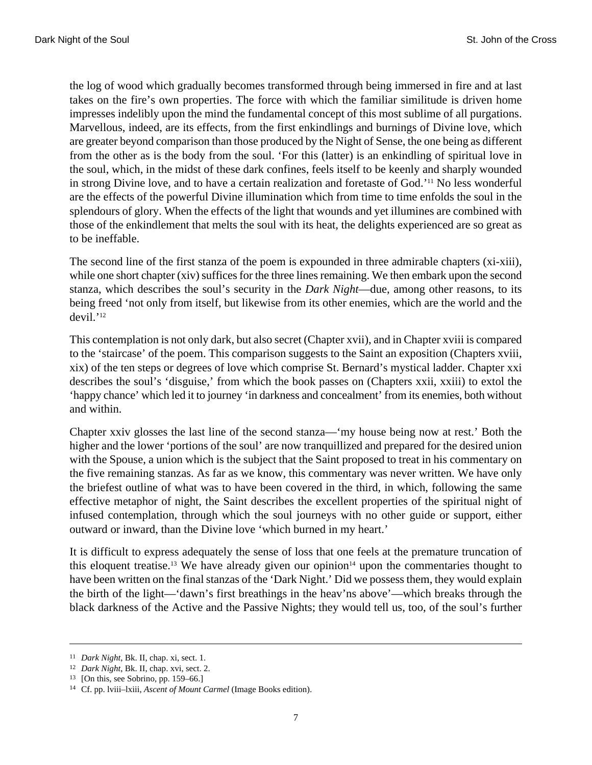the log of wood which gradually becomes transformed through being immersed in fire and at last takes on the fire's own properties. The force with which the familiar similitude is driven home impresses indelibly upon the mind the fundamental concept of this most sublime of all purgations. Marvellous, indeed, are its effects, from the first enkindlings and burnings of Divine love, which are greater beyond comparison than those produced by the Night of Sense, the one being as different from the other as is the body from the soul. 'For this (latter) is an enkindling of spiritual love in the soul, which, in the midst of these dark confines, feels itself to be keenly and sharply wounded in strong Divine love, and to have a certain realization and foretaste of God.'[11] No less wonderful are the effects of the powerful Divine illumination which from time to time enfolds the soul in the splendours of glory. When the effects of the light that wounds and yet illumines are combined with those of the enkindlement that melts the soul with its heat, the delights experienced are so great as to be ineffable.

The second line of the first stanza of the poem is expounded in three admirable chapters (xi-xiii), while one short chapter (xiv) suffices for the three lines remaining. We then embark upon the second stanza, which describes the soul's security in the *Dark Night*—due, among other reasons, to its being freed 'not only from itself, but likewise from its other enemies, which are the world and the devil.'[12]

This contemplation is not only dark, but also secret (Chapter xvii), and in Chapter xviii is compared to the 'staircase' of the poem. This comparison suggests to the Saint an exposition (Chapters xviii, xix) of the ten steps or degrees of love which comprise St. Bernard's mystical ladder. Chapter xxi describes the soul's 'disguise,' from which the book passes on (Chapters xxii, xxiii) to extol the 'happy chance' which led it to journey 'in darkness and concealment' from its enemies, both without and within.

Chapter xxiv glosses the last line of the second stanza—'my house being now at rest.' Both the higher and the lower 'portions of the soul' are now tranquillized and prepared for the desired union with the Spouse, a union which is the subject that the Saint proposed to treat in his commentary on the five remaining stanzas. As far as we know, this commentary was never written. We have only the briefest outline of what was to have been covered in the third, in which, following the same effective metaphor of night, the Saint describes the excellent properties of the spiritual night of infused contemplation, through which the soul journeys with no other guide or support, either outward or inward, than the Divine love 'which burned in my heart.'

It is difficult to express adequately the sense of loss that one feels at the premature truncation of this eloquent treatise.[13] We have already given our opinion[14] upon the commentaries thought to have been written on the final stanzas of the 'Dark Night.' Did we possess them, they would explain the birth of the light—'dawn's first breathings in the heav'ns above'—which breaks through the black darkness of the Active and the Passive Nights; they would tell us, too, of the soul's further

---

11 *Dark Night*, Bk. II, chap. xi, sect. 1.

12 *Dark Night*, Bk. II, chap. xvi, sect. 2.

13 [On this, see Sobrino, pp. 159–66.]

14 Cf. pp. lviii–lxiii, *Ascent of Mount Carmel* (Image Books edition).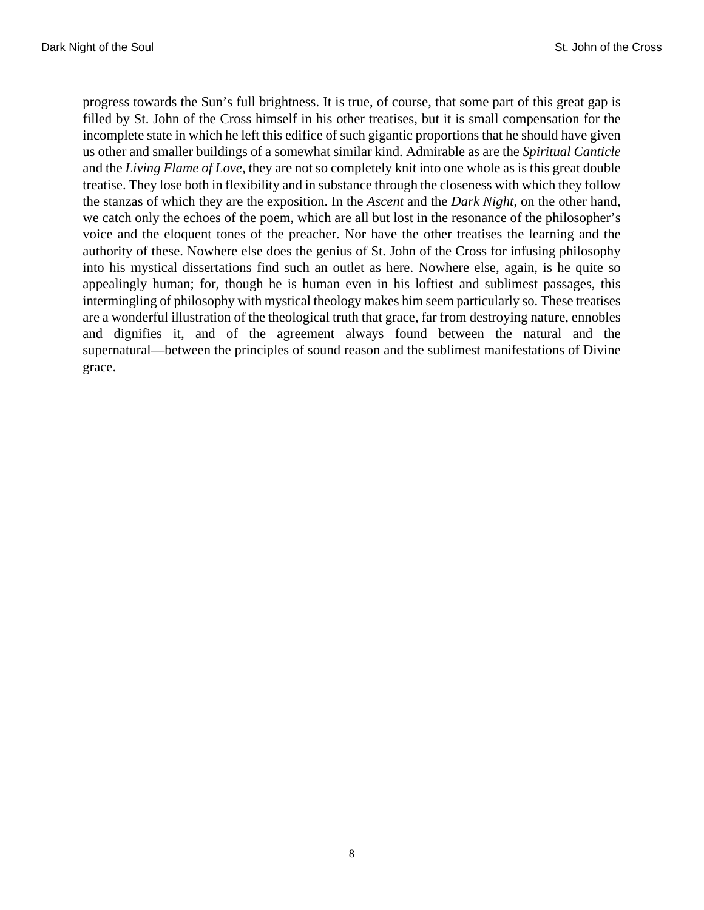progress towards the Sun's full brightness. It is true, of course, that some part of this great gap is filled by St. John of the Cross himself in his other treatises, but it is small compensation for the incomplete state in which he left this edifice of such gigantic proportions that he should have given us other and smaller buildings of a somewhat similar kind. Admirable as are the *Spiritual Canticle* and the *Living Flame of Love*, they are not so completely knit into one whole as is this great double treatise. They lose both in flexibility and in substance through the closeness with which they follow the stanzas of which they are the exposition. In the *Ascent* and the *Dark Night*, on the other hand, we catch only the echoes of the poem, which are all but lost in the resonance of the philosopher's voice and the eloquent tones of the preacher. Nor have the other treatises the learning and the authority of these. Nowhere else does the genius of St. John of the Cross for infusing philosophy into his mystical dissertations find such an outlet as here. Nowhere else, again, is he quite so appealingly human; for, though he is human even in his loftiest and sublimest passages, this intermingling of philosophy with mystical theology makes him seem particularly so. These treatises are a wonderful illustration of the theological truth that grace, far from destroying nature, ennobles and dignifies it, and of the agreement always found between the natural and the supernatural—between the principles of sound reason and the sublimest manifestations of Divine grace.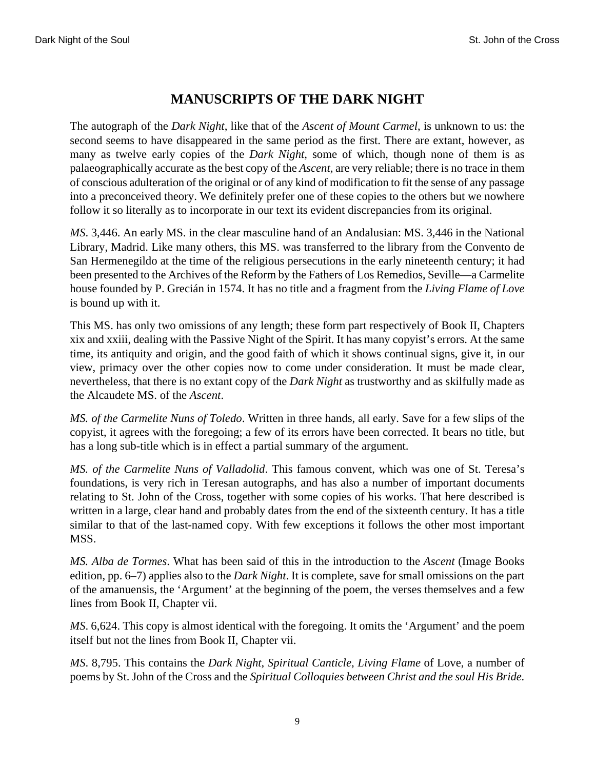## MANUSCRIPTS OF THE DARK NIGHT

The autograph of the *Dark Night*, like that of the *Ascent of Mount Carmel*, is unknown to us: the second seems to have disappeared in the same period as the first. There are extant, however, as many as twelve early copies of the *Dark Night*, some of which, though none of them is as palaeographically accurate as the best copy of the *Ascent*, are very reliable; there is no trace in them of conscious adulteration of the original or of any kind of modification to fit the sense of any passage into a preconceived theory. We definitely prefer one of these copies to the others but we nowhere follow it so literally as to incorporate in our text its evident discrepancies from its original.

*MS.* 3,446. An early MS. in the clear masculine hand of an Andalusian: MS. 3,446 in the National Library, Madrid. Like many others, this MS. was transferred to the library from the Convento de San Hermenegildo at the time of the religious persecutions in the early nineteenth century; it had been presented to the Archives of the Reform by the Fathers of Los Remedios, Seville—a Carmelite house founded by P. Grecián in 1574. It has no title and a fragment from the *Living Flame of Love* is bound up with it.

This MS. has only two omissions of any length; these form part respectively of Book II, Chapters xix and xxiii, dealing with the Passive Night of the Spirit. It has many copyist's errors. At the same time, its antiquity and origin, and the good faith of which it shows continual signs, give it, in our view, primacy over the other copies now to come under consideration. It must be made clear, nevertheless, that there is no extant copy of the *Dark Night* as trustworthy and as skilfully made as the Alcaudete MS. of the *Ascent*.

*MS. of the Carmelite Nuns of Toledo*. Written in three hands, all early. Save for a few slips of the copyist, it agrees with the foregoing; a few of its errors have been corrected. It bears no title, but has a long sub-title which is in effect a partial summary of the argument.

*MS. of the Carmelite Nuns of Valladolid*. This famous convent, which was one of St. Teresa's foundations, is very rich in Teresan autographs, and has also a number of important documents relating to St. John of the Cross, together with some copies of his works. That here described is written in a large, clear hand and probably dates from the end of the sixteenth century. It has a title similar to that of the last-named copy. With few exceptions it follows the other most important MSS.

*MS. Alba de Tormes*. What has been said of this in the introduction to the *Ascent* (Image Books edition, pp. 6–7) applies also to the *Dark Night*. It is complete, save for small omissions on the part of the amanuensis, the 'Argument' at the beginning of the poem, the verses themselves and a few lines from Book II, Chapter vii.

*MS.* 6,624. This copy is almost identical with the foregoing. It omits the 'Argument' and the poem itself but not the lines from Book II, Chapter vii.

*MS.* 8,795. This contains the *Dark Night*, *Spiritual Canticle*, *Living Flame* of Love, a number of poems by St. John of the Cross and the *Spiritual Colloquies between Christ and the soul His Bride*.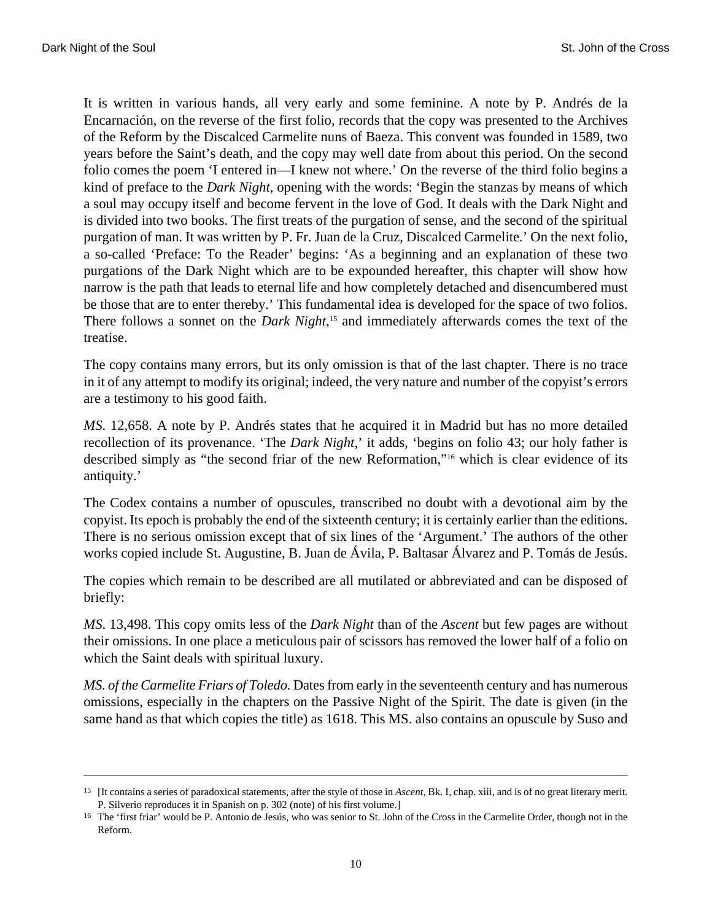It is written in various hands, all very early and some feminine. A note by P. Andrés de la Encarnación, on the reverse of the first folio, records that the copy was presented to the Archives of the Reform by the Discalced Carmelite nuns of Baeza. This convent was founded in 1589, two years before the Saint's death, and the copy may well date from about this period. On the second folio comes the poem 'I entered in—I knew not where.' On the reverse of the third folio begins a kind of preface to the *Dark Night*, opening with the words: 'Begin the stanzas by means of which a soul may occupy itself and become fervent in the love of God. It deals with the Dark Night and is divided into two books. The first treats of the purgation of sense, and the second of the spiritual purgation of man. It was written by P. Fr. Juan de la Cruz, Discalced Carmelite.' On the next folio, a so-called 'Preface: To the Reader' begins: 'As a beginning and an explanation of these two purgations of the Dark Night which are to be expounded hereafter, this chapter will show how narrow is the path that leads to eternal life and how completely detached and disencumbered must be those that are to enter thereby.' This fundamental idea is developed for the space of two folios. There follows a sonnet on the *Dark Night*,[15] and immediately afterwards comes the text of the treatise.

The copy contains many errors, but its only omission is that of the last chapter. There is no trace in it of any attempt to modify its original; indeed, the very nature and number of the copyist's errors are a testimony to his good faith.

*MS.* 12,658. A note by P. Andrés states that he acquired it in Madrid but has no more detailed recollection of its provenance. 'The *Dark Night*,' it adds, 'begins on folio 43; our holy father is described simply as "the second friar of the new Reformation,"[16] which is clear evidence of its antiquity.'

The Codex contains a number of opuscules, transcribed no doubt with a devotional aim by the copyist. Its epoch is probably the end of the sixteenth century; it is certainly earlier than the editions. There is no serious omission except that of six lines of the 'Argument.' The authors of the other works copied include St. Augustine, B. Juan de Ávila, P. Baltasar Álvarez and P. Tomás de Jesús.

The copies which remain to be described are all mutilated or abbreviated and can be disposed of briefly:

*MS.* 13,498. This copy omits less of the *Dark Night* than of the *Ascent* but few pages are without their omissions. In one place a meticulous pair of scissors has removed the lower half of a folio on which the Saint deals with spiritual luxury.

*MS. of the Carmelite Friars of Toledo*. Dates from early in the seventeenth century and has numerous omissions, especially in the chapters on the Passive Night of the Spirit. The date is given (in the same hand as that which copies the title) as 1618. This MS. also contains an opuscule by Suso and

---

[15] [It contains a series of paradoxical statements, after the style of those in *Ascent*, Bk. I, chap. xiii, and is of no great literary merit. P. Silverio reproduces it in Spanish on p. 302 (note) of his first volume.]

[16] The 'first friar' would be P. Antonio de Jesús, who was senior to St. John of the Cross in the Carmelite Order, though not in the Reform.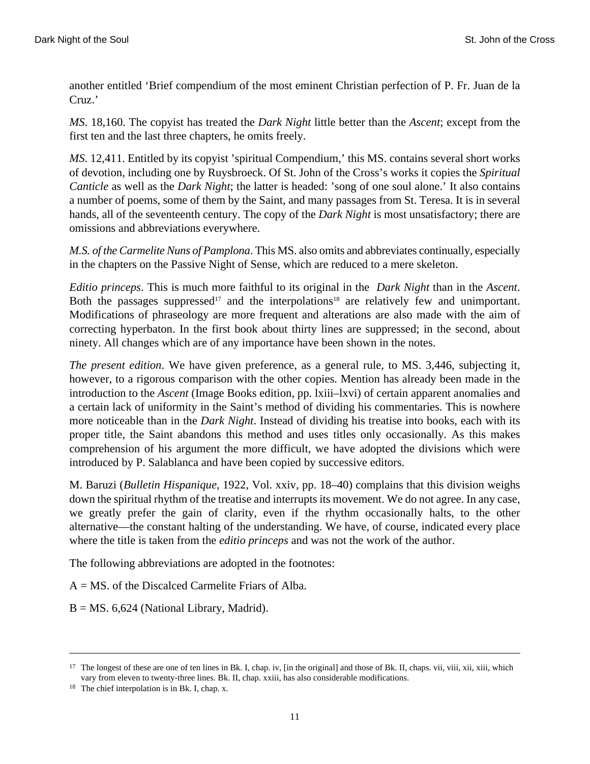another entitled ‘Brief compendium of the most eminent Christian perfection of P. Fr. Juan de la Cruz.’

*MS.* 18,160. The copyist has treated the *Dark Night* little better than the *Ascent*; except from the first ten and the last three chapters, he omits freely.

*MS.* 12,411. Entitled by its copyist ’spiritual Compendium,’ this MS. contains several short works of devotion, including one by Ruysbroeck. Of St. John of the Cross’s works it copies the *Spiritual Canticle* as well as the *Dark Night*; the latter is headed: ’song of one soul alone.’ It also contains a number of poems, some of them by the Saint, and many passages from St. Teresa. It is in several hands, all of the seventeenth century. The copy of the *Dark Night* is most unsatisfactory; there are omissions and abbreviations everywhere.

*M.S. of the Carmelite Nuns of Pamplona*. This MS. also omits and abbreviates continually, especially in the chapters on the Passive Night of Sense, which are reduced to a mere skeleton.

*Editio princeps*. This is much more faithful to its original in the *Dark Night* than in the *Ascent*. Both the passages suppressed[17] and the interpolations[18] are relatively few and unimportant. Modifications of phraseology are more frequent and alterations are also made with the aim of correcting hyperbaton. In the first book about thirty lines are suppressed; in the second, about ninety. All changes which are of any importance have been shown in the notes.

*The present edition*. We have given preference, as a general rule, to MS. 3,446, subjecting it, however, to a rigorous comparison with the other copies. Mention has already been made in the introduction to the *Ascent* (Image Books edition, pp. lxiii–lxvi) of certain apparent anomalies and a certain lack of uniformity in the Saint’s method of dividing his commentaries. This is nowhere more noticeable than in the *Dark Night*. Instead of dividing his treatise into books, each with its proper title, the Saint abandons this method and uses titles only occasionally. As this makes comprehension of his argument the more difficult, we have adopted the divisions which were introduced by P. Salablanca and have been copied by successive editors.

M. Baruzi (*Bulletin Hispanique*, 1922, Vol. xxiv, pp. 18–40) complains that this division weighs down the spiritual rhythm of the treatise and interrupts its movement. We do not agree. In any case, we greatly prefer the gain of clarity, even if the rhythm occasionally halts, to the other alternative—the constant halting of the understanding. We have, of course, indicated every place where the title is taken from the *editio princeps* and was not the work of the author.

The following abbreviations are adopted in the footnotes:

A = MS. of the Discalced Carmelite Friars of Alba.

B = MS. 6,624 (National Library, Madrid).

---

[17] The longest of these are one of ten lines in Bk. I, chap. iv, [in the original] and those of Bk. II, chaps. vii, viii, xii, xiii, which vary from eleven to twenty-three lines. Bk. II, chap. xxiii, has also considerable modifications.

[18] The chief interpolation is in Bk. I, chap. x.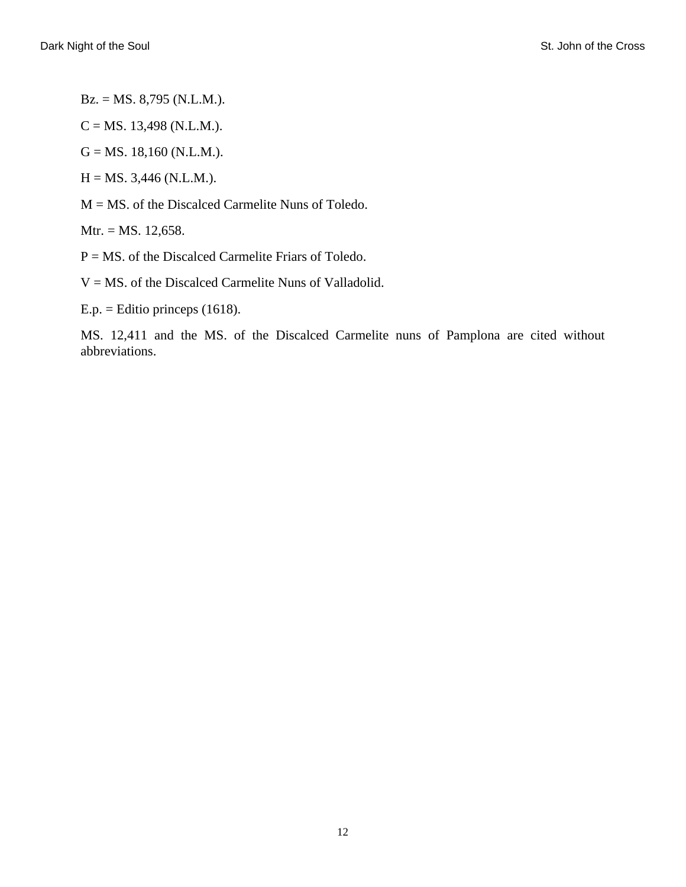Bz. = MS. 8,795 (N.L.M.).

C = MS. 13,498 (N.L.M.).

G = MS. 18,160 (N.L.M.).

H = MS. 3,446 (N.L.M.).

M = MS. of the Discalced Carmelite Nuns of Toledo.

Mtr. = MS. 12,658.

P = MS. of the Discalced Carmelite Friars of Toledo.

V = MS. of the Discalced Carmelite Nuns of Valladolid.

E.p. = Editio princeps (1618).

MS. 12,411 and the MS. of the Discalced Carmelite nuns of Pamplona are cited without abbreviations.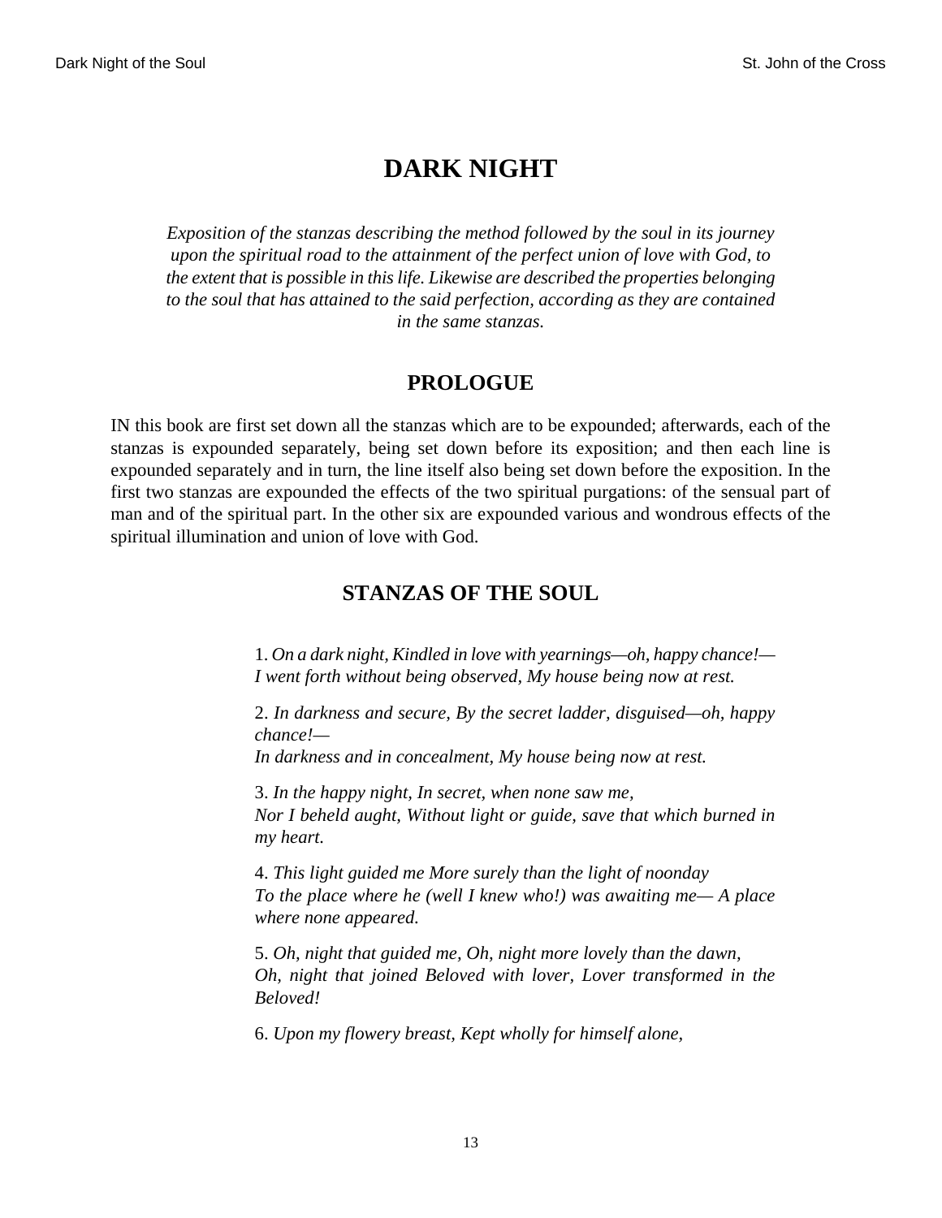# DARK NIGHT

*Exposition of the stanzas describing the method followed by the soul in its journey upon the spiritual road to the attainment of the perfect union of love with God, to the extent that is possible in this life. Likewise are described the properties belonging to the soul that has attained to the said perfection, according as they are contained in the same stanzas.*

## PROLOGUE

IN this book are first set down all the stanzas which are to be expounded; afterwards, each of the stanzas is expounded separately, being set down before its exposition; and then each line is expounded separately and in turn, the line itself also being set down before the exposition. In the first two stanzas are expounded the effects of the two spiritual purgations: of the sensual part of man and of the spiritual part. In the other six are expounded various and wondrous effects of the spiritual illumination and union of love with God.

## STANZAS OF THE SOUL

1. *On a dark night, Kindled in love with yearnings—oh, happy chance!—*
*I went forth without being observed, My house being now at rest.*

2. *In darkness and secure, By the secret ladder, disguised—oh, happy chance!—*
*In darkness and in concealment, My house being now at rest.*

3. *In the happy night, In secret, when none saw me,*
*Nor I beheld aught, Without light or guide, save that which burned in my heart.*

4. *This light guided me More surely than the light of noonday*
*To the place where he (well I knew who!) was awaiting me— A place where none appeared.*

5. *Oh, night that guided me, Oh, night more lovely than the dawn,*
*Oh, night that joined Beloved with lover, Lover transformed in the Beloved!*

6. *Upon my flowery breast, Kept wholly for himself alone,*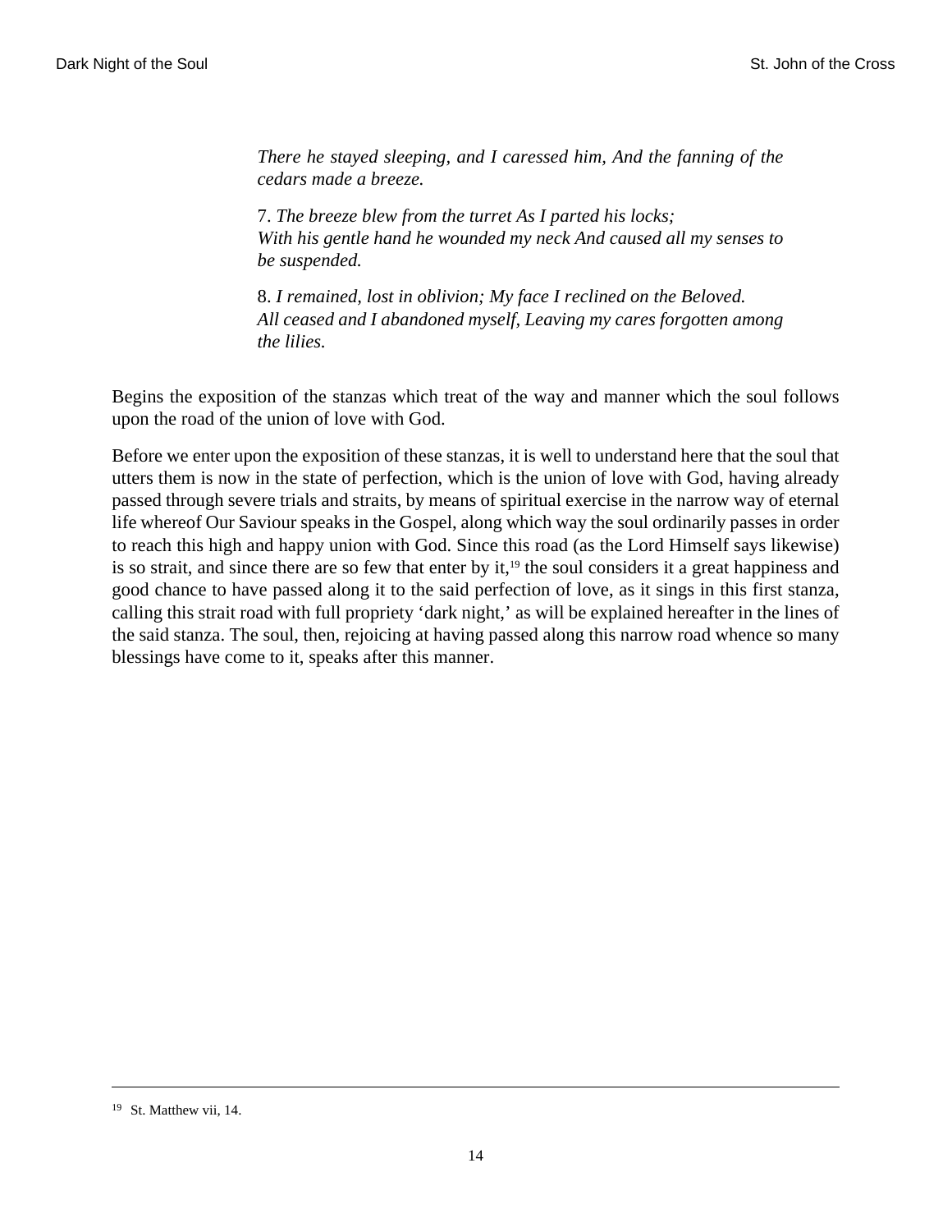*There he stayed sleeping, and I caressed him, And the fanning of the cedars made a breeze.*

7. *The breeze blew from the turret As I parted his locks;*
*With his gentle hand he wounded my neck And caused all my senses to be suspended.*

8. *I remained, lost in oblivion; My face I reclined on the Beloved.*
*All ceased and I abandoned myself, Leaving my cares forgotten among the lilies.*

Begins the exposition of the stanzas which treat of the way and manner which the soul follows upon the road of the union of love with God.

Before we enter upon the exposition of these stanzas, it is well to understand here that the soul that utters them is now in the state of perfection, which is the union of love with God, having already passed through severe trials and straits, by means of spiritual exercise in the narrow way of eternal life whereof Our Saviour speaks in the Gospel, along which way the soul ordinarily passes in order to reach this high and happy union with God. Since this road (as the Lord Himself says likewise) is so strait, and since there are so few that enter by it,[19] the soul considers it a great happiness and good chance to have passed along it to the said perfection of love, as it sings in this first stanza, calling this strait road with full propriety 'dark night,' as will be explained hereafter in the lines of the said stanza. The soul, then, rejoicing at having passed along this narrow road whence so many blessings have come to it, speaks after this manner.

---

[19] St. Matthew vii, 14.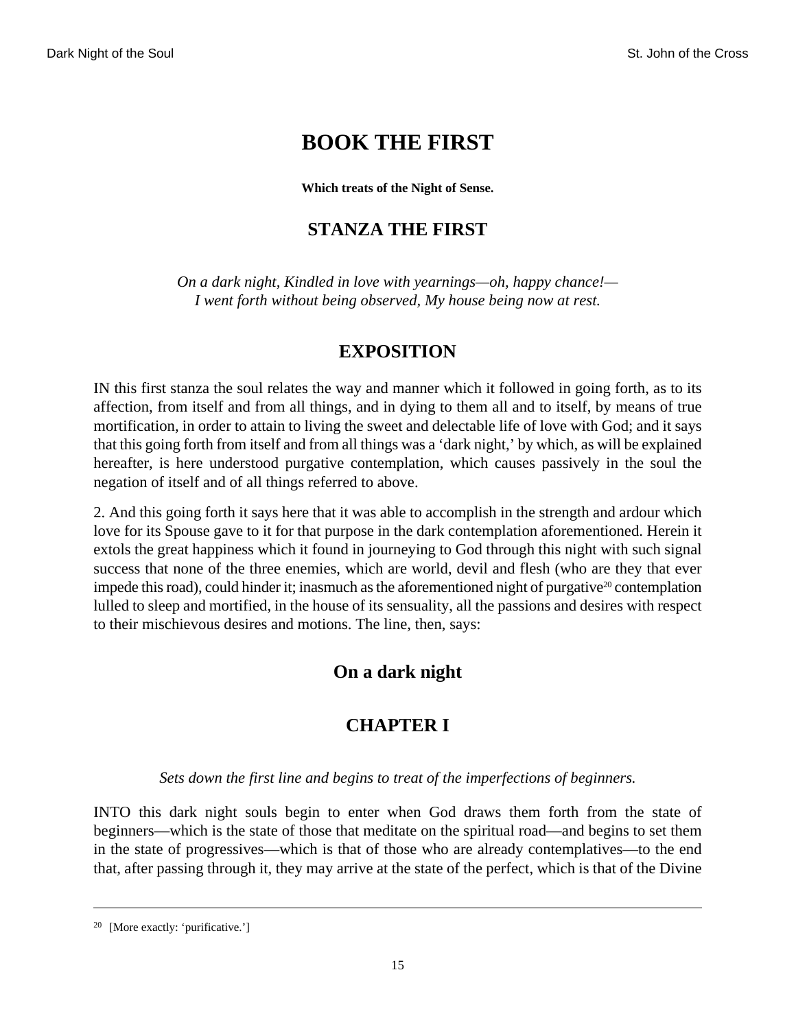# BOOK THE FIRST

**Which treats of the Night of Sense.**

## STANZA THE FIRST

*On a dark night, Kindled in love with yearnings—oh, happy chance!—*
*I went forth without being observed, My house being now at rest.*

## EXPOSITION

IN this first stanza the soul relates the way and manner which it followed in going forth, as to its affection, from itself and from all things, and in dying to them all and to itself, by means of true mortification, in order to attain to living the sweet and delectable life of love with God; and it says that this going forth from itself and from all things was a 'dark night,' by which, as will be explained hereafter, is here understood purgative contemplation, which causes passively in the soul the negation of itself and of all things referred to above.

2. And this going forth it says here that it was able to accomplish in the strength and ardour which love for its Spouse gave to it for that purpose in the dark contemplation aforementioned. Herein it extols the great happiness which it found in journeying to God through this night with such signal success that none of the three enemies, which are world, devil and flesh (who are they that ever impede this road), could hinder it; inasmuch as the aforementioned night of purgative[20] contemplation lulled to sleep and mortified, in the house of its sensuality, all the passions and desires with respect to their mischievous desires and motions. The line, then, says:

## On a dark night

## CHAPTER I

*Sets down the first line and begins to treat of the imperfections of beginners.*

INTO this dark night souls begin to enter when God draws them forth from the state of beginners—which is the state of those that meditate on the spiritual road—and begins to set them in the state of progressives—which is that of those who are already contemplatives—to the end that, after passing through it, they may arrive at the state of the perfect, which is that of the Divine

[20] [More exactly: 'purificative.']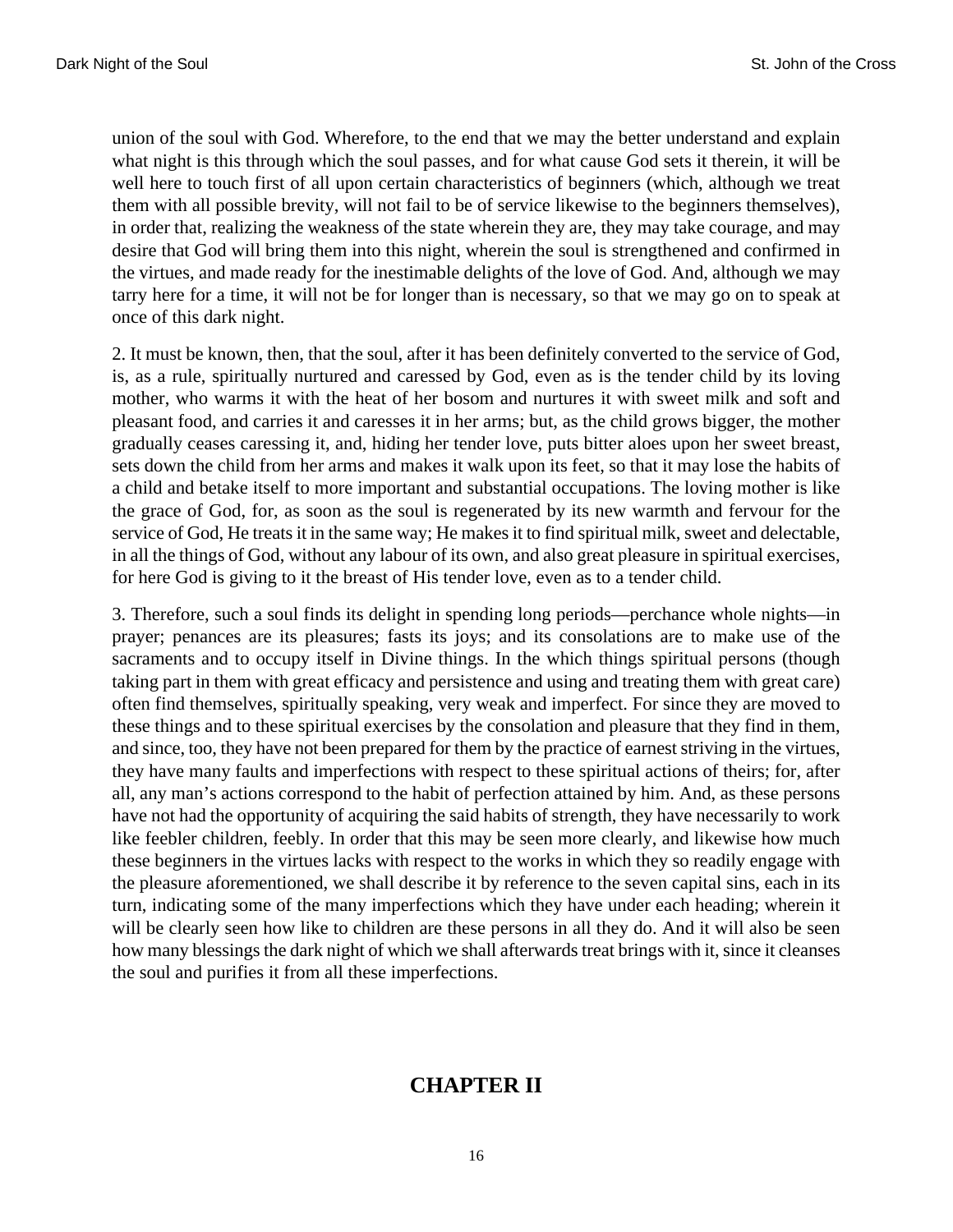union of the soul with God. Wherefore, to the end that we may the better understand and explain what night is this through which the soul passes, and for what cause God sets it therein, it will be well here to touch first of all upon certain characteristics of beginners (which, although we treat them with all possible brevity, will not fail to be of service likewise to the beginners themselves), in order that, realizing the weakness of the state wherein they are, they may take courage, and may desire that God will bring them into this night, wherein the soul is strengthened and confirmed in the virtues, and made ready for the inestimable delights of the love of God. And, although we may tarry here for a time, it will not be for longer than is necessary, so that we may go on to speak at once of this dark night.

2. It must be known, then, that the soul, after it has been definitely converted to the service of God, is, as a rule, spiritually nurtured and caressed by God, even as is the tender child by its loving mother, who warms it with the heat of her bosom and nurtures it with sweet milk and soft and pleasant food, and carries it and caresses it in her arms; but, as the child grows bigger, the mother gradually ceases caressing it, and, hiding her tender love, puts bitter aloes upon her sweet breast, sets down the child from her arms and makes it walk upon its feet, so that it may lose the habits of a child and betake itself to more important and substantial occupations. The loving mother is like the grace of God, for, as soon as the soul is regenerated by its new warmth and fervour for the service of God, He treats it in the same way; He makes it to find spiritual milk, sweet and delectable, in all the things of God, without any labour of its own, and also great pleasure in spiritual exercises, for here God is giving to it the breast of His tender love, even as to a tender child.

3. Therefore, such a soul finds its delight in spending long periods—perchance whole nights—in prayer; penances are its pleasures; fasts its joys; and its consolations are to make use of the sacraments and to occupy itself in Divine things. In the which things spiritual persons (though taking part in them with great efficacy and persistence and using and treating them with great care) often find themselves, spiritually speaking, very weak and imperfect. For since they are moved to these things and to these spiritual exercises by the consolation and pleasure that they find in them, and since, too, they have not been prepared for them by the practice of earnest striving in the virtues, they have many faults and imperfections with respect to these spiritual actions of theirs; for, after all, any man's actions correspond to the habit of perfection attained by him. And, as these persons have not had the opportunity of acquiring the said habits of strength, they have necessarily to work like feebler children, feebly. In order that this may be seen more clearly, and likewise how much these beginners in the virtues lacks with respect to the works in which they so readily engage with the pleasure aforementioned, we shall describe it by reference to the seven capital sins, each in its turn, indicating some of the many imperfections which they have under each heading; wherein it will be clearly seen how like to children are these persons in all they do. And it will also be seen how many blessings the dark night of which we shall afterwards treat brings with it, since it cleanses the soul and purifies it from all these imperfections.

## CHAPTER II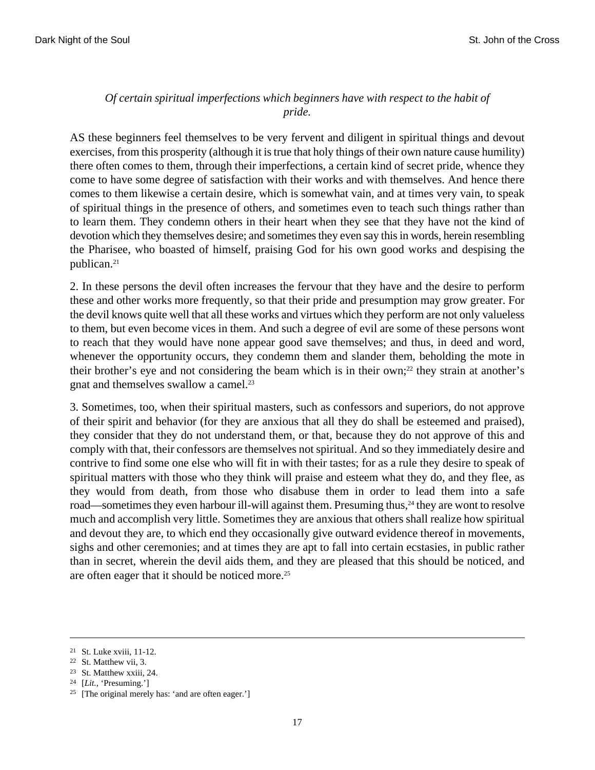*Of certain spiritual imperfections which beginners have with respect to the habit of pride.*

AS these beginners feel themselves to be very fervent and diligent in spiritual things and devout exercises, from this prosperity (although it is true that holy things of their own nature cause humility) there often comes to them, through their imperfections, a certain kind of secret pride, whence they come to have some degree of satisfaction with their works and with themselves. And hence there comes to them likewise a certain desire, which is somewhat vain, and at times very vain, to speak of spiritual things in the presence of others, and sometimes even to teach such things rather than to learn them. They condemn others in their heart when they see that they have not the kind of devotion which they themselves desire; and sometimes they even say this in words, herein resembling the Pharisee, who boasted of himself, praising God for his own good works and despising the publican.[21]

2. In these persons the devil often increases the fervour that they have and the desire to perform these and other works more frequently, so that their pride and presumption may grow greater. For the devil knows quite well that all these works and virtues which they perform are not only valueless to them, but even become vices in them. And such a degree of evil are some of these persons wont to reach that they would have none appear good save themselves; and thus, in deed and word, whenever the opportunity occurs, they condemn them and slander them, beholding the mote in their brother's eye and not considering the beam which is in their own;[22] they strain at another's gnat and themselves swallow a camel.[23]

3. Sometimes, too, when their spiritual masters, such as confessors and superiors, do not approve of their spirit and behavior (for they are anxious that all they do shall be esteemed and praised), they consider that they do not understand them, or that, because they do not approve of this and comply with that, their confessors are themselves not spiritual. And so they immediately desire and contrive to find some one else who will fit in with their tastes; for as a rule they desire to speak of spiritual matters with those who they think will praise and esteem what they do, and they flee, as they would from death, from those who disabuse them in order to lead them into a safe road—sometimes they even harbour ill-will against them. Presuming thus,[24] they are wont to resolve much and accomplish very little. Sometimes they are anxious that others shall realize how spiritual and devout they are, to which end they occasionally give outward evidence thereof in movements, sighs and other ceremonies; and at times they are apt to fall into certain ecstasies, in public rather than in secret, wherein the devil aids them, and they are pleased that this should be noticed, and are often eager that it should be noticed more.[25]

---

21 St. Luke xviii, 11-12.

22 St. Matthew vii, 3.

23 St. Matthew xxiii, 24.

24 [*Lit.*, 'Presuming.']

25 [The original merely has: 'and are often eager.']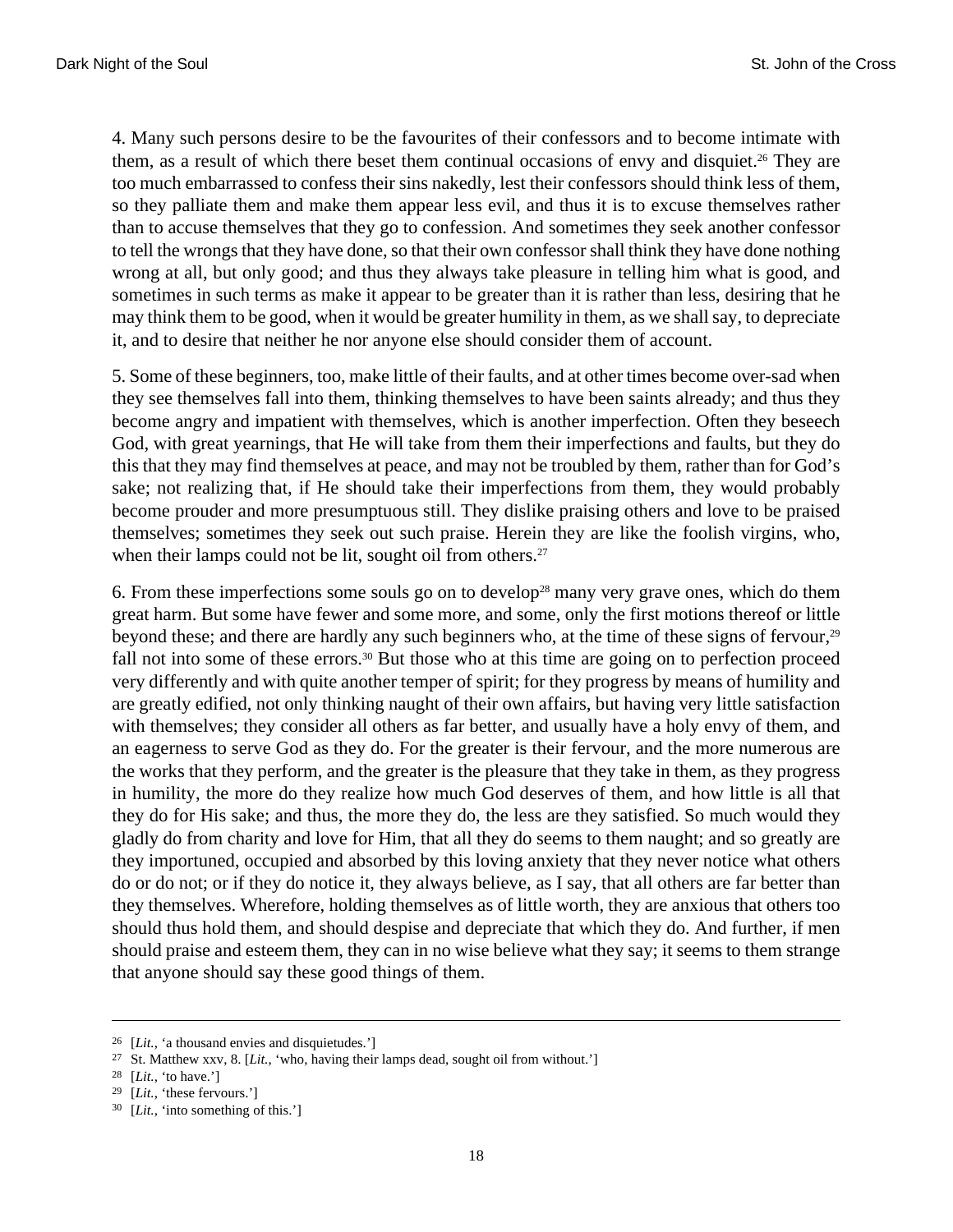4. Many such persons desire to be the favourites of their confessors and to become intimate with them, as a result of which there beset them continual occasions of envy and disquiet.[26] They are too much embarrassed to confess their sins nakedly, lest their confessors should think less of them, so they palliate them and make them appear less evil, and thus it is to excuse themselves rather than to accuse themselves that they go to confession. And sometimes they seek another confessor to tell the wrongs that they have done, so that their own confessor shall think they have done nothing wrong at all, but only good; and thus they always take pleasure in telling him what is good, and sometimes in such terms as make it appear to be greater than it is rather than less, desiring that he may think them to be good, when it would be greater humility in them, as we shall say, to depreciate it, and to desire that neither he nor anyone else should consider them of account.

5. Some of these beginners, too, make little of their faults, and at other times become over-sad when they see themselves fall into them, thinking themselves to have been saints already; and thus they become angry and impatient with themselves, which is another imperfection. Often they beseech God, with great yearnings, that He will take from them their imperfections and faults, but they do this that they may find themselves at peace, and may not be troubled by them, rather than for God's sake; not realizing that, if He should take their imperfections from them, they would probably become prouder and more presumptuous still. They dislike praising others and love to be praised themselves; sometimes they seek out such praise. Herein they are like the foolish virgins, who, when their lamps could not be lit, sought oil from others.[27]

6. From these imperfections some souls go on to develop[28] many very grave ones, which do them great harm. But some have fewer and some more, and some, only the first motions thereof or little beyond these; and there are hardly any such beginners who, at the time of these signs of fervour,[29] fall not into some of these errors.[30] But those who at this time are going on to perfection proceed very differently and with quite another temper of spirit; for they progress by means of humility and are greatly edified, not only thinking naught of their own affairs, but having very little satisfaction with themselves; they consider all others as far better, and usually have a holy envy of them, and an eagerness to serve God as they do. For the greater is their fervour, and the more numerous are the works that they perform, and the greater is the pleasure that they take in them, as they progress in humility, the more do they realize how much God deserves of them, and how little is all that they do for His sake; and thus, the more they do, the less are they satisfied. So much would they gladly do from charity and love for Him, that all they do seems to them naught; and so greatly are they importuned, occupied and absorbed by this loving anxiety that they never notice what others do or do not; or if they do notice it, they always believe, as I say, that all others are far better than they themselves. Wherefore, holding themselves as of little worth, they are anxious that others too should thus hold them, and should despise and depreciate that which they do. And further, if men should praise and esteem them, they can in no wise believe what they say; it seems to them strange that anyone should say these good things of them.

---

[26] [*Lit.*, 'a thousand envies and disquietudes.']

[27] St. Matthew xxv, 8. [*Lit.*, 'who, having their lamps dead, sought oil from without.']

[28] [*Lit.*, 'to have.']

[29] [*Lit.*, 'these fervours.']

[30] [*Lit.*, 'into something of this.']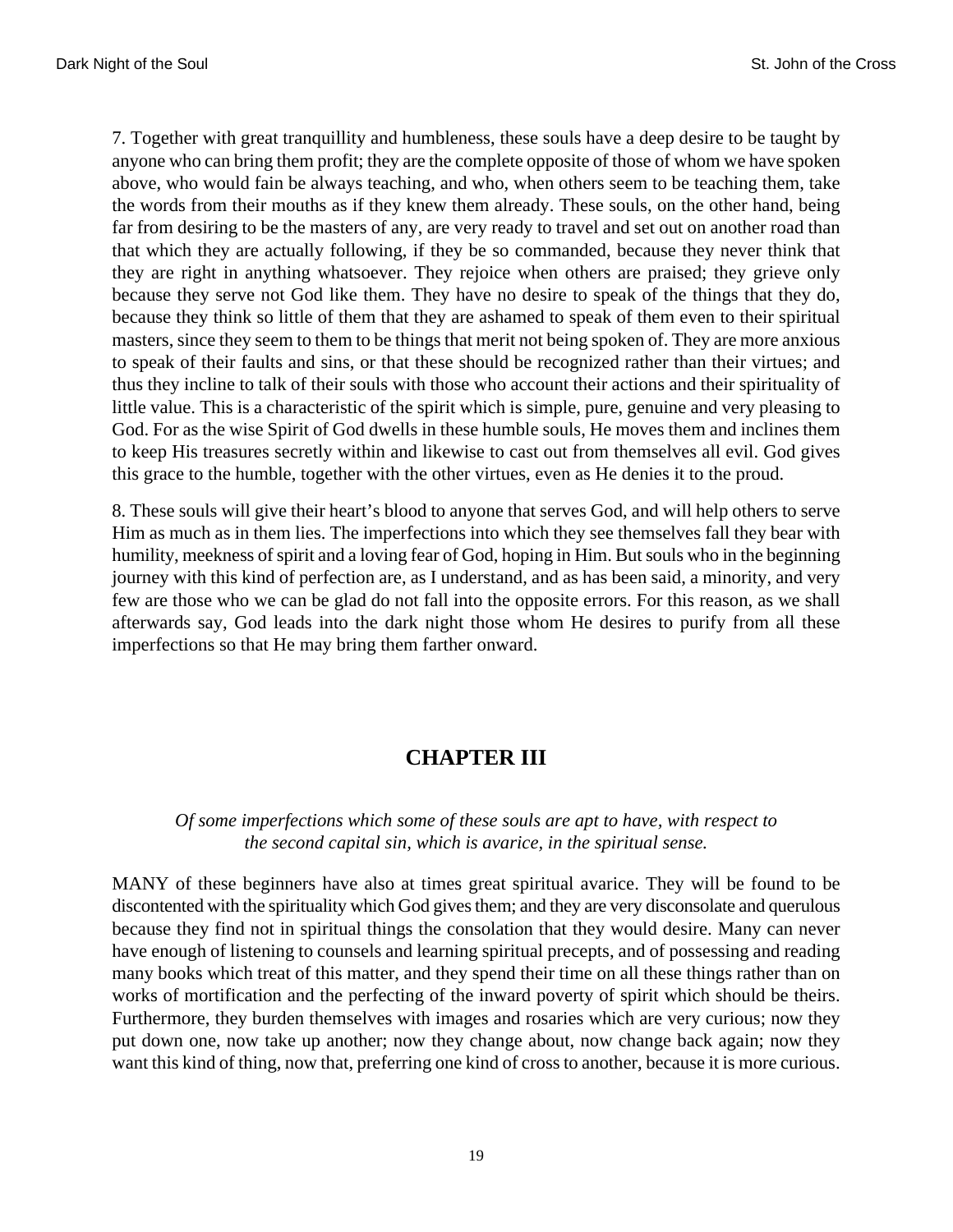7. Together with great tranquillity and humbleness, these souls have a deep desire to be taught by anyone who can bring them profit; they are the complete opposite of those of whom we have spoken above, who would fain be always teaching, and who, when others seem to be teaching them, take the words from their mouths as if they knew them already. These souls, on the other hand, being far from desiring to be the masters of any, are very ready to travel and set out on another road than that which they are actually following, if they be so commanded, because they never think that they are right in anything whatsoever. They rejoice when others are praised; they grieve only because they serve not God like them. They have no desire to speak of the things that they do, because they think so little of them that they are ashamed to speak of them even to their spiritual masters, since they seem to them to be things that merit not being spoken of. They are more anxious to speak of their faults and sins, or that these should be recognized rather than their virtues; and thus they incline to talk of their souls with those who account their actions and their spirituality of little value. This is a characteristic of the spirit which is simple, pure, genuine and very pleasing to God. For as the wise Spirit of God dwells in these humble souls, He moves them and inclines them to keep His treasures secretly within and likewise to cast out from themselves all evil. God gives this grace to the humble, together with the other virtues, even as He denies it to the proud.

8. These souls will give their heart's blood to anyone that serves God, and will help others to serve Him as much as in them lies. The imperfections into which they see themselves fall they bear with humility, meekness of spirit and a loving fear of God, hoping in Him. But souls who in the beginning journey with this kind of perfection are, as I understand, and as has been said, a minority, and very few are those who we can be glad do not fall into the opposite errors. For this reason, as we shall afterwards say, God leads into the dark night those whom He desires to purify from all these imperfections so that He may bring them farther onward.

## CHAPTER III

*Of some imperfections which some of these souls are apt to have, with respect to the second capital sin, which is avarice, in the spiritual sense.*

MANY of these beginners have also at times great spiritual avarice. They will be found to be discontented with the spirituality which God gives them; and they are very disconsolate and querulous because they find not in spiritual things the consolation that they would desire. Many can never have enough of listening to counsels and learning spiritual precepts, and of possessing and reading many books which treat of this matter, and they spend their time on all these things rather than on works of mortification and the perfecting of the inward poverty of spirit which should be theirs. Furthermore, they burden themselves with images and rosaries which are very curious; now they put down one, now take up another; now they change about, now change back again; now they want this kind of thing, now that, preferring one kind of cross to another, because it is more curious.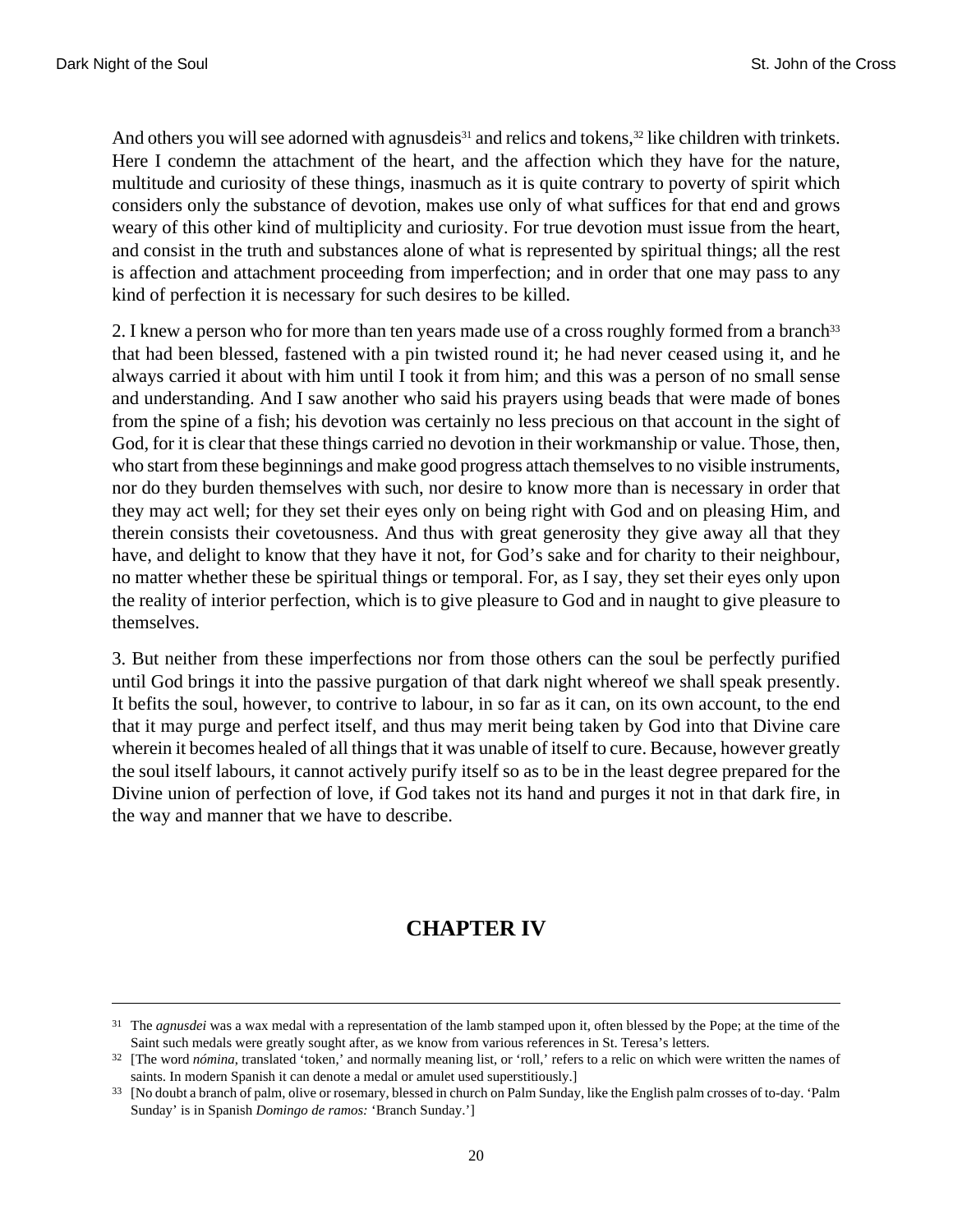And others you will see adorned with agnusdeis[31] and relics and tokens,[32] like children with trinkets. Here I condemn the attachment of the heart, and the affection which they have for the nature, multitude and curiosity of these things, inasmuch as it is quite contrary to poverty of spirit which considers only the substance of devotion, makes use only of what suffices for that end and grows weary of this other kind of multiplicity and curiosity. For true devotion must issue from the heart, and consist in the truth and substances alone of what is represented by spiritual things; all the rest is affection and attachment proceeding from imperfection; and in order that one may pass to any kind of perfection it is necessary for such desires to be killed.

2. I knew a person who for more than ten years made use of a cross roughly formed from a branch[33] that had been blessed, fastened with a pin twisted round it; he had never ceased using it, and he always carried it about with him until I took it from him; and this was a person of no small sense and understanding. And I saw another who said his prayers using beads that were made of bones from the spine of a fish; his devotion was certainly no less precious on that account in the sight of God, for it is clear that these things carried no devotion in their workmanship or value. Those, then, who start from these beginnings and make good progress attach themselves to no visible instruments, nor do they burden themselves with such, nor desire to know more than is necessary in order that they may act well; for they set their eyes only on being right with God and on pleasing Him, and therein consists their covetousness. And thus with great generosity they give away all that they have, and delight to know that they have it not, for God's sake and for charity to their neighbour, no matter whether these be spiritual things or temporal. For, as I say, they set their eyes only upon the reality of interior perfection, which is to give pleasure to God and in naught to give pleasure to themselves.

3. But neither from these imperfections nor from those others can the soul be perfectly purified until God brings it into the passive purgation of that dark night whereof we shall speak presently. It befits the soul, however, to contrive to labour, in so far as it can, on its own account, to the end that it may purge and perfect itself, and thus may merit being taken by God into that Divine care wherein it becomes healed of all things that it was unable of itself to cure. Because, however greatly the soul itself labours, it cannot actively purify itself so as to be in the least degree prepared for the Divine union of perfection of love, if God takes not its hand and purges it not in that dark fire, in the way and manner that we have to describe.

## CHAPTER IV

---

[31] The *agnusdei* was a wax medal with a representation of the lamb stamped upon it, often blessed by the Pope; at the time of the Saint such medals were greatly sought after, as we know from various references in St. Teresa's letters.

[32] [The word *nómina*, translated 'token,' and normally meaning list, or 'roll,' refers to a relic on which were written the names of saints. In modern Spanish it can denote a medal or amulet used superstitiously.]

[33] [No doubt a branch of palm, olive or rosemary, blessed in church on Palm Sunday, like the English palm crosses of to-day. 'Palm Sunday' is in Spanish *Domingo de ramos:* 'Branch Sunday.']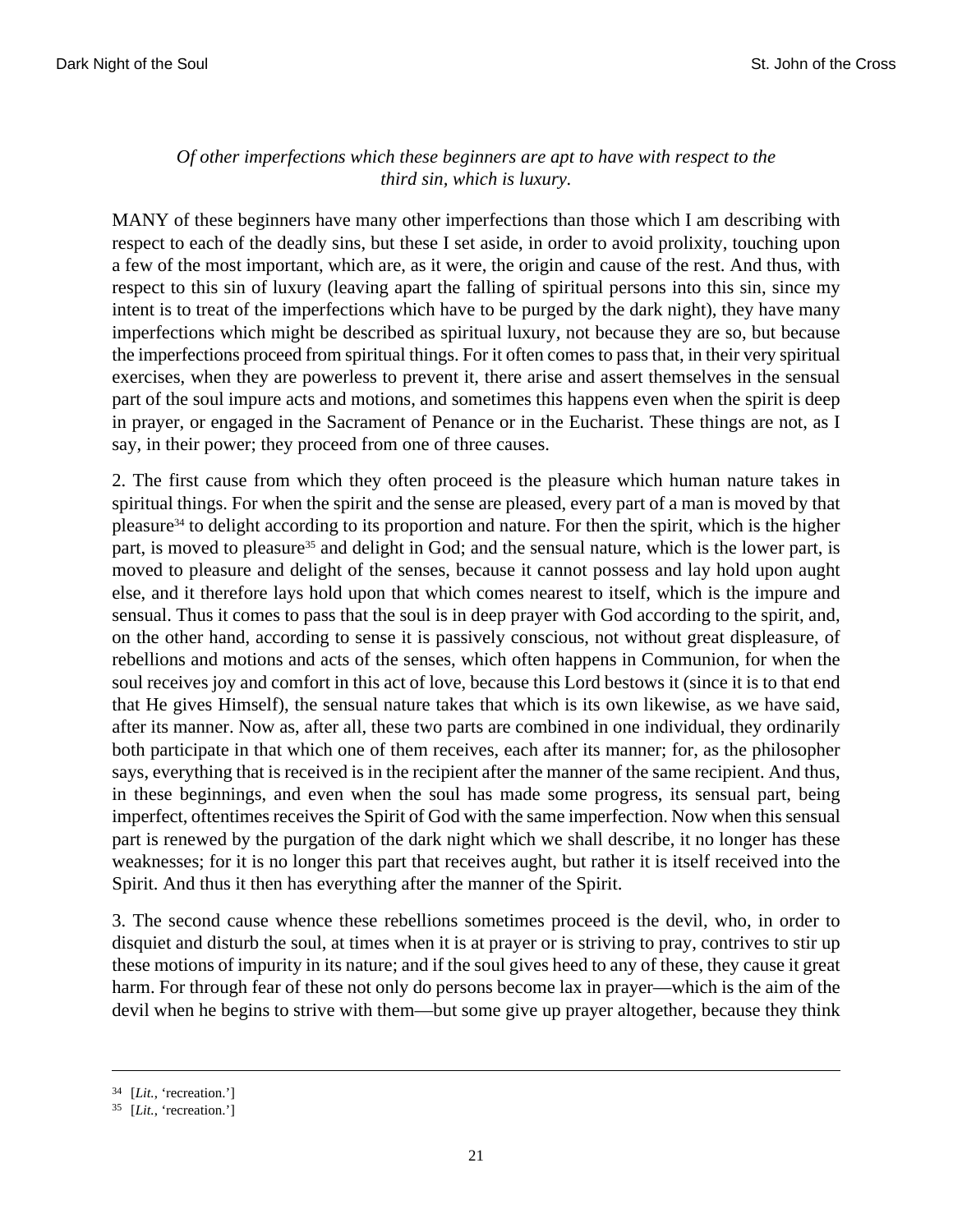*Of other imperfections which these beginners are apt to have with respect to the third sin, which is luxury.*

MANY of these beginners have many other imperfections than those which I am describing with respect to each of the deadly sins, but these I set aside, in order to avoid prolixity, touching upon a few of the most important, which are, as it were, the origin and cause of the rest. And thus, with respect to this sin of luxury (leaving apart the falling of spiritual persons into this sin, since my intent is to treat of the imperfections which have to be purged by the dark night), they have many imperfections which might be described as spiritual luxury, not because they are so, but because the imperfections proceed from spiritual things. For it often comes to pass that, in their very spiritual exercises, when they are powerless to prevent it, there arise and assert themselves in the sensual part of the soul impure acts and motions, and sometimes this happens even when the spirit is deep in prayer, or engaged in the Sacrament of Penance or in the Eucharist. These things are not, as I say, in their power; they proceed from one of three causes.

2. The first cause from which they often proceed is the pleasure which human nature takes in spiritual things. For when the spirit and the sense are pleased, every part of a man is moved by that pleasure[34] to delight according to its proportion and nature. For then the spirit, which is the higher part, is moved to pleasure[35] and delight in God; and the sensual nature, which is the lower part, is moved to pleasure and delight of the senses, because it cannot possess and lay hold upon aught else, and it therefore lays hold upon that which comes nearest to itself, which is the impure and sensual. Thus it comes to pass that the soul is in deep prayer with God according to the spirit, and, on the other hand, according to sense it is passively conscious, not without great displeasure, of rebellions and motions and acts of the senses, which often happens in Communion, for when the soul receives joy and comfort in this act of love, because this Lord bestows it (since it is to that end that He gives Himself), the sensual nature takes that which is its own likewise, as we have said, after its manner. Now as, after all, these two parts are combined in one individual, they ordinarily both participate in that which one of them receives, each after its manner; for, as the philosopher says, everything that is received is in the recipient after the manner of the same recipient. And thus, in these beginnings, and even when the soul has made some progress, its sensual part, being imperfect, oftentimes receives the Spirit of God with the same imperfection. Now when this sensual part is renewed by the purgation of the dark night which we shall describe, it no longer has these weaknesses; for it is no longer this part that receives aught, but rather it is itself received into the Spirit. And thus it then has everything after the manner of the Spirit.

3. The second cause whence these rebellions sometimes proceed is the devil, who, in order to disquiet and disturb the soul, at times when it is at prayer or is striving to pray, contrives to stir up these motions of impurity in its nature; and if the soul gives heed to any of these, they cause it great harm. For through fear of these not only do persons become lax in prayer—which is the aim of the devil when he begins to strive with them—but some give up prayer altogether, because they think

---

34 [*Lit.*, 'recreation.']

35 [*Lit.*, 'recreation.']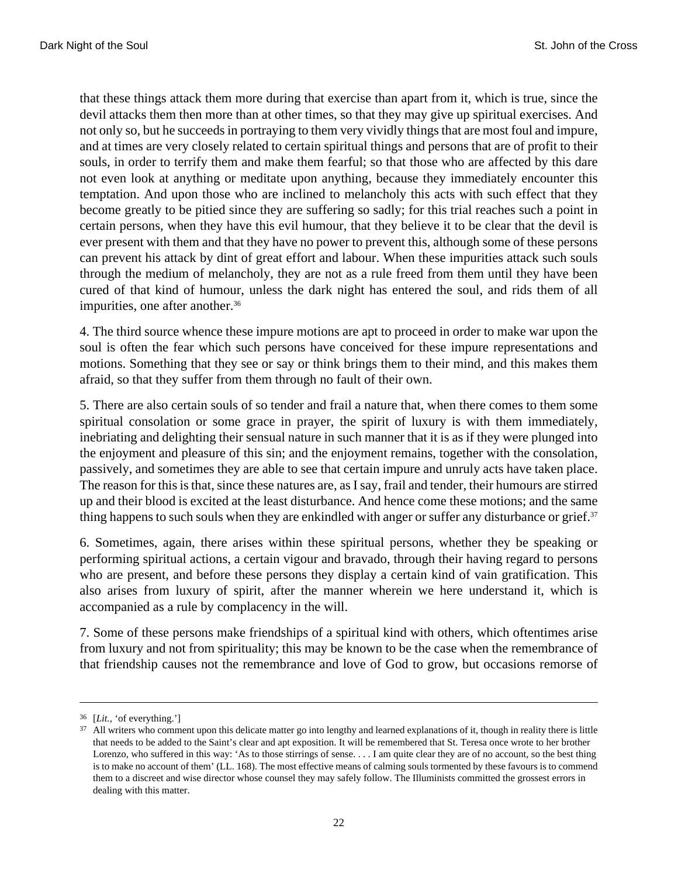that these things attack them more during that exercise than apart from it, which is true, since the devil attacks them then more than at other times, so that they may give up spiritual exercises. And not only so, but he succeeds in portraying to them very vividly things that are most foul and impure, and at times are very closely related to certain spiritual things and persons that are of profit to their souls, in order to terrify them and make them fearful; so that those who are affected by this dare not even look at anything or meditate upon anything, because they immediately encounter this temptation. And upon those who are inclined to melancholy this acts with such effect that they become greatly to be pitied since they are suffering so sadly; for this trial reaches such a point in certain persons, when they have this evil humour, that they believe it to be clear that the devil is ever present with them and that they have no power to prevent this, although some of these persons can prevent his attack by dint of great effort and labour. When these impurities attack such souls through the medium of melancholy, they are not as a rule freed from them until they have been cured of that kind of humour, unless the dark night has entered the soul, and rids them of all impurities, one after another.[36]

4. The third source whence these impure motions are apt to proceed in order to make war upon the soul is often the fear which such persons have conceived for these impure representations and motions. Something that they see or say or think brings them to their mind, and this makes them afraid, so that they suffer from them through no fault of their own.

5. There are also certain souls of so tender and frail a nature that, when there comes to them some spiritual consolation or some grace in prayer, the spirit of luxury is with them immediately, inebriating and delighting their sensual nature in such manner that it is as if they were plunged into the enjoyment and pleasure of this sin; and the enjoyment remains, together with the consolation, passively, and sometimes they are able to see that certain impure and unruly acts have taken place. The reason for this is that, since these natures are, as I say, frail and tender, their humours are stirred up and their blood is excited at the least disturbance. And hence come these motions; and the same thing happens to such souls when they are enkindled with anger or suffer any disturbance or grief.[37]

6. Sometimes, again, there arises within these spiritual persons, whether they be speaking or performing spiritual actions, a certain vigour and bravado, through their having regard to persons who are present, and before these persons they display a certain kind of vain gratification. This also arises from luxury of spirit, after the manner wherein we here understand it, which is accompanied as a rule by complacency in the will.

7. Some of these persons make friendships of a spiritual kind with others, which oftentimes arise from luxury and not from spirituality; this may be known to be the case when the remembrance of that friendship causes not the remembrance and love of God to grow, but occasions remorse of

---

[36] [*Lit.*, 'of everything.']

[37] All writers who comment upon this delicate matter go into lengthy and learned explanations of it, though in reality there is little that needs to be added to the Saint's clear and apt exposition. It will be remembered that St. Teresa once wrote to her brother Lorenzo, who suffered in this way: 'As to those stirrings of sense. . . . I am quite clear they are of no account, so the best thing is to make no account of them' (LL. 168). The most effective means of calming souls tormented by these favours is to commend them to a discreet and wise director whose counsel they may safely follow. The Illuminists committed the grossest errors in dealing with this matter.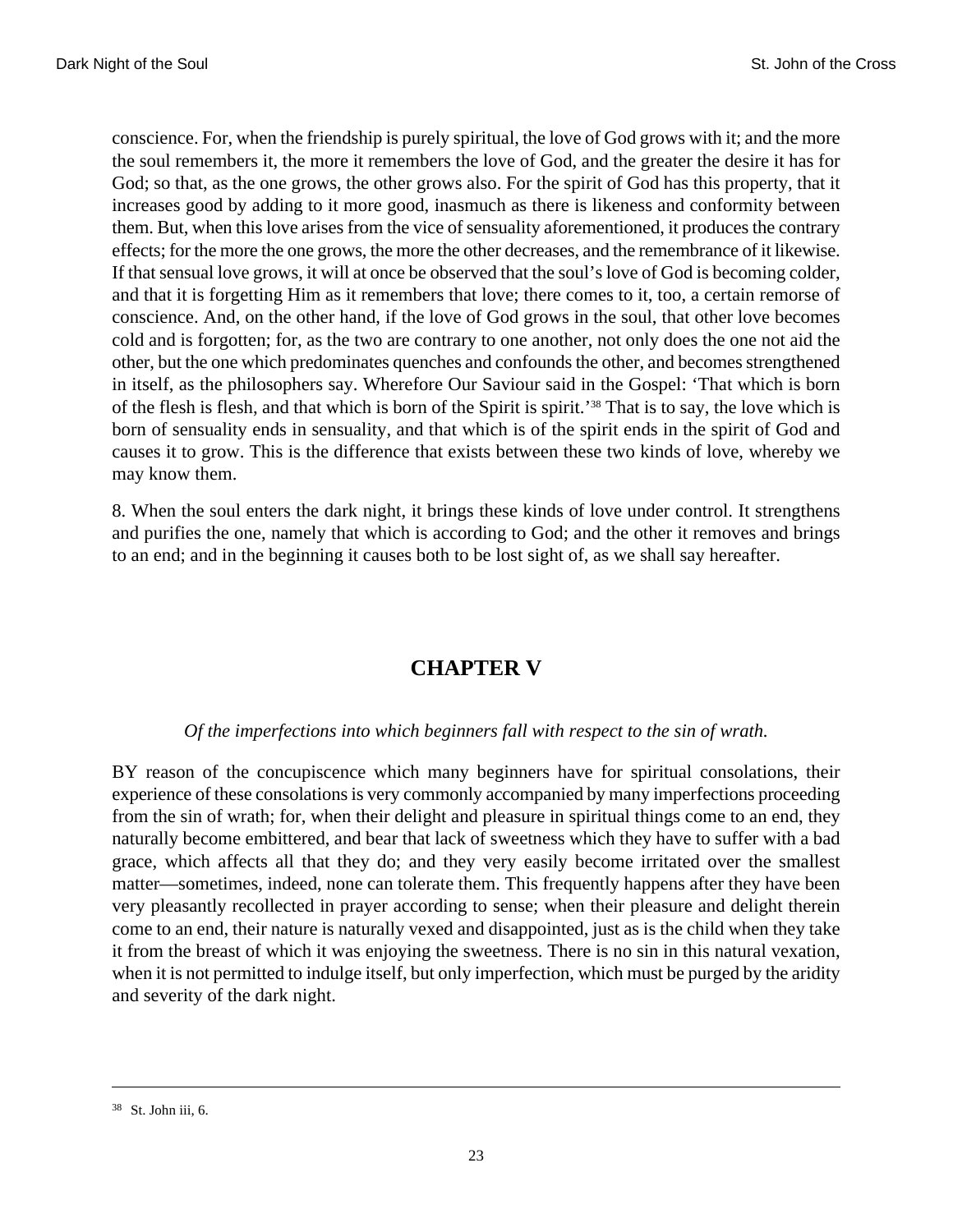conscience. For, when the friendship is purely spiritual, the love of God grows with it; and the more the soul remembers it, the more it remembers the love of God, and the greater the desire it has for God; so that, as the one grows, the other grows also. For the spirit of God has this property, that it increases good by adding to it more good, inasmuch as there is likeness and conformity between them. But, when this love arises from the vice of sensuality aforementioned, it produces the contrary effects; for the more the one grows, the more the other decreases, and the remembrance of it likewise. If that sensual love grows, it will at once be observed that the soul's love of God is becoming colder, and that it is forgetting Him as it remembers that love; there comes to it, too, a certain remorse of conscience. And, on the other hand, if the love of God grows in the soul, that other love becomes cold and is forgotten; for, as the two are contrary to one another, not only does the one not aid the other, but the one which predominates quenches and confounds the other, and becomes strengthened in itself, as the philosophers say. Wherefore Our Saviour said in the Gospel: 'That which is born of the flesh is flesh, and that which is born of the Spirit is spirit.'[38] That is to say, the love which is born of sensuality ends in sensuality, and that which is of the spirit ends in the spirit of God and causes it to grow. This is the difference that exists between these two kinds of love, whereby we may know them.

8. When the soul enters the dark night, it brings these kinds of love under control. It strengthens and purifies the one, namely that which is according to God; and the other it removes and brings to an end; and in the beginning it causes both to be lost sight of, as we shall say hereafter.

## CHAPTER V

*Of the imperfections into which beginners fall with respect to the sin of wrath.*

BY reason of the concupiscence which many beginners have for spiritual consolations, their experience of these consolations is very commonly accompanied by many imperfections proceeding from the sin of wrath; for, when their delight and pleasure in spiritual things come to an end, they naturally become embittered, and bear that lack of sweetness which they have to suffer with a bad grace, which affects all that they do; and they very easily become irritated over the smallest matter—sometimes, indeed, none can tolerate them. This frequently happens after they have been very pleasantly recollected in prayer according to sense; when their pleasure and delight therein come to an end, their nature is naturally vexed and disappointed, just as is the child when they take it from the breast of which it was enjoying the sweetness. There is no sin in this natural vexation, when it is not permitted to indulge itself, but only imperfection, which must be purged by the aridity and severity of the dark night.

---

[38] St. John iii, 6.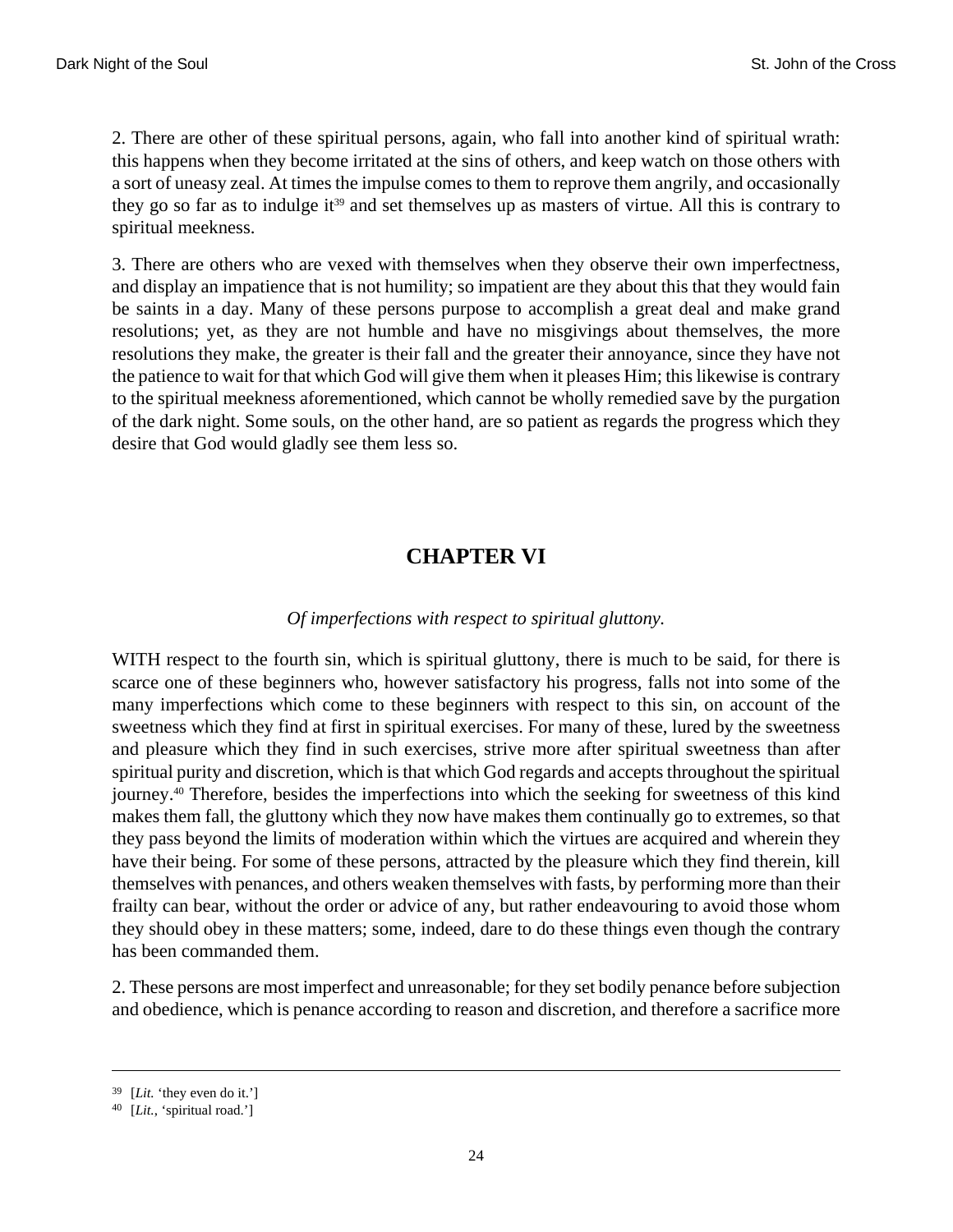2. There are other of these spiritual persons, again, who fall into another kind of spiritual wrath: this happens when they become irritated at the sins of others, and keep watch on those others with a sort of uneasy zeal. At times the impulse comes to them to reprove them angrily, and occasionally they go so far as to indulge it[39] and set themselves up as masters of virtue. All this is contrary to spiritual meekness.

3. There are others who are vexed with themselves when they observe their own imperfectness, and display an impatience that is not humility; so impatient are they about this that they would fain be saints in a day. Many of these persons purpose to accomplish a great deal and make grand resolutions; yet, as they are not humble and have no misgivings about themselves, the more resolutions they make, the greater is their fall and the greater their annoyance, since they have not the patience to wait for that which God will give them when it pleases Him; this likewise is contrary to the spiritual meekness aforementioned, which cannot be wholly remedied save by the purgation of the dark night. Some souls, on the other hand, are so patient as regards the progress which they desire that God would gladly see them less so.

## CHAPTER VI

*Of imperfections with respect to spiritual gluttony.*

WITH respect to the fourth sin, which is spiritual gluttony, there is much to be said, for there is scarce one of these beginners who, however satisfactory his progress, falls not into some of the many imperfections which come to these beginners with respect to this sin, on account of the sweetness which they find at first in spiritual exercises. For many of these, lured by the sweetness and pleasure which they find in such exercises, strive more after spiritual sweetness than after spiritual purity and discretion, which is that which God regards and accepts throughout the spiritual journey.[40] Therefore, besides the imperfections into which the seeking for sweetness of this kind makes them fall, the gluttony which they now have makes them continually go to extremes, so that they pass beyond the limits of moderation within which the virtues are acquired and wherein they have their being. For some of these persons, attracted by the pleasure which they find therein, kill themselves with penances, and others weaken themselves with fasts, by performing more than their frailty can bear, without the order or advice of any, but rather endeavouring to avoid those whom they should obey in these matters; some, indeed, dare to do these things even though the contrary has been commanded them.

2. These persons are most imperfect and unreasonable; for they set bodily penance before subjection and obedience, which is penance according to reason and discretion, and therefore a sacrifice more

---

39 [*Lit.* 'they even do it.']

40 [*Lit.*, 'spiritual road.']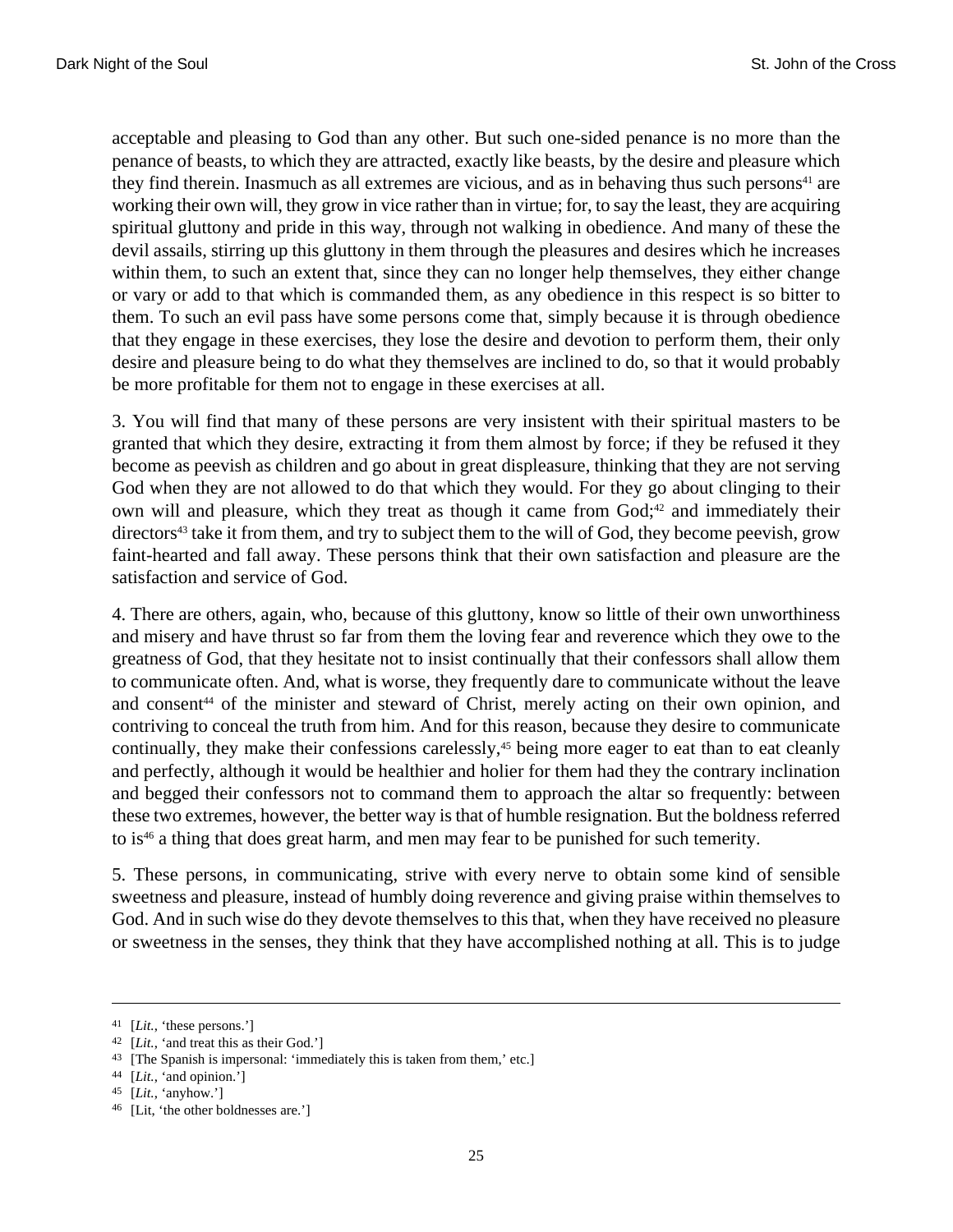acceptable and pleasing to God than any other. But such one-sided penance is no more than the penance of beasts, to which they are attracted, exactly like beasts, by the desire and pleasure which they find therein. Inasmuch as all extremes are vicious, and as in behaving thus such persons[41] are working their own will, they grow in vice rather than in virtue; for, to say the least, they are acquiring spiritual gluttony and pride in this way, through not walking in obedience. And many of these the devil assails, stirring up this gluttony in them through the pleasures and desires which he increases within them, to such an extent that, since they can no longer help themselves, they either change or vary or add to that which is commanded them, as any obedience in this respect is so bitter to them. To such an evil pass have some persons come that, simply because it is through obedience that they engage in these exercises, they lose the desire and devotion to perform them, their only desire and pleasure being to do what they themselves are inclined to do, so that it would probably be more profitable for them not to engage in these exercises at all.

3. You will find that many of these persons are very insistent with their spiritual masters to be granted that which they desire, extracting it from them almost by force; if they be refused it they become as peevish as children and go about in great displeasure, thinking that they are not serving God when they are not allowed to do that which they would. For they go about clinging to their own will and pleasure, which they treat as though it came from God;[42] and immediately their directors[43] take it from them, and try to subject them to the will of God, they become peevish, grow faint-hearted and fall away. These persons think that their own satisfaction and pleasure are the satisfaction and service of God.

4. There are others, again, who, because of this gluttony, know so little of their own unworthiness and misery and have thrust so far from them the loving fear and reverence which they owe to the greatness of God, that they hesitate not to insist continually that their confessors shall allow them to communicate often. And, what is worse, they frequently dare to communicate without the leave and consent[44] of the minister and steward of Christ, merely acting on their own opinion, and contriving to conceal the truth from him. And for this reason, because they desire to communicate continually, they make their confessions carelessly,[45] being more eager to eat than to eat cleanly and perfectly, although it would be healthier and holier for them had they the contrary inclination and begged their confessors not to command them to approach the altar so frequently: between these two extremes, however, the better way is that of humble resignation. But the boldness referred to is[46] a thing that does great harm, and men may fear to be punished for such temerity.

5. These persons, in communicating, strive with every nerve to obtain some kind of sensible sweetness and pleasure, instead of humbly doing reverence and giving praise within themselves to God. And in such wise do they devote themselves to this that, when they have received no pleasure or sweetness in the senses, they think that they have accomplished nothing at all. This is to judge

---

41 [*Lit.*, 'these persons.']

42 [*Lit.*, 'and treat this as their God.']

43 [The Spanish is impersonal: 'immediately this is taken from them,' etc.]

44 [*Lit.*, 'and opinion.']

45 [*Lit.*, 'anyhow.']

46 [Lit, 'the other boldnesses are.']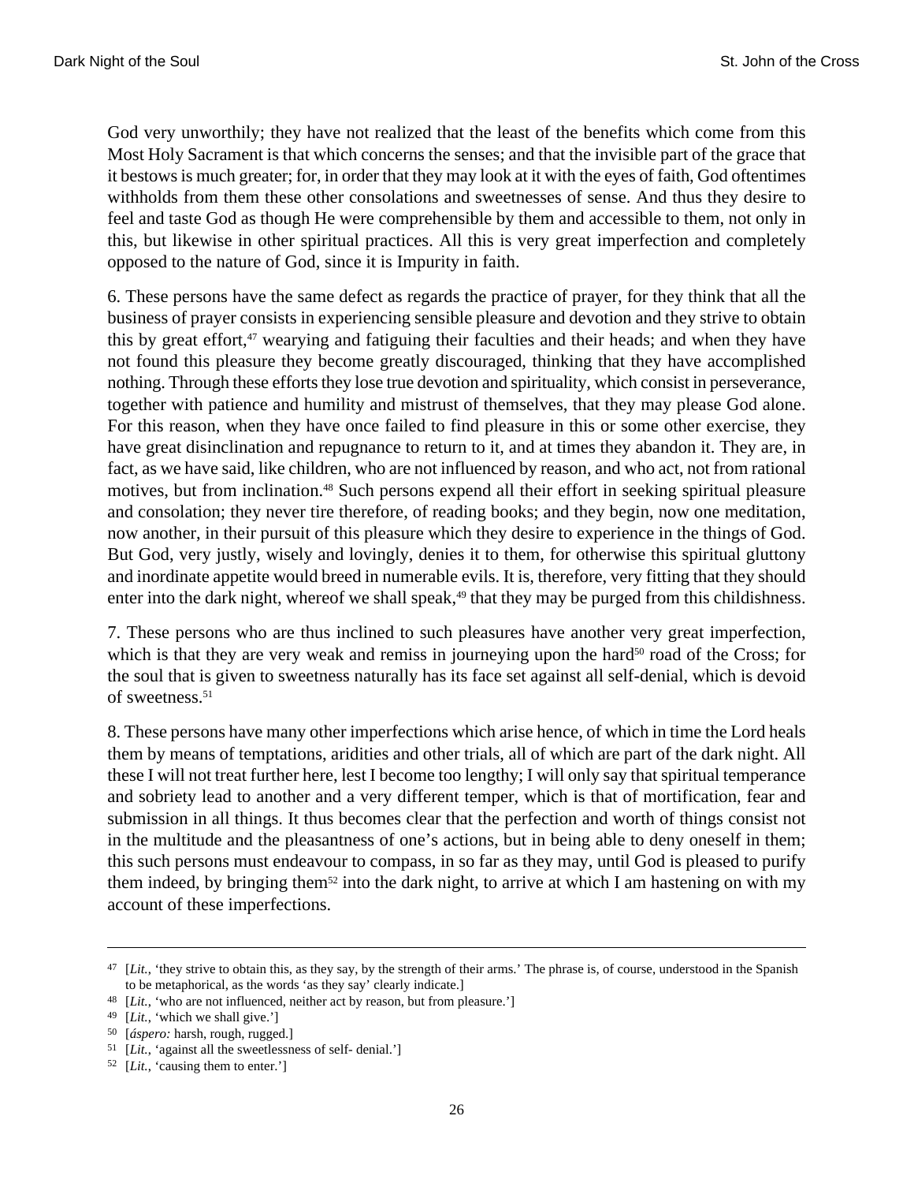God very unworthily; they have not realized that the least of the benefits which come from this Most Holy Sacrament is that which concerns the senses; and that the invisible part of the grace that it bestows is much greater; for, in order that they may look at it with the eyes of faith, God oftentimes withholds from them these other consolations and sweetnesses of sense. And thus they desire to feel and taste God as though He were comprehensible by them and accessible to them, not only in this, but likewise in other spiritual practices. All this is very great imperfection and completely opposed to the nature of God, since it is Impurity in faith.

6. These persons have the same defect as regards the practice of prayer, for they think that all the business of prayer consists in experiencing sensible pleasure and devotion and they strive to obtain this by great effort,[47] wearying and fatiguing their faculties and their heads; and when they have not found this pleasure they become greatly discouraged, thinking that they have accomplished nothing. Through these efforts they lose true devotion and spirituality, which consist in perseverance, together with patience and humility and mistrust of themselves, that they may please God alone. For this reason, when they have once failed to find pleasure in this or some other exercise, they have great disinclination and repugnance to return to it, and at times they abandon it. They are, in fact, as we have said, like children, who are not influenced by reason, and who act, not from rational motives, but from inclination.[48] Such persons expend all their effort in seeking spiritual pleasure and consolation; they never tire therefore, of reading books; and they begin, now one meditation, now another, in their pursuit of this pleasure which they desire to experience in the things of God. But God, very justly, wisely and lovingly, denies it to them, for otherwise this spiritual gluttony and inordinate appetite would breed in numerable evils. It is, therefore, very fitting that they should enter into the dark night, whereof we shall speak,[49] that they may be purged from this childishness.

7. These persons who are thus inclined to such pleasures have another very great imperfection, which is that they are very weak and remiss in journeying upon the hard[50] road of the Cross; for the soul that is given to sweetness naturally has its face set against all self-denial, which is devoid of sweetness.[51]

8. These persons have many other imperfections which arise hence, of which in time the Lord heals them by means of temptations, aridities and other trials, all of which are part of the dark night. All these I will not treat further here, lest I become too lengthy; I will only say that spiritual temperance and sobriety lead to another and a very different temper, which is that of mortification, fear and submission in all things. It thus becomes clear that the perfection and worth of things consist not in the multitude and the pleasantness of one's actions, but in being able to deny oneself in them; this such persons must endeavour to compass, in so far as they may, until God is pleased to purify them indeed, by bringing them[52] into the dark night, to arrive at which I am hastening on with my account of these imperfections.

---

47 [*Lit.*, 'they strive to obtain this, as they say, by the strength of their arms.' The phrase is, of course, understood in the Spanish to be metaphorical, as the words 'as they say' clearly indicate.]

48 [*Lit.*, 'who are not influenced, neither act by reason, but from pleasure.']

49 [*Lit.*, 'which we shall give.']

50 [*áspero:* harsh, rough, rugged.]

51 [*Lit.*, 'against all the sweetlessness of self- denial.']

52 [*Lit.*, 'causing them to enter.']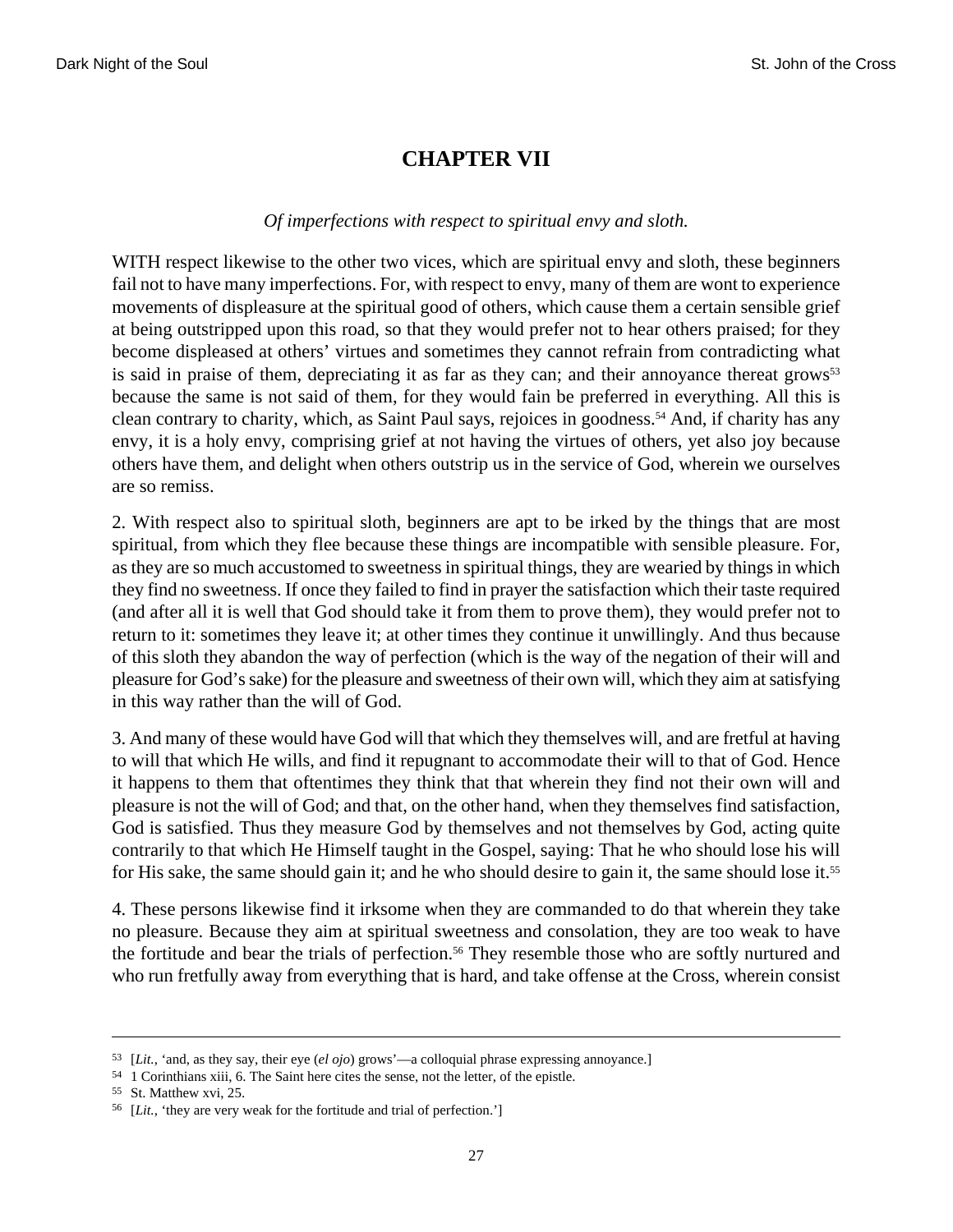# CHAPTER VII

*Of imperfections with respect to spiritual envy and sloth.*

WITH respect likewise to the other two vices, which are spiritual envy and sloth, these beginners fail not to have many imperfections. For, with respect to envy, many of them are wont to experience movements of displeasure at the spiritual good of others, which cause them a certain sensible grief at being outstripped upon this road, so that they would prefer not to hear others praised; for they become displeased at others' virtues and sometimes they cannot refrain from contradicting what is said in praise of them, depreciating it as far as they can; and their annoyance thereat grows[53] because the same is not said of them, for they would fain be preferred in everything. All this is clean contrary to charity, which, as Saint Paul says, rejoices in goodness.[54] And, if charity has any envy, it is a holy envy, comprising grief at not having the virtues of others, yet also joy because others have them, and delight when others outstrip us in the service of God, wherein we ourselves are so remiss.

2. With respect also to spiritual sloth, beginners are apt to be irked by the things that are most spiritual, from which they flee because these things are incompatible with sensible pleasure. For, as they are so much accustomed to sweetness in spiritual things, they are wearied by things in which they find no sweetness. If once they failed to find in prayer the satisfaction which their taste required (and after all it is well that God should take it from them to prove them), they would prefer not to return to it: sometimes they leave it; at other times they continue it unwillingly. And thus because of this sloth they abandon the way of perfection (which is the way of the negation of their will and pleasure for God's sake) for the pleasure and sweetness of their own will, which they aim at satisfying in this way rather than the will of God.

3. And many of these would have God will that which they themselves will, and are fretful at having to will that which He wills, and find it repugnant to accommodate their will to that of God. Hence it happens to them that oftentimes they think that that wherein they find not their own will and pleasure is not the will of God; and that, on the other hand, when they themselves find satisfaction, God is satisfied. Thus they measure God by themselves and not themselves by God, acting quite contrarily to that which He Himself taught in the Gospel, saying: That he who should lose his will for His sake, the same should gain it; and he who should desire to gain it, the same should lose it.[55]

4. These persons likewise find it irksome when they are commanded to do that wherein they take no pleasure. Because they aim at spiritual sweetness and consolation, they are too weak to have the fortitude and bear the trials of perfection.[56] They resemble those who are softly nurtured and who run fretfully away from everything that is hard, and take offense at the Cross, wherein consist

---

[53] [*Lit.*, 'and, as they say, their eye (*el ojo*) grows'—a colloquial phrase expressing annoyance.]

[54] 1 Corinthians xiii, 6. The Saint here cites the sense, not the letter, of the epistle.

[55] St. Matthew xvi, 25.

[56] [*Lit.*, 'they are very weak for the fortitude and trial of perfection.']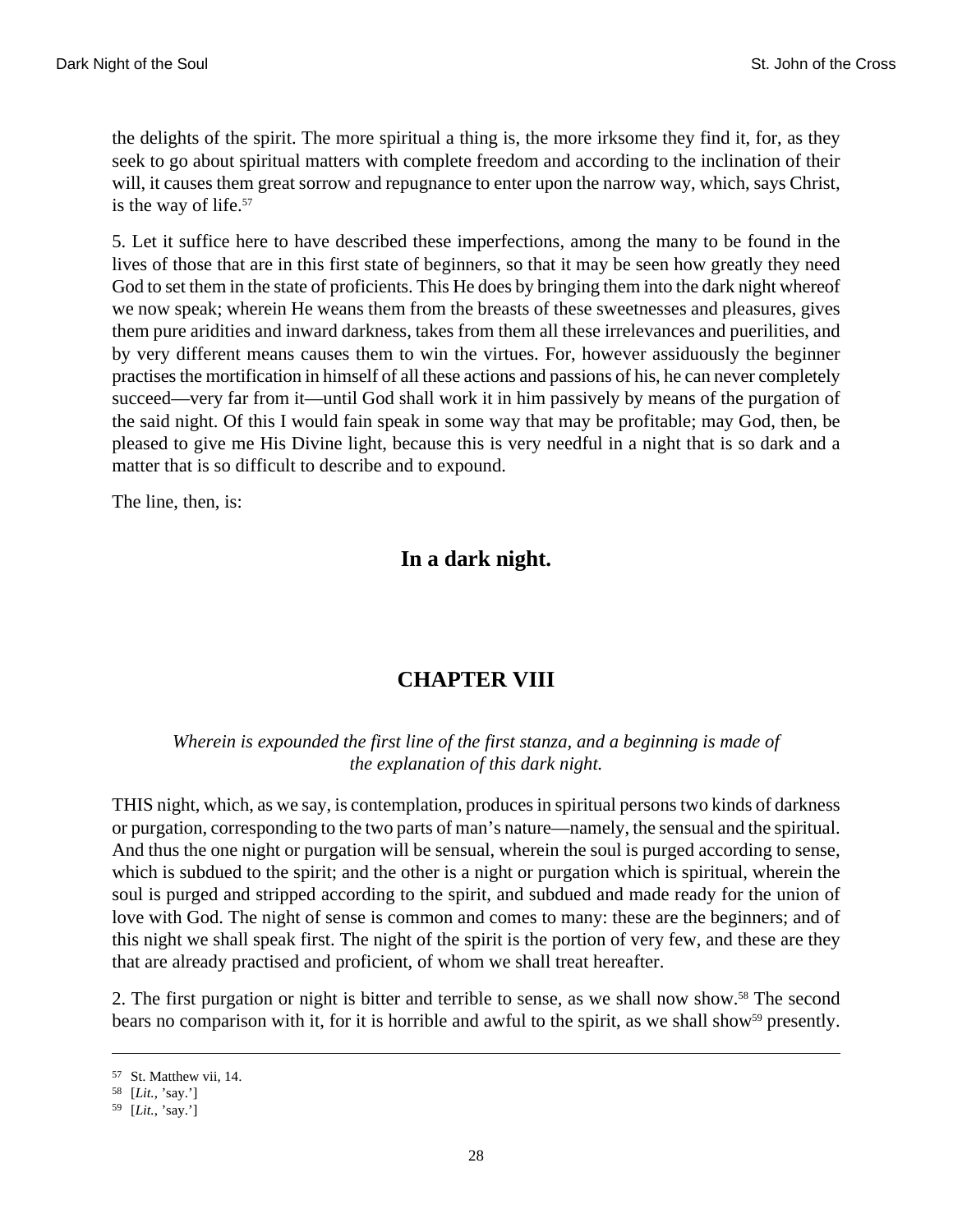the delights of the spirit. The more spiritual a thing is, the more irksome they find it, for, as they seek to go about spiritual matters with complete freedom and according to the inclination of their will, it causes them great sorrow and repugnance to enter upon the narrow way, which, says Christ, is the way of life.[57]

5. Let it suffice here to have described these imperfections, among the many to be found in the lives of those that are in this first state of beginners, so that it may be seen how greatly they need God to set them in the state of proficients. This He does by bringing them into the dark night whereof we now speak; wherein He weans them from the breasts of these sweetnesses and pleasures, gives them pure aridities and inward darkness, takes from them all these irrelevances and puerilities, and by very different means causes them to win the virtues. For, however assiduously the beginner practises the mortification in himself of all these actions and passions of his, he can never completely succeed—very far from it—until God shall work it in him passively by means of the purgation of the said night. Of this I would fain speak in some way that may be profitable; may God, then, be pleased to give me His Divine light, because this is very needful in a night that is so dark and a matter that is so difficult to describe and to expound.

The line, then, is:

### In a dark night.

## CHAPTER VIII

*Wherein is expounded the first line of the first stanza, and a beginning is made of the explanation of this dark night.*

THIS night, which, as we say, is contemplation, produces in spiritual persons two kinds of darkness or purgation, corresponding to the two parts of man's nature—namely, the sensual and the spiritual. And thus the one night or purgation will be sensual, wherein the soul is purged according to sense, which is subdued to the spirit; and the other is a night or purgation which is spiritual, wherein the soul is purged and stripped according to the spirit, and subdued and made ready for the union of love with God. The night of sense is common and comes to many: these are the beginners; and of this night we shall speak first. The night of the spirit is the portion of very few, and these are they that are already practised and proficient, of whom we shall treat hereafter.

2. The first purgation or night is bitter and terrible to sense, as we shall now show.[58] The second bears no comparison with it, for it is horrible and awful to the spirit, as we shall show[59] presently.

---

57 St. Matthew vii, 14.

58 [*Lit.*, 'say.']

59 [*Lit.*, 'say.']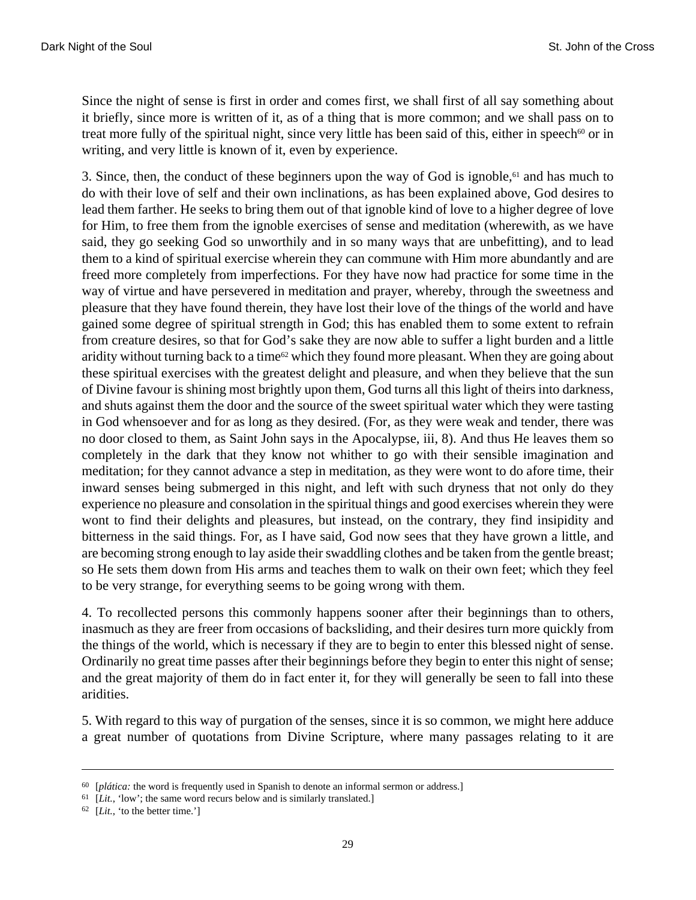Since the night of sense is first in order and comes first, we shall first of all say something about it briefly, since more is written of it, as of a thing that is more common; and we shall pass on to treat more fully of the spiritual night, since very little has been said of this, either in speech[60] or in writing, and very little is known of it, even by experience.

3. Since, then, the conduct of these beginners upon the way of God is ignoble,[61] and has much to do with their love of self and their own inclinations, as has been explained above, God desires to lead them farther. He seeks to bring them out of that ignoble kind of love to a higher degree of love for Him, to free them from the ignoble exercises of sense and meditation (wherewith, as we have said, they go seeking God so unworthily and in so many ways that are unbefitting), and to lead them to a kind of spiritual exercise wherein they can commune with Him more abundantly and are freed more completely from imperfections. For they have now had practice for some time in the way of virtue and have persevered in meditation and prayer, whereby, through the sweetness and pleasure that they have found therein, they have lost their love of the things of the world and have gained some degree of spiritual strength in God; this has enabled them to some extent to refrain from creature desires, so that for God's sake they are now able to suffer a light burden and a little aridity without turning back to a time[62] which they found more pleasant. When they are going about these spiritual exercises with the greatest delight and pleasure, and when they believe that the sun of Divine favour is shining most brightly upon them, God turns all this light of theirs into darkness, and shuts against them the door and the source of the sweet spiritual water which they were tasting in God whensoever and for as long as they desired. (For, as they were weak and tender, there was no door closed to them, as Saint John says in the Apocalypse, iii, 8). And thus He leaves them so completely in the dark that they know not whither to go with their sensible imagination and meditation; for they cannot advance a step in meditation, as they were wont to do afore time, their inward senses being submerged in this night, and left with such dryness that not only do they experience no pleasure and consolation in the spiritual things and good exercises wherein they were wont to find their delights and pleasures, but instead, on the contrary, they find insipidity and bitterness in the said things. For, as I have said, God now sees that they have grown a little, and are becoming strong enough to lay aside their swaddling clothes and be taken from the gentle breast; so He sets them down from His arms and teaches them to walk on their own feet; which they feel to be very strange, for everything seems to be going wrong with them.

4. To recollected persons this commonly happens sooner after their beginnings than to others, inasmuch as they are freer from occasions of backsliding, and their desires turn more quickly from the things of the world, which is necessary if they are to begin to enter this blessed night of sense. Ordinarily no great time passes after their beginnings before they begin to enter this night of sense; and the great majority of them do in fact enter it, for they will generally be seen to fall into these aridities.

5. With regard to this way of purgation of the senses, since it is so common, we might here adduce a great number of quotations from Divine Scripture, where many passages relating to it are

---

[60] [*plática:* the word is frequently used in Spanish to denote an informal sermon or address.]

[61] [*Lit.*, 'low'; the same word recurs below and is similarly translated.]

[62] [*Lit.*, 'to the better time.']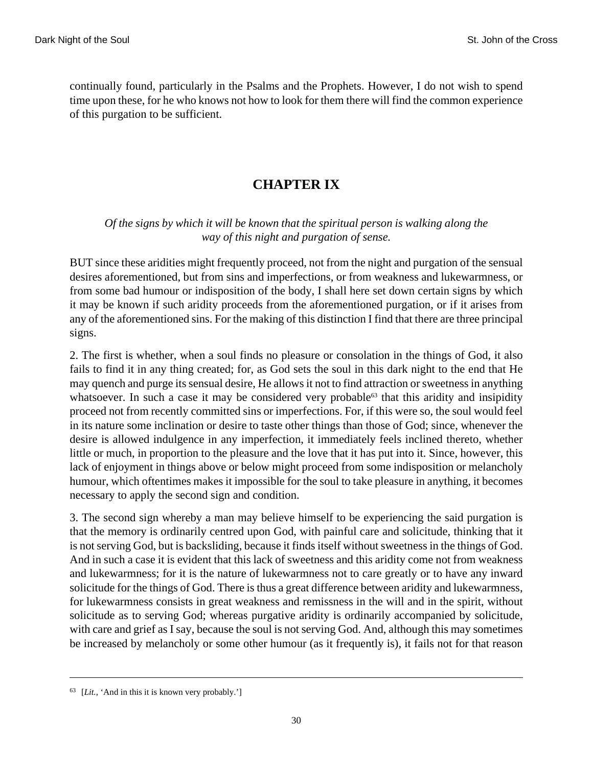continually found, particularly in the Psalms and the Prophets. However, I do not wish to spend time upon these, for he who knows not how to look for them there will find the common experience of this purgation to be sufficient.

## CHAPTER IX

*Of the signs by which it will be known that the spiritual person is walking along the way of this night and purgation of sense.*

BUT since these aridities might frequently proceed, not from the night and purgation of the sensual desires aforementioned, but from sins and imperfections, or from weakness and lukewarmness, or from some bad humour or indisposition of the body, I shall here set down certain signs by which it may be known if such aridity proceeds from the aforementioned purgation, or if it arises from any of the aforementioned sins. For the making of this distinction I find that there are three principal signs.

2. The first is whether, when a soul finds no pleasure or consolation in the things of God, it also fails to find it in any thing created; for, as God sets the soul in this dark night to the end that He may quench and purge its sensual desire, He allows it not to find attraction or sweetness in anything whatsoever. In such a case it may be considered very probable[63] that this aridity and insipidity proceed not from recently committed sins or imperfections. For, if this were so, the soul would feel in its nature some inclination or desire to taste other things than those of God; since, whenever the desire is allowed indulgence in any imperfection, it immediately feels inclined thereto, whether little or much, in proportion to the pleasure and the love that it has put into it. Since, however, this lack of enjoyment in things above or below might proceed from some indisposition or melancholy humour, which oftentimes makes it impossible for the soul to take pleasure in anything, it becomes necessary to apply the second sign and condition.

3. The second sign whereby a man may believe himself to be experiencing the said purgation is that the memory is ordinarily centred upon God, with painful care and solicitude, thinking that it is not serving God, but is backsliding, because it finds itself without sweetness in the things of God. And in such a case it is evident that this lack of sweetness and this aridity come not from weakness and lukewarmness; for it is the nature of lukewarmness not to care greatly or to have any inward solicitude for the things of God. There is thus a great difference between aridity and lukewarmness, for lukewarmness consists in great weakness and remissness in the will and in the spirit, without solicitude as to serving God; whereas purgative aridity is ordinarily accompanied by solicitude, with care and grief as I say, because the soul is not serving God. And, although this may sometimes be increased by melancholy or some other humour (as it frequently is), it fails not for that reason

---

[63] [*Lit.*, 'And in this it is known very probably.']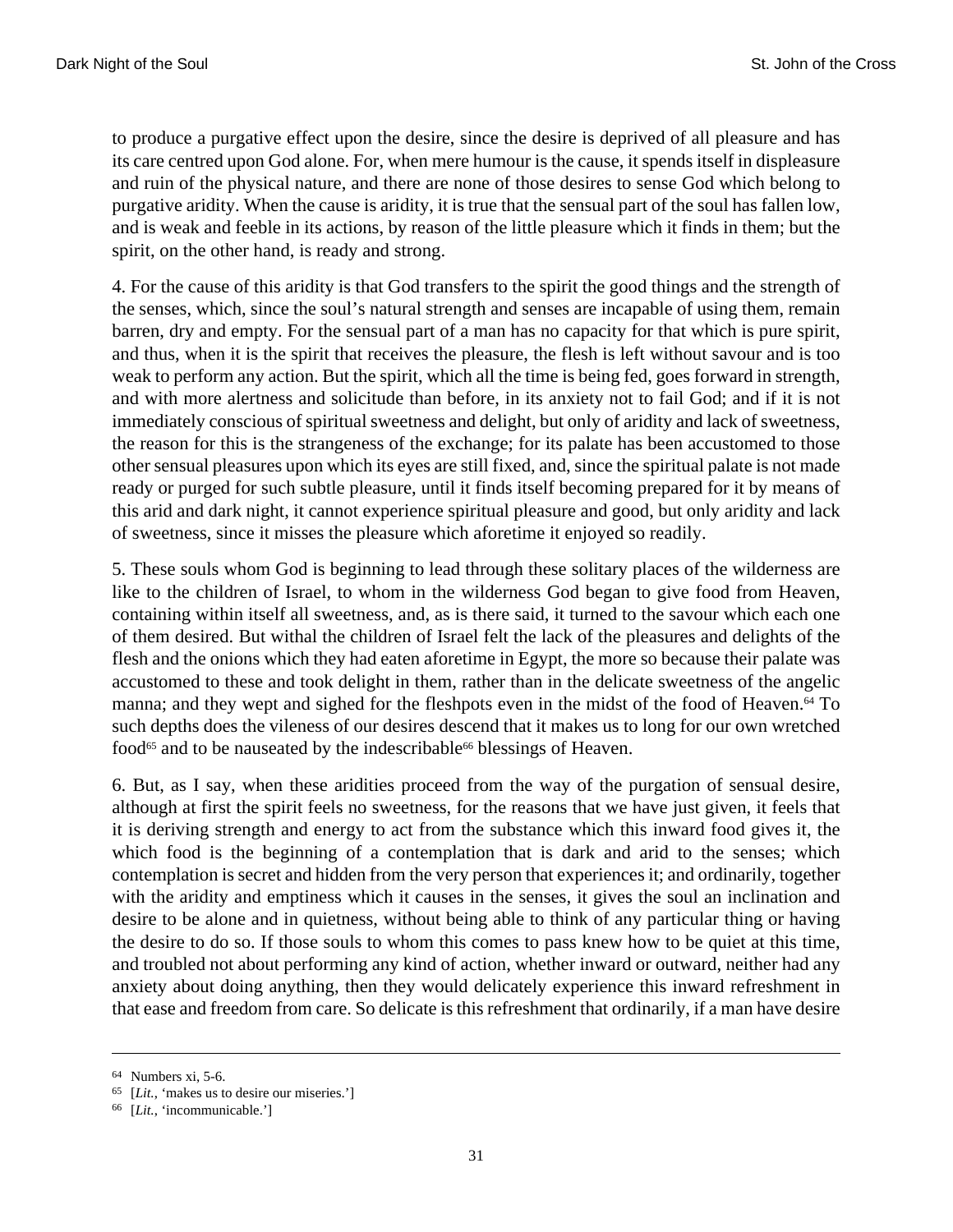to produce a purgative effect upon the desire, since the desire is deprived of all pleasure and has its care centred upon God alone. For, when mere humour is the cause, it spends itself in displeasure and ruin of the physical nature, and there are none of those desires to sense God which belong to purgative aridity. When the cause is aridity, it is true that the sensual part of the soul has fallen low, and is weak and feeble in its actions, by reason of the little pleasure which it finds in them; but the spirit, on the other hand, is ready and strong.

4. For the cause of this aridity is that God transfers to the spirit the good things and the strength of the senses, which, since the soul's natural strength and senses are incapable of using them, remain barren, dry and empty. For the sensual part of a man has no capacity for that which is pure spirit, and thus, when it is the spirit that receives the pleasure, the flesh is left without savour and is too weak to perform any action. But the spirit, which all the time is being fed, goes forward in strength, and with more alertness and solicitude than before, in its anxiety not to fail God; and if it is not immediately conscious of spiritual sweetness and delight, but only of aridity and lack of sweetness, the reason for this is the strangeness of the exchange; for its palate has been accustomed to those other sensual pleasures upon which its eyes are still fixed, and, since the spiritual palate is not made ready or purged for such subtle pleasure, until it finds itself becoming prepared for it by means of this arid and dark night, it cannot experience spiritual pleasure and good, but only aridity and lack of sweetness, since it misses the pleasure which aforetime it enjoyed so readily.

5. These souls whom God is beginning to lead through these solitary places of the wilderness are like to the children of Israel, to whom in the wilderness God began to give food from Heaven, containing within itself all sweetness, and, as is there said, it turned to the savour which each one of them desired. But withal the children of Israel felt the lack of the pleasures and delights of the flesh and the onions which they had eaten aforetime in Egypt, the more so because their palate was accustomed to these and took delight in them, rather than in the delicate sweetness of the angelic manna; and they wept and sighed for the fleshpots even in the midst of the food of Heaven.[64] To such depths does the vileness of our desires descend that it makes us to long for our own wretched food[65] and to be nauseated by the indescribable[66] blessings of Heaven.

6. But, as I say, when these aridities proceed from the way of the purgation of sensual desire, although at first the spirit feels no sweetness, for the reasons that we have just given, it feels that it is deriving strength and energy to act from the substance which this inward food gives it, the which food is the beginning of a contemplation that is dark and arid to the senses; which contemplation is secret and hidden from the very person that experiences it; and ordinarily, together with the aridity and emptiness which it causes in the senses, it gives the soul an inclination and desire to be alone and in quietness, without being able to think of any particular thing or having the desire to do so. If those souls to whom this comes to pass knew how to be quiet at this time, and troubled not about performing any kind of action, whether inward or outward, neither had any anxiety about doing anything, then they would delicately experience this inward refreshment in that ease and freedom from care. So delicate is this refreshment that ordinarily, if a man have desire

---

[64] Numbers xi, 5-6.

[65] [*Lit.*, 'makes us to desire our miseries.']

[66] [*Lit.*, 'incommunicable.']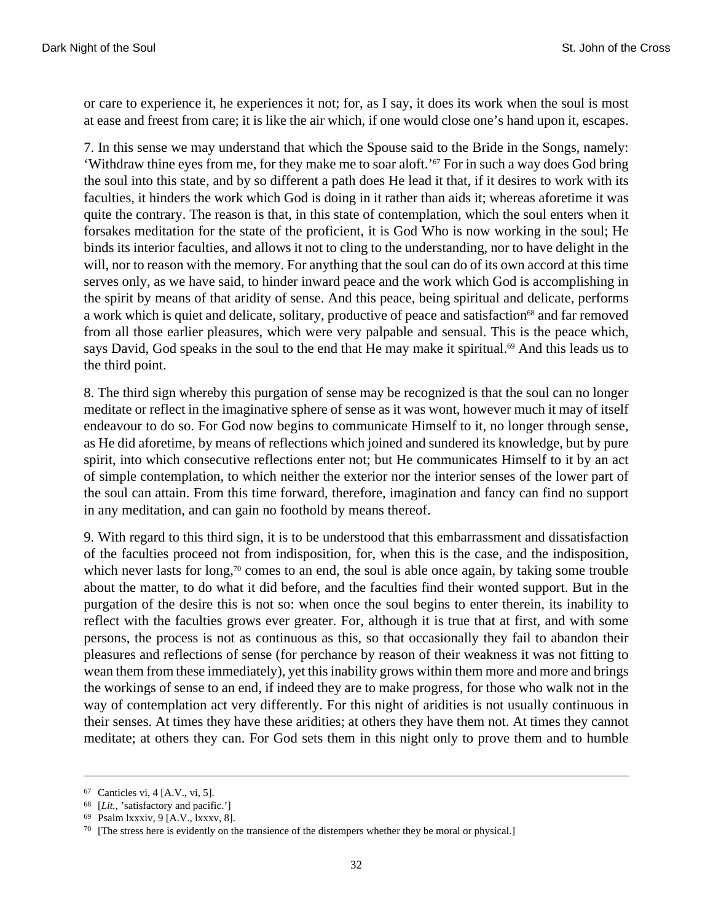or care to experience it, he experiences it not; for, as I say, it does its work when the soul is most at ease and freest from care; it is like the air which, if one would close one's hand upon it, escapes.

7. In this sense we may understand that which the Spouse said to the Bride in the Songs, namely: 'Withdraw thine eyes from me, for they make me to soar aloft.'[67] For in such a way does God bring the soul into this state, and by so different a path does He lead it that, if it desires to work with its faculties, it hinders the work which God is doing in it rather than aids it; whereas aforetime it was quite the contrary. The reason is that, in this state of contemplation, which the soul enters when it forsakes meditation for the state of the proficient, it is God Who is now working in the soul; He binds its interior faculties, and allows it not to cling to the understanding, nor to have delight in the will, nor to reason with the memory. For anything that the soul can do of its own accord at this time serves only, as we have said, to hinder inward peace and the work which God is accomplishing in the spirit by means of that aridity of sense. And this peace, being spiritual and delicate, performs a work which is quiet and delicate, solitary, productive of peace and satisfaction[68] and far removed from all those earlier pleasures, which were very palpable and sensual. This is the peace which, says David, God speaks in the soul to the end that He may make it spiritual.[69] And this leads us to the third point.

8. The third sign whereby this purgation of sense may be recognized is that the soul can no longer meditate or reflect in the imaginative sphere of sense as it was wont, however much it may of itself endeavour to do so. For God now begins to communicate Himself to it, no longer through sense, as He did aforetime, by means of reflections which joined and sundered its knowledge, but by pure spirit, into which consecutive reflections enter not; but He communicates Himself to it by an act of simple contemplation, to which neither the exterior nor the interior senses of the lower part of the soul can attain. From this time forward, therefore, imagination and fancy can find no support in any meditation, and can gain no foothold by means thereof.

9. With regard to this third sign, it is to be understood that this embarrassment and dissatisfaction of the faculties proceed not from indisposition, for, when this is the case, and the indisposition, which never lasts for long,[70] comes to an end, the soul is able once again, by taking some trouble about the matter, to do what it did before, and the faculties find their wonted support. But in the purgation of the desire this is not so: when once the soul begins to enter therein, its inability to reflect with the faculties grows ever greater. For, although it is true that at first, and with some persons, the process is not as continuous as this, so that occasionally they fail to abandon their pleasures and reflections of sense (for perchance by reason of their weakness it was not fitting to wean them from these immediately), yet this inability grows within them more and more and brings the workings of sense to an end, if indeed they are to make progress, for those who walk not in the way of contemplation act very differently. For this night of aridities is not usually continuous in their senses. At times they have these aridities; at others they have them not. At times they cannot meditate; at others they can. For God sets them in this night only to prove them and to humble

---

67 Canticles vi, 4 [A.V., vi, 5].

68 [*Lit.*, 'satisfactory and pacific.']

69 Psalm lxxxiv, 9 [A.V., lxxxv, 8].

70 [The stress here is evidently on the transience of the distempers whether they be moral or physical.]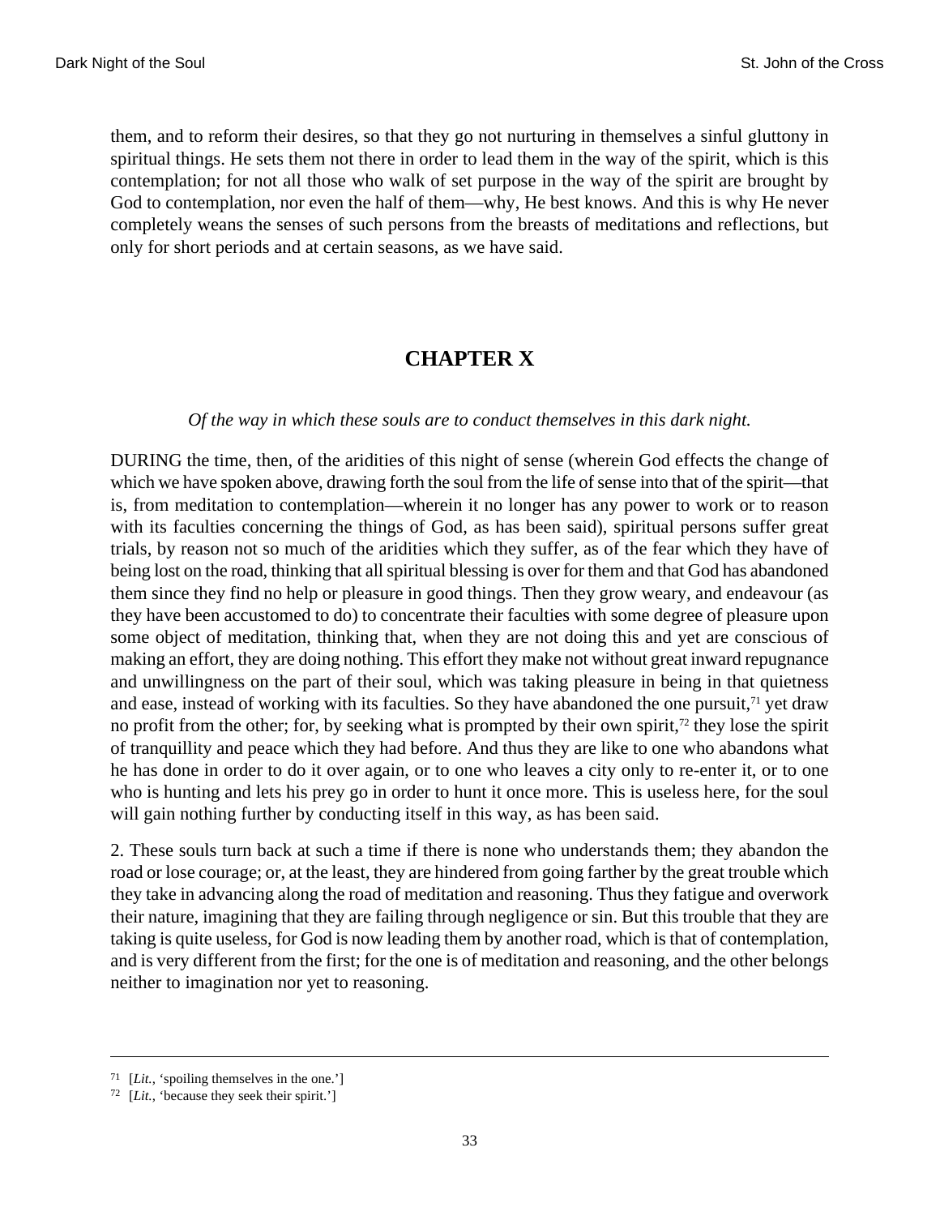them, and to reform their desires, so that they go not nurturing in themselves a sinful gluttony in spiritual things. He sets them not there in order to lead them in the way of the spirit, which is this contemplation; for not all those who walk of set purpose in the way of the spirit are brought by God to contemplation, nor even the half of them—why, He best knows. And this is why He never completely weans the senses of such persons from the breasts of meditations and reflections, but only for short periods and at certain seasons, as we have said.

## CHAPTER X

*Of the way in which these souls are to conduct themselves in this dark night.*

DURING the time, then, of the aridities of this night of sense (wherein God effects the change of which we have spoken above, drawing forth the soul from the life of sense into that of the spirit—that is, from meditation to contemplation—wherein it no longer has any power to work or to reason with its faculties concerning the things of God, as has been said), spiritual persons suffer great trials, by reason not so much of the aridities which they suffer, as of the fear which they have of being lost on the road, thinking that all spiritual blessing is over for them and that God has abandoned them since they find no help or pleasure in good things. Then they grow weary, and endeavour (as they have been accustomed to do) to concentrate their faculties with some degree of pleasure upon some object of meditation, thinking that, when they are not doing this and yet are conscious of making an effort, they are doing nothing. This effort they make not without great inward repugnance and unwillingness on the part of their soul, which was taking pleasure in being in that quietness and ease, instead of working with its faculties. So they have abandoned the one pursuit,[71] yet draw no profit from the other; for, by seeking what is prompted by their own spirit,[72] they lose the spirit of tranquillity and peace which they had before. And thus they are like to one who abandons what he has done in order to do it over again, or to one who leaves a city only to re-enter it, or to one who is hunting and lets his prey go in order to hunt it once more. This is useless here, for the soul will gain nothing further by conducting itself in this way, as has been said.

2. These souls turn back at such a time if there is none who understands them; they abandon the road or lose courage; or, at the least, they are hindered from going farther by the great trouble which they take in advancing along the road of meditation and reasoning. Thus they fatigue and overwork their nature, imagining that they are failing through negligence or sin. But this trouble that they are taking is quite useless, for God is now leading them by another road, which is that of contemplation, and is very different from the first; for the one is of meditation and reasoning, and the other belongs neither to imagination nor yet to reasoning.

---

71 [*Lit.*, 'spoiling themselves in the one.']

72 [*Lit.*, 'because they seek their spirit.']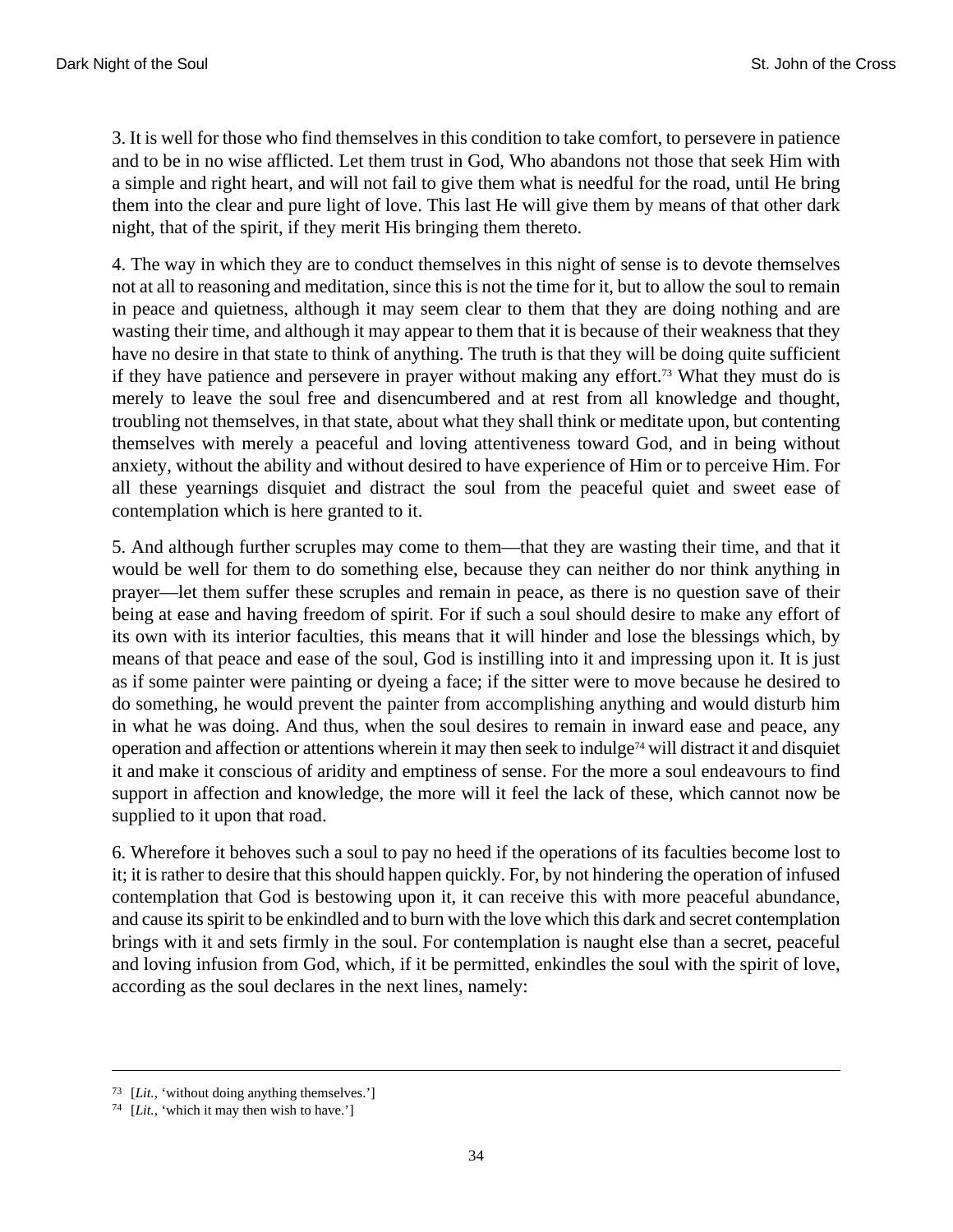3. It is well for those who find themselves in this condition to take comfort, to persevere in patience and to be in no wise afflicted. Let them trust in God, Who abandons not those that seek Him with a simple and right heart, and will not fail to give them what is needful for the road, until He bring them into the clear and pure light of love. This last He will give them by means of that other dark night, that of the spirit, if they merit His bringing them thereto.

4. The way in which they are to conduct themselves in this night of sense is to devote themselves not at all to reasoning and meditation, since this is not the time for it, but to allow the soul to remain in peace and quietness, although it may seem clear to them that they are doing nothing and are wasting their time, and although it may appear to them that it is because of their weakness that they have no desire in that state to think of anything. The truth is that they will be doing quite sufficient if they have patience and persevere in prayer without making any effort.[73] What they must do is merely to leave the soul free and disencumbered and at rest from all knowledge and thought, troubling not themselves, in that state, about what they shall think or meditate upon, but contenting themselves with merely a peaceful and loving attentiveness toward God, and in being without anxiety, without the ability and without desired to have experience of Him or to perceive Him. For all these yearnings disquiet and distract the soul from the peaceful quiet and sweet ease of contemplation which is here granted to it.

5. And although further scruples may come to them—that they are wasting their time, and that it would be well for them to do something else, because they can neither do nor think anything in prayer—let them suffer these scruples and remain in peace, as there is no question save of their being at ease and having freedom of spirit. For if such a soul should desire to make any effort of its own with its interior faculties, this means that it will hinder and lose the blessings which, by means of that peace and ease of the soul, God is instilling into it and impressing upon it. It is just as if some painter were painting or dyeing a face; if the sitter were to move because he desired to do something, he would prevent the painter from accomplishing anything and would disturb him in what he was doing. And thus, when the soul desires to remain in inward ease and peace, any operation and affection or attentions wherein it may then seek to indulge[74] will distract it and disquiet it and make it conscious of aridity and emptiness of sense. For the more a soul endeavours to find support in affection and knowledge, the more will it feel the lack of these, which cannot now be supplied to it upon that road.

6. Wherefore it behoves such a soul to pay no heed if the operations of its faculties become lost to it; it is rather to desire that this should happen quickly. For, by not hindering the operation of infused contemplation that God is bestowing upon it, it can receive this with more peaceful abundance, and cause its spirit to be enkindled and to burn with the love which this dark and secret contemplation brings with it and sets firmly in the soul. For contemplation is naught else than a secret, peaceful and loving infusion from God, which, if it be permitted, enkindles the soul with the spirit of love, according as the soul declares in the next lines, namely:

---

[73] [*Lit.*, 'without doing anything themselves.']

[74] [*Lit.*, 'which it may then wish to have.']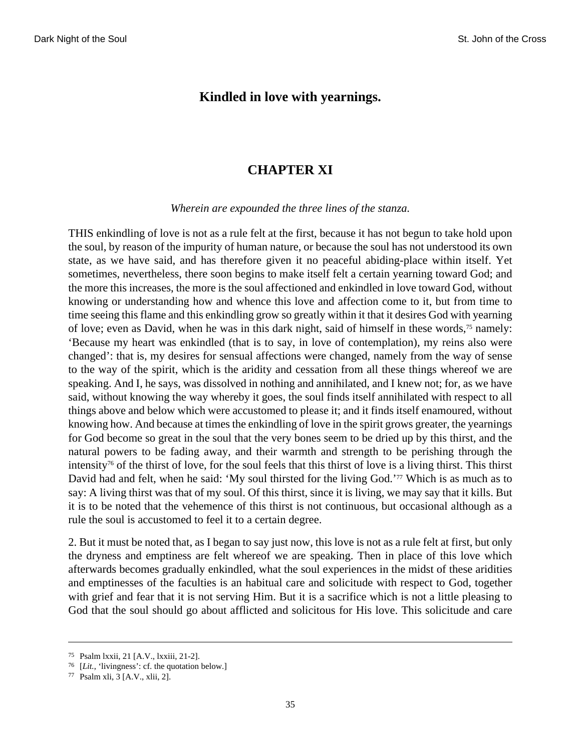**Kindled in love with yearnings.**

## CHAPTER XI

*Wherein are expounded the three lines of the stanza.*

THIS enkindling of love is not as a rule felt at the first, because it has not begun to take hold upon the soul, by reason of the impurity of human nature, or because the soul has not understood its own state, as we have said, and has therefore given it no peaceful abiding-place within itself. Yet sometimes, nevertheless, there soon begins to make itself felt a certain yearning toward God; and the more this increases, the more is the soul affectioned and enkindled in love toward God, without knowing or understanding how and whence this love and affection come to it, but from time to time seeing this flame and this enkindling grow so greatly within it that it desires God with yearning of love; even as David, when he was in this dark night, said of himself in these words,[75] namely: 'Because my heart was enkindled (that is to say, in love of contemplation), my reins also were changed': that is, my desires for sensual affections were changed, namely from the way of sense to the way of the spirit, which is the aridity and cessation from all these things whereof we are speaking. And I, he says, was dissolved in nothing and annihilated, and I knew not; for, as we have said, without knowing the way whereby it goes, the soul finds itself annihilated with respect to all things above and below which were accustomed to please it; and it finds itself enamoured, without knowing how. And because at times the enkindling of love in the spirit grows greater, the yearnings for God become so great in the soul that the very bones seem to be dried up by this thirst, and the natural powers to be fading away, and their warmth and strength to be perishing through the intensity[76] of the thirst of love, for the soul feels that this thirst of love is a living thirst. This thirst David had and felt, when he said: 'My soul thirsted for the living God.'[77] Which is as much as to say: A living thirst was that of my soul. Of this thirst, since it is living, we may say that it kills. But it is to be noted that the vehemence of this thirst is not continuous, but occasional although as a rule the soul is accustomed to feel it to a certain degree.

2. But it must be noted that, as I began to say just now, this love is not as a rule felt at first, but only the dryness and emptiness are felt whereof we are speaking. Then in place of this love which afterwards becomes gradually enkindled, what the soul experiences in the midst of these aridities and emptinesses of the faculties is an habitual care and solicitude with respect to God, together with grief and fear that it is not serving Him. But it is a sacrifice which is not a little pleasing to God that the soul should go about afflicted and solicitous for His love. This solicitude and care

---

75 Psalm lxxii, 21 [A.V., lxxiii, 21-2].

76 [*Lit.*, 'livingness': cf. the quotation below.]

77 Psalm xli, 3 [A.V., xlii, 2].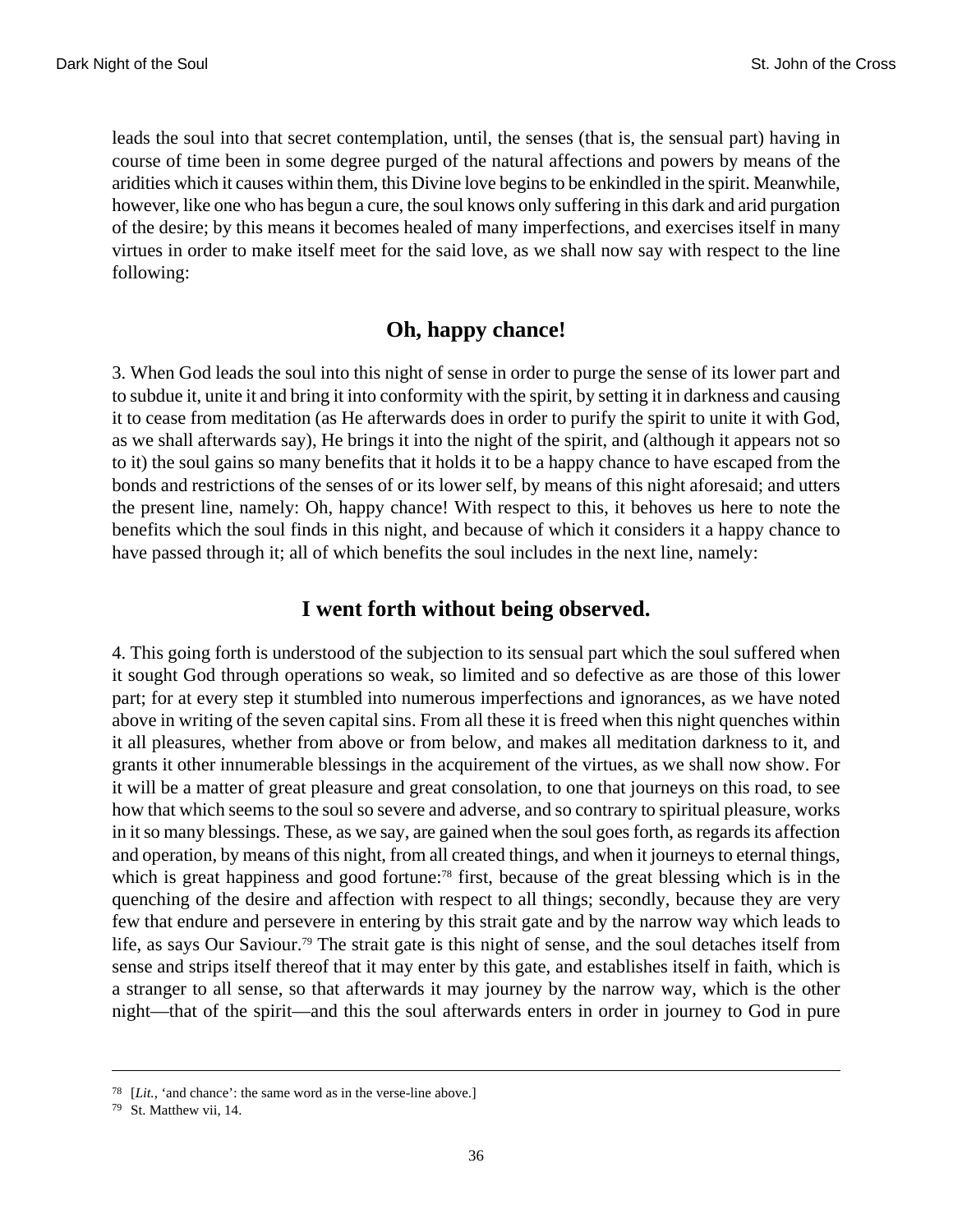leads the soul into that secret contemplation, until, the senses (that is, the sensual part) having in course of time been in some degree purged of the natural affections and powers by means of the aridities which it causes within them, this Divine love begins to be enkindled in the spirit. Meanwhile, however, like one who has begun a cure, the soul knows only suffering in this dark and arid purgation of the desire; by this means it becomes healed of many imperfections, and exercises itself in many virtues in order to make itself meet for the said love, as we shall now say with respect to the line following:

### Oh, happy chance!

3. When God leads the soul into this night of sense in order to purge the sense of its lower part and to subdue it, unite it and bring it into conformity with the spirit, by setting it in darkness and causing it to cease from meditation (as He afterwards does in order to purify the spirit to unite it with God, as we shall afterwards say), He brings it into the night of the spirit, and (although it appears not so to it) the soul gains so many benefits that it holds it to be a happy chance to have escaped from the bonds and restrictions of the senses of or its lower self, by means of this night aforesaid; and utters the present line, namely: Oh, happy chance! With respect to this, it behoves us here to note the benefits which the soul finds in this night, and because of which it considers it a happy chance to have passed through it; all of which benefits the soul includes in the next line, namely:

### I went forth without being observed.

4. This going forth is understood of the subjection to its sensual part which the soul suffered when it sought God through operations so weak, so limited and so defective as are those of this lower part; for at every step it stumbled into numerous imperfections and ignorances, as we have noted above in writing of the seven capital sins. From all these it is freed when this night quenches within it all pleasures, whether from above or from below, and makes all meditation darkness to it, and grants it other innumerable blessings in the acquirement of the virtues, as we shall now show. For it will be a matter of great pleasure and great consolation, to one that journeys on this road, to see how that which seems to the soul so severe and adverse, and so contrary to spiritual pleasure, works in it so many blessings. These, as we say, are gained when the soul goes forth, as regards its affection and operation, by means of this night, from all created things, and when it journeys to eternal things, which is great happiness and good fortune:[78] first, because of the great blessing which is in the quenching of the desire and affection with respect to all things; secondly, because they are very few that endure and persevere in entering by this strait gate and by the narrow way which leads to life, as says Our Saviour.[79] The strait gate is this night of sense, and the soul detaches itself from sense and strips itself thereof that it may enter by this gate, and establishes itself in faith, which is a stranger to all sense, so that afterwards it may journey by the narrow way, which is the other night—that of the spirit—and this the soul afterwards enters in order in journey to God in pure

---

[78] [*Lit.*, 'and chance': the same word as in the verse-line above.]

[79] St. Matthew vii, 14.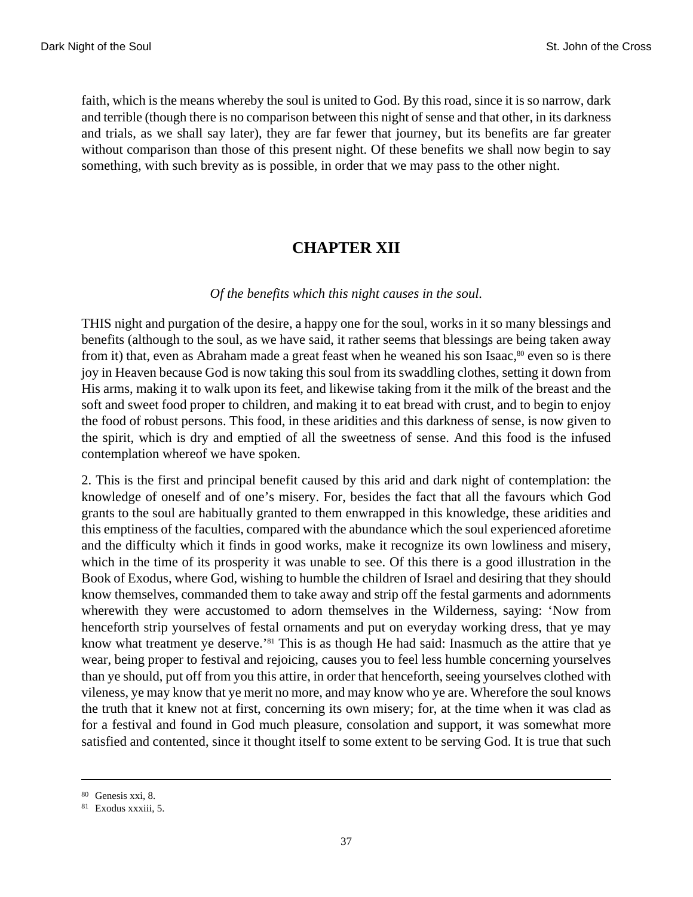faith, which is the means whereby the soul is united to God. By this road, since it is so narrow, dark and terrible (though there is no comparison between this night of sense and that other, in its darkness and trials, as we shall say later), they are far fewer that journey, but its benefits are far greater without comparison than those of this present night. Of these benefits we shall now begin to say something, with such brevity as is possible, in order that we may pass to the other night.

## CHAPTER XII

*Of the benefits which this night causes in the soul.*

THIS night and purgation of the desire, a happy one for the soul, works in it so many blessings and benefits (although to the soul, as we have said, it rather seems that blessings are being taken away from it) that, even as Abraham made a great feast when he weaned his son Isaac,[80] even so is there joy in Heaven because God is now taking this soul from its swaddling clothes, setting it down from His arms, making it to walk upon its feet, and likewise taking from it the milk of the breast and the soft and sweet food proper to children, and making it to eat bread with crust, and to begin to enjoy the food of robust persons. This food, in these aridities and this darkness of sense, is now given to the spirit, which is dry and emptied of all the sweetness of sense. And this food is the infused contemplation whereof we have spoken.

2. This is the first and principal benefit caused by this arid and dark night of contemplation: the knowledge of oneself and of one's misery. For, besides the fact that all the favours which God grants to the soul are habitually granted to them enwrapped in this knowledge, these aridities and this emptiness of the faculties, compared with the abundance which the soul experienced aforetime and the difficulty which it finds in good works, make it recognize its own lowliness and misery, which in the time of its prosperity it was unable to see. Of this there is a good illustration in the Book of Exodus, where God, wishing to humble the children of Israel and desiring that they should know themselves, commanded them to take away and strip off the festal garments and adornments wherewith they were accustomed to adorn themselves in the Wilderness, saying: 'Now from henceforth strip yourselves of festal ornaments and put on everyday working dress, that ye may know what treatment ye deserve.'[81] This is as though He had said: Inasmuch as the attire that ye wear, being proper to festival and rejoicing, causes you to feel less humble concerning yourselves than ye should, put off from you this attire, in order that henceforth, seeing yourselves clothed with vileness, ye may know that ye merit no more, and may know who ye are. Wherefore the soul knows the truth that it knew not at first, concerning its own misery; for, at the time when it was clad as for a festival and found in God much pleasure, consolation and support, it was somewhat more satisfied and contented, since it thought itself to some extent to be serving God. It is true that such

---

[80] Genesis xxi, 8.

[81] Exodus xxxiii, 5.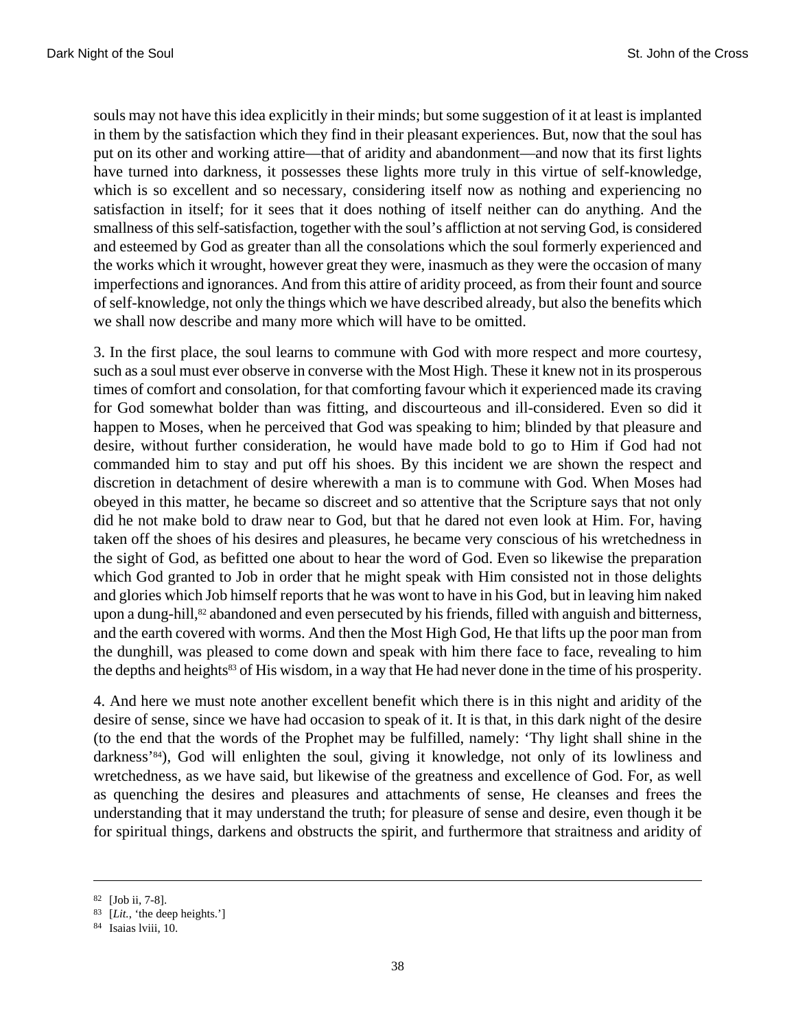souls may not have this idea explicitly in their minds; but some suggestion of it at least is implanted in them by the satisfaction which they find in their pleasant experiences. But, now that the soul has put on its other and working attire—that of aridity and abandonment—and now that its first lights have turned into darkness, it possesses these lights more truly in this virtue of self-knowledge, which is so excellent and so necessary, considering itself now as nothing and experiencing no satisfaction in itself; for it sees that it does nothing of itself neither can do anything. And the smallness of this self-satisfaction, together with the soul's affliction at not serving God, is considered and esteemed by God as greater than all the consolations which the soul formerly experienced and the works which it wrought, however great they were, inasmuch as they were the occasion of many imperfections and ignorances. And from this attire of aridity proceed, as from their fount and source of self-knowledge, not only the things which we have described already, but also the benefits which we shall now describe and many more which will have to be omitted.

3. In the first place, the soul learns to commune with God with more respect and more courtesy, such as a soul must ever observe in converse with the Most High. These it knew not in its prosperous times of comfort and consolation, for that comforting favour which it experienced made its craving for God somewhat bolder than was fitting, and discourteous and ill-considered. Even so did it happen to Moses, when he perceived that God was speaking to him; blinded by that pleasure and desire, without further consideration, he would have made bold to go to Him if God had not commanded him to stay and put off his shoes. By this incident we are shown the respect and discretion in detachment of desire wherewith a man is to commune with God. When Moses had obeyed in this matter, he became so discreet and so attentive that the Scripture says that not only did he not make bold to draw near to God, but that he dared not even look at Him. For, having taken off the shoes of his desires and pleasures, he became very conscious of his wretchedness in the sight of God, as befitted one about to hear the word of God. Even so likewise the preparation which God granted to Job in order that he might speak with Him consisted not in those delights and glories which Job himself reports that he was wont to have in his God, but in leaving him naked upon a dung-hill,[82] abandoned and even persecuted by his friends, filled with anguish and bitterness, and the earth covered with worms. And then the Most High God, He that lifts up the poor man from the dunghill, was pleased to come down and speak with him there face to face, revealing to him the depths and heights[83] of His wisdom, in a way that He had never done in the time of his prosperity.

4. And here we must note another excellent benefit which there is in this night and aridity of the desire of sense, since we have had occasion to speak of it. It is that, in this dark night of the desire (to the end that the words of the Prophet may be fulfilled, namely: 'Thy light shall shine in the darkness'[84]), God will enlighten the soul, giving it knowledge, not only of its lowliness and wretchedness, as we have said, but likewise of the greatness and excellence of God. For, as well as quenching the desires and pleasures and attachments of sense, He cleanses and frees the understanding that it may understand the truth; for pleasure of sense and desire, even though it be for spiritual things, darkens and obstructs the spirit, and furthermore that straitness and aridity of

---

[82] [Job ii, 7-8].

[83] [*Lit.*, 'the deep heights.']

[84] Isaias lviii, 10.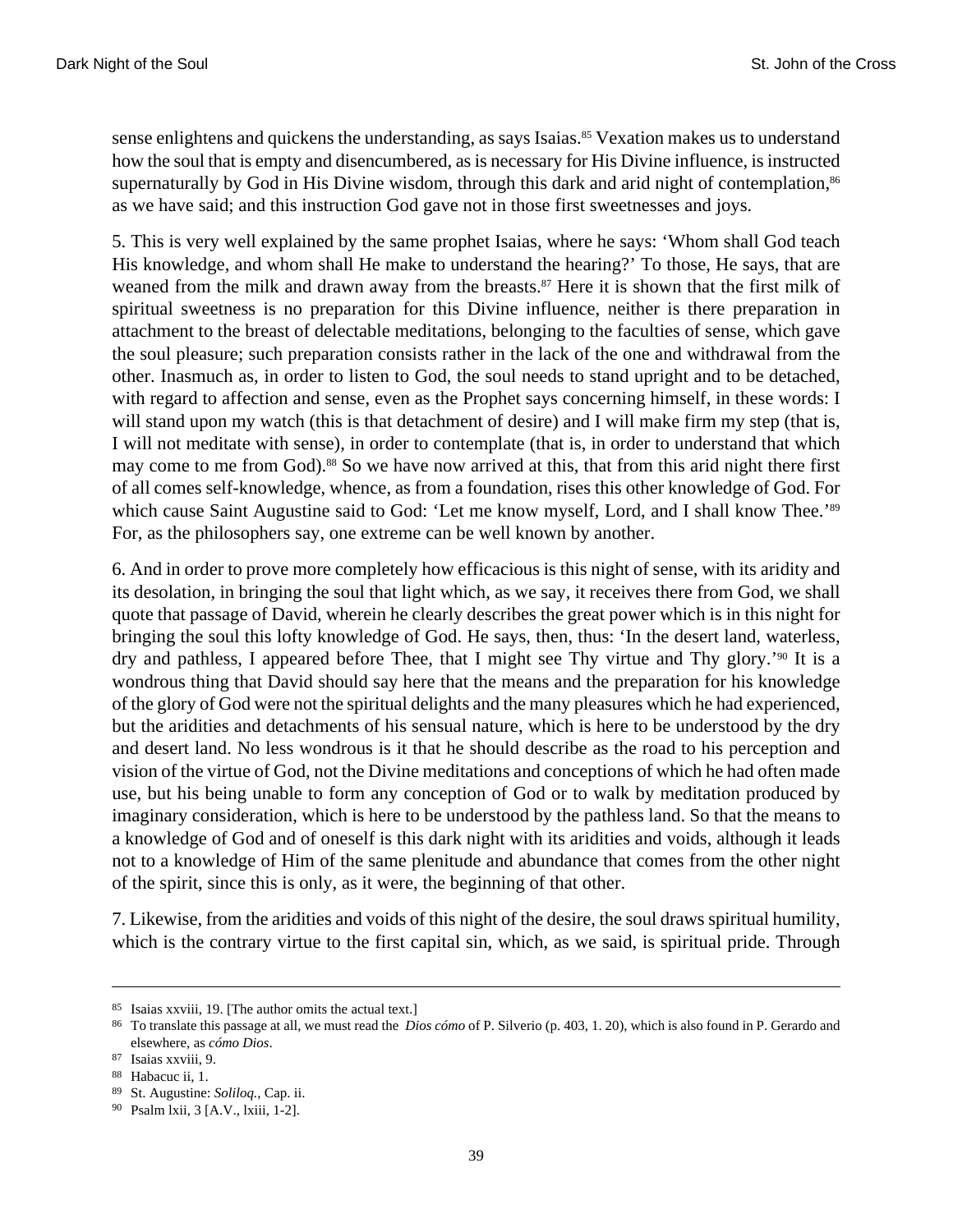sense enlightens and quickens the understanding, as says Isaias.[85] Vexation makes us to understand how the soul that is empty and disencumbered, as is necessary for His Divine influence, is instructed supernaturally by God in His Divine wisdom, through this dark and arid night of contemplation,[86] as we have said; and this instruction God gave not in those first sweetnesses and joys.

5. This is very well explained by the same prophet Isaias, where he says: 'Whom shall God teach His knowledge, and whom shall He make to understand the hearing?' To those, He says, that are weaned from the milk and drawn away from the breasts.[87] Here it is shown that the first milk of spiritual sweetness is no preparation for this Divine influence, neither is there preparation in attachment to the breast of delectable meditations, belonging to the faculties of sense, which gave the soul pleasure; such preparation consists rather in the lack of the one and withdrawal from the other. Inasmuch as, in order to listen to God, the soul needs to stand upright and to be detached, with regard to affection and sense, even as the Prophet says concerning himself, in these words: I will stand upon my watch (this is that detachment of desire) and I will make firm my step (that is, I will not meditate with sense), in order to contemplate (that is, in order to understand that which may come to me from God).[88] So we have now arrived at this, that from this arid night there first of all comes self-knowledge, whence, as from a foundation, rises this other knowledge of God. For which cause Saint Augustine said to God: 'Let me know myself, Lord, and I shall know Thee.'[89] For, as the philosophers say, one extreme can be well known by another.

6. And in order to prove more completely how efficacious is this night of sense, with its aridity and its desolation, in bringing the soul that light which, as we say, it receives there from God, we shall quote that passage of David, wherein he clearly describes the great power which is in this night for bringing the soul this lofty knowledge of God. He says, then, thus: 'In the desert land, waterless, dry and pathless, I appeared before Thee, that I might see Thy virtue and Thy glory.'[90] It is a wondrous thing that David should say here that the means and the preparation for his knowledge of the glory of God were not the spiritual delights and the many pleasures which he had experienced, but the aridities and detachments of his sensual nature, which is here to be understood by the dry and desert land. No less wondrous is it that he should describe as the road to his perception and vision of the virtue of God, not the Divine meditations and conceptions of which he had often made use, but his being unable to form any conception of God or to walk by meditation produced by imaginary consideration, which is here to be understood by the pathless land. So that the means to a knowledge of God and of oneself is this dark night with its aridities and voids, although it leads not to a knowledge of Him of the same plenitude and abundance that comes from the other night of the spirit, since this is only, as it were, the beginning of that other.

7. Likewise, from the aridities and voids of this night of the desire, the soul draws spiritual humility, which is the contrary virtue to the first capital sin, which, as we said, is spiritual pride. Through

---

[85] Isaias xxviii, 19. [The author omits the actual text.]

[86] To translate this passage at all, we must read the *Dios cómo* of P. Silverio (p. 403, 1. 20), which is also found in P. Gerardo and elsewhere, as *cómo Dios*.

[87] Isaias xxviii, 9.

[88] Habacuc ii, 1.

[89] St. Augustine: *Soliloq.*, Cap. ii.

[90] Psalm lxii, 3 [A.V., lxiii, 1-2].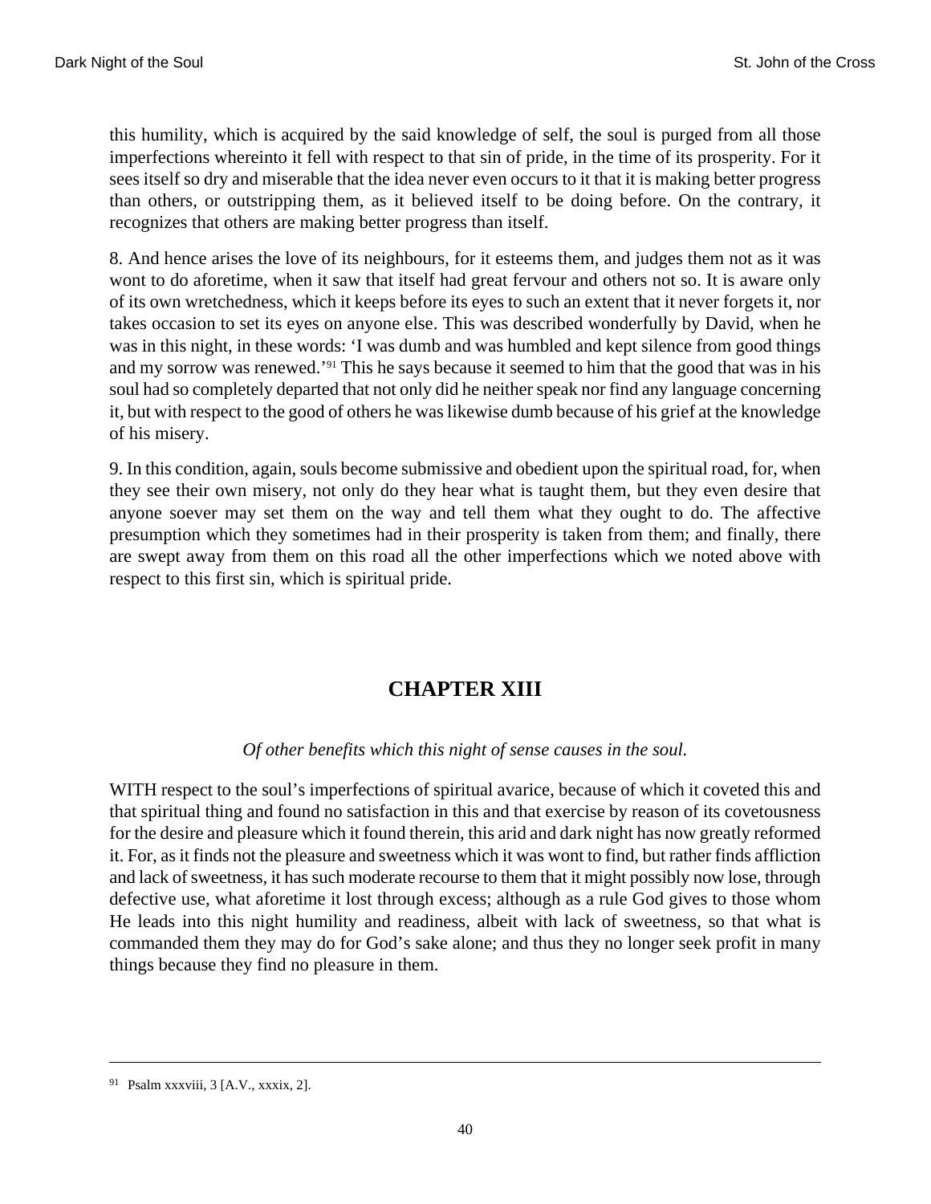this humility, which is acquired by the said knowledge of self, the soul is purged from all those imperfections whereinto it fell with respect to that sin of pride, in the time of its prosperity. For it sees itself so dry and miserable that the idea never even occurs to it that it is making better progress than others, or outstripping them, as it believed itself to be doing before. On the contrary, it recognizes that others are making better progress than itself.

8. And hence arises the love of its neighbours, for it esteems them, and judges them not as it was wont to do aforetime, when it saw that itself had great fervour and others not so. It is aware only of its own wretchedness, which it keeps before its eyes to such an extent that it never forgets it, nor takes occasion to set its eyes on anyone else. This was described wonderfully by David, when he was in this night, in these words: 'I was dumb and was humbled and kept silence from good things and my sorrow was renewed.'[91] This he says because it seemed to him that the good that was in his soul had so completely departed that not only did he neither speak nor find any language concerning it, but with respect to the good of others he was likewise dumb because of his grief at the knowledge of his misery.

9. In this condition, again, souls become submissive and obedient upon the spiritual road, for, when they see their own misery, not only do they hear what is taught them, but they even desire that anyone soever may set them on the way and tell them what they ought to do. The affective presumption which they sometimes had in their prosperity is taken from them; and finally, there are swept away from them on this road all the other imperfections which we noted above with respect to this first sin, which is spiritual pride.

## CHAPTER XIII

*Of other benefits which this night of sense causes in the soul.*

WITH respect to the soul's imperfections of spiritual avarice, because of which it coveted this and that spiritual thing and found no satisfaction in this and that exercise by reason of its covetousness for the desire and pleasure which it found therein, this arid and dark night has now greatly reformed it. For, as it finds not the pleasure and sweetness which it was wont to find, but rather finds affliction and lack of sweetness, it has such moderate recourse to them that it might possibly now lose, through defective use, what aforetime it lost through excess; although as a rule God gives to those whom He leads into this night humility and readiness, albeit with lack of sweetness, so that what is commanded them they may do for God's sake alone; and thus they no longer seek profit in many things because they find no pleasure in them.

---

[91] Psalm xxxviii, 3 [A.V., xxxix, 2].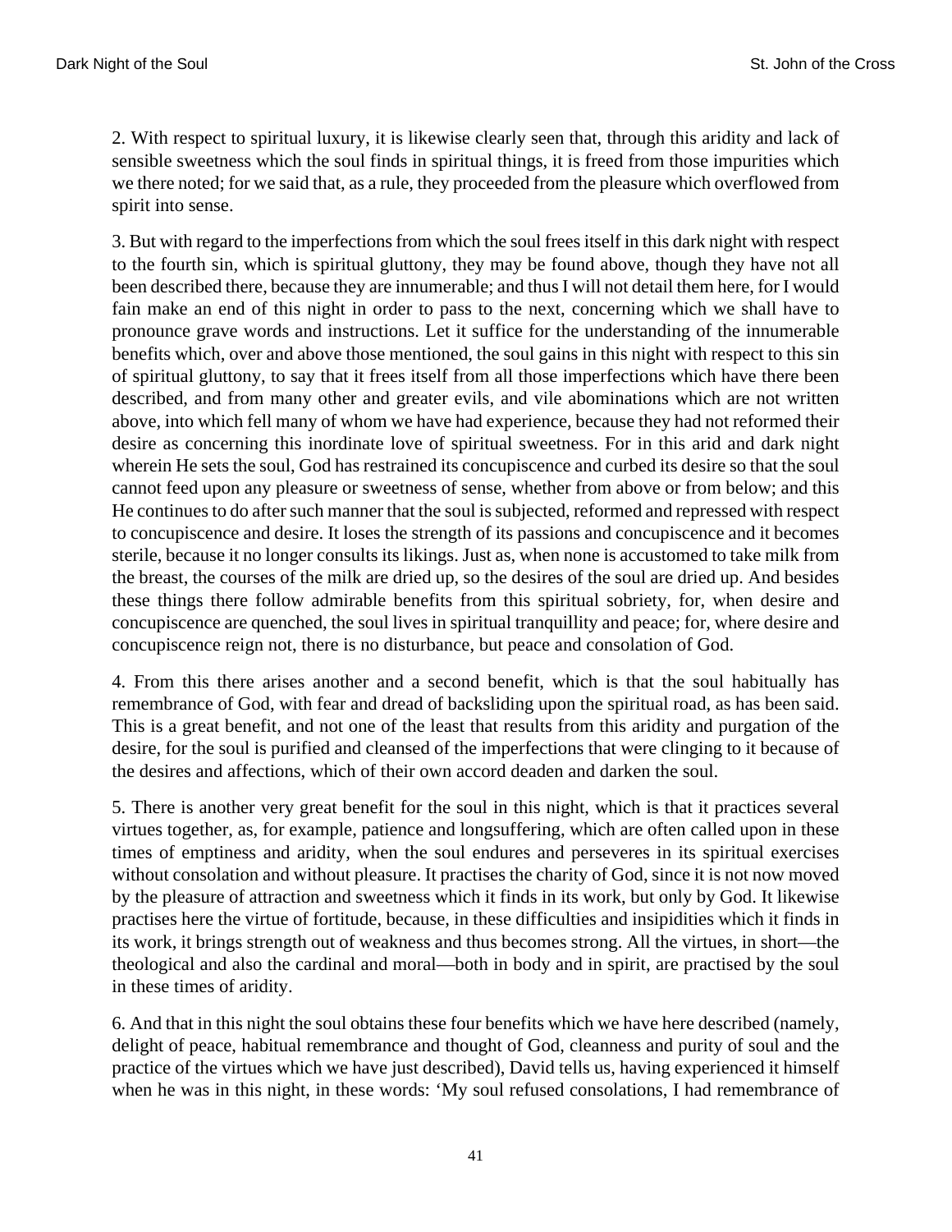2. With respect to spiritual luxury, it is likewise clearly seen that, through this aridity and lack of sensible sweetness which the soul finds in spiritual things, it is freed from those impurities which we there noted; for we said that, as a rule, they proceeded from the pleasure which overflowed from spirit into sense.

3. But with regard to the imperfections from which the soul frees itself in this dark night with respect to the fourth sin, which is spiritual gluttony, they may be found above, though they have not all been described there, because they are innumerable; and thus I will not detail them here, for I would fain make an end of this night in order to pass to the next, concerning which we shall have to pronounce grave words and instructions. Let it suffice for the understanding of the innumerable benefits which, over and above those mentioned, the soul gains in this night with respect to this sin of spiritual gluttony, to say that it frees itself from all those imperfections which have there been described, and from many other and greater evils, and vile abominations which are not written above, into which fell many of whom we have had experience, because they had not reformed their desire as concerning this inordinate love of spiritual sweetness. For in this arid and dark night wherein He sets the soul, God has restrained its concupiscence and curbed its desire so that the soul cannot feed upon any pleasure or sweetness of sense, whether from above or from below; and this He continues to do after such manner that the soul is subjected, reformed and repressed with respect to concupiscence and desire. It loses the strength of its passions and concupiscence and it becomes sterile, because it no longer consults its likings. Just as, when none is accustomed to take milk from the breast, the courses of the milk are dried up, so the desires of the soul are dried up. And besides these things there follow admirable benefits from this spiritual sobriety, for, when desire and concupiscence are quenched, the soul lives in spiritual tranquillity and peace; for, where desire and concupiscence reign not, there is no disturbance, but peace and consolation of God.

4. From this there arises another and a second benefit, which is that the soul habitually has remembrance of God, with fear and dread of backsliding upon the spiritual road, as has been said. This is a great benefit, and not one of the least that results from this aridity and purgation of the desire, for the soul is purified and cleansed of the imperfections that were clinging to it because of the desires and affections, which of their own accord deaden and darken the soul.

5. There is another very great benefit for the soul in this night, which is that it practices several virtues together, as, for example, patience and longsuffering, which are often called upon in these times of emptiness and aridity, when the soul endures and perseveres in its spiritual exercises without consolation and without pleasure. It practises the charity of God, since it is not now moved by the pleasure of attraction and sweetness which it finds in its work, but only by God. It likewise practises here the virtue of fortitude, because, in these difficulties and insipidities which it finds in its work, it brings strength out of weakness and thus becomes strong. All the virtues, in short—the theological and also the cardinal and moral—both in body and in spirit, are practised by the soul in these times of aridity.

6. And that in this night the soul obtains these four benefits which we have here described (namely, delight of peace, habitual remembrance and thought of God, cleanness and purity of soul and the practice of the virtues which we have just described), David tells us, having experienced it himself when he was in this night, in these words: 'My soul refused consolations, I had remembrance of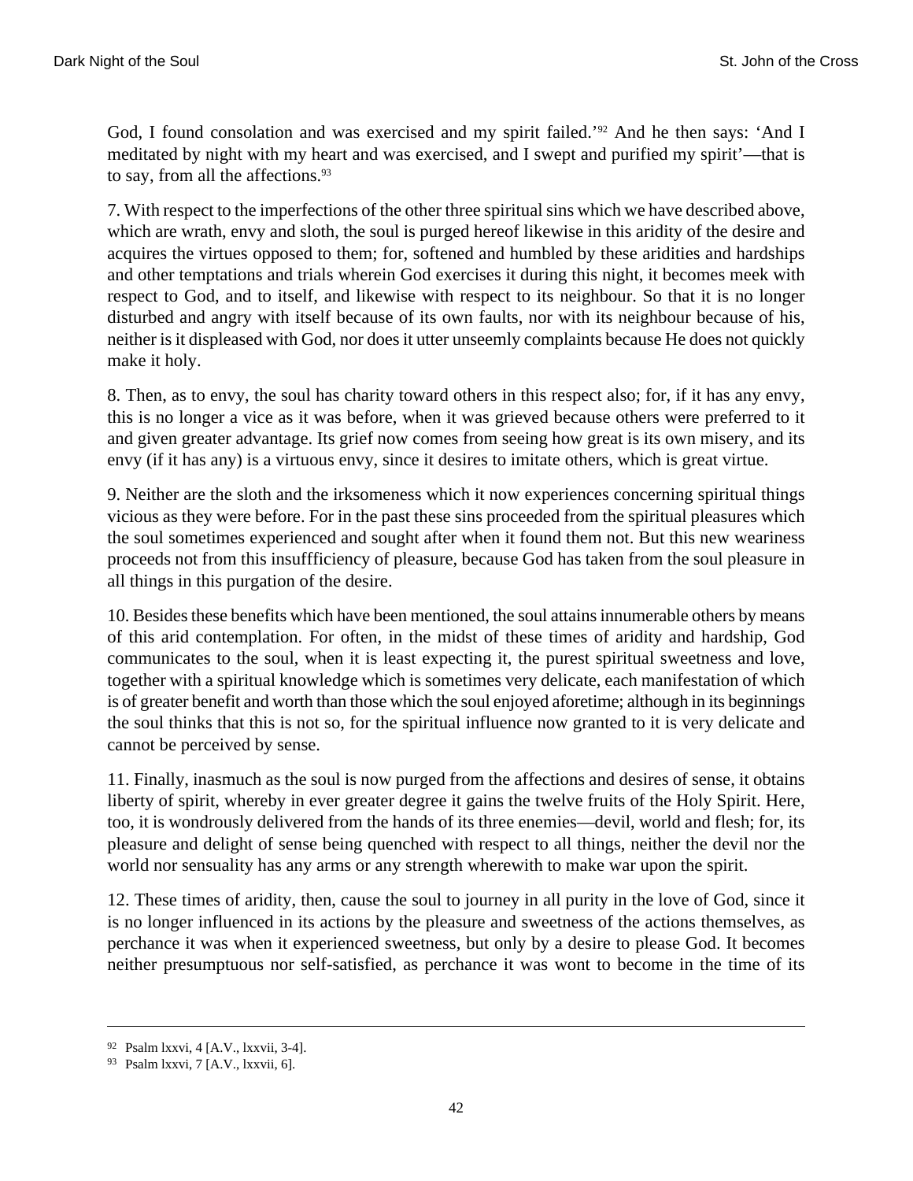God, I found consolation and was exercised and my spirit failed.'[92] And he then says: 'And I meditated by night with my heart and was exercised, and I swept and purified my spirit'—that is to say, from all the affections.[93]

7. With respect to the imperfections of the other three spiritual sins which we have described above, which are wrath, envy and sloth, the soul is purged hereof likewise in this aridity of the desire and acquires the virtues opposed to them; for, softened and humbled by these aridities and hardships and other temptations and trials wherein God exercises it during this night, it becomes meek with respect to God, and to itself, and likewise with respect to its neighbour. So that it is no longer disturbed and angry with itself because of its own faults, nor with its neighbour because of his, neither is it displeased with God, nor does it utter unseemly complaints because He does not quickly make it holy.

8. Then, as to envy, the soul has charity toward others in this respect also; for, if it has any envy, this is no longer a vice as it was before, when it was grieved because others were preferred to it and given greater advantage. Its grief now comes from seeing how great is its own misery, and its envy (if it has any) is a virtuous envy, since it desires to imitate others, which is great virtue.

9. Neither are the sloth and the irksomeness which it now experiences concerning spiritual things vicious as they were before. For in the past these sins proceeded from the spiritual pleasures which the soul sometimes experienced and sought after when it found them not. But this new weariness proceeds not from this insuffficiency of pleasure, because God has taken from the soul pleasure in all things in this purgation of the desire.

10. Besides these benefits which have been mentioned, the soul attains innumerable others by means of this arid contemplation. For often, in the midst of these times of aridity and hardship, God communicates to the soul, when it is least expecting it, the purest spiritual sweetness and love, together with a spiritual knowledge which is sometimes very delicate, each manifestation of which is of greater benefit and worth than those which the soul enjoyed aforetime; although in its beginnings the soul thinks that this is not so, for the spiritual influence now granted to it is very delicate and cannot be perceived by sense.

11. Finally, inasmuch as the soul is now purged from the affections and desires of sense, it obtains liberty of spirit, whereby in ever greater degree it gains the twelve fruits of the Holy Spirit. Here, too, it is wondrously delivered from the hands of its three enemies—devil, world and flesh; for, its pleasure and delight of sense being quenched with respect to all things, neither the devil nor the world nor sensuality has any arms or any strength wherewith to make war upon the spirit.

12. These times of aridity, then, cause the soul to journey in all purity in the love of God, since it is no longer influenced in its actions by the pleasure and sweetness of the actions themselves, as perchance it was when it experienced sweetness, but only by a desire to please God. It becomes neither presumptuous nor self-satisfied, as perchance it was wont to become in the time of its

---

[92] Psalm lxxvi, 4 [A.V., lxxvii, 3-4].

[93] Psalm lxxvi, 7 [A.V., lxxvii, 6].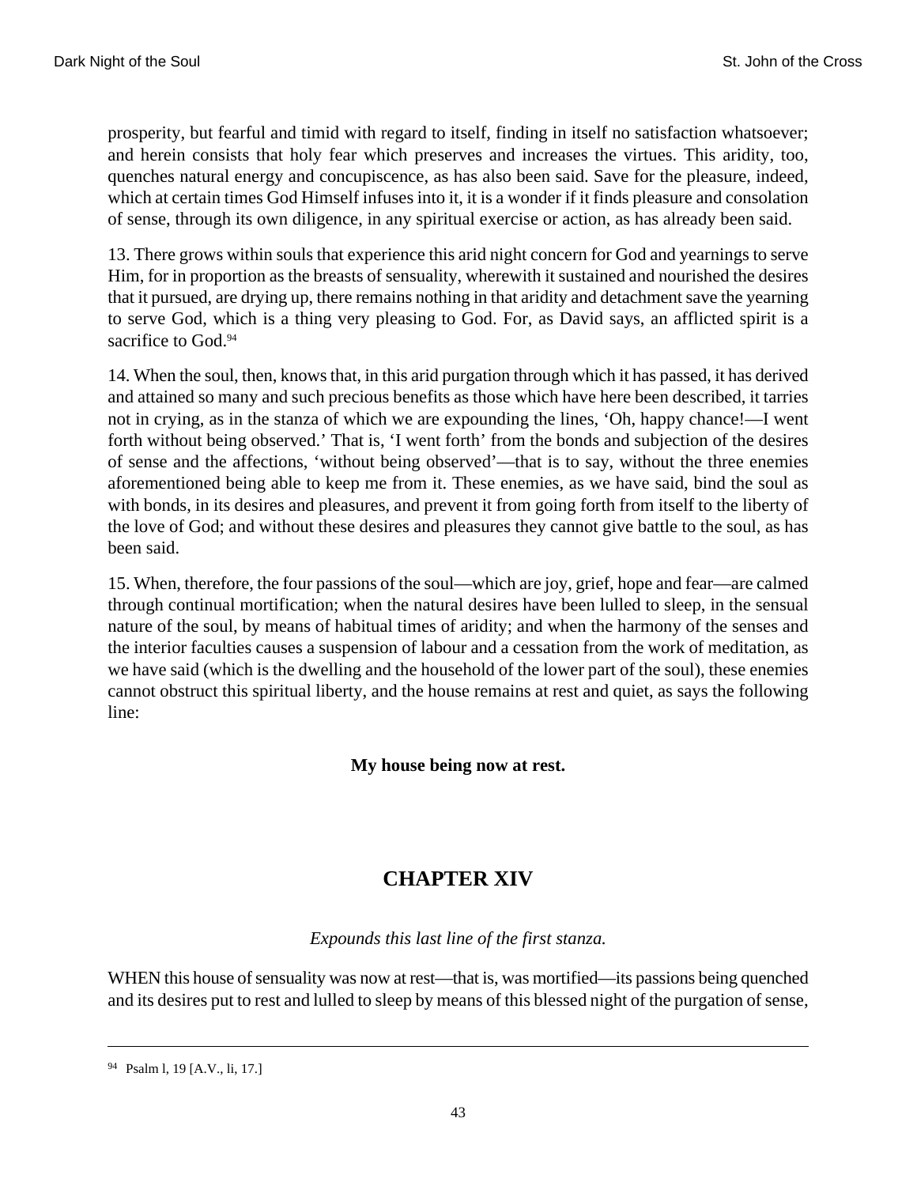prosperity, but fearful and timid with regard to itself, finding in itself no satisfaction whatsoever; and herein consists that holy fear which preserves and increases the virtues. This aridity, too, quenches natural energy and concupiscence, as has also been said. Save for the pleasure, indeed, which at certain times God Himself infuses into it, it is a wonder if it finds pleasure and consolation of sense, through its own diligence, in any spiritual exercise or action, as has already been said.

13. There grows within souls that experience this arid night concern for God and yearnings to serve Him, for in proportion as the breasts of sensuality, wherewith it sustained and nourished the desires that it pursued, are drying up, there remains nothing in that aridity and detachment save the yearning to serve God, which is a thing very pleasing to God. For, as David says, an afflicted spirit is a sacrifice to God.[94]

14. When the soul, then, knows that, in this arid purgation through which it has passed, it has derived and attained so many and such precious benefits as those which have here been described, it tarries not in crying, as in the stanza of which we are expounding the lines, 'Oh, happy chance!—I went forth without being observed.' That is, 'I went forth' from the bonds and subjection of the desires of sense and the affections, 'without being observed'—that is to say, without the three enemies aforementioned being able to keep me from it. These enemies, as we have said, bind the soul as with bonds, in its desires and pleasures, and prevent it from going forth from itself to the liberty of the love of God; and without these desires and pleasures they cannot give battle to the soul, as has been said.

15. When, therefore, the four passions of the soul—which are joy, grief, hope and fear—are calmed through continual mortification; when the natural desires have been lulled to sleep, in the sensual nature of the soul, by means of habitual times of aridity; and when the harmony of the senses and the interior faculties causes a suspension of labour and a cessation from the work of meditation, as we have said (which is the dwelling and the household of the lower part of the soul), these enemies cannot obstruct this spiritual liberty, and the house remains at rest and quiet, as says the following line:

**My house being now at rest.**

## CHAPTER XIV

*Expounds this last line of the first stanza.*

WHEN this house of sensuality was now at rest—that is, was mortified—its passions being quenched and its desires put to rest and lulled to sleep by means of this blessed night of the purgation of sense,

---

94 Psalm l, 19 [A.V., li, 17.]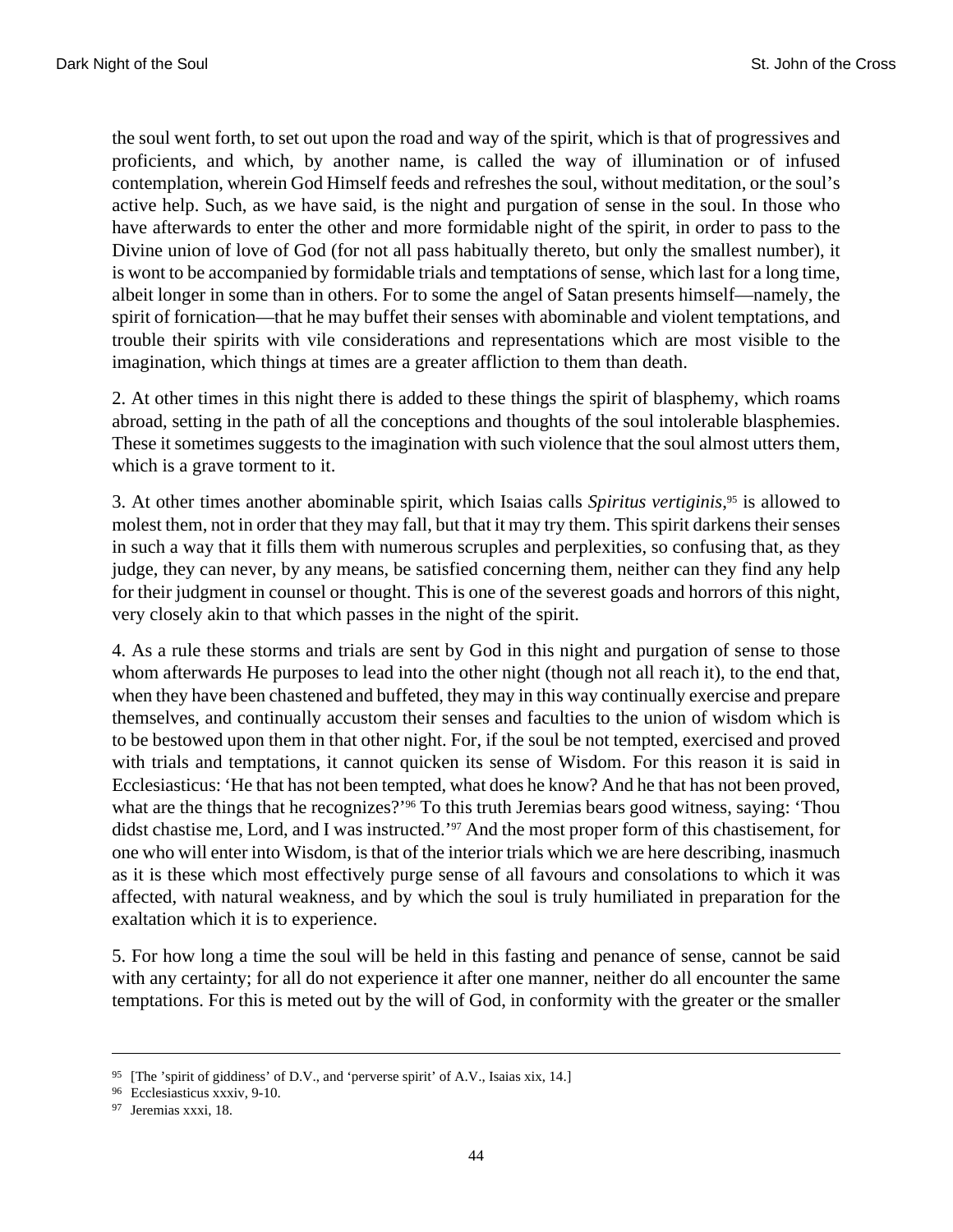the soul went forth, to set out upon the road and way of the spirit, which is that of progressives and proficients, and which, by another name, is called the way of illumination or of infused contemplation, wherein God Himself feeds and refreshes the soul, without meditation, or the soul's active help. Such, as we have said, is the night and purgation of sense in the soul. In those who have afterwards to enter the other and more formidable night of the spirit, in order to pass to the Divine union of love of God (for not all pass habitually thereto, but only the smallest number), it is wont to be accompanied by formidable trials and temptations of sense, which last for a long time, albeit longer in some than in others. For to some the angel of Satan presents himself—namely, the spirit of fornication—that he may buffet their senses with abominable and violent temptations, and trouble their spirits with vile considerations and representations which are most visible to the imagination, which things at times are a greater affliction to them than death.

2. At other times in this night there is added to these things the spirit of blasphemy, which roams abroad, setting in the path of all the conceptions and thoughts of the soul intolerable blasphemies. These it sometimes suggests to the imagination with such violence that the soul almost utters them, which is a grave torment to it.

3. At other times another abominable spirit, which Isaias calls *Spiritus vertiginis*,[95] is allowed to molest them, not in order that they may fall, but that it may try them. This spirit darkens their senses in such a way that it fills them with numerous scruples and perplexities, so confusing that, as they judge, they can never, by any means, be satisfied concerning them, neither can they find any help for their judgment in counsel or thought. This is one of the severest goads and horrors of this night, very closely akin to that which passes in the night of the spirit.

4. As a rule these storms and trials are sent by God in this night and purgation of sense to those whom afterwards He purposes to lead into the other night (though not all reach it), to the end that, when they have been chastened and buffeted, they may in this way continually exercise and prepare themselves, and continually accustom their senses and faculties to the union of wisdom which is to be bestowed upon them in that other night. For, if the soul be not tempted, exercised and proved with trials and temptations, it cannot quicken its sense of Wisdom. For this reason it is said in Ecclesiasticus: 'He that has not been tempted, what does he know? And he that has not been proved, what are the things that he recognizes?'[96] To this truth Jeremias bears good witness, saying: 'Thou didst chastise me, Lord, and I was instructed.'[97] And the most proper form of this chastisement, for one who will enter into Wisdom, is that of the interior trials which we are here describing, inasmuch as it is these which most effectively purge sense of all favours and consolations to which it was affected, with natural weakness, and by which the soul is truly humiliated in preparation for the exaltation which it is to experience.

5. For how long a time the soul will be held in this fasting and penance of sense, cannot be said with any certainty; for all do not experience it after one manner, neither do all encounter the same temptations. For this is meted out by the will of God, in conformity with the greater or the smaller

---

95 [The 'spirit of giddiness' of D.V., and 'perverse spirit' of A.V., Isaias xix, 14.]

96 Ecclesiasticus xxxiv, 9-10.

97 Jeremias xxxi, 18.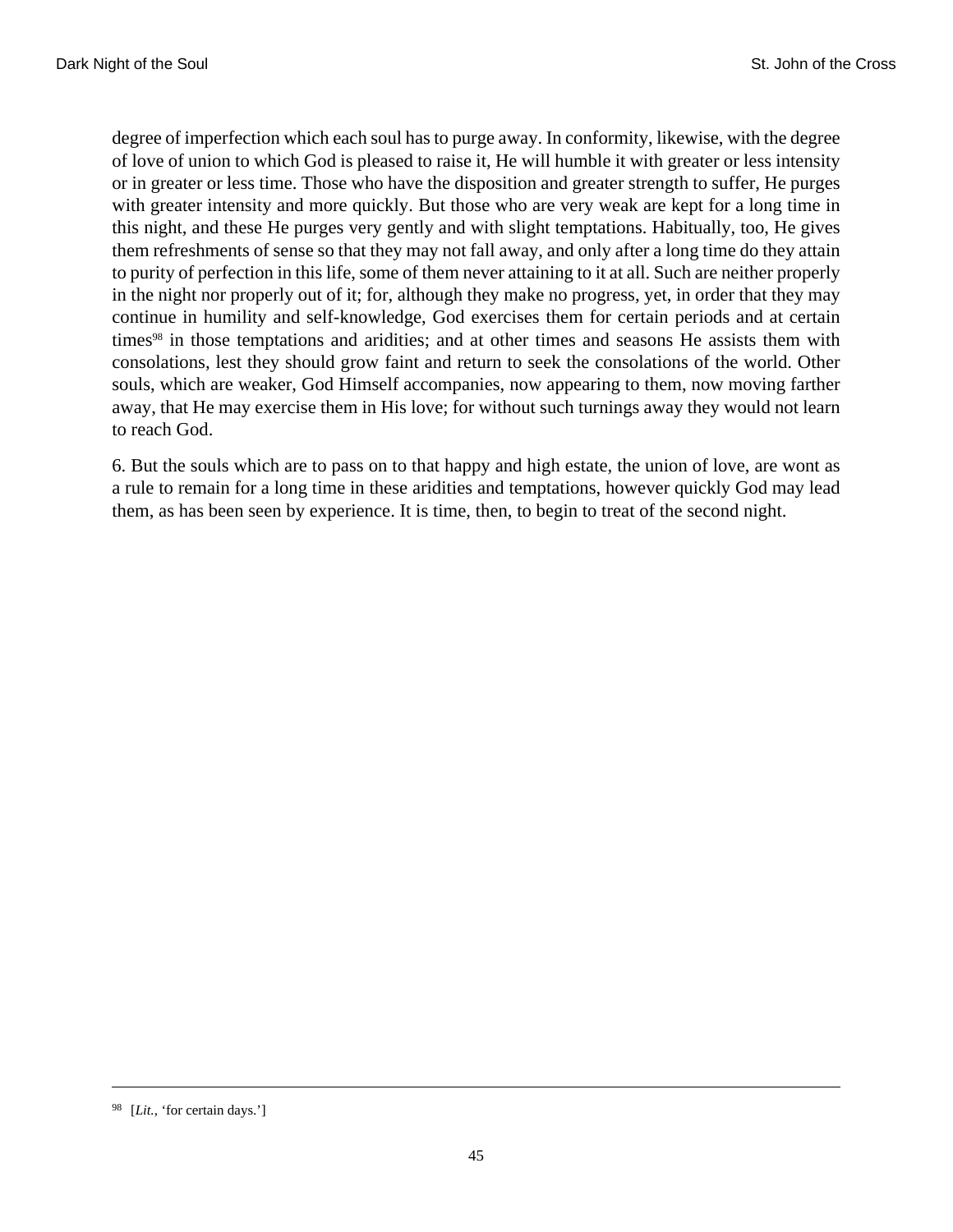degree of imperfection which each soul has to purge away. In conformity, likewise, with the degree of love of union to which God is pleased to raise it, He will humble it with greater or less intensity or in greater or less time. Those who have the disposition and greater strength to suffer, He purges with greater intensity and more quickly. But those who are very weak are kept for a long time in this night, and these He purges very gently and with slight temptations. Habitually, too, He gives them refreshments of sense so that they may not fall away, and only after a long time do they attain to purity of perfection in this life, some of them never attaining to it at all. Such are neither properly in the night nor properly out of it; for, although they make no progress, yet, in order that they may continue in humility and self-knowledge, God exercises them for certain periods and at certain times[98] in those temptations and aridities; and at other times and seasons He assists them with consolations, lest they should grow faint and return to seek the consolations of the world. Other souls, which are weaker, God Himself accompanies, now appearing to them, now moving farther away, that He may exercise them in His love; for without such turnings away they would not learn to reach God.

6. But the souls which are to pass on to that happy and high estate, the union of love, are wont as a rule to remain for a long time in these aridities and temptations, however quickly God may lead them, as has been seen by experience. It is time, then, to begin to treat of the second night.

---

[98] [*Lit.*, 'for certain days.']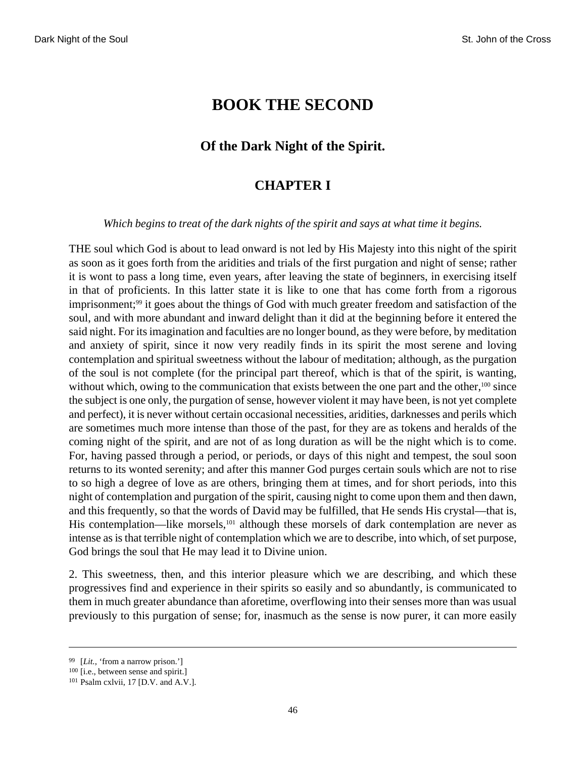# BOOK THE SECOND

## Of the Dark Night of the Spirit.

## CHAPTER I

*Which begins to treat of the dark nights of the spirit and says at what time it begins.*

THE soul which God is about to lead onward is not led by His Majesty into this night of the spirit as soon as it goes forth from the aridities and trials of the first purgation and night of sense; rather it is wont to pass a long time, even years, after leaving the state of beginners, in exercising itself in that of proficients. In this latter state it is like to one that has come forth from a rigorous imprisonment;[99] it goes about the things of God with much greater freedom and satisfaction of the soul, and with more abundant and inward delight than it did at the beginning before it entered the said night. For its imagination and faculties are no longer bound, as they were before, by meditation and anxiety of spirit, since it now very readily finds in its spirit the most serene and loving contemplation and spiritual sweetness without the labour of meditation; although, as the purgation of the soul is not complete (for the principal part thereof, which is that of the spirit, is wanting, without which, owing to the communication that exists between the one part and the other,[100] since the subject is one only, the purgation of sense, however violent it may have been, is not yet complete and perfect), it is never without certain occasional necessities, aridities, darknesses and perils which are sometimes much more intense than those of the past, for they are as tokens and heralds of the coming night of the spirit, and are not of as long duration as will be the night which is to come. For, having passed through a period, or periods, or days of this night and tempest, the soul soon returns to its wonted serenity; and after this manner God purges certain souls which are not to rise to so high a degree of love as are others, bringing them at times, and for short periods, into this night of contemplation and purgation of the spirit, causing night to come upon them and then dawn, and this frequently, so that the words of David may be fulfilled, that He sends His crystal—that is, His contemplation—like morsels,[101] although these morsels of dark contemplation are never as intense as is that terrible night of contemplation which we are to describe, into which, of set purpose, God brings the soul that He may lead it to Divine union.

2. This sweetness, then, and this interior pleasure which we are describing, and which these progressives find and experience in their spirits so easily and so abundantly, is communicated to them in much greater abundance than aforetime, overflowing into their senses more than was usual previously to this purgation of sense; for, inasmuch as the sense is now purer, it can more easily

---

99 [*Lit.*, 'from a narrow prison.']

100 [i.e., between sense and spirit.]

101 Psalm cxlvii, 17 [D.V. and A.V.].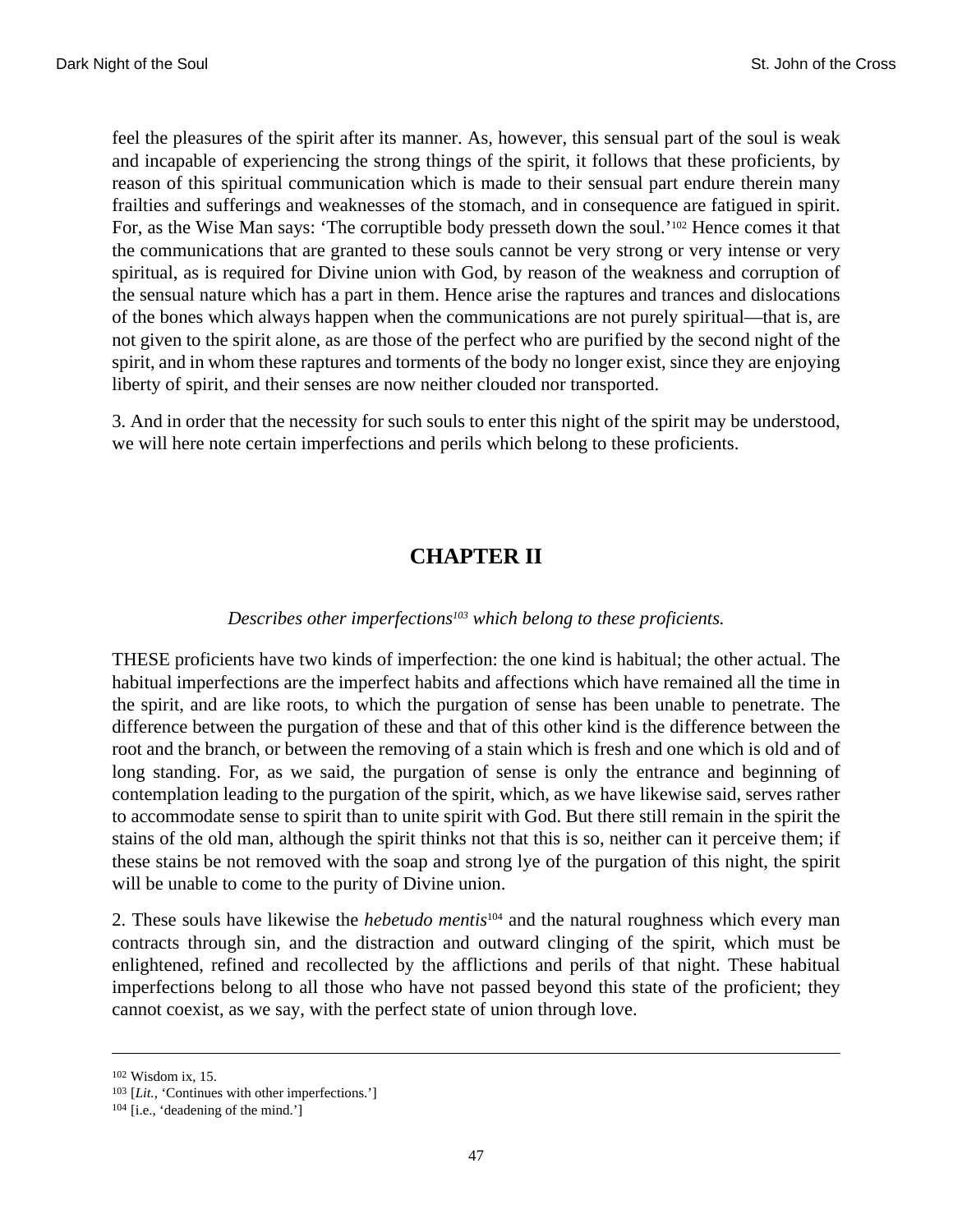feel the pleasures of the spirit after its manner. As, however, this sensual part of the soul is weak and incapable of experiencing the strong things of the spirit, it follows that these proficients, by reason of this spiritual communication which is made to their sensual part endure therein many frailties and sufferings and weaknesses of the stomach, and in consequence are fatigued in spirit. For, as the Wise Man says: 'The corruptible body presseth down the soul.'[102] Hence comes it that the communications that are granted to these souls cannot be very strong or very intense or very spiritual, as is required for Divine union with God, by reason of the weakness and corruption of the sensual nature which has a part in them. Hence arise the raptures and trances and dislocations of the bones which always happen when the communications are not purely spiritual—that is, are not given to the spirit alone, as are those of the perfect who are purified by the second night of the spirit, and in whom these raptures and torments of the body no longer exist, since they are enjoying liberty of spirit, and their senses are now neither clouded nor transported.

3. And in order that the necessity for such souls to enter this night of the spirit may be understood, we will here note certain imperfections and perils which belong to these proficients.

## CHAPTER II

*Describes other imperfections[103] which belong to these proficients.*

THESE proficients have two kinds of imperfection: the one kind is habitual; the other actual. The habitual imperfections are the imperfect habits and affections which have remained all the time in the spirit, and are like roots, to which the purgation of sense has been unable to penetrate. The difference between the purgation of these and that of this other kind is the difference between the root and the branch, or between the removing of a stain which is fresh and one which is old and of long standing. For, as we said, the purgation of sense is only the entrance and beginning of contemplation leading to the purgation of the spirit, which, as we have likewise said, serves rather to accommodate sense to spirit than to unite spirit with God. But there still remain in the spirit the stains of the old man, although the spirit thinks not that this is so, neither can it perceive them; if these stains be not removed with the soap and strong lye of the purgation of this night, the spirit will be unable to come to the purity of Divine union.

2. These souls have likewise the *hebetudo mentis*[104] and the natural roughness which every man contracts through sin, and the distraction and outward clinging of the spirit, which must be enlightened, refined and recollected by the afflictions and perils of that night. These habitual imperfections belong to all those who have not passed beyond this state of the proficient; they cannot coexist, as we say, with the perfect state of union through love.

---

[102] Wisdom ix, 15.

[103] [*Lit.*, 'Continues with other imperfections.']

[104] [i.e., 'deadening of the mind.']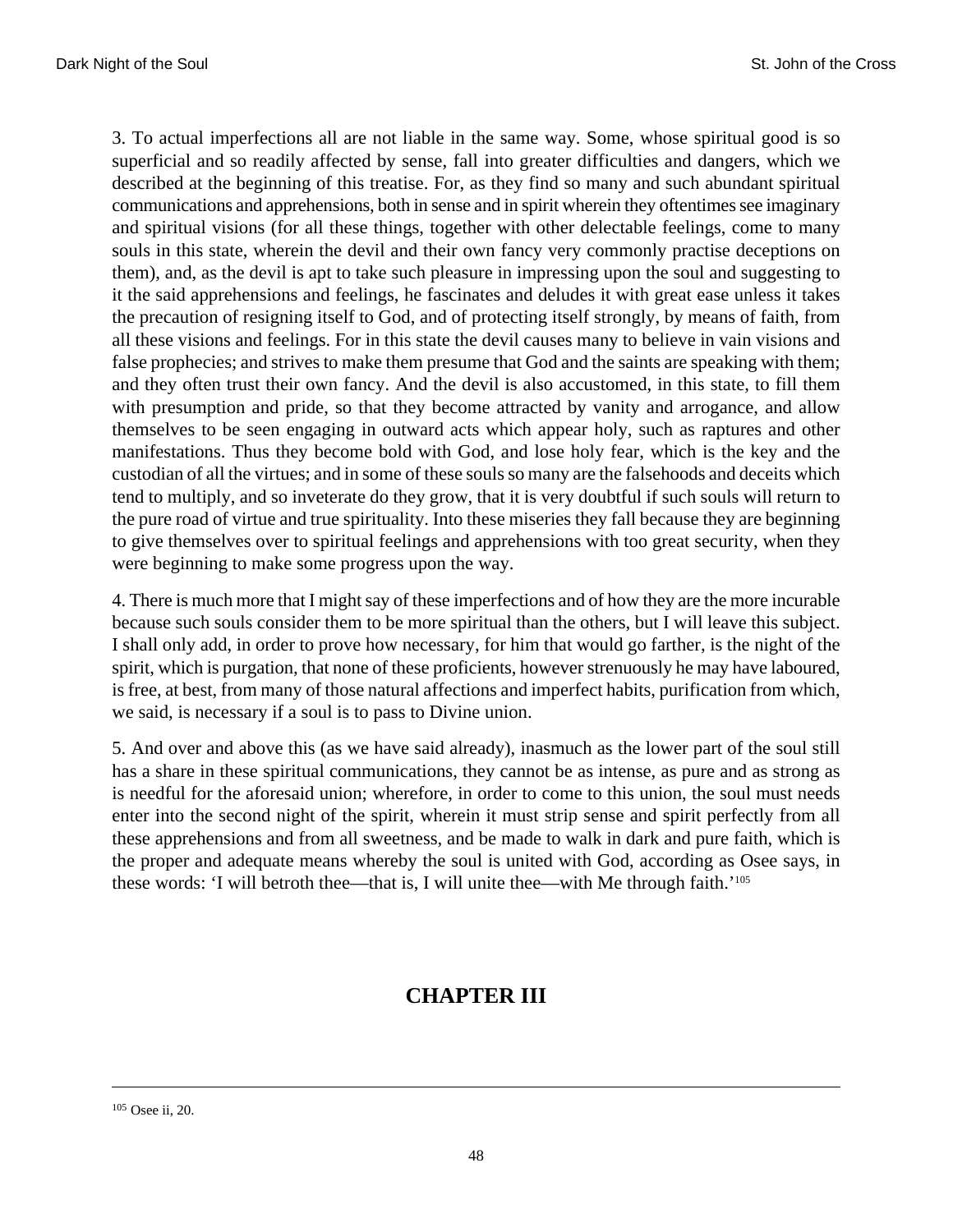3. To actual imperfections all are not liable in the same way. Some, whose spiritual good is so superficial and so readily affected by sense, fall into greater difficulties and dangers, which we described at the beginning of this treatise. For, as they find so many and such abundant spiritual communications and apprehensions, both in sense and in spirit wherein they oftentimes see imaginary and spiritual visions (for all these things, together with other delectable feelings, come to many souls in this state, wherein the devil and their own fancy very commonly practise deceptions on them), and, as the devil is apt to take such pleasure in impressing upon the soul and suggesting to it the said apprehensions and feelings, he fascinates and deludes it with great ease unless it takes the precaution of resigning itself to God, and of protecting itself strongly, by means of faith, from all these visions and feelings. For in this state the devil causes many to believe in vain visions and false prophecies; and strives to make them presume that God and the saints are speaking with them; and they often trust their own fancy. And the devil is also accustomed, in this state, to fill them with presumption and pride, so that they become attracted by vanity and arrogance, and allow themselves to be seen engaging in outward acts which appear holy, such as raptures and other manifestations. Thus they become bold with God, and lose holy fear, which is the key and the custodian of all the virtues; and in some of these souls so many are the falsehoods and deceits which tend to multiply, and so inveterate do they grow, that it is very doubtful if such souls will return to the pure road of virtue and true spirituality. Into these miseries they fall because they are beginning to give themselves over to spiritual feelings and apprehensions with too great security, when they were beginning to make some progress upon the way.

4. There is much more that I might say of these imperfections and of how they are the more incurable because such souls consider them to be more spiritual than the others, but I will leave this subject. I shall only add, in order to prove how necessary, for him that would go farther, is the night of the spirit, which is purgation, that none of these proficients, however strenuously he may have laboured, is free, at best, from many of those natural affections and imperfect habits, purification from which, we said, is necessary if a soul is to pass to Divine union.

5. And over and above this (as we have said already), inasmuch as the lower part of the soul still has a share in these spiritual communications, they cannot be as intense, as pure and as strong as is needful for the aforesaid union; wherefore, in order to come to this union, the soul must needs enter into the second night of the spirit, wherein it must strip sense and spirit perfectly from all these apprehensions and from all sweetness, and be made to walk in dark and pure faith, which is the proper and adequate means whereby the soul is united with God, according as Osee says, in these words: 'I will betroth thee—that is, I will unite thee—with Me through faith.'[105]

## CHAPTER III

[105] Osee ii, 20.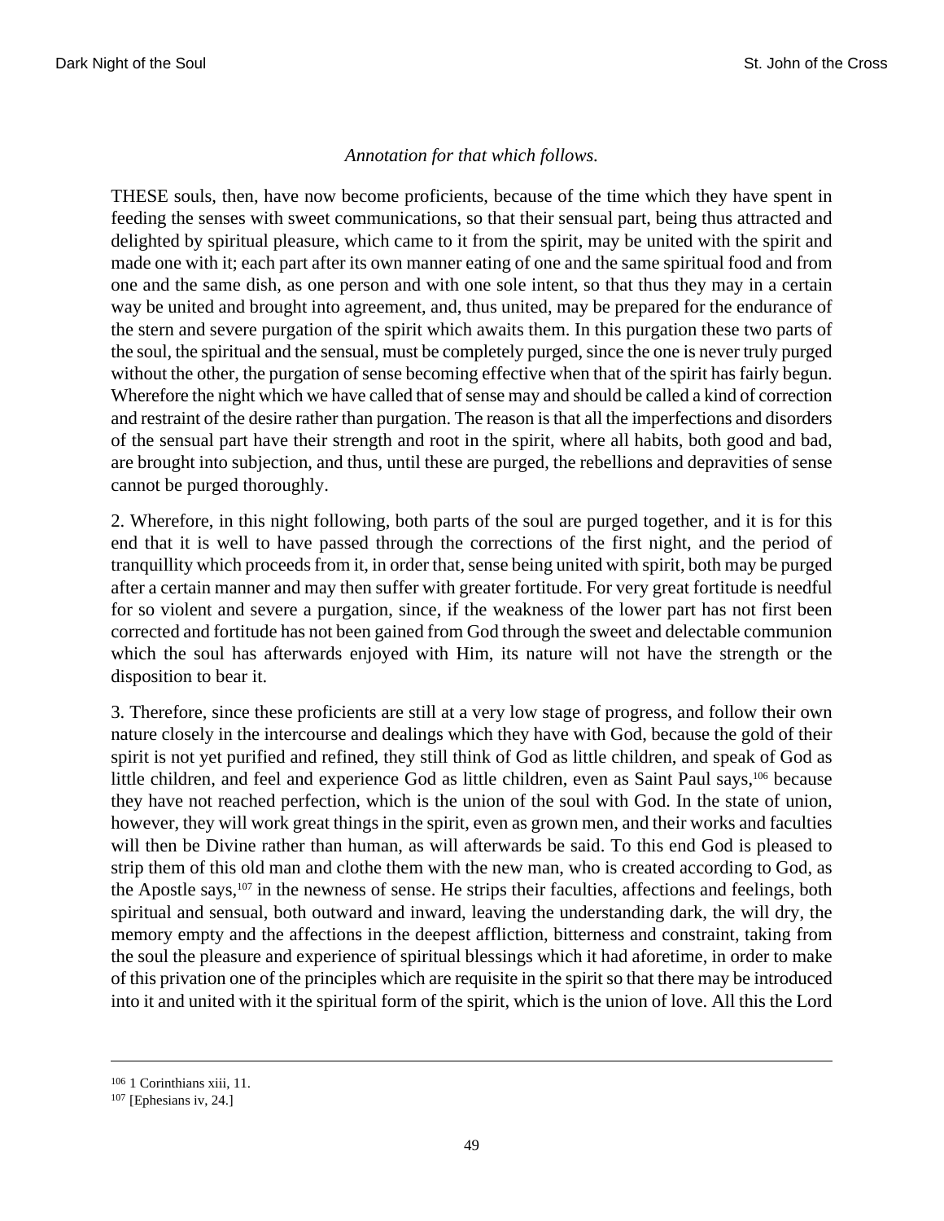*Annotation for that which follows.*

THESE souls, then, have now become proficients, because of the time which they have spent in feeding the senses with sweet communications, so that their sensual part, being thus attracted and delighted by spiritual pleasure, which came to it from the spirit, may be united with the spirit and made one with it; each part after its own manner eating of one and the same spiritual food and from one and the same dish, as one person and with one sole intent, so that thus they may in a certain way be united and brought into agreement, and, thus united, may be prepared for the endurance of the stern and severe purgation of the spirit which awaits them. In this purgation these two parts of the soul, the spiritual and the sensual, must be completely purged, since the one is never truly purged without the other, the purgation of sense becoming effective when that of the spirit has fairly begun. Wherefore the night which we have called that of sense may and should be called a kind of correction and restraint of the desire rather than purgation. The reason is that all the imperfections and disorders of the sensual part have their strength and root in the spirit, where all habits, both good and bad, are brought into subjection, and thus, until these are purged, the rebellions and depravities of sense cannot be purged thoroughly.

2. Wherefore, in this night following, both parts of the soul are purged together, and it is for this end that it is well to have passed through the corrections of the first night, and the period of tranquillity which proceeds from it, in order that, sense being united with spirit, both may be purged after a certain manner and may then suffer with greater fortitude. For very great fortitude is needful for so violent and severe a purgation, since, if the weakness of the lower part has not first been corrected and fortitude has not been gained from God through the sweet and delectable communion which the soul has afterwards enjoyed with Him, its nature will not have the strength or the disposition to bear it.

3. Therefore, since these proficients are still at a very low stage of progress, and follow their own nature closely in the intercourse and dealings which they have with God, because the gold of their spirit is not yet purified and refined, they still think of God as little children, and speak of God as little children, and feel and experience God as little children, even as Saint Paul says,[106] because they have not reached perfection, which is the union of the soul with God. In the state of union, however, they will work great things in the spirit, even as grown men, and their works and faculties will then be Divine rather than human, as will afterwards be said. To this end God is pleased to strip them of this old man and clothe them with the new man, who is created according to God, as the Apostle says,[107] in the newness of sense. He strips their faculties, affections and feelings, both spiritual and sensual, both outward and inward, leaving the understanding dark, the will dry, the memory empty and the affections in the deepest affliction, bitterness and constraint, taking from the soul the pleasure and experience of spiritual blessings which it had aforetime, in order to make of this privation one of the principles which are requisite in the spirit so that there may be introduced into it and united with it the spiritual form of the spirit, which is the union of love. All this the Lord

---

[106] 1 Corinthians xiii, 11.

[107] [Ephesians iv, 24.]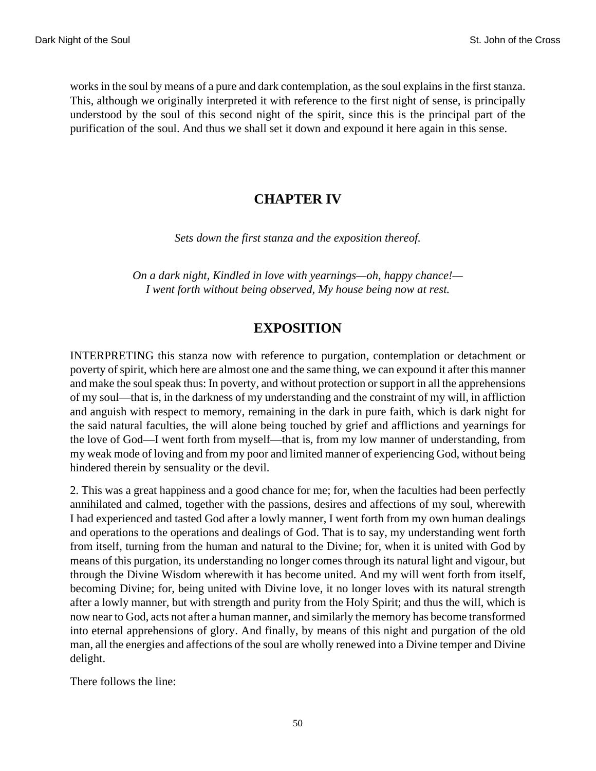works in the soul by means of a pure and dark contemplation, as the soul explains in the first stanza. This, although we originally interpreted it with reference to the first night of sense, is principally understood by the soul of this second night of the spirit, since this is the principal part of the purification of the soul. And thus we shall set it down and expound it here again in this sense.

## CHAPTER IV

*Sets down the first stanza and the exposition thereof.*

*On a dark night, Kindled in love with yearnings—oh, happy chance!—*
*I went forth without being observed, My house being now at rest.*

## EXPOSITION

INTERPRETING this stanza now with reference to purgation, contemplation or detachment or poverty of spirit, which here are almost one and the same thing, we can expound it after this manner and make the soul speak thus: In poverty, and without protection or support in all the apprehensions of my soul—that is, in the darkness of my understanding and the constraint of my will, in affliction and anguish with respect to memory, remaining in the dark in pure faith, which is dark night for the said natural faculties, the will alone being touched by grief and afflictions and yearnings for the love of God—I went forth from myself—that is, from my low manner of understanding, from my weak mode of loving and from my poor and limited manner of experiencing God, without being hindered therein by sensuality or the devil.

2. This was a great happiness and a good chance for me; for, when the faculties had been perfectly annihilated and calmed, together with the passions, desires and affections of my soul, wherewith I had experienced and tasted God after a lowly manner, I went forth from my own human dealings and operations to the operations and dealings of God. That is to say, my understanding went forth from itself, turning from the human and natural to the Divine; for, when it is united with God by means of this purgation, its understanding no longer comes through its natural light and vigour, but through the Divine Wisdom wherewith it has become united. And my will went forth from itself, becoming Divine; for, being united with Divine love, it no longer loves with its natural strength after a lowly manner, but with strength and purity from the Holy Spirit; and thus the will, which is now near to God, acts not after a human manner, and similarly the memory has become transformed into eternal apprehensions of glory. And finally, by means of this night and purgation of the old man, all the energies and affections of the soul are wholly renewed into a Divine temper and Divine delight.

There follows the line: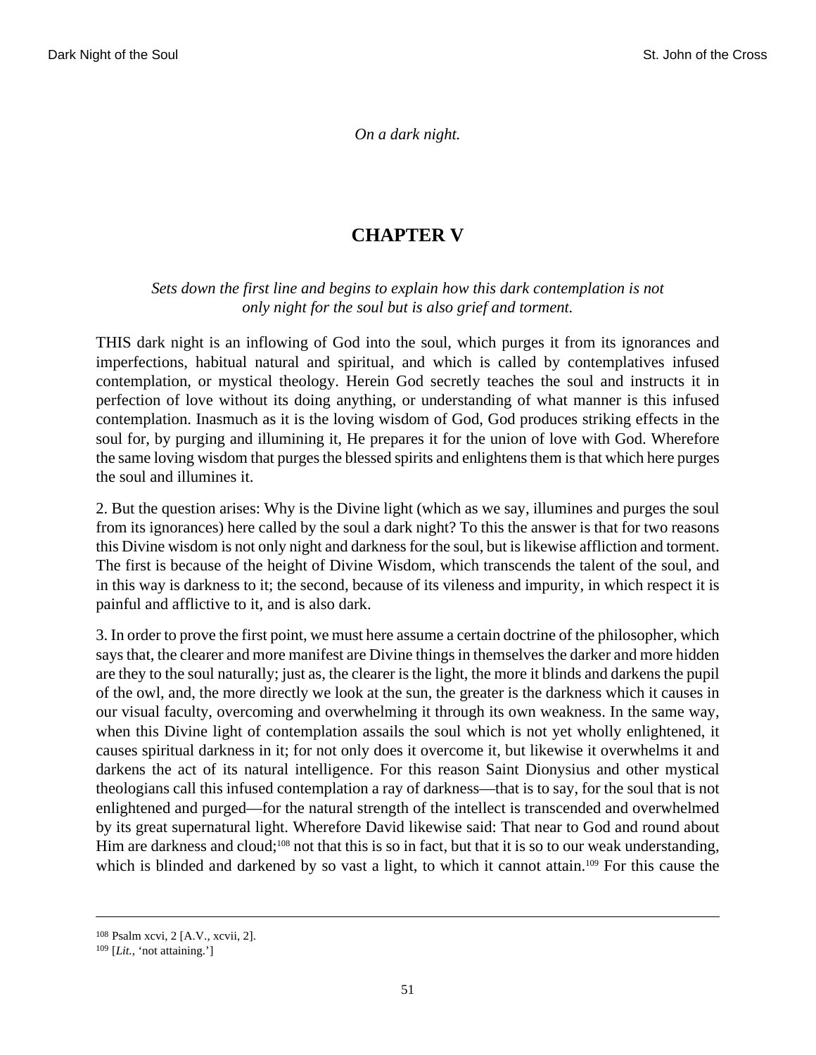*On a dark night.*

## CHAPTER V

*Sets down the first line and begins to explain how this dark contemplation is not only night for the soul but is also grief and torment.*

THIS dark night is an inflowing of God into the soul, which purges it from its ignorances and imperfections, habitual natural and spiritual, and which is called by contemplatives infused contemplation, or mystical theology. Herein God secretly teaches the soul and instructs it in perfection of love without its doing anything, or understanding of what manner is this infused contemplation. Inasmuch as it is the loving wisdom of God, God produces striking effects in the soul for, by purging and illumining it, He prepares it for the union of love with God. Wherefore the same loving wisdom that purges the blessed spirits and enlightens them is that which here purges the soul and illumines it.

2. But the question arises: Why is the Divine light (which as we say, illumines and purges the soul from its ignorances) here called by the soul a dark night? To this the answer is that for two reasons this Divine wisdom is not only night and darkness for the soul, but is likewise affliction and torment. The first is because of the height of Divine Wisdom, which transcends the talent of the soul, and in this way is darkness to it; the second, because of its vileness and impurity, in which respect it is painful and afflictive to it, and is also dark.

3. In order to prove the first point, we must here assume a certain doctrine of the philosopher, which says that, the clearer and more manifest are Divine things in themselves the darker and more hidden are they to the soul naturally; just as, the clearer is the light, the more it blinds and darkens the pupil of the owl, and, the more directly we look at the sun, the greater is the darkness which it causes in our visual faculty, overcoming and overwhelming it through its own weakness. In the same way, when this Divine light of contemplation assails the soul which is not yet wholly enlightened, it causes spiritual darkness in it; for not only does it overcome it, but likewise it overwhelms it and darkens the act of its natural intelligence. For this reason Saint Dionysius and other mystical theologians call this infused contemplation a ray of darkness—that is to say, for the soul that is not enlightened and purged—for the natural strength of the intellect is transcended and overwhelmed by its great supernatural light. Wherefore David likewise said: That near to God and round about Him are darkness and cloud;[108] not that this is so in fact, but that it is so to our weak understanding, which is blinded and darkened by so vast a light, to which it cannot attain.[109] For this cause the

---

[108] Psalm xcvi, 2 [A.V., xcvii, 2].

[109] [*Lit.*, 'not attaining.']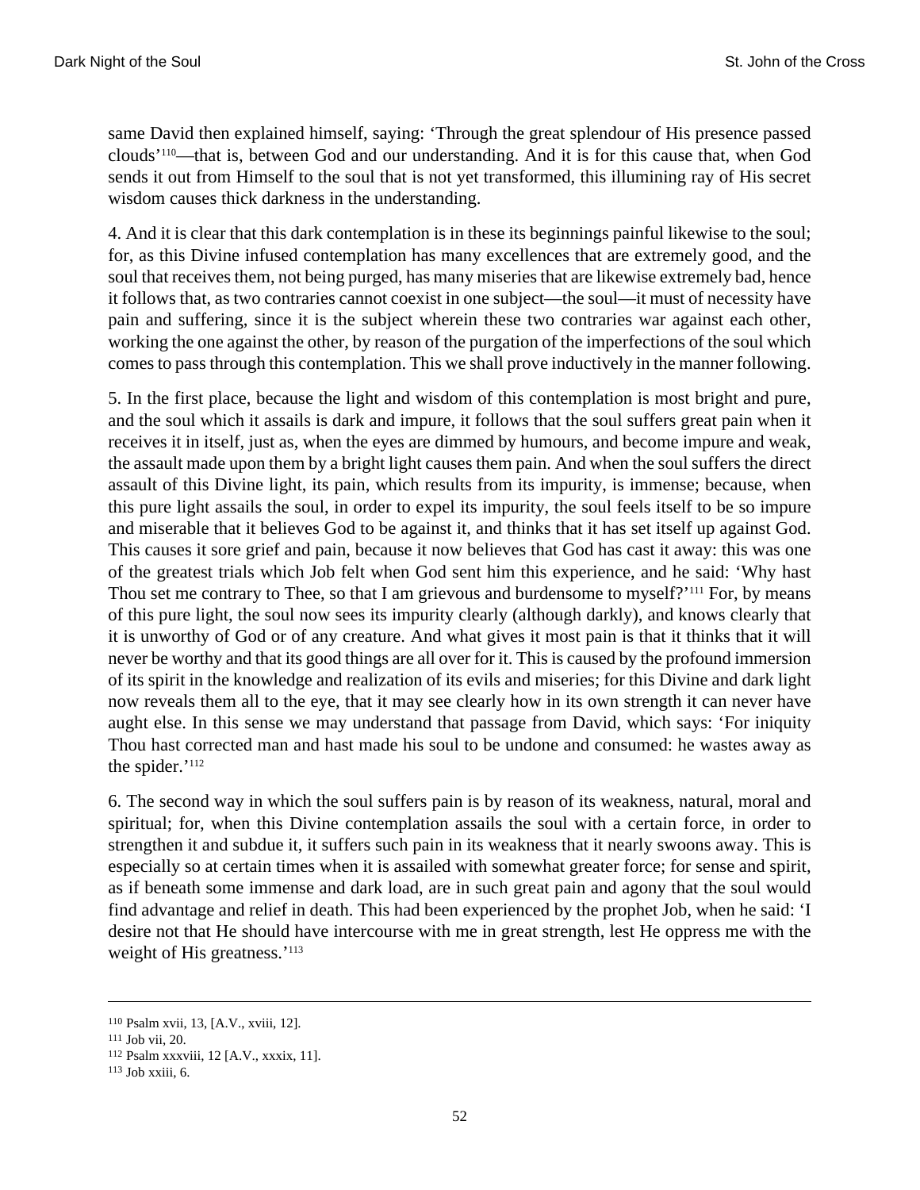same David then explained himself, saying: 'Through the great splendour of His presence passed clouds'[110]—that is, between God and our understanding. And it is for this cause that, when God sends it out from Himself to the soul that is not yet transformed, this illumining ray of His secret wisdom causes thick darkness in the understanding.

4. And it is clear that this dark contemplation is in these its beginnings painful likewise to the soul; for, as this Divine infused contemplation has many excellences that are extremely good, and the soul that receives them, not being purged, has many miseries that are likewise extremely bad, hence it follows that, as two contraries cannot coexist in one subject—the soul—it must of necessity have pain and suffering, since it is the subject wherein these two contraries war against each other, working the one against the other, by reason of the purgation of the imperfections of the soul which comes to pass through this contemplation. This we shall prove inductively in the manner following.

5. In the first place, because the light and wisdom of this contemplation is most bright and pure, and the soul which it assails is dark and impure, it follows that the soul suffers great pain when it receives it in itself, just as, when the eyes are dimmed by humours, and become impure and weak, the assault made upon them by a bright light causes them pain. And when the soul suffers the direct assault of this Divine light, its pain, which results from its impurity, is immense; because, when this pure light assails the soul, in order to expel its impurity, the soul feels itself to be so impure and miserable that it believes God to be against it, and thinks that it has set itself up against God. This causes it sore grief and pain, because it now believes that God has cast it away: this was one of the greatest trials which Job felt when God sent him this experience, and he said: 'Why hast Thou set me contrary to Thee, so that I am grievous and burdensome to myself?'[111] For, by means of this pure light, the soul now sees its impurity clearly (although darkly), and knows clearly that it is unworthy of God or of any creature. And what gives it most pain is that it thinks that it will never be worthy and that its good things are all over for it. This is caused by the profound immersion of its spirit in the knowledge and realization of its evils and miseries; for this Divine and dark light now reveals them all to the eye, that it may see clearly how in its own strength it can never have aught else. In this sense we may understand that passage from David, which says: 'For iniquity Thou hast corrected man and hast made his soul to be undone and consumed: he wastes away as the spider.'[112]

6. The second way in which the soul suffers pain is by reason of its weakness, natural, moral and spiritual; for, when this Divine contemplation assails the soul with a certain force, in order to strengthen it and subdue it, it suffers such pain in its weakness that it nearly swoons away. This is especially so at certain times when it is assailed with somewhat greater force; for sense and spirit, as if beneath some immense and dark load, are in such great pain and agony that the soul would find advantage and relief in death. This had been experienced by the prophet Job, when he said: 'I desire not that He should have intercourse with me in great strength, lest He oppress me with the weight of His greatness.'[113]

---

[110] Psalm xvii, 13, [A.V., xviii, 12].

[111] Job vii, 20.

[112] Psalm xxxviii, 12 [A.V., xxxix, 11].

[113] Job xxiii, 6.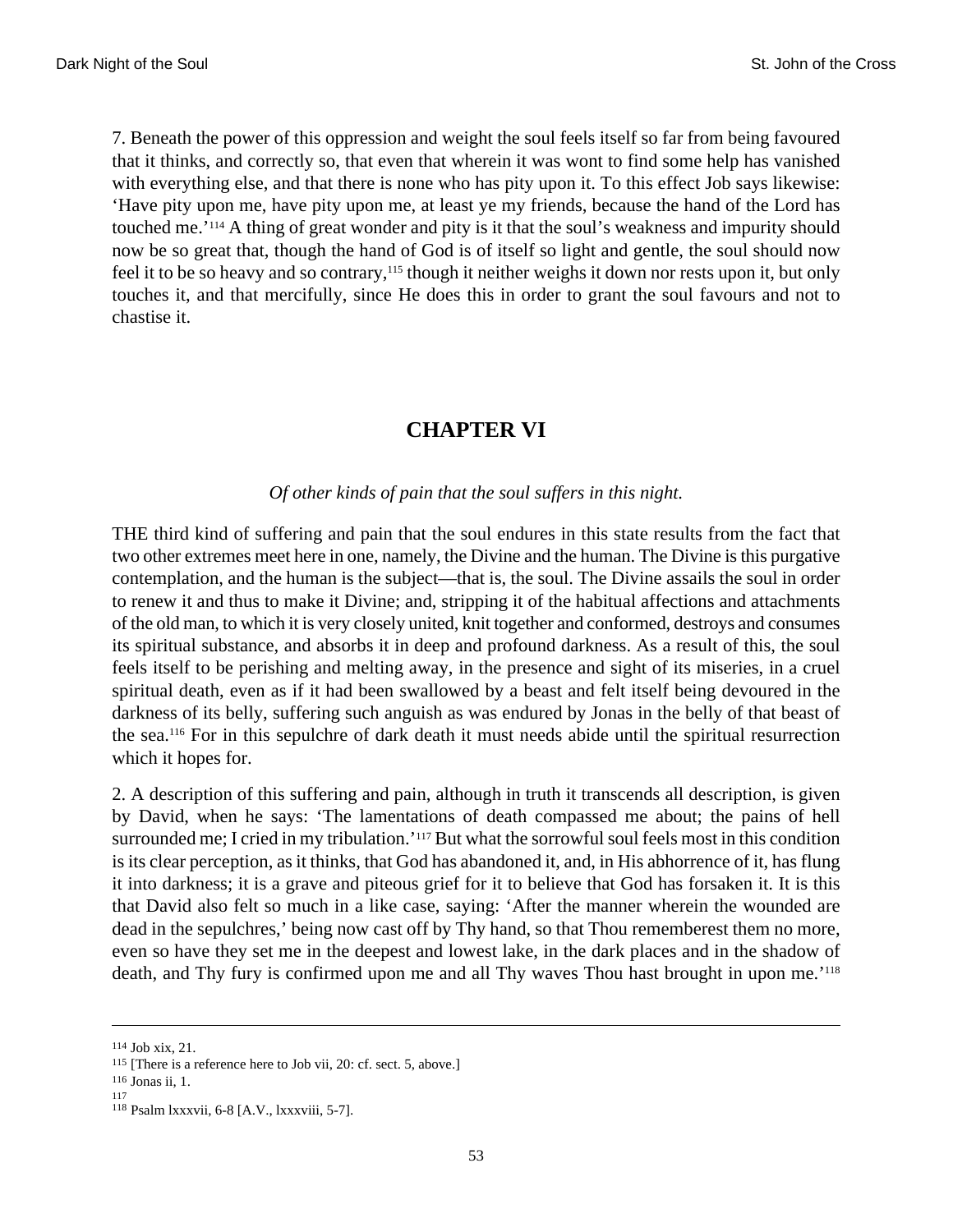7. Beneath the power of this oppression and weight the soul feels itself so far from being favoured that it thinks, and correctly so, that even that wherein it was wont to find some help has vanished with everything else, and that there is none who has pity upon it. To this effect Job says likewise: 'Have pity upon me, have pity upon me, at least ye my friends, because the hand of the Lord has touched me.'[114] A thing of great wonder and pity is it that the soul's weakness and impurity should now be so great that, though the hand of God is of itself so light and gentle, the soul should now feel it to be so heavy and so contrary,[115] though it neither weighs it down nor rests upon it, but only touches it, and that mercifully, since He does this in order to grant the soul favours and not to chastise it.

## CHAPTER VI

*Of other kinds of pain that the soul suffers in this night.*

THE third kind of suffering and pain that the soul endures in this state results from the fact that two other extremes meet here in one, namely, the Divine and the human. The Divine is this purgative contemplation, and the human is the subject—that is, the soul. The Divine assails the soul in order to renew it and thus to make it Divine; and, stripping it of the habitual affections and attachments of the old man, to which it is very closely united, knit together and conformed, destroys and consumes its spiritual substance, and absorbs it in deep and profound darkness. As a result of this, the soul feels itself to be perishing and melting away, in the presence and sight of its miseries, in a cruel spiritual death, even as if it had been swallowed by a beast and felt itself being devoured in the darkness of its belly, suffering such anguish as was endured by Jonas in the belly of that beast of the sea.[116] For in this sepulchre of dark death it must needs abide until the spiritual resurrection which it hopes for.

2. A description of this suffering and pain, although in truth it transcends all description, is given by David, when he says: 'The lamentations of death compassed me about; the pains of hell surrounded me; I cried in my tribulation.'[117] But what the sorrowful soul feels most in this condition is its clear perception, as it thinks, that God has abandoned it, and, in His abhorrence of it, has flung it into darkness; it is a grave and piteous grief for it to believe that God has forsaken it. It is this that David also felt so much in a like case, saying: 'After the manner wherein the wounded are dead in the sepulchres,' being now cast off by Thy hand, so that Thou rememberest them no more, even so have they set me in the deepest and lowest lake, in the dark places and in the shadow of death, and Thy fury is confirmed upon me and all Thy waves Thou hast brought in upon me.'[118]

---

[114] Job xix, 21.
[115] [There is a reference here to Job vii, 20: cf. sect. 5, above.]
[116] Jonas ii, 1.
[117]
[118] Psalm lxxxvii, 6-8 [A.V., lxxxviii, 5-7].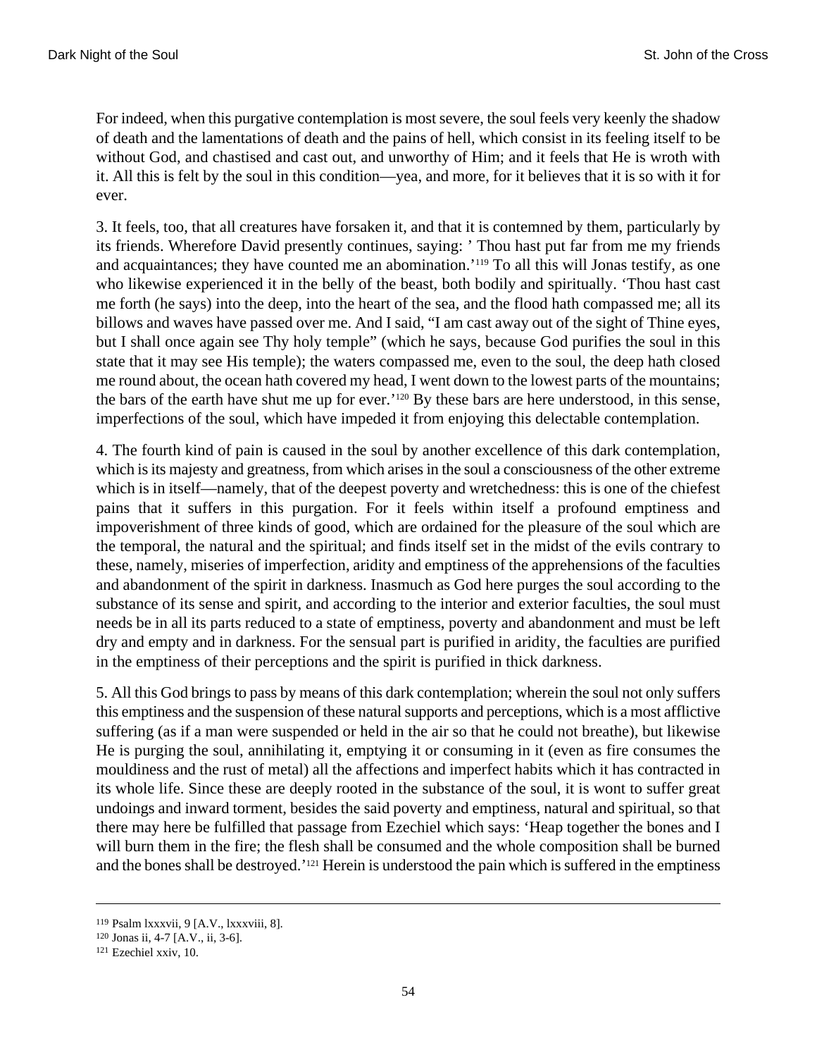For indeed, when this purgative contemplation is most severe, the soul feels very keenly the shadow of death and the lamentations of death and the pains of hell, which consist in its feeling itself to be without God, and chastised and cast out, and unworthy of Him; and it feels that He is wroth with it. All this is felt by the soul in this condition—yea, and more, for it believes that it is so with it for ever.

3. It feels, too, that all creatures have forsaken it, and that it is contemned by them, particularly by its friends. Wherefore David presently continues, saying: ' Thou hast put far from me my friends and acquaintances; they have counted me an abomination.'[119] To all this will Jonas testify, as one who likewise experienced it in the belly of the beast, both bodily and spiritually. 'Thou hast cast me forth (he says) into the deep, into the heart of the sea, and the flood hath compassed me; all its billows and waves have passed over me. And I said, "I am cast away out of the sight of Thine eyes, but I shall once again see Thy holy temple" (which he says, because God purifies the soul in this state that it may see His temple); the waters compassed me, even to the soul, the deep hath closed me round about, the ocean hath covered my head, I went down to the lowest parts of the mountains; the bars of the earth have shut me up for ever.'[120] By these bars are here understood, in this sense, imperfections of the soul, which have impeded it from enjoying this delectable contemplation.

4. The fourth kind of pain is caused in the soul by another excellence of this dark contemplation, which is its majesty and greatness, from which arises in the soul a consciousness of the other extreme which is in itself—namely, that of the deepest poverty and wretchedness: this is one of the chiefest pains that it suffers in this purgation. For it feels within itself a profound emptiness and impoverishment of three kinds of good, which are ordained for the pleasure of the soul which are the temporal, the natural and the spiritual; and finds itself set in the midst of the evils contrary to these, namely, miseries of imperfection, aridity and emptiness of the apprehensions of the faculties and abandonment of the spirit in darkness. Inasmuch as God here purges the soul according to the substance of its sense and spirit, and according to the interior and exterior faculties, the soul must needs be in all its parts reduced to a state of emptiness, poverty and abandonment and must be left dry and empty and in darkness. For the sensual part is purified in aridity, the faculties are purified in the emptiness of their perceptions and the spirit is purified in thick darkness.

5. All this God brings to pass by means of this dark contemplation; wherein the soul not only suffers this emptiness and the suspension of these natural supports and perceptions, which is a most afflictive suffering (as if a man were suspended or held in the air so that he could not breathe), but likewise He is purging the soul, annihilating it, emptying it or consuming in it (even as fire consumes the mouldiness and the rust of metal) all the affections and imperfect habits which it has contracted in its whole life. Since these are deeply rooted in the substance of the soul, it is wont to suffer great undoings and inward torment, besides the said poverty and emptiness, natural and spiritual, so that there may here be fulfilled that passage from Ezechiel which says: 'Heap together the bones and I will burn them in the fire; the flesh shall be consumed and the whole composition shall be burned and the bones shall be destroyed.'[121] Herein is understood the pain which is suffered in the emptiness

---

119 Psalm lxxxvii, 9 [A.V., lxxxviii, 8].

120 Jonas ii, 4-7 [A.V., ii, 3-6].

121 Ezechiel xxiv, 10.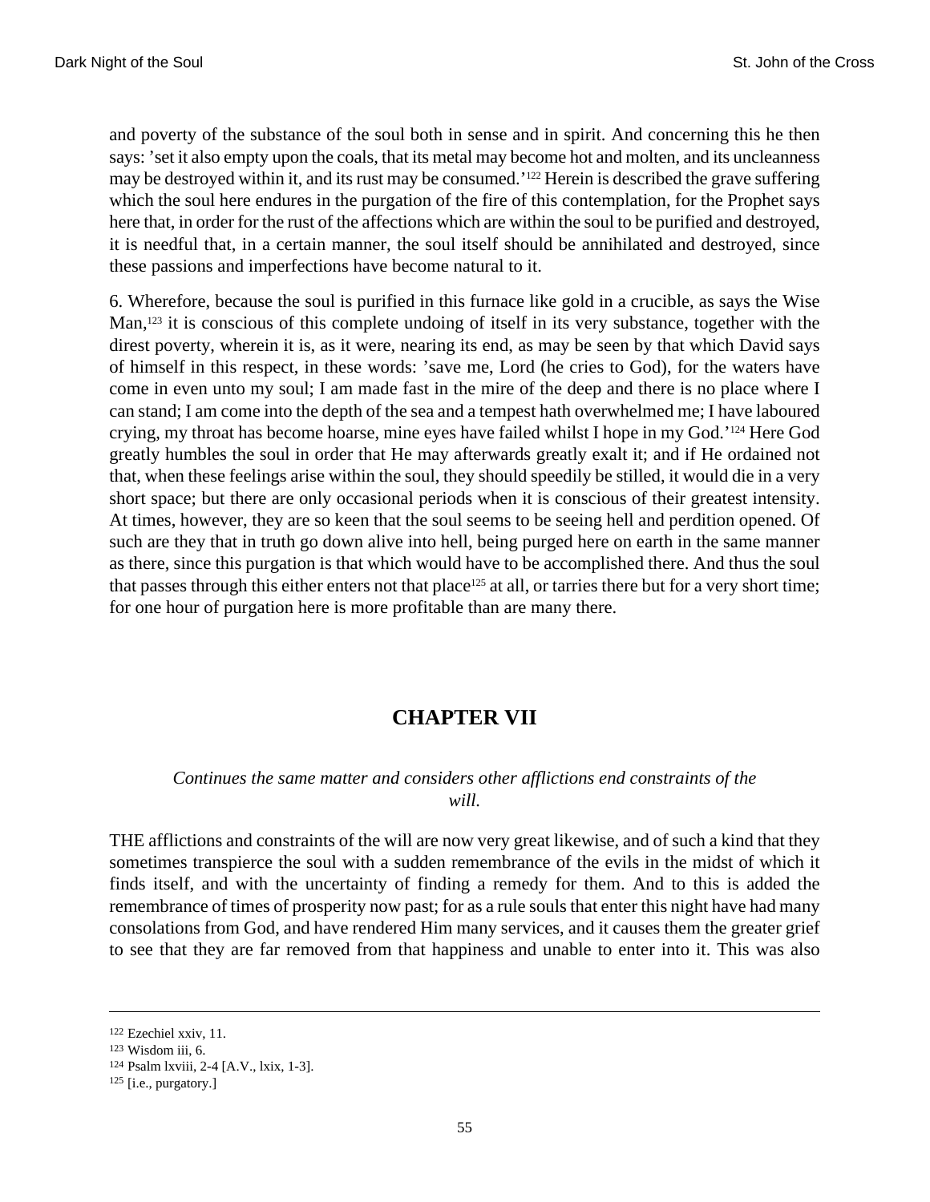and poverty of the substance of the soul both in sense and in spirit. And concerning this he then says: 'set it also empty upon the coals, that its metal may become hot and molten, and its uncleanness may be destroyed within it, and its rust may be consumed.'[122] Herein is described the grave suffering which the soul here endures in the purgation of the fire of this contemplation, for the Prophet says here that, in order for the rust of the affections which are within the soul to be purified and destroyed, it is needful that, in a certain manner, the soul itself should be annihilated and destroyed, since these passions and imperfections have become natural to it.

6. Wherefore, because the soul is purified in this furnace like gold in a crucible, as says the Wise Man,[123] it is conscious of this complete undoing of itself in its very substance, together with the direst poverty, wherein it is, as it were, nearing its end, as may be seen by that which David says of himself in this respect, in these words: 'save me, Lord (he cries to God), for the waters have come in even unto my soul; I am made fast in the mire of the deep and there is no place where I can stand; I am come into the depth of the sea and a tempest hath overwhelmed me; I have laboured crying, my throat has become hoarse, mine eyes have failed whilst I hope in my God.'[124] Here God greatly humbles the soul in order that He may afterwards greatly exalt it; and if He ordained not that, when these feelings arise within the soul, they should speedily be stilled, it would die in a very short space; but there are only occasional periods when it is conscious of their greatest intensity. At times, however, they are so keen that the soul seems to be seeing hell and perdition opened. Of such are they that in truth go down alive into hell, being purged here on earth in the same manner as there, since this purgation is that which would have to be accomplished there. And thus the soul that passes through this either enters not that place[125] at all, or tarries there but for a very short time; for one hour of purgation here is more profitable than are many there.

## CHAPTER VII

*Continues the same matter and considers other afflictions end constraints of the will.*

THE afflictions and constraints of the will are now very great likewise, and of such a kind that they sometimes transpierce the soul with a sudden remembrance of the evils in the midst of which it finds itself, and with the uncertainty of finding a remedy for them. And to this is added the remembrance of times of prosperity now past; for as a rule souls that enter this night have had many consolations from God, and have rendered Him many services, and it causes them the greater grief to see that they are far removed from that happiness and unable to enter into it. This was also

---

[122] Ezechiel xxiv, 11.

[123] Wisdom iii, 6.

[124] Psalm lxviii, 2-4 [A.V., lxix, 1-3].

[125] [i.e., purgatory.]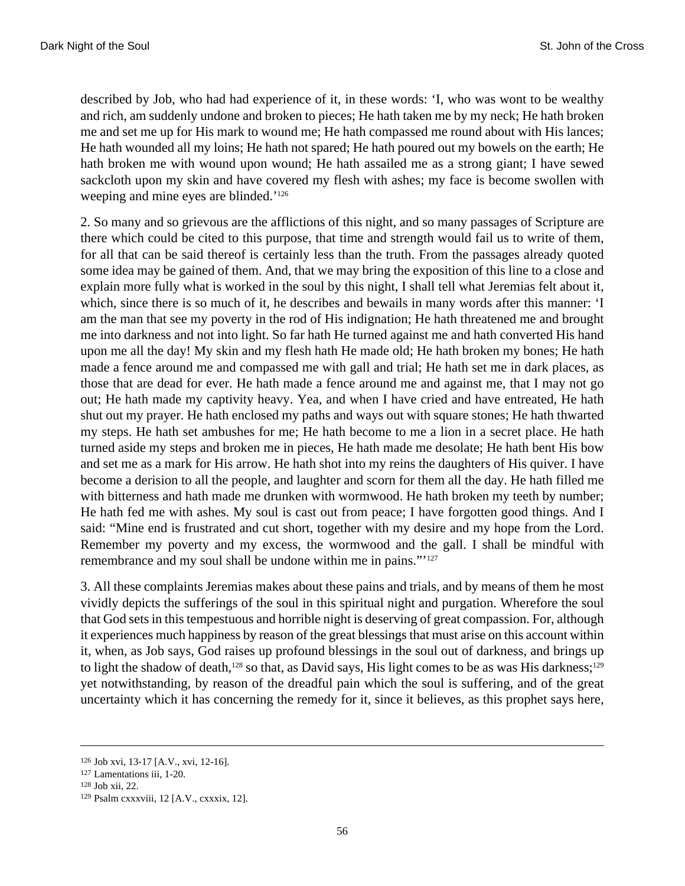described by Job, who had had experience of it, in these words: 'I, who was wont to be wealthy and rich, am suddenly undone and broken to pieces; He hath taken me by my neck; He hath broken me and set me up for His mark to wound me; He hath compassed me round about with His lances; He hath wounded all my loins; He hath not spared; He hath poured out my bowels on the earth; He hath broken me with wound upon wound; He hath assailed me as a strong giant; I have sewed sackcloth upon my skin and have covered my flesh with ashes; my face is become swollen with weeping and mine eyes are blinded.'[126]

2. So many and so grievous are the afflictions of this night, and so many passages of Scripture are there which could be cited to this purpose, that time and strength would fail us to write of them, for all that can be said thereof is certainly less than the truth. From the passages already quoted some idea may be gained of them. And, that we may bring the exposition of this line to a close and explain more fully what is worked in the soul by this night, I shall tell what Jeremias felt about it, which, since there is so much of it, he describes and bewails in many words after this manner: 'I am the man that see my poverty in the rod of His indignation; He hath threatened me and brought me into darkness and not into light. So far hath He turned against me and hath converted His hand upon me all the day! My skin and my flesh hath He made old; He hath broken my bones; He hath made a fence around me and compassed me with gall and trial; He hath set me in dark places, as those that are dead for ever. He hath made a fence around me and against me, that I may not go out; He hath made my captivity heavy. Yea, and when I have cried and have entreated, He hath shut out my prayer. He hath enclosed my paths and ways out with square stones; He hath thwarted my steps. He hath set ambushes for me; He hath become to me a lion in a secret place. He hath turned aside my steps and broken me in pieces, He hath made me desolate; He hath bent His bow and set me as a mark for His arrow. He hath shot into my reins the daughters of His quiver. I have become a derision to all the people, and laughter and scorn for them all the day. He hath filled me with bitterness and hath made me drunken with wormwood. He hath broken my teeth by number; He hath fed me with ashes. My soul is cast out from peace; I have forgotten good things. And I said: "Mine end is frustrated and cut short, together with my desire and my hope from the Lord. Remember my poverty and my excess, the wormwood and the gall. I shall be mindful with remembrance and my soul shall be undone within me in pains."'[127]

3. All these complaints Jeremias makes about these pains and trials, and by means of them he most vividly depicts the sufferings of the soul in this spiritual night and purgation. Wherefore the soul that God sets in this tempestuous and horrible night is deserving of great compassion. For, although it experiences much happiness by reason of the great blessings that must arise on this account within it, when, as Job says, God raises up profound blessings in the soul out of darkness, and brings up to light the shadow of death,[128] so that, as David says, His light comes to be as was His darkness;[129] yet notwithstanding, by reason of the dreadful pain which the soul is suffering, and of the great uncertainty which it has concerning the remedy for it, since it believes, as this prophet says here,

---

[126] Job xvi, 13-17 [A.V., xvi, 12-16].

[127] Lamentations iii, 1-20.

[128] Job xii, 22.

[129] Psalm cxxxviii, 12 [A.V., cxxxix, 12].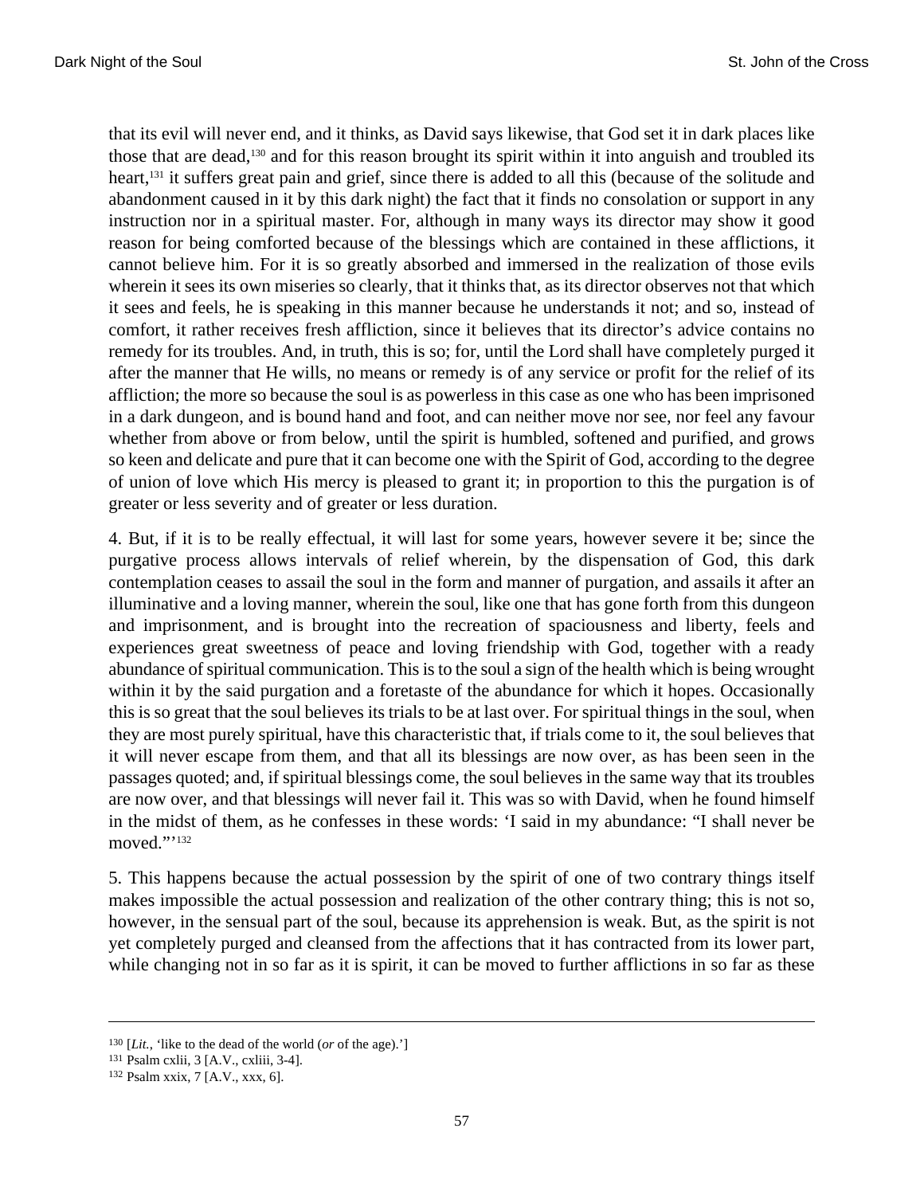that its evil will never end, and it thinks, as David says likewise, that God set it in dark places like those that are dead,[130] and for this reason brought its spirit within it into anguish and troubled its heart,[131] it suffers great pain and grief, since there is added to all this (because of the solitude and abandonment caused in it by this dark night) the fact that it finds no consolation or support in any instruction nor in a spiritual master. For, although in many ways its director may show it good reason for being comforted because of the blessings which are contained in these afflictions, it cannot believe him. For it is so greatly absorbed and immersed in the realization of those evils wherein it sees its own miseries so clearly, that it thinks that, as its director observes not that which it sees and feels, he is speaking in this manner because he understands it not; and so, instead of comfort, it rather receives fresh affliction, since it believes that its director's advice contains no remedy for its troubles. And, in truth, this is so; for, until the Lord shall have completely purged it after the manner that He wills, no means or remedy is of any service or profit for the relief of its affliction; the more so because the soul is as powerless in this case as one who has been imprisoned in a dark dungeon, and is bound hand and foot, and can neither move nor see, nor feel any favour whether from above or from below, until the spirit is humbled, softened and purified, and grows so keen and delicate and pure that it can become one with the Spirit of God, according to the degree of union of love which His mercy is pleased to grant it; in proportion to this the purgation is of greater or less severity and of greater or less duration.

4. But, if it is to be really effectual, it will last for some years, however severe it be; since the purgative process allows intervals of relief wherein, by the dispensation of God, this dark contemplation ceases to assail the soul in the form and manner of purgation, and assails it after an illuminative and a loving manner, wherein the soul, like one that has gone forth from this dungeon and imprisonment, and is brought into the recreation of spaciousness and liberty, feels and experiences great sweetness of peace and loving friendship with God, together with a ready abundance of spiritual communication. This is to the soul a sign of the health which is being wrought within it by the said purgation and a foretaste of the abundance for which it hopes. Occasionally this is so great that the soul believes its trials to be at last over. For spiritual things in the soul, when they are most purely spiritual, have this characteristic that, if trials come to it, the soul believes that it will never escape from them, and that all its blessings are now over, as has been seen in the passages quoted; and, if spiritual blessings come, the soul believes in the same way that its troubles are now over, and that blessings will never fail it. This was so with David, when he found himself in the midst of them, as he confesses in these words: 'I said in my abundance: "I shall never be moved."'[132]

5. This happens because the actual possession by the spirit of one of two contrary things itself makes impossible the actual possession and realization of the other contrary thing; this is not so, however, in the sensual part of the soul, because its apprehension is weak. But, as the spirit is not yet completely purged and cleansed from the affections that it has contracted from its lower part, while changing not in so far as it is spirit, it can be moved to further afflictions in so far as these

---

[130] [*Lit.*, 'like to the dead of the world (*or* of the age).']

[131] Psalm cxlii, 3 [A.V., cxliii, 3-4].

[132] Psalm xxix, 7 [A.V., xxx, 6].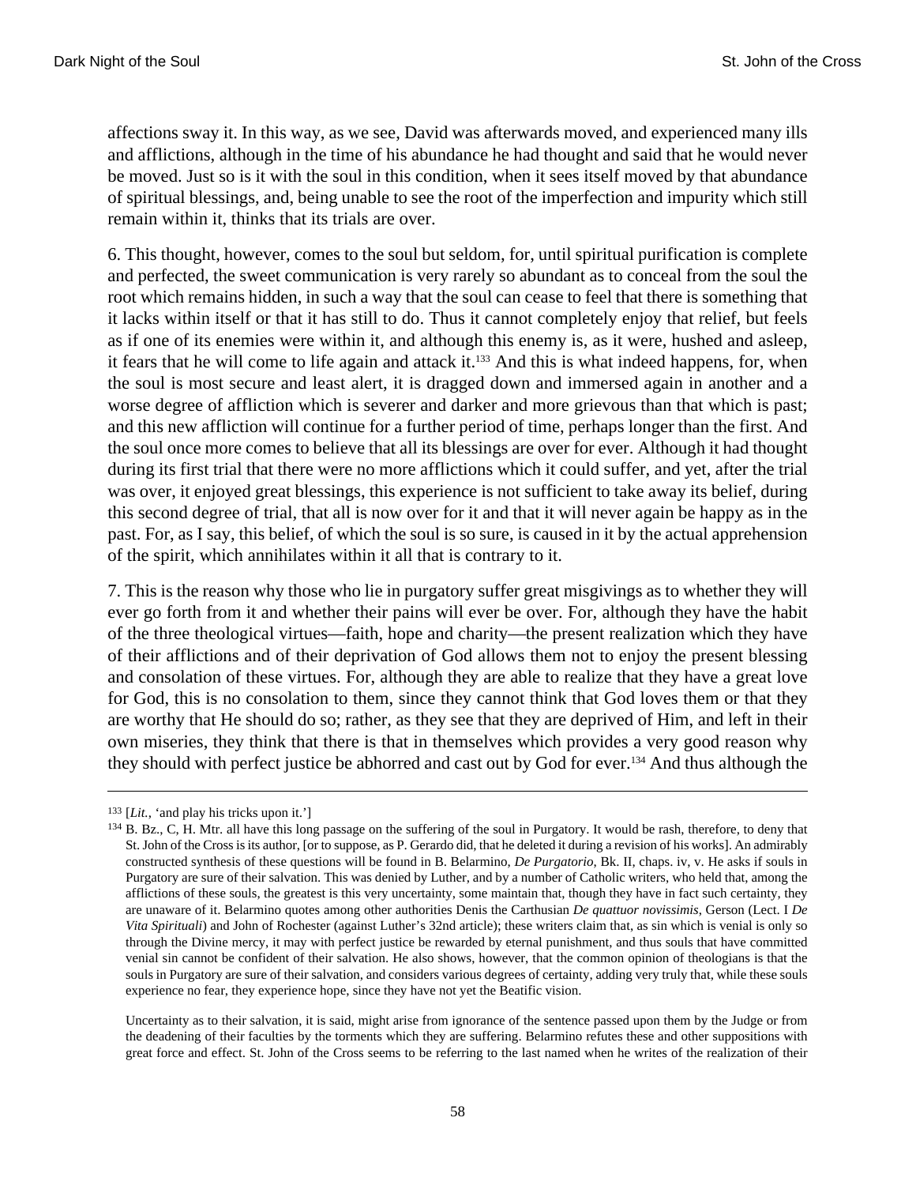affections sway it. In this way, as we see, David was afterwards moved, and experienced many ills and afflictions, although in the time of his abundance he had thought and said that he would never be moved. Just so is it with the soul in this condition, when it sees itself moved by that abundance of spiritual blessings, and, being unable to see the root of the imperfection and impurity which still remain within it, thinks that its trials are over.

6. This thought, however, comes to the soul but seldom, for, until spiritual purification is complete and perfected, the sweet communication is very rarely so abundant as to conceal from the soul the root which remains hidden, in such a way that the soul can cease to feel that there is something that it lacks within itself or that it has still to do. Thus it cannot completely enjoy that relief, but feels as if one of its enemies were within it, and although this enemy is, as it were, hushed and asleep, it fears that he will come to life again and attack it.[133] And this is what indeed happens, for, when the soul is most secure and least alert, it is dragged down and immersed again in another and a worse degree of affliction which is severer and darker and more grievous than that which is past; and this new affliction will continue for a further period of time, perhaps longer than the first. And the soul once more comes to believe that all its blessings are over for ever. Although it had thought during its first trial that there were no more afflictions which it could suffer, and yet, after the trial was over, it enjoyed great blessings, this experience is not sufficient to take away its belief, during this second degree of trial, that all is now over for it and that it will never again be happy as in the past. For, as I say, this belief, of which the soul is so sure, is caused in it by the actual apprehension of the spirit, which annihilates within it all that is contrary to it.

7. This is the reason why those who lie in purgatory suffer great misgivings as to whether they will ever go forth from it and whether their pains will ever be over. For, although they have the habit of the three theological virtues—faith, hope and charity—the present realization which they have of their afflictions and of their deprivation of God allows them not to enjoy the present blessing and consolation of these virtues. For, although they are able to realize that they have a great love for God, this is no consolation to them, since they cannot think that God loves them or that they are worthy that He should do so; rather, as they see that they are deprived of Him, and left in their own miseries, they think that there is that in themselves which provides a very good reason why they should with perfect justice be abhorred and cast out by God for ever.[134] And thus although the

---

[133] [*Lit.*, 'and play his tricks upon it.']

[134] B. Bz., C, H. Mtr. all have this long passage on the suffering of the soul in Purgatory. It would be rash, therefore, to deny that St. John of the Cross is its author, [or to suppose, as P. Gerardo did, that he deleted it during a revision of his works]. An admirably constructed synthesis of these questions will be found in B. Belarmino, *De Purgatorio*, Bk. II, chaps. iv, v. He asks if souls in Purgatory are sure of their salvation. This was denied by Luther, and by a number of Catholic writers, who held that, among the afflictions of these souls, the greatest is this very uncertainty, some maintain that, though they have in fact such certainty, they are unaware of it. Belarmino quotes among other authorities Denis the Carthusian *De quattuor novissimis*, Gerson (Lect. I *De Vita Spirituali*) and John of Rochester (against Luther's 32nd article); these writers claim that, as sin which is venial is only so through the Divine mercy, it may with perfect justice be rewarded by eternal punishment, and thus souls that have committed venial sin cannot be confident of their salvation. He also shows, however, that the common opinion of theologians is that the souls in Purgatory are sure of their salvation, and considers various degrees of certainty, adding very truly that, while these souls experience no fear, they experience hope, since they have not yet the Beatific vision.

Uncertainty as to their salvation, it is said, might arise from ignorance of the sentence passed upon them by the Judge or from the deadening of their faculties by the torments which they are suffering. Belarmino refutes these and other suppositions with great force and effect. St. John of the Cross seems to be referring to the last named when he writes of the realization of their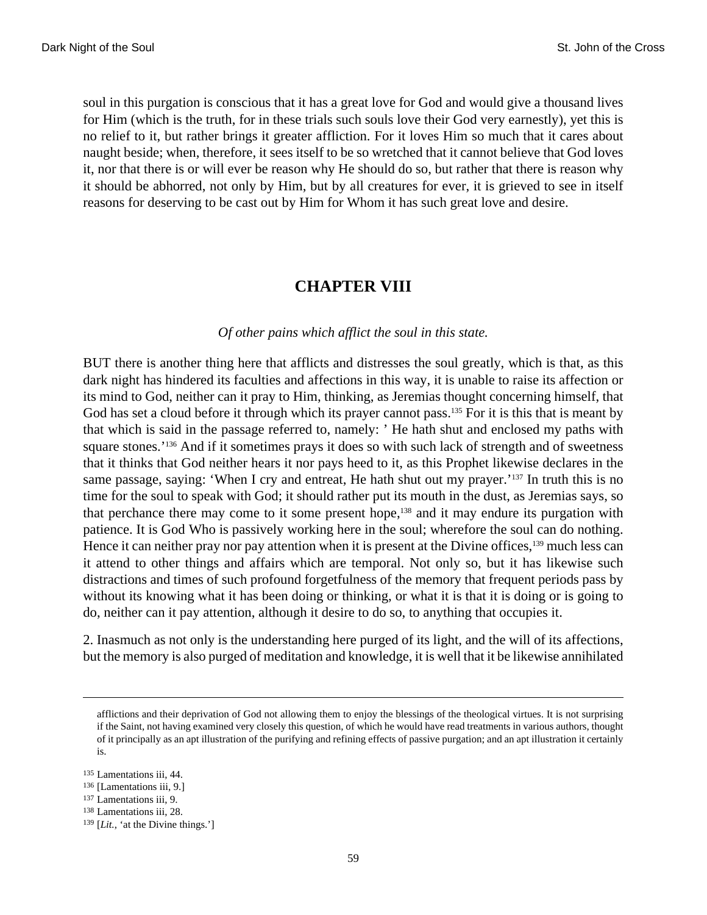soul in this purgation is conscious that it has a great love for God and would give a thousand lives for Him (which is the truth, for in these trials such souls love their God very earnestly), yet this is no relief to it, but rather brings it greater affliction. For it loves Him so much that it cares about naught beside; when, therefore, it sees itself to be so wretched that it cannot believe that God loves it, nor that there is or will ever be reason why He should do so, but rather that there is reason why it should be abhorred, not only by Him, but by all creatures for ever, it is grieved to see in itself reasons for deserving to be cast out by Him for Whom it has such great love and desire.

## CHAPTER VIII

*Of other pains which afflict the soul in this state.*

BUT there is another thing here that afflicts and distresses the soul greatly, which is that, as this dark night has hindered its faculties and affections in this way, it is unable to raise its affection or its mind to God, neither can it pray to Him, thinking, as Jeremias thought concerning himself, that God has set a cloud before it through which its prayer cannot pass.[135] For it is this that is meant by that which is said in the passage referred to, namely: ' He hath shut and enclosed my paths with square stones.'[136] And if it sometimes prays it does so with such lack of strength and of sweetness that it thinks that God neither hears it nor pays heed to it, as this Prophet likewise declares in the same passage, saying: 'When I cry and entreat, He hath shut out my prayer.'[137] In truth this is no time for the soul to speak with God; it should rather put its mouth in the dust, as Jeremias says, so that perchance there may come to it some present hope,[138] and it may endure its purgation with patience. It is God Who is passively working here in the soul; wherefore the soul can do nothing. Hence it can neither pray nor pay attention when it is present at the Divine offices,[139] much less can it attend to other things and affairs which are temporal. Not only so, but it has likewise such distractions and times of such profound forgetfulness of the memory that frequent periods pass by without its knowing what it has been doing or thinking, or what it is that it is doing or is going to do, neither can it pay attention, although it desire to do so, to anything that occupies it.

2. Inasmuch as not only is the understanding here purged of its light, and the will of its affections, but the memory is also purged of meditation and knowledge, it is well that it be likewise annihilated

---

afflictions and their deprivation of God not allowing them to enjoy the blessings of the theological virtues. It is not surprising if the Saint, not having examined very closely this question, of which he would have read treatments in various authors, thought of it principally as an apt illustration of the purifying and refining effects of passive purgation; and an apt illustration it certainly is.

[135] Lamentations iii, 44.

[136] [Lamentations iii, 9.]

[137] Lamentations iii, 9.

[138] Lamentations iii, 28.

[139] [*Lit.*, 'at the Divine things.']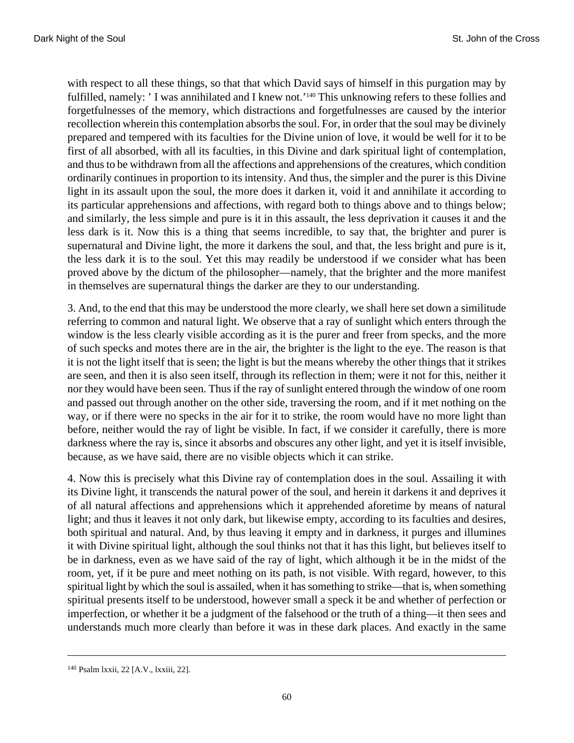with respect to all these things, so that that which David says of himself in this purgation may by fulfilled, namely: ' I was annihilated and I knew not.'[140] This unknowing refers to these follies and forgetfulnesses of the memory, which distractions and forgetfulnesses are caused by the interior recollection wherein this contemplation absorbs the soul. For, in order that the soul may be divinely prepared and tempered with its faculties for the Divine union of love, it would be well for it to be first of all absorbed, with all its faculties, in this Divine and dark spiritual light of contemplation, and thus to be withdrawn from all the affections and apprehensions of the creatures, which condition ordinarily continues in proportion to its intensity. And thus, the simpler and the purer is this Divine light in its assault upon the soul, the more does it darken it, void it and annihilate it according to its particular apprehensions and affections, with regard both to things above and to things below; and similarly, the less simple and pure is it in this assault, the less deprivation it causes it and the less dark is it. Now this is a thing that seems incredible, to say that, the brighter and purer is supernatural and Divine light, the more it darkens the soul, and that, the less bright and pure is it, the less dark it is to the soul. Yet this may readily be understood if we consider what has been proved above by the dictum of the philosopher—namely, that the brighter and the more manifest in themselves are supernatural things the darker are they to our understanding.

3. And, to the end that this may be understood the more clearly, we shall here set down a similitude referring to common and natural light. We observe that a ray of sunlight which enters through the window is the less clearly visible according as it is the purer and freer from specks, and the more of such specks and motes there are in the air, the brighter is the light to the eye. The reason is that it is not the light itself that is seen; the light is but the means whereby the other things that it strikes are seen, and then it is also seen itself, through its reflection in them; were it not for this, neither it nor they would have been seen. Thus if the ray of sunlight entered through the window of one room and passed out through another on the other side, traversing the room, and if it met nothing on the way, or if there were no specks in the air for it to strike, the room would have no more light than before, neither would the ray of light be visible. In fact, if we consider it carefully, there is more darkness where the ray is, since it absorbs and obscures any other light, and yet it is itself invisible, because, as we have said, there are no visible objects which it can strike.

4. Now this is precisely what this Divine ray of contemplation does in the soul. Assailing it with its Divine light, it transcends the natural power of the soul, and herein it darkens it and deprives it of all natural affections and apprehensions which it apprehended aforetime by means of natural light; and thus it leaves it not only dark, but likewise empty, according to its faculties and desires, both spiritual and natural. And, by thus leaving it empty and in darkness, it purges and illumines it with Divine spiritual light, although the soul thinks not that it has this light, but believes itself to be in darkness, even as we have said of the ray of light, which although it be in the midst of the room, yet, if it be pure and meet nothing on its path, is not visible. With regard, however, to this spiritual light by which the soul is assailed, when it has something to strike—that is, when something spiritual presents itself to be understood, however small a speck it be and whether of perfection or imperfection, or whether it be a judgment of the falsehood or the truth of a thing—it then sees and understands much more clearly than before it was in these dark places. And exactly in the same

---

[140] Psalm lxxii, 22 [A.V., lxxiii, 22].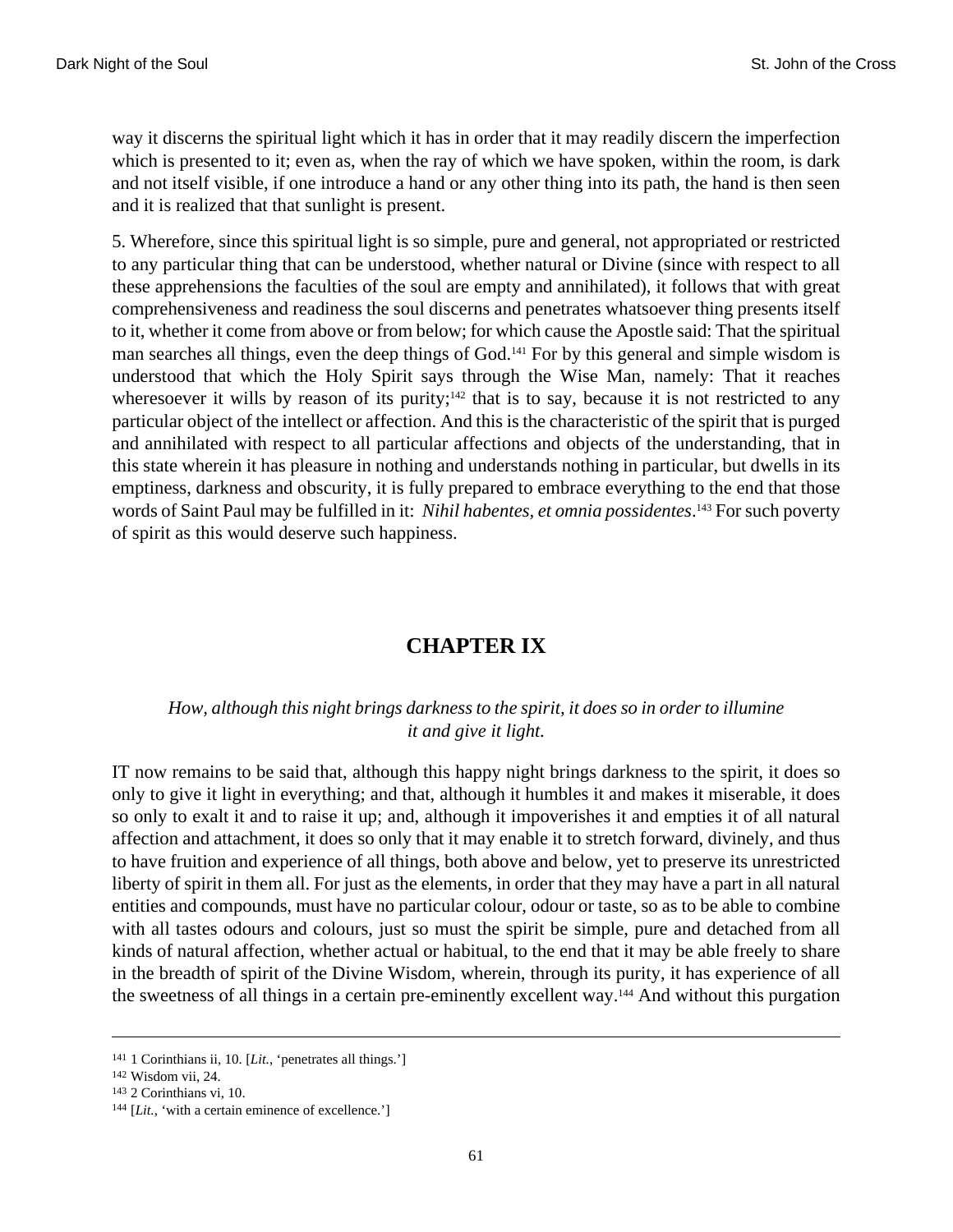way it discerns the spiritual light which it has in order that it may readily discern the imperfection which is presented to it; even as, when the ray of which we have spoken, within the room, is dark and not itself visible, if one introduce a hand or any other thing into its path, the hand is then seen and it is realized that that sunlight is present.

5. Wherefore, since this spiritual light is so simple, pure and general, not appropriated or restricted to any particular thing that can be understood, whether natural or Divine (since with respect to all these apprehensions the faculties of the soul are empty and annihilated), it follows that with great comprehensiveness and readiness the soul discerns and penetrates whatsoever thing presents itself to it, whether it come from above or from below; for which cause the Apostle said: That the spiritual man searches all things, even the deep things of God.[141] For by this general and simple wisdom is understood that which the Holy Spirit says through the Wise Man, namely: That it reaches wheresoever it wills by reason of its purity;[142] that is to say, because it is not restricted to any particular object of the intellect or affection. And this is the characteristic of the spirit that is purged and annihilated with respect to all particular affections and objects of the understanding, that in this state wherein it has pleasure in nothing and understands nothing in particular, but dwells in its emptiness, darkness and obscurity, it is fully prepared to embrace everything to the end that those words of Saint Paul may be fulfilled in it: *Nihil habentes, et omnia possidentes*.[143] For such poverty of spirit as this would deserve such happiness.

## CHAPTER IX

*How, although this night brings darkness to the spirit, it does so in order to illumine it and give it light.*

IT now remains to be said that, although this happy night brings darkness to the spirit, it does so only to give it light in everything; and that, although it humbles it and makes it miserable, it does so only to exalt it and to raise it up; and, although it impoverishes it and empties it of all natural affection and attachment, it does so only that it may enable it to stretch forward, divinely, and thus to have fruition and experience of all things, both above and below, yet to preserve its unrestricted liberty of spirit in them all. For just as the elements, in order that they may have a part in all natural entities and compounds, must have no particular colour, odour or taste, so as to be able to combine with all tastes odours and colours, just so must the spirit be simple, pure and detached from all kinds of natural affection, whether actual or habitual, to the end that it may be able freely to share in the breadth of spirit of the Divine Wisdom, wherein, through its purity, it has experience of all the sweetness of all things in a certain pre-eminently excellent way.[144] And without this purgation

---

[141] 1 Corinthians ii, 10. [*Lit.*, 'penetrates all things.']

[142] Wisdom vii, 24.

[143] 2 Corinthians vi, 10.

[144] [*Lit.*, 'with a certain eminence of excellence.']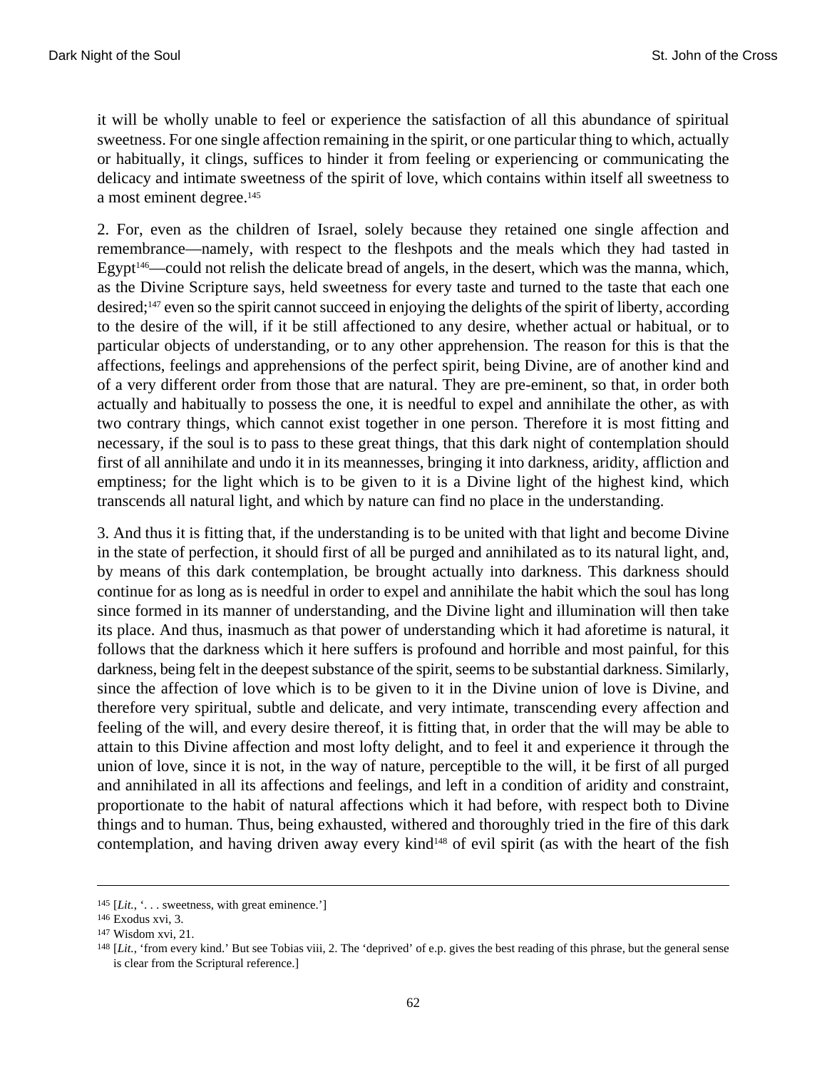it will be wholly unable to feel or experience the satisfaction of all this abundance of spiritual sweetness. For one single affection remaining in the spirit, or one particular thing to which, actually or habitually, it clings, suffices to hinder it from feeling or experiencing or communicating the delicacy and intimate sweetness of the spirit of love, which contains within itself all sweetness to a most eminent degree.[145]

2. For, even as the children of Israel, solely because they retained one single affection and remembrance—namely, with respect to the fleshpots and the meals which they had tasted in Egypt[146]—could not relish the delicate bread of angels, in the desert, which was the manna, which, as the Divine Scripture says, held sweetness for every taste and turned to the taste that each one desired;[147] even so the spirit cannot succeed in enjoying the delights of the spirit of liberty, according to the desire of the will, if it be still affectioned to any desire, whether actual or habitual, or to particular objects of understanding, or to any other apprehension. The reason for this is that the affections, feelings and apprehensions of the perfect spirit, being Divine, are of another kind and of a very different order from those that are natural. They are pre-eminent, so that, in order both actually and habitually to possess the one, it is needful to expel and annihilate the other, as with two contrary things, which cannot exist together in one person. Therefore it is most fitting and necessary, if the soul is to pass to these great things, that this dark night of contemplation should first of all annihilate and undo it in its meannesses, bringing it into darkness, aridity, affliction and emptiness; for the light which is to be given to it is a Divine light of the highest kind, which transcends all natural light, and which by nature can find no place in the understanding.

3. And thus it is fitting that, if the understanding is to be united with that light and become Divine in the state of perfection, it should first of all be purged and annihilated as to its natural light, and, by means of this dark contemplation, be brought actually into darkness. This darkness should continue for as long as is needful in order to expel and annihilate the habit which the soul has long since formed in its manner of understanding, and the Divine light and illumination will then take its place. And thus, inasmuch as that power of understanding which it had aforetime is natural, it follows that the darkness which it here suffers is profound and horrible and most painful, for this darkness, being felt in the deepest substance of the spirit, seems to be substantial darkness. Similarly, since the affection of love which is to be given to it in the Divine union of love is Divine, and therefore very spiritual, subtle and delicate, and very intimate, transcending every affection and feeling of the will, and every desire thereof, it is fitting that, in order that the will may be able to attain to this Divine affection and most lofty delight, and to feel it and experience it through the union of love, since it is not, in the way of nature, perceptible to the will, it be first of all purged and annihilated in all its affections and feelings, and left in a condition of aridity and constraint, proportionate to the habit of natural affections which it had before, with respect both to Divine things and to human. Thus, being exhausted, withered and thoroughly tried in the fire of this dark contemplation, and having driven away every kind[148] of evil spirit (as with the heart of the fish

---

[145] [*Lit.*, '. . . sweetness, with great eminence.']

[146] Exodus xvi, 3.

[147] Wisdom xvi, 21.

[148] [*Lit.*, 'from every kind.' But see Tobias viii, 2. The 'deprived' of e.p. gives the best reading of this phrase, but the general sense is clear from the Scriptural reference.]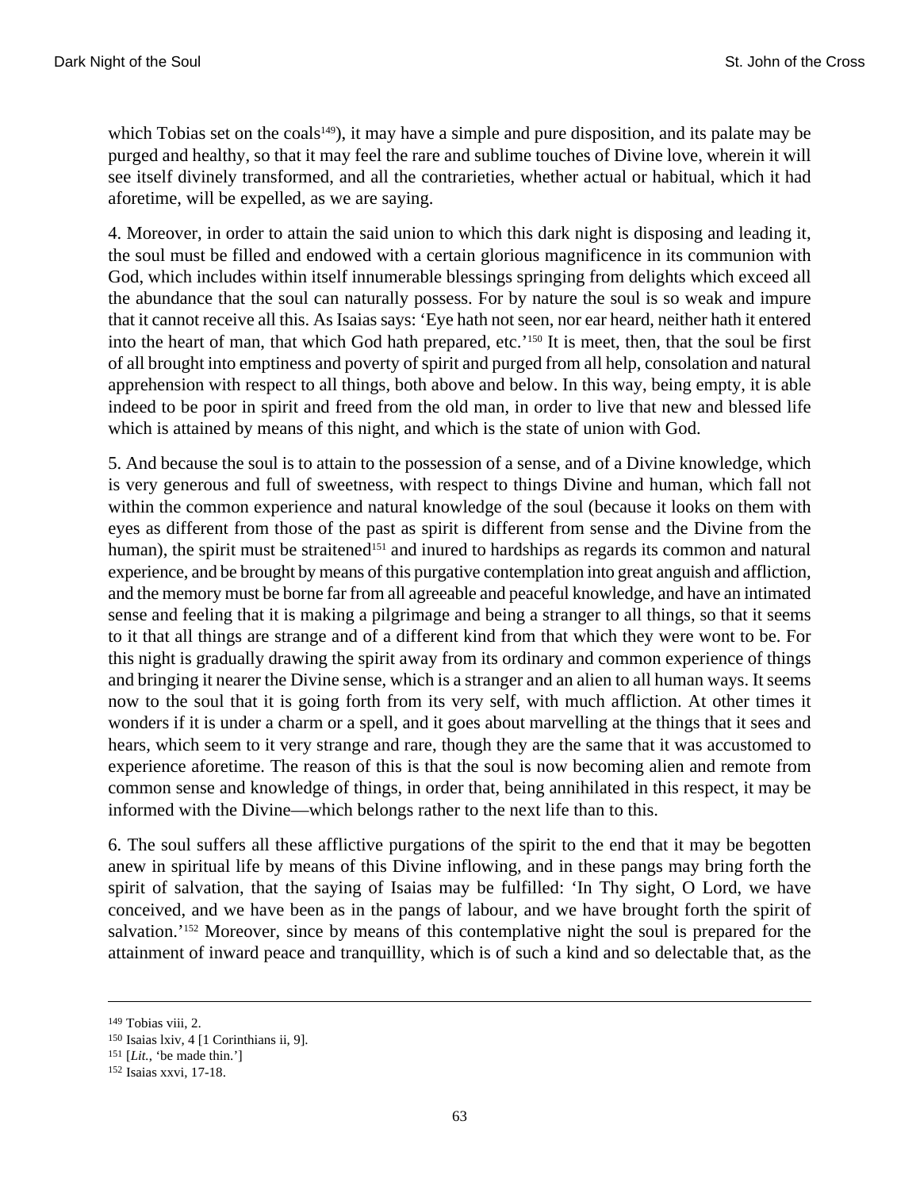which Tobias set on the coals[149]), it may have a simple and pure disposition, and its palate may be purged and healthy, so that it may feel the rare and sublime touches of Divine love, wherein it will see itself divinely transformed, and all the contrarieties, whether actual or habitual, which it had aforetime, will be expelled, as we are saying.

4. Moreover, in order to attain the said union to which this dark night is disposing and leading it, the soul must be filled and endowed with a certain glorious magnificence in its communion with God, which includes within itself innumerable blessings springing from delights which exceed all the abundance that the soul can naturally possess. For by nature the soul is so weak and impure that it cannot receive all this. As Isaias says: 'Eye hath not seen, nor ear heard, neither hath it entered into the heart of man, that which God hath prepared, etc.'[150] It is meet, then, that the soul be first of all brought into emptiness and poverty of spirit and purged from all help, consolation and natural apprehension with respect to all things, both above and below. In this way, being empty, it is able indeed to be poor in spirit and freed from the old man, in order to live that new and blessed life which is attained by means of this night, and which is the state of union with God.

5. And because the soul is to attain to the possession of a sense, and of a Divine knowledge, which is very generous and full of sweetness, with respect to things Divine and human, which fall not within the common experience and natural knowledge of the soul (because it looks on them with eyes as different from those of the past as spirit is different from sense and the Divine from the human), the spirit must be straitened[151] and inured to hardships as regards its common and natural experience, and be brought by means of this purgative contemplation into great anguish and affliction, and the memory must be borne far from all agreeable and peaceful knowledge, and have an intimated sense and feeling that it is making a pilgrimage and being a stranger to all things, so that it seems to it that all things are strange and of a different kind from that which they were wont to be. For this night is gradually drawing the spirit away from its ordinary and common experience of things and bringing it nearer the Divine sense, which is a stranger and an alien to all human ways. It seems now to the soul that it is going forth from its very self, with much affliction. At other times it wonders if it is under a charm or a spell, and it goes about marvelling at the things that it sees and hears, which seem to it very strange and rare, though they are the same that it was accustomed to experience aforetime. The reason of this is that the soul is now becoming alien and remote from common sense and knowledge of things, in order that, being annihilated in this respect, it may be informed with the Divine—which belongs rather to the next life than to this.

6. The soul suffers all these afflictive purgations of the spirit to the end that it may be begotten anew in spiritual life by means of this Divine inflowing, and in these pangs may bring forth the spirit of salvation, that the saying of Isaias may be fulfilled: 'In Thy sight, O Lord, we have conceived, and we have been as in the pangs of labour, and we have brought forth the spirit of salvation.'[152] Moreover, since by means of this contemplative night the soul is prepared for the attainment of inward peace and tranquillity, which is of such a kind and so delectable that, as the

---

149 Tobias viii, 2.

150 Isaias lxiv, 4 [1 Corinthians ii, 9].

151 [*Lit.*, 'be made thin.']

152 Isaias xxvi, 17-18.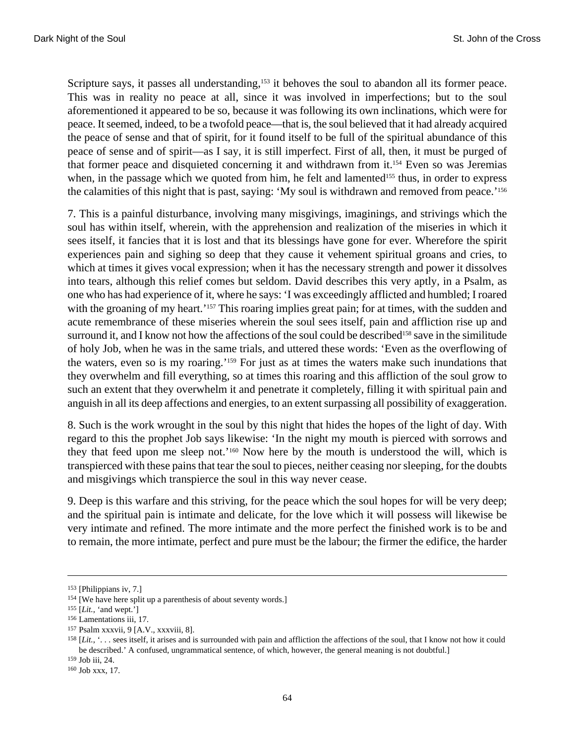Scripture says, it passes all understanding,[153] it behoves the soul to abandon all its former peace. This was in reality no peace at all, since it was involved in imperfections; but to the soul aforementioned it appeared to be so, because it was following its own inclinations, which were for peace. It seemed, indeed, to be a twofold peace—that is, the soul believed that it had already acquired the peace of sense and that of spirit, for it found itself to be full of the spiritual abundance of this peace of sense and of spirit—as I say, it is still imperfect. First of all, then, it must be purged of that former peace and disquieted concerning it and withdrawn from it.[154] Even so was Jeremias when, in the passage which we quoted from him, he felt and lamented[155] thus, in order to express the calamities of this night that is past, saying: 'My soul is withdrawn and removed from peace.'[156]

7. This is a painful disturbance, involving many misgivings, imaginings, and strivings which the soul has within itself, wherein, with the apprehension and realization of the miseries in which it sees itself, it fancies that it is lost and that its blessings have gone for ever. Wherefore the spirit experiences pain and sighing so deep that they cause it vehement spiritual groans and cries, to which at times it gives vocal expression; when it has the necessary strength and power it dissolves into tears, although this relief comes but seldom. David describes this very aptly, in a Psalm, as one who has had experience of it, where he says: 'I was exceedingly afflicted and humbled; I roared with the groaning of my heart.'[157] This roaring implies great pain; for at times, with the sudden and acute remembrance of these miseries wherein the soul sees itself, pain and affliction rise up and surround it, and I know not how the affections of the soul could be described[158] save in the similitude of holy Job, when he was in the same trials, and uttered these words: 'Even as the overflowing of the waters, even so is my roaring.'[159] For just as at times the waters make such inundations that they overwhelm and fill everything, so at times this roaring and this affliction of the soul grow to such an extent that they overwhelm it and penetrate it completely, filling it with spiritual pain and anguish in all its deep affections and energies, to an extent surpassing all possibility of exaggeration.

8. Such is the work wrought in the soul by this night that hides the hopes of the light of day. With regard to this the prophet Job says likewise: 'In the night my mouth is pierced with sorrows and they that feed upon me sleep not.'[160] Now here by the mouth is understood the will, which is transpierced with these pains that tear the soul to pieces, neither ceasing nor sleeping, for the doubts and misgivings which transpierce the soul in this way never cease.

9. Deep is this warfare and this striving, for the peace which the soul hopes for will be very deep; and the spiritual pain is intimate and delicate, for the love which it will possess will likewise be very intimate and refined. The more intimate and the more perfect the finished work is to be and to remain, the more intimate, perfect and pure must be the labour; the firmer the edifice, the harder

---

153 [Philippians iv, 7.]

154 [We have here split up a parenthesis of about seventy words.]

155 [*Lit.*, 'and wept.']

156 Lamentations iii, 17.

157 Psalm xxxvii, 9 [A.V., xxxviii, 8].

158 [*Lit.*, '. . . sees itself, it arises and is surrounded with pain and affliction the affections of the soul, that I know not how it could be described.' A confused, ungrammatical sentence, of which, however, the general meaning is not doubtful.]

159 Job iii, 24.

160 Job xxx, 17.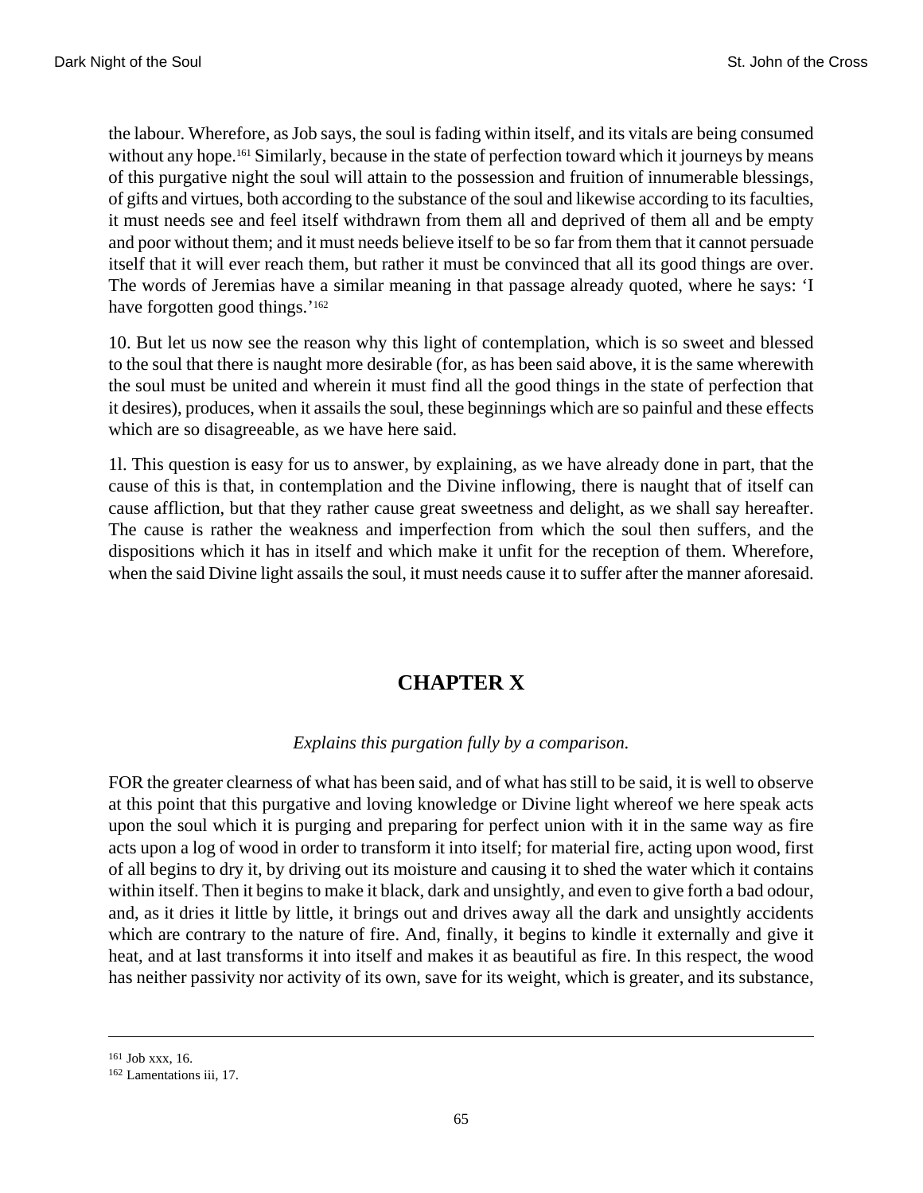the labour. Wherefore, as Job says, the soul is fading within itself, and its vitals are being consumed without any hope.[161] Similarly, because in the state of perfection toward which it journeys by means of this purgative night the soul will attain to the possession and fruition of innumerable blessings, of gifts and virtues, both according to the substance of the soul and likewise according to its faculties, it must needs see and feel itself withdrawn from them all and deprived of them all and be empty and poor without them; and it must needs believe itself to be so far from them that it cannot persuade itself that it will ever reach them, but rather it must be convinced that all its good things are over. The words of Jeremias have a similar meaning in that passage already quoted, where he says: 'I have forgotten good things.'[162]

10. But let us now see the reason why this light of contemplation, which is so sweet and blessed to the soul that there is naught more desirable (for, as has been said above, it is the same wherewith the soul must be united and wherein it must find all the good things in the state of perfection that it desires), produces, when it assails the soul, these beginnings which are so painful and these effects which are so disagreeable, as we have here said.

1l. This question is easy for us to answer, by explaining, as we have already done in part, that the cause of this is that, in contemplation and the Divine inflowing, there is naught that of itself can cause affliction, but that they rather cause great sweetness and delight, as we shall say hereafter. The cause is rather the weakness and imperfection from which the soul then suffers, and the dispositions which it has in itself and which make it unfit for the reception of them. Wherefore, when the said Divine light assails the soul, it must needs cause it to suffer after the manner aforesaid.

## CHAPTER X

*Explains this purgation fully by a comparison.*

FOR the greater clearness of what has been said, and of what has still to be said, it is well to observe at this point that this purgative and loving knowledge or Divine light whereof we here speak acts upon the soul which it is purging and preparing for perfect union with it in the same way as fire acts upon a log of wood in order to transform it into itself; for material fire, acting upon wood, first of all begins to dry it, by driving out its moisture and causing it to shed the water which it contains within itself. Then it begins to make it black, dark and unsightly, and even to give forth a bad odour, and, as it dries it little by little, it brings out and drives away all the dark and unsightly accidents which are contrary to the nature of fire. And, finally, it begins to kindle it externally and give it heat, and at last transforms it into itself and makes it as beautiful as fire. In this respect, the wood has neither passivity nor activity of its own, save for its weight, which is greater, and its substance,

---

[161] Job xxx, 16.

[162] Lamentations iii, 17.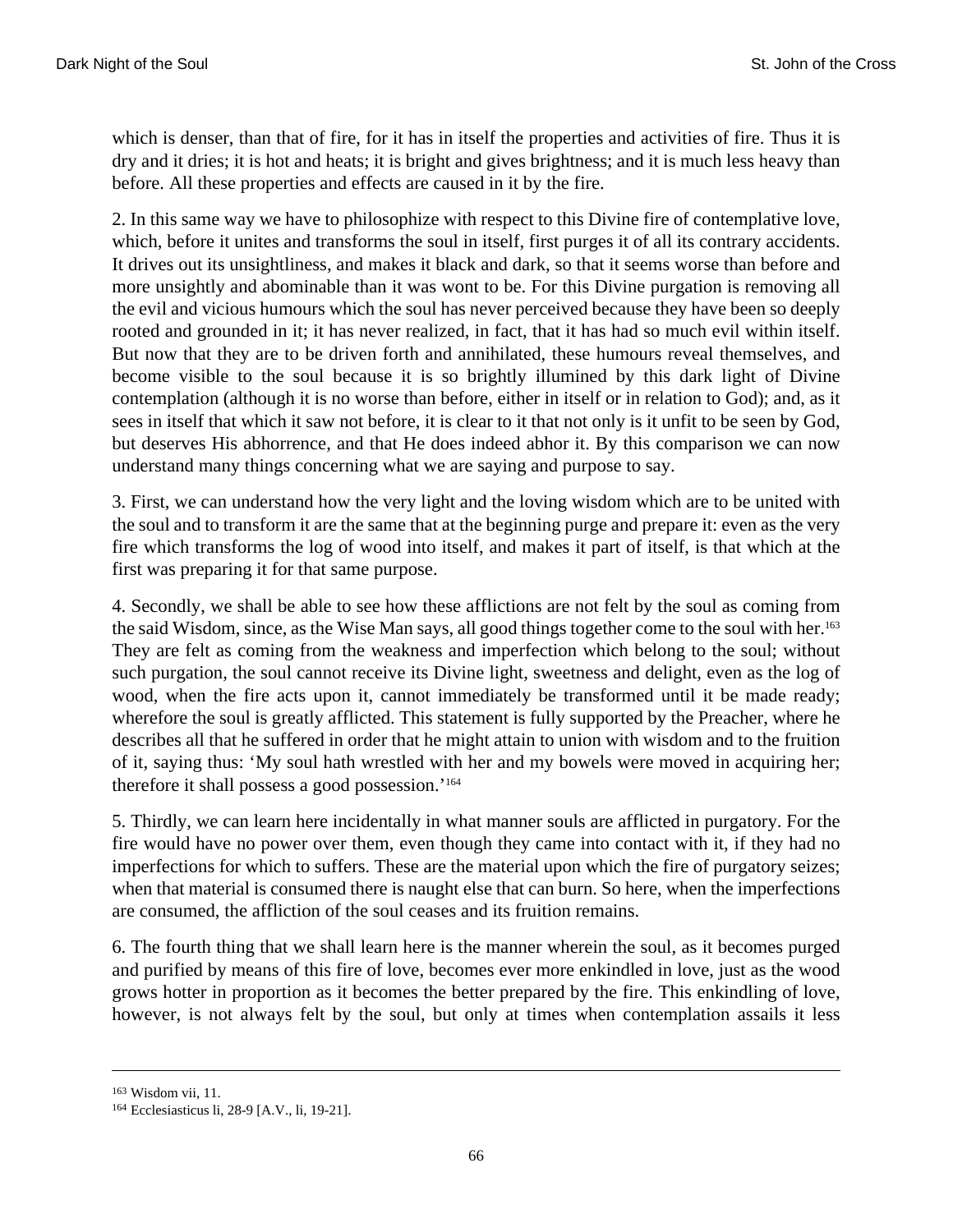which is denser, than that of fire, for it has in itself the properties and activities of fire. Thus it is dry and it dries; it is hot and heats; it is bright and gives brightness; and it is much less heavy than before. All these properties and effects are caused in it by the fire.

2. In this same way we have to philosophize with respect to this Divine fire of contemplative love, which, before it unites and transforms the soul in itself, first purges it of all its contrary accidents. It drives out its unsightliness, and makes it black and dark, so that it seems worse than before and more unsightly and abominable than it was wont to be. For this Divine purgation is removing all the evil and vicious humours which the soul has never perceived because they have been so deeply rooted and grounded in it; it has never realized, in fact, that it has had so much evil within itself. But now that they are to be driven forth and annihilated, these humours reveal themselves, and become visible to the soul because it is so brightly illumined by this dark light of Divine contemplation (although it is no worse than before, either in itself or in relation to God); and, as it sees in itself that which it saw not before, it is clear to it that not only is it unfit to be seen by God, but deserves His abhorrence, and that He does indeed abhor it. By this comparison we can now understand many things concerning what we are saying and purpose to say.

3. First, we can understand how the very light and the loving wisdom which are to be united with the soul and to transform it are the same that at the beginning purge and prepare it: even as the very fire which transforms the log of wood into itself, and makes it part of itself, is that which at the first was preparing it for that same purpose.

4. Secondly, we shall be able to see how these afflictions are not felt by the soul as coming from the said Wisdom, since, as the Wise Man says, all good things together come to the soul with her.[163] They are felt as coming from the weakness and imperfection which belong to the soul; without such purgation, the soul cannot receive its Divine light, sweetness and delight, even as the log of wood, when the fire acts upon it, cannot immediately be transformed until it be made ready; wherefore the soul is greatly afflicted. This statement is fully supported by the Preacher, where he describes all that he suffered in order that he might attain to union with wisdom and to the fruition of it, saying thus: 'My soul hath wrestled with her and my bowels were moved in acquiring her; therefore it shall possess a good possession.'[164]

5. Thirdly, we can learn here incidentally in what manner souls are afflicted in purgatory. For the fire would have no power over them, even though they came into contact with it, if they had no imperfections for which to suffers. These are the material upon which the fire of purgatory seizes; when that material is consumed there is naught else that can burn. So here, when the imperfections are consumed, the affliction of the soul ceases and its fruition remains.

6. The fourth thing that we shall learn here is the manner wherein the soul, as it becomes purged and purified by means of this fire of love, becomes ever more enkindled in love, just as the wood grows hotter in proportion as it becomes the better prepared by the fire. This enkindling of love, however, is not always felt by the soul, but only at times when contemplation assails it less

---

[163] Wisdom vii, 11.

[164] Ecclesiasticus li, 28-9 [A.V., li, 19-21].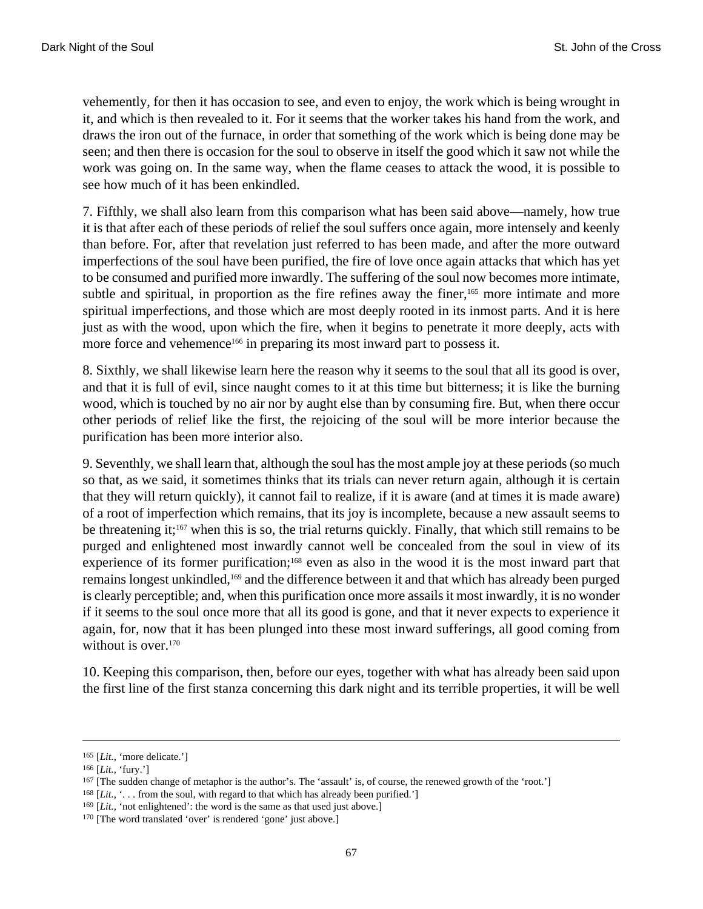vehemently, for then it has occasion to see, and even to enjoy, the work which is being wrought in it, and which is then revealed to it. For it seems that the worker takes his hand from the work, and draws the iron out of the furnace, in order that something of the work which is being done may be seen; and then there is occasion for the soul to observe in itself the good which it saw not while the work was going on. In the same way, when the flame ceases to attack the wood, it is possible to see how much of it has been enkindled.

7. Fifthly, we shall also learn from this comparison what has been said above—namely, how true it is that after each of these periods of relief the soul suffers once again, more intensely and keenly than before. For, after that revelation just referred to has been made, and after the more outward imperfections of the soul have been purified, the fire of love once again attacks that which has yet to be consumed and purified more inwardly. The suffering of the soul now becomes more intimate, subtle and spiritual, in proportion as the fire refines away the finer,[165] more intimate and more spiritual imperfections, and those which are most deeply rooted in its inmost parts. And it is here just as with the wood, upon which the fire, when it begins to penetrate it more deeply, acts with more force and vehemence[166] in preparing its most inward part to possess it.

8. Sixthly, we shall likewise learn here the reason why it seems to the soul that all its good is over, and that it is full of evil, since naught comes to it at this time but bitterness; it is like the burning wood, which is touched by no air nor by aught else than by consuming fire. But, when there occur other periods of relief like the first, the rejoicing of the soul will be more interior because the purification has been more interior also.

9. Seventhly, we shall learn that, although the soul has the most ample joy at these periods (so much so that, as we said, it sometimes thinks that its trials can never return again, although it is certain that they will return quickly), it cannot fail to realize, if it is aware (and at times it is made aware) of a root of imperfection which remains, that its joy is incomplete, because a new assault seems to be threatening it;[167] when this is so, the trial returns quickly. Finally, that which still remains to be purged and enlightened most inwardly cannot well be concealed from the soul in view of its experience of its former purification;[168] even as also in the wood it is the most inward part that remains longest unkindled,[169] and the difference between it and that which has already been purged is clearly perceptible; and, when this purification once more assails it most inwardly, it is no wonder if it seems to the soul once more that all its good is gone, and that it never expects to experience it again, for, now that it has been plunged into these most inward sufferings, all good coming from without is over.[170]

10. Keeping this comparison, then, before our eyes, together with what has already been said upon the first line of the first stanza concerning this dark night and its terrible properties, it will be well

---

[165] [*Lit.*, 'more delicate.']

[166] [*Lit.*, 'fury.']

[167] [The sudden change of metaphor is the author's. The 'assault' is, of course, the renewed growth of the 'root.']

[168] [*Lit.*, '. . . from the soul, with regard to that which has already been purified.']

[169] [*Lit.*, 'not enlightened': the word is the same as that used just above.]

[170] [The word translated 'over' is rendered 'gone' just above.]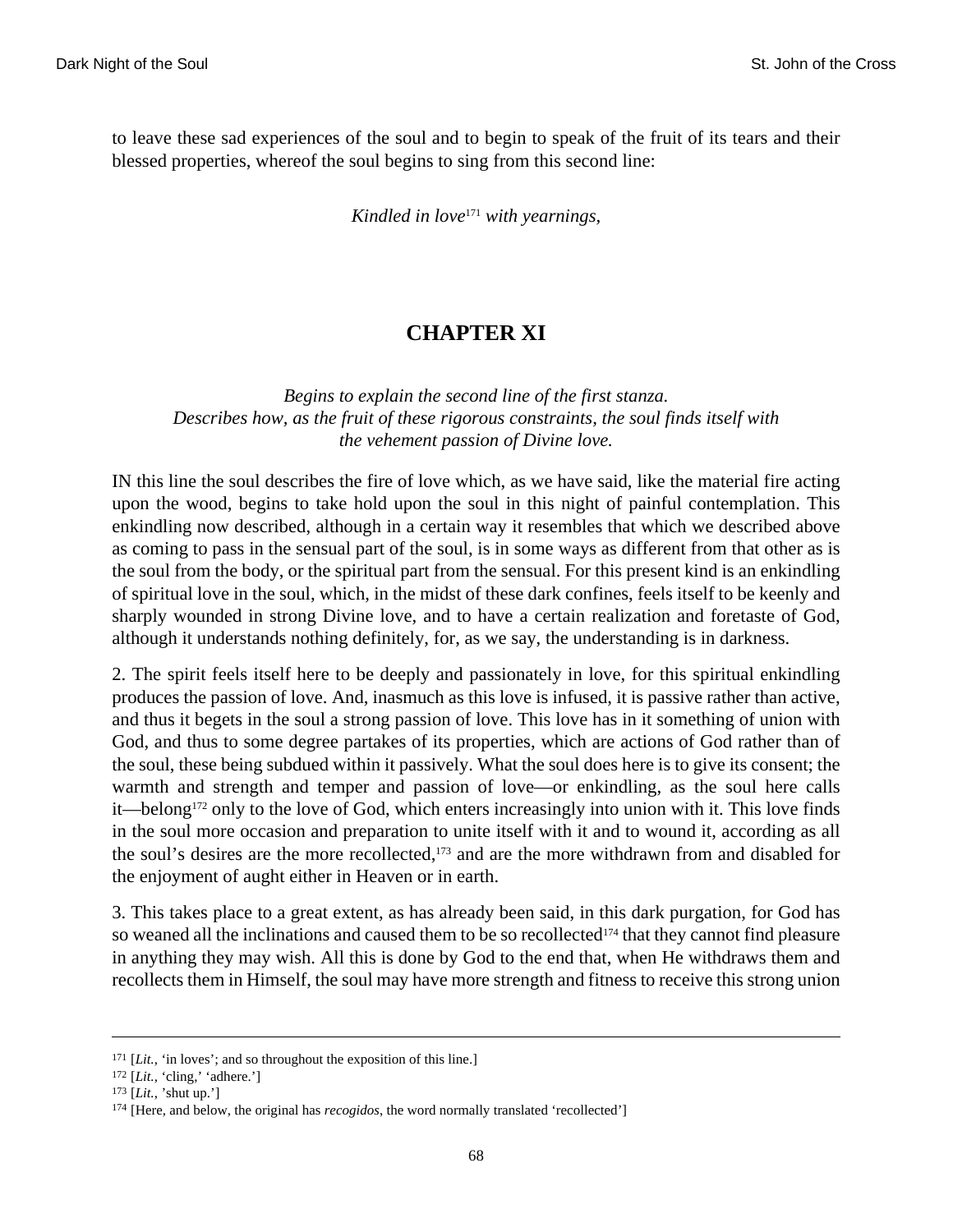to leave these sad experiences of the soul and to begin to speak of the fruit of its tears and their blessed properties, whereof the soul begins to sing from this second line:

*Kindled in love*[171] *with yearnings,*

## CHAPTER XI

*Begins to explain the second line of the first stanza. Describes how, as the fruit of these rigorous constraints, the soul finds itself with the vehement passion of Divine love.*

IN this line the soul describes the fire of love which, as we have said, like the material fire acting upon the wood, begins to take hold upon the soul in this night of painful contemplation. This enkindling now described, although in a certain way it resembles that which we described above as coming to pass in the sensual part of the soul, is in some ways as different from that other as is the soul from the body, or the spiritual part from the sensual. For this present kind is an enkindling of spiritual love in the soul, which, in the midst of these dark confines, feels itself to be keenly and sharply wounded in strong Divine love, and to have a certain realization and foretaste of God, although it understands nothing definitely, for, as we say, the understanding is in darkness.

2. The spirit feels itself here to be deeply and passionately in love, for this spiritual enkindling produces the passion of love. And, inasmuch as this love is infused, it is passive rather than active, and thus it begets in the soul a strong passion of love. This love has in it something of union with God, and thus to some degree partakes of its properties, which are actions of God rather than of the soul, these being subdued within it passively. What the soul does here is to give its consent; the warmth and strength and temper and passion of love—or enkindling, as the soul here calls it—belong[172] only to the love of God, which enters increasingly into union with it. This love finds in the soul more occasion and preparation to unite itself with it and to wound it, according as all the soul's desires are the more recollected,[173] and are the more withdrawn from and disabled for the enjoyment of aught either in Heaven or in earth.

3. This takes place to a great extent, as has already been said, in this dark purgation, for God has so weaned all the inclinations and caused them to be so recollected[174] that they cannot find pleasure in anything they may wish. All this is done by God to the end that, when He withdraws them and recollects them in Himself, the soul may have more strength and fitness to receive this strong union

---

[171] [*Lit.*, 'in loves'; and so throughout the exposition of this line.]

[172] [*Lit.*, 'cling,' 'adhere.']

[173] [*Lit.*, 'shut up.']

[174] [Here, and below, the original has *recogidos*, the word normally translated 'recollected']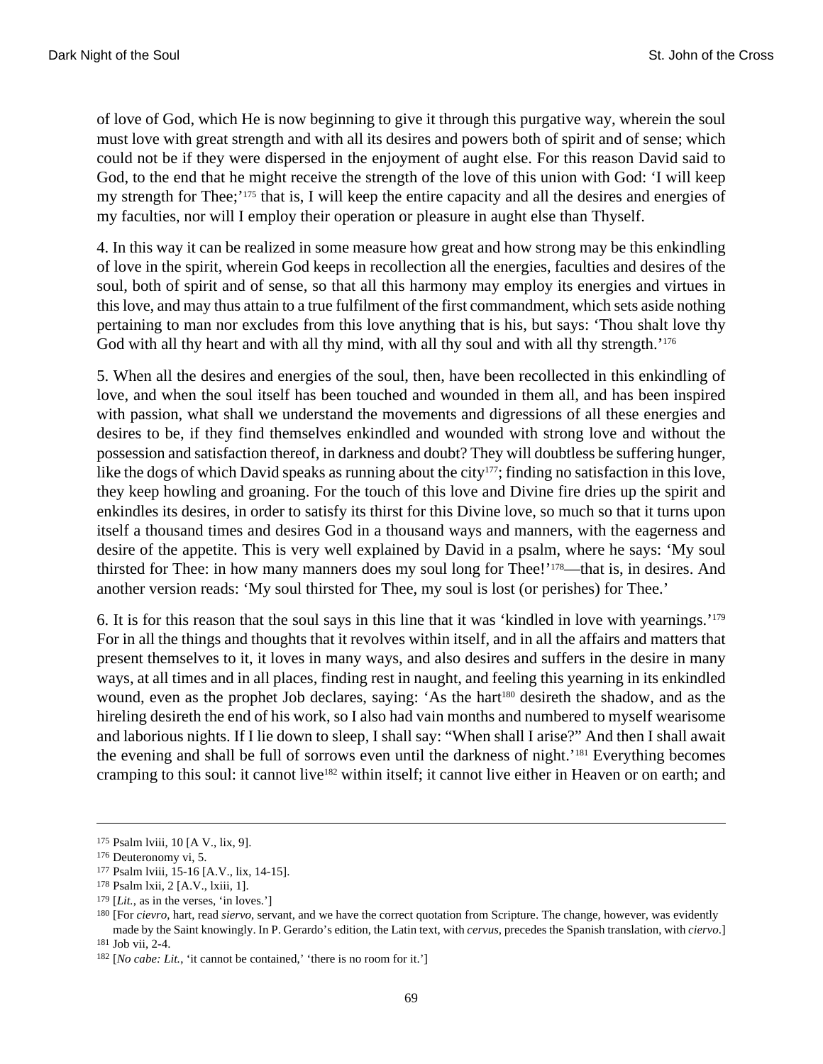of love of God, which He is now beginning to give it through this purgative way, wherein the soul must love with great strength and with all its desires and powers both of spirit and of sense; which could not be if they were dispersed in the enjoyment of aught else. For this reason David said to God, to the end that he might receive the strength of the love of this union with God: 'I will keep my strength for Thee;'[175] that is, I will keep the entire capacity and all the desires and energies of my faculties, nor will I employ their operation or pleasure in aught else than Thyself.

4. In this way it can be realized in some measure how great and how strong may be this enkindling of love in the spirit, wherein God keeps in recollection all the energies, faculties and desires of the soul, both of spirit and of sense, so that all this harmony may employ its energies and virtues in this love, and may thus attain to a true fulfilment of the first commandment, which sets aside nothing pertaining to man nor excludes from this love anything that is his, but says: 'Thou shalt love thy God with all thy heart and with all thy mind, with all thy soul and with all thy strength.'[176]

5. When all the desires and energies of the soul, then, have been recollected in this enkindling of love, and when the soul itself has been touched and wounded in them all, and has been inspired with passion, what shall we understand the movements and digressions of all these energies and desires to be, if they find themselves enkindled and wounded with strong love and without the possession and satisfaction thereof, in darkness and doubt? They will doubtless be suffering hunger, like the dogs of which David speaks as running about the city[177]; finding no satisfaction in this love, they keep howling and groaning. For the touch of this love and Divine fire dries up the spirit and enkindles its desires, in order to satisfy its thirst for this Divine love, so much so that it turns upon itself a thousand times and desires God in a thousand ways and manners, with the eagerness and desire of the appetite. This is very well explained by David in a psalm, where he says: 'My soul thirsted for Thee: in how many manners does my soul long for Thee!'[178]—that is, in desires. And another version reads: 'My soul thirsted for Thee, my soul is lost (or perishes) for Thee.'

6. It is for this reason that the soul says in this line that it was 'kindled in love with yearnings.'[179] For in all the things and thoughts that it revolves within itself, and in all the affairs and matters that present themselves to it, it loves in many ways, and also desires and suffers in the desire in many ways, at all times and in all places, finding rest in naught, and feeling this yearning in its enkindled wound, even as the prophet Job declares, saying: 'As the hart[180] desireth the shadow, and as the hireling desireth the end of his work, so I also had vain months and numbered to myself wearisome and laborious nights. If I lie down to sleep, I shall say: "When shall I arise?" And then I shall await the evening and shall be full of sorrows even until the darkness of night.'[181] Everything becomes cramping to this soul: it cannot live[182] within itself; it cannot live either in Heaven or on earth; and

---

175 Psalm lviii, 10 [A V., lix, 9].

176 Deuteronomy vi, 5.

177 Psalm lviii, 15-16 [A.V., lix, 14-15].

178 Psalm lxii, 2 [A.V., lxiii, 1].

179 [*Lit.*, as in the verses, 'in loves.']

180 [For *cievro*, hart, read *siervo*, servant, and we have the correct quotation from Scripture. The change, however, was evidently made by the Saint knowingly. In P. Gerardo's edition, the Latin text, with *cervus*, precedes the Spanish translation, with *ciervo*.]

181 Job vii, 2-4.

182 [*No cabe: Lit.*, 'it cannot be contained,' 'there is no room for it.']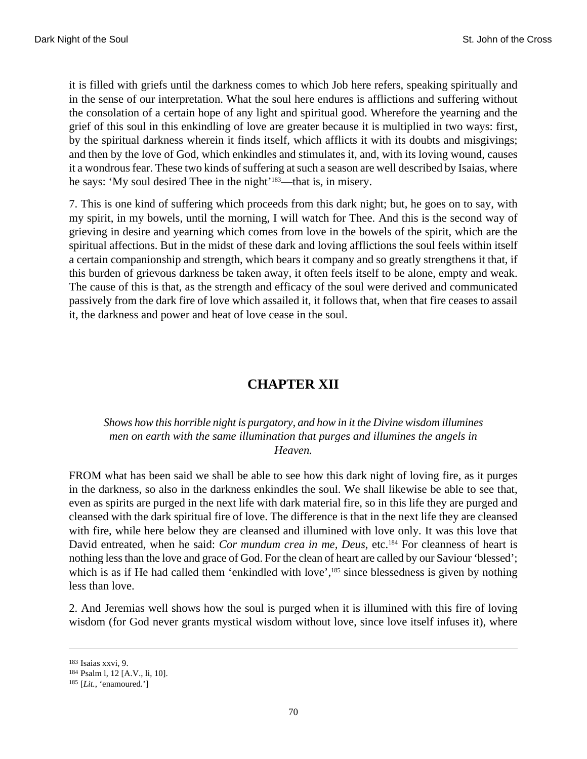it is filled with griefs until the darkness comes to which Job here refers, speaking spiritually and in the sense of our interpretation. What the soul here endures is afflictions and suffering without the consolation of a certain hope of any light and spiritual good. Wherefore the yearning and the grief of this soul in this enkindling of love are greater because it is multiplied in two ways: first, by the spiritual darkness wherein it finds itself, which afflicts it with its doubts and misgivings; and then by the love of God, which enkindles and stimulates it, and, with its loving wound, causes it a wondrous fear. These two kinds of suffering at such a season are well described by Isaias, where he says: 'My soul desired Thee in the night'[183]—that is, in misery.

7. This is one kind of suffering which proceeds from this dark night; but, he goes on to say, with my spirit, in my bowels, until the morning, I will watch for Thee. And this is the second way of grieving in desire and yearning which comes from love in the bowels of the spirit, which are the spiritual affections. But in the midst of these dark and loving afflictions the soul feels within itself a certain companionship and strength, which bears it company and so greatly strengthens it that, if this burden of grievous darkness be taken away, it often feels itself to be alone, empty and weak. The cause of this is that, as the strength and efficacy of the soul were derived and communicated passively from the dark fire of love which assailed it, it follows that, when that fire ceases to assail it, the darkness and power and heat of love cease in the soul.

## CHAPTER XII

*Shows how this horrible night is purgatory, and how in it the Divine wisdom illumines men on earth with the same illumination that purges and illumines the angels in Heaven.*

FROM what has been said we shall be able to see how this dark night of loving fire, as it purges in the darkness, so also in the darkness enkindles the soul. We shall likewise be able to see that, even as spirits are purged in the next life with dark material fire, so in this life they are purged and cleansed with the dark spiritual fire of love. The difference is that in the next life they are cleansed with fire, while here below they are cleansed and illumined with love only. It was this love that David entreated, when he said: *Cor mundum crea in me, Deus*, etc.[184] For cleanness of heart is nothing less than the love and grace of God. For the clean of heart are called by our Saviour 'blessed'; which is as if He had called them 'enkindled with love',[185] since blessedness is given by nothing less than love.

2. And Jeremias well shows how the soul is purged when it is illumined with this fire of loving wisdom (for God never grants mystical wisdom without love, since love itself infuses it), where

---

[183] Isaias xxvi, 9.

[184] Psalm l, 12 [A.V., li, 10].

[185] [*Lit.*, 'enamoured.']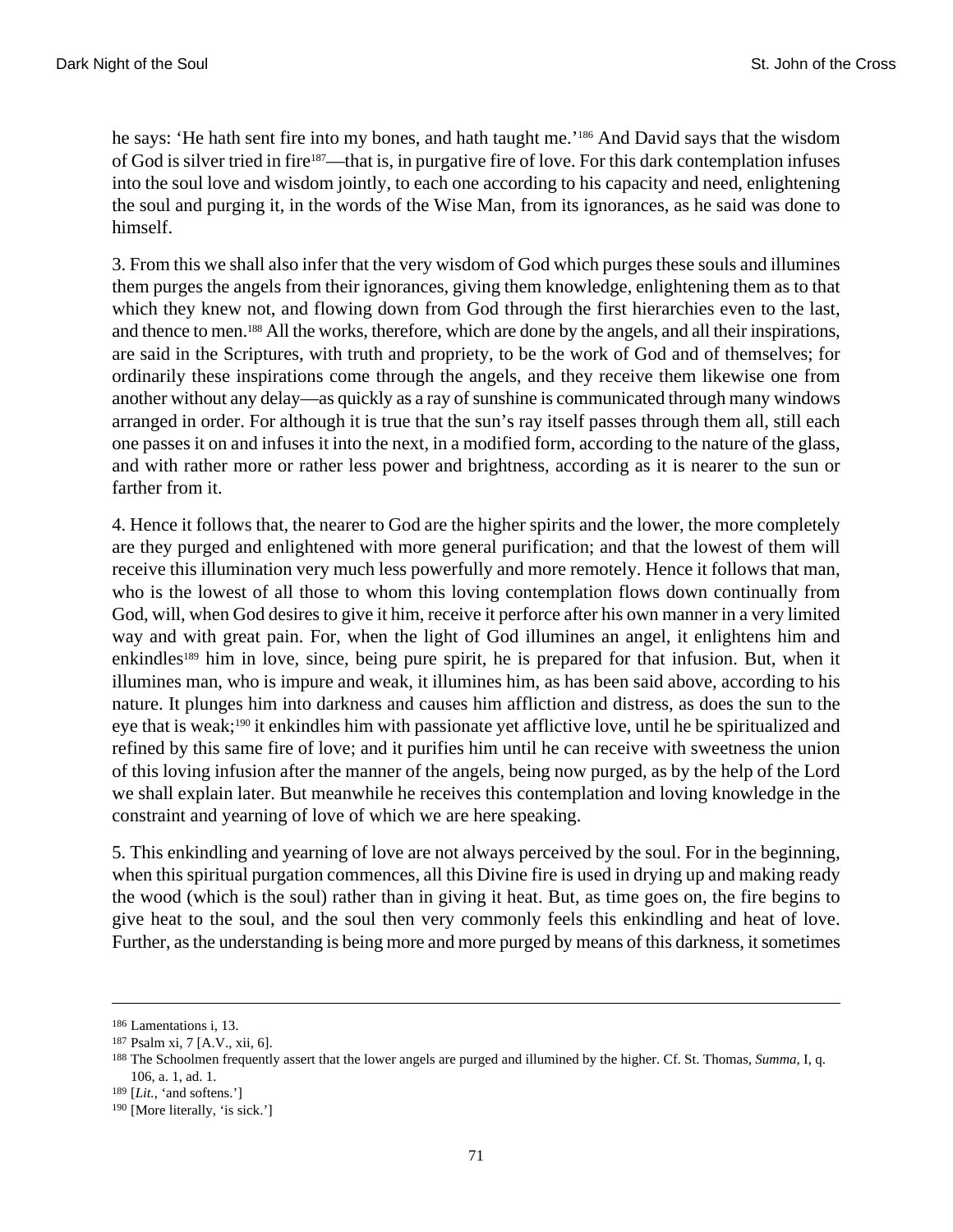he says: 'He hath sent fire into my bones, and hath taught me.'[186] And David says that the wisdom of God is silver tried in fire[187]—that is, in purgative fire of love. For this dark contemplation infuses into the soul love and wisdom jointly, to each one according to his capacity and need, enlightening the soul and purging it, in the words of the Wise Man, from its ignorances, as he said was done to himself.

3. From this we shall also infer that the very wisdom of God which purges these souls and illumines them purges the angels from their ignorances, giving them knowledge, enlightening them as to that which they knew not, and flowing down from God through the first hierarchies even to the last, and thence to men.[188] All the works, therefore, which are done by the angels, and all their inspirations, are said in the Scriptures, with truth and propriety, to be the work of God and of themselves; for ordinarily these inspirations come through the angels, and they receive them likewise one from another without any delay—as quickly as a ray of sunshine is communicated through many windows arranged in order. For although it is true that the sun's ray itself passes through them all, still each one passes it on and infuses it into the next, in a modified form, according to the nature of the glass, and with rather more or rather less power and brightness, according as it is nearer to the sun or farther from it.

4. Hence it follows that, the nearer to God are the higher spirits and the lower, the more completely are they purged and enlightened with more general purification; and that the lowest of them will receive this illumination very much less powerfully and more remotely. Hence it follows that man, who is the lowest of all those to whom this loving contemplation flows down continually from God, will, when God desires to give it him, receive it perforce after his own manner in a very limited way and with great pain. For, when the light of God illumines an angel, it enlightens him and enkindles[189] him in love, since, being pure spirit, he is prepared for that infusion. But, when it illumines man, who is impure and weak, it illumines him, as has been said above, according to his nature. It plunges him into darkness and causes him affliction and distress, as does the sun to the eye that is weak;[190] it enkindles him with passionate yet afflictive love, until he be spiritualized and refined by this same fire of love; and it purifies him until he can receive with sweetness the union of this loving infusion after the manner of the angels, being now purged, as by the help of the Lord we shall explain later. But meanwhile he receives this contemplation and loving knowledge in the constraint and yearning of love of which we are here speaking.

5. This enkindling and yearning of love are not always perceived by the soul. For in the beginning, when this spiritual purgation commences, all this Divine fire is used in drying up and making ready the wood (which is the soul) rather than in giving it heat. But, as time goes on, the fire begins to give heat to the soul, and the soul then very commonly feels this enkindling and heat of love. Further, as the understanding is being more and more purged by means of this darkness, it sometimes

---

[186] Lamentations i, 13.

[187] Psalm xi, 7 [A.V., xii, 6].

[188] The Schoolmen frequently assert that the lower angels are purged and illumined by the higher. Cf. St. Thomas, *Summa*, I, q. 106, a. 1, ad. 1.

[189] [*Lit.*, 'and softens.']

[190] [More literally, 'is sick.']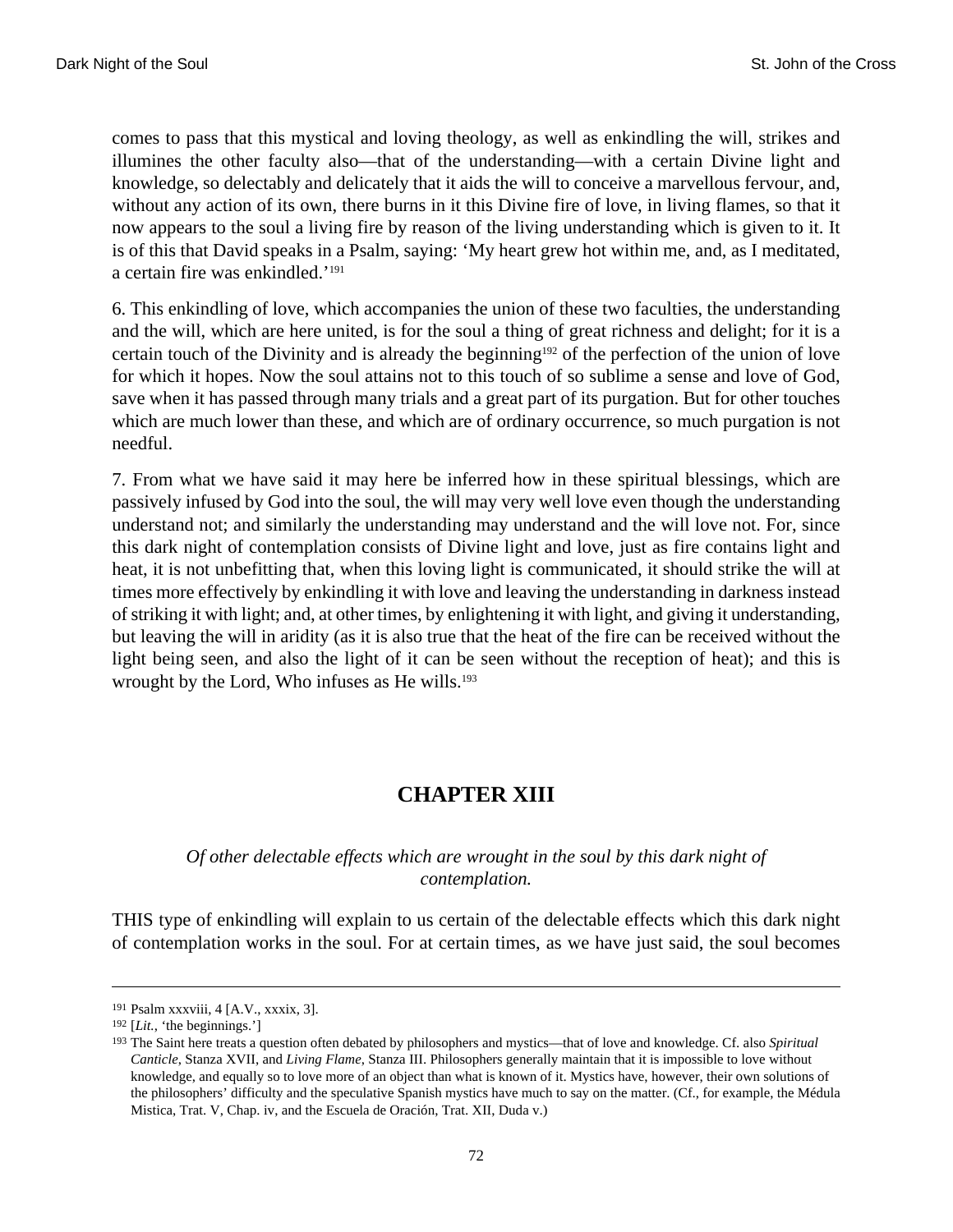comes to pass that this mystical and loving theology, as well as enkindling the will, strikes and illumines the other faculty also—that of the understanding—with a certain Divine light and knowledge, so delectably and delicately that it aids the will to conceive a marvellous fervour, and, without any action of its own, there burns in it this Divine fire of love, in living flames, so that it now appears to the soul a living fire by reason of the living understanding which is given to it. It is of this that David speaks in a Psalm, saying: 'My heart grew hot within me, and, as I meditated, a certain fire was enkindled.'[191]

6. This enkindling of love, which accompanies the union of these two faculties, the understanding and the will, which are here united, is for the soul a thing of great richness and delight; for it is a certain touch of the Divinity and is already the beginning[192] of the perfection of the union of love for which it hopes. Now the soul attains not to this touch of so sublime a sense and love of God, save when it has passed through many trials and a great part of its purgation. But for other touches which are much lower than these, and which are of ordinary occurrence, so much purgation is not needful.

7. From what we have said it may here be inferred how in these spiritual blessings, which are passively infused by God into the soul, the will may very well love even though the understanding understand not; and similarly the understanding may understand and the will love not. For, since this dark night of contemplation consists of Divine light and love, just as fire contains light and heat, it is not unbefitting that, when this loving light is communicated, it should strike the will at times more effectively by enkindling it with love and leaving the understanding in darkness instead of striking it with light; and, at other times, by enlightening it with light, and giving it understanding, but leaving the will in aridity (as it is also true that the heat of the fire can be received without the light being seen, and also the light of it can be seen without the reception of heat); and this is wrought by the Lord, Who infuses as He wills.[193]

## CHAPTER XIII

*Of other delectable effects which are wrought in the soul by this dark night of contemplation.*

THIS type of enkindling will explain to us certain of the delectable effects which this dark night of contemplation works in the soul. For at certain times, as we have just said, the soul becomes

---

[191] Psalm xxxviii, 4 [A.V., xxxix, 3].

[192] [*Lit.*, 'the beginnings.']

[193] The Saint here treats a question often debated by philosophers and mystics—that of love and knowledge. Cf. also *Spiritual Canticle*, Stanza XVII, and *Living Flame*, Stanza III. Philosophers generally maintain that it is impossible to love without knowledge, and equally so to love more of an object than what is known of it. Mystics have, however, their own solutions of the philosophers' difficulty and the speculative Spanish mystics have much to say on the matter. (Cf., for example, the Médula Mistica, Trat. V, Chap. iv, and the Escuela de Oración, Trat. XII, Duda v.)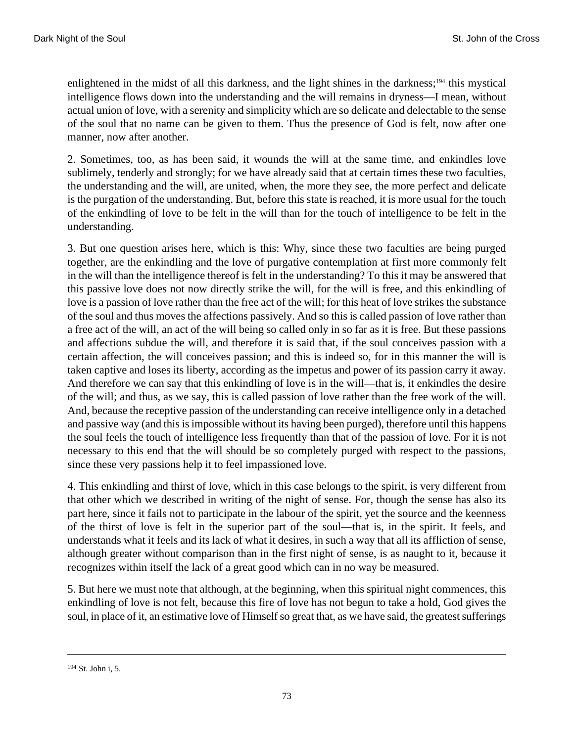enlightened in the midst of all this darkness, and the light shines in the darkness;[194] this mystical intelligence flows down into the understanding and the will remains in dryness—I mean, without actual union of love, with a serenity and simplicity which are so delicate and delectable to the sense of the soul that no name can be given to them. Thus the presence of God is felt, now after one manner, now after another.

2. Sometimes, too, as has been said, it wounds the will at the same time, and enkindles love sublimely, tenderly and strongly; for we have already said that at certain times these two faculties, the understanding and the will, are united, when, the more they see, the more perfect and delicate is the purgation of the understanding. But, before this state is reached, it is more usual for the touch of the enkindling of love to be felt in the will than for the touch of intelligence to be felt in the understanding.

3. But one question arises here, which is this: Why, since these two faculties are being purged together, are the enkindling and the love of purgative contemplation at first more commonly felt in the will than the intelligence thereof is felt in the understanding? To this it may be answered that this passive love does not now directly strike the will, for the will is free, and this enkindling of love is a passion of love rather than the free act of the will; for this heat of love strikes the substance of the soul and thus moves the affections passively. And so this is called passion of love rather than a free act of the will, an act of the will being so called only in so far as it is free. But these passions and affections subdue the will, and therefore it is said that, if the soul conceives passion with a certain affection, the will conceives passion; and this is indeed so, for in this manner the will is taken captive and loses its liberty, according as the impetus and power of its passion carry it away. And therefore we can say that this enkindling of love is in the will—that is, it enkindles the desire of the will; and thus, as we say, this is called passion of love rather than the free work of the will. And, because the receptive passion of the understanding can receive intelligence only in a detached and passive way (and this is impossible without its having been purged), therefore until this happens the soul feels the touch of intelligence less frequently than that of the passion of love. For it is not necessary to this end that the will should be so completely purged with respect to the passions, since these very passions help it to feel impassioned love.

4. This enkindling and thirst of love, which in this case belongs to the spirit, is very different from that other which we described in writing of the night of sense. For, though the sense has also its part here, since it fails not to participate in the labour of the spirit, yet the source and the keenness of the thirst of love is felt in the superior part of the soul—that is, in the spirit. It feels, and understands what it feels and its lack of what it desires, in such a way that all its affliction of sense, although greater without comparison than in the first night of sense, is as naught to it, because it recognizes within itself the lack of a great good which can in no way be measured.

5. But here we must note that although, at the beginning, when this spiritual night commences, this enkindling of love is not felt, because this fire of love has not begun to take a hold, God gives the soul, in place of it, an estimative love of Himself so great that, as we have said, the greatest sufferings

---

[194] St. John i, 5.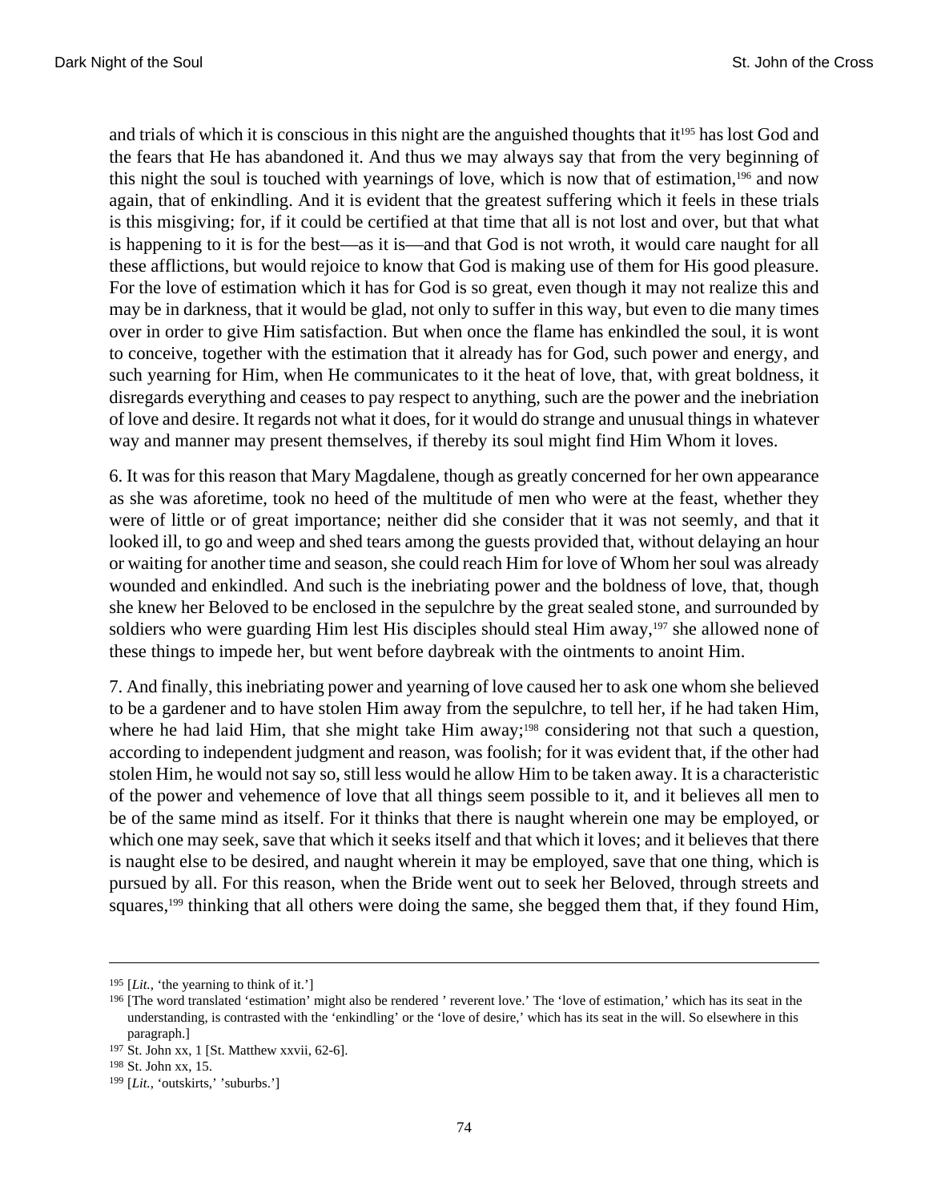and trials of which it is conscious in this night are the anguished thoughts that it[195] has lost God and the fears that He has abandoned it. And thus we may always say that from the very beginning of this night the soul is touched with yearnings of love, which is now that of estimation,[196] and now again, that of enkindling. And it is evident that the greatest suffering which it feels in these trials is this misgiving; for, if it could be certified at that time that all is not lost and over, but that what is happening to it is for the best—as it is—and that God is not wroth, it would care naught for all these afflictions, but would rejoice to know that God is making use of them for His good pleasure. For the love of estimation which it has for God is so great, even though it may not realize this and may be in darkness, that it would be glad, not only to suffer in this way, but even to die many times over in order to give Him satisfaction. But when once the flame has enkindled the soul, it is wont to conceive, together with the estimation that it already has for God, such power and energy, and such yearning for Him, when He communicates to it the heat of love, that, with great boldness, it disregards everything and ceases to pay respect to anything, such are the power and the inebriation of love and desire. It regards not what it does, for it would do strange and unusual things in whatever way and manner may present themselves, if thereby its soul might find Him Whom it loves.

6. It was for this reason that Mary Magdalene, though as greatly concerned for her own appearance as she was aforetime, took no heed of the multitude of men who were at the feast, whether they were of little or of great importance; neither did she consider that it was not seemly, and that it looked ill, to go and weep and shed tears among the guests provided that, without delaying an hour or waiting for another time and season, she could reach Him for love of Whom her soul was already wounded and enkindled. And such is the inebriating power and the boldness of love, that, though she knew her Beloved to be enclosed in the sepulchre by the great sealed stone, and surrounded by soldiers who were guarding Him lest His disciples should steal Him away,[197] she allowed none of these things to impede her, but went before daybreak with the ointments to anoint Him.

7. And finally, this inebriating power and yearning of love caused her to ask one whom she believed to be a gardener and to have stolen Him away from the sepulchre, to tell her, if he had taken Him, where he had laid Him, that she might take Him away;[198] considering not that such a question, according to independent judgment and reason, was foolish; for it was evident that, if the other had stolen Him, he would not say so, still less would he allow Him to be taken away. It is a characteristic of the power and vehemence of love that all things seem possible to it, and it believes all men to be of the same mind as itself. For it thinks that there is naught wherein one may be employed, or which one may seek, save that which it seeks itself and that which it loves; and it believes that there is naught else to be desired, and naught wherein it may be employed, save that one thing, which is pursued by all. For this reason, when the Bride went out to seek her Beloved, through streets and squares,[199] thinking that all others were doing the same, she begged them that, if they found Him,

---

195 [*Lit.,* 'the yearning to think of it.']

196 [The word translated 'estimation' might also be rendered ' reverent love.' The 'love of estimation,' which has its seat in the understanding, is contrasted with the 'enkindling' or the 'love of desire,' which has its seat in the will. So elsewhere in this paragraph.]

197 St. John xx, 1 [St. Matthew xxvii, 62-6].

198 St. John xx, 15.

199 [*Lit.,* 'outskirts,' 'suburbs.']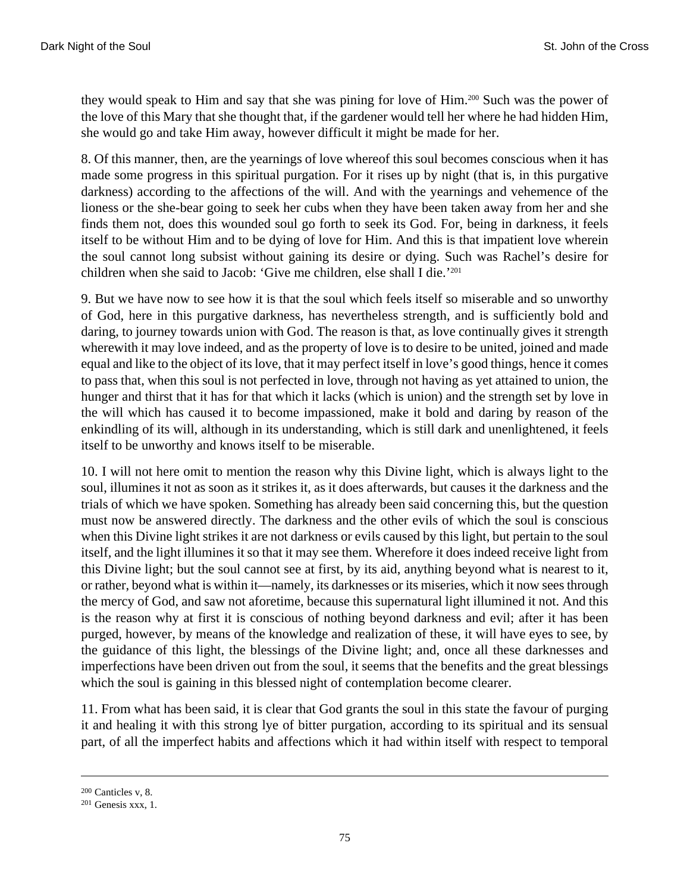they would speak to Him and say that she was pining for love of Him.[200] Such was the power of the love of this Mary that she thought that, if the gardener would tell her where he had hidden Him, she would go and take Him away, however difficult it might be made for her.

8. Of this manner, then, are the yearnings of love whereof this soul becomes conscious when it has made some progress in this spiritual purgation. For it rises up by night (that is, in this purgative darkness) according to the affections of the will. And with the yearnings and vehemence of the lioness or the she-bear going to seek her cubs when they have been taken away from her and she finds them not, does this wounded soul go forth to seek its God. For, being in darkness, it feels itself to be without Him and to be dying of love for Him. And this is that impatient love wherein the soul cannot long subsist without gaining its desire or dying. Such was Rachel's desire for children when she said to Jacob: 'Give me children, else shall I die.'[201]

9. But we have now to see how it is that the soul which feels itself so miserable and so unworthy of God, here in this purgative darkness, has nevertheless strength, and is sufficiently bold and daring, to journey towards union with God. The reason is that, as love continually gives it strength wherewith it may love indeed, and as the property of love is to desire to be united, joined and made equal and like to the object of its love, that it may perfect itself in love's good things, hence it comes to pass that, when this soul is not perfected in love, through not having as yet attained to union, the hunger and thirst that it has for that which it lacks (which is union) and the strength set by love in the will which has caused it to become impassioned, make it bold and daring by reason of the enkindling of its will, although in its understanding, which is still dark and unenlightened, it feels itself to be unworthy and knows itself to be miserable.

10. I will not here omit to mention the reason why this Divine light, which is always light to the soul, illumines it not as soon as it strikes it, as it does afterwards, but causes it the darkness and the trials of which we have spoken. Something has already been said concerning this, but the question must now be answered directly. The darkness and the other evils of which the soul is conscious when this Divine light strikes it are not darkness or evils caused by this light, but pertain to the soul itself, and the light illumines it so that it may see them. Wherefore it does indeed receive light from this Divine light; but the soul cannot see at first, by its aid, anything beyond what is nearest to it, or rather, beyond what is within it—namely, its darknesses or its miseries, which it now sees through the mercy of God, and saw not aforetime, because this supernatural light illumined it not. And this is the reason why at first it is conscious of nothing beyond darkness and evil; after it has been purged, however, by means of the knowledge and realization of these, it will have eyes to see, by the guidance of this light, the blessings of the Divine light; and, once all these darknesses and imperfections have been driven out from the soul, it seems that the benefits and the great blessings which the soul is gaining in this blessed night of contemplation become clearer.

11. From what has been said, it is clear that God grants the soul in this state the favour of purging it and healing it with this strong lye of bitter purgation, according to its spiritual and its sensual part, of all the imperfect habits and affections which it had within itself with respect to temporal

---

[200] Canticles v, 8.

[201] Genesis xxx, 1.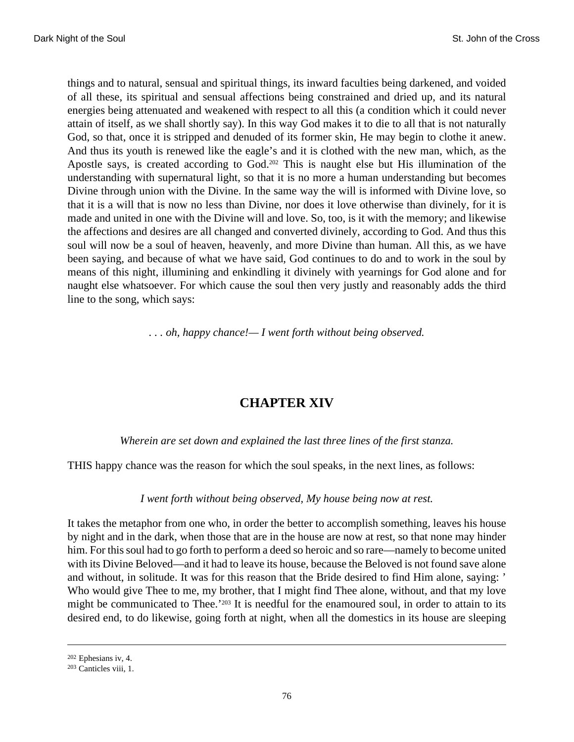things and to natural, sensual and spiritual things, its inward faculties being darkened, and voided of all these, its spiritual and sensual affections being constrained and dried up, and its natural energies being attenuated and weakened with respect to all this (a condition which it could never attain of itself, as we shall shortly say). In this way God makes it to die to all that is not naturally God, so that, once it is stripped and denuded of its former skin, He may begin to clothe it anew. And thus its youth is renewed like the eagle's and it is clothed with the new man, which, as the Apostle says, is created according to God.[202] This is naught else but His illumination of the understanding with supernatural light, so that it is no more a human understanding but becomes Divine through union with the Divine. In the same way the will is informed with Divine love, so that it is a will that is now no less than Divine, nor does it love otherwise than divinely, for it is made and united in one with the Divine will and love. So, too, is it with the memory; and likewise the affections and desires are all changed and converted divinely, according to God. And thus this soul will now be a soul of heaven, heavenly, and more Divine than human. All this, as we have been saying, and because of what we have said, God continues to do and to work in the soul by means of this night, illumining and enkindling it divinely with yearnings for God alone and for naught else whatsoever. For which cause the soul then very justly and reasonably adds the third line to the song, which says:

*. . . oh, happy chance!— I went forth without being observed.*

## CHAPTER XIV

*Wherein are set down and explained the last three lines of the first stanza.*

THIS happy chance was the reason for which the soul speaks, in the next lines, as follows:

*I went forth without being observed, My house being now at rest.*

It takes the metaphor from one who, in order the better to accomplish something, leaves his house by night and in the dark, when those that are in the house are now at rest, so that none may hinder him. For this soul had to go forth to perform a deed so heroic and so rare—namely to become united with its Divine Beloved—and it had to leave its house, because the Beloved is not found save alone and without, in solitude. It was for this reason that the Bride desired to find Him alone, saying: ' Who would give Thee to me, my brother, that I might find Thee alone, without, and that my love might be communicated to Thee.'[203] It is needful for the enamoured soul, in order to attain to its desired end, to do likewise, going forth at night, when all the domestics in its house are sleeping

[202] Ephesians iv, 4.
[203] Canticles viii, 1.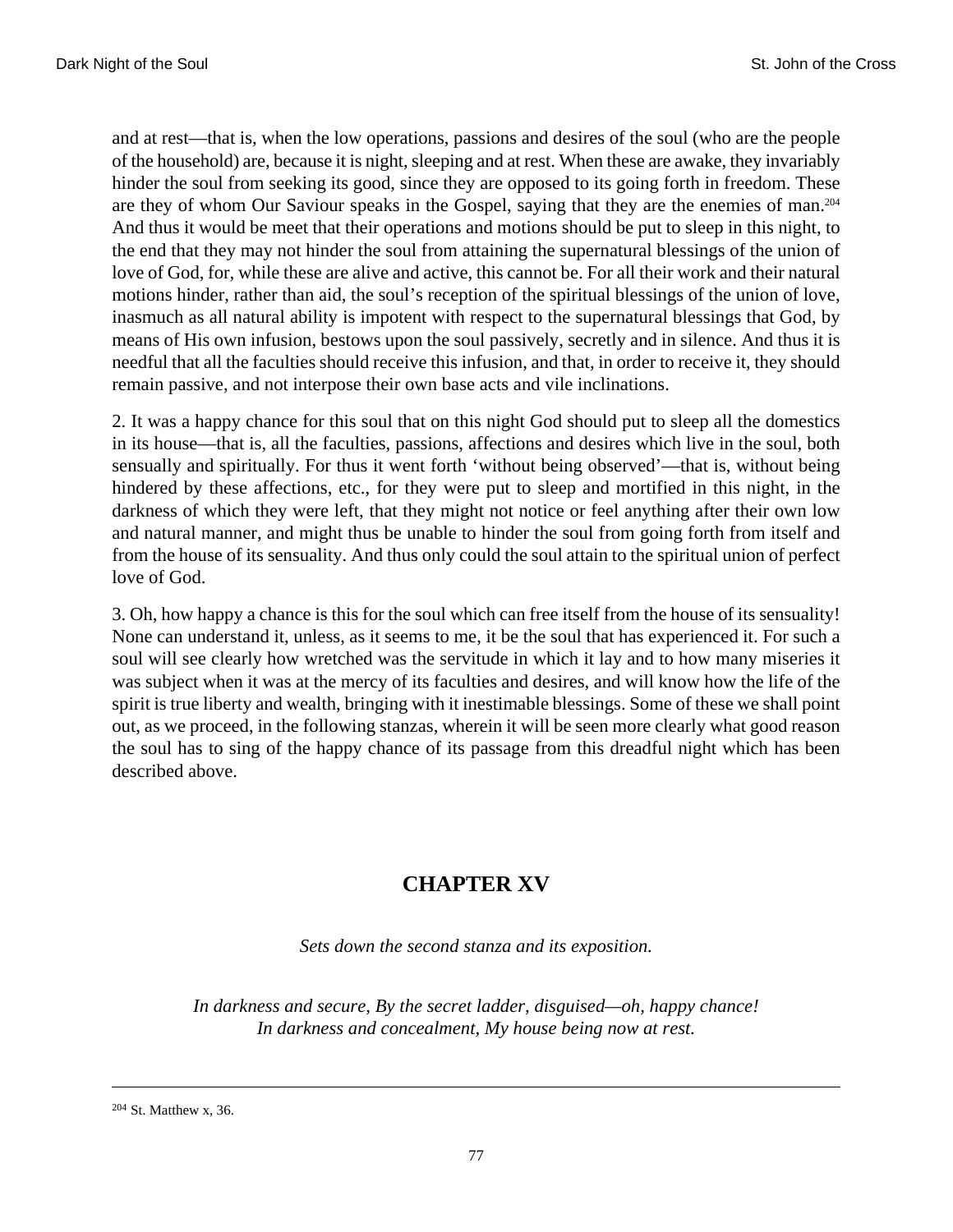and at rest—that is, when the low operations, passions and desires of the soul (who are the people of the household) are, because it is night, sleeping and at rest. When these are awake, they invariably hinder the soul from seeking its good, since they are opposed to its going forth in freedom. These are they of whom Our Saviour speaks in the Gospel, saying that they are the enemies of man.[204] And thus it would be meet that their operations and motions should be put to sleep in this night, to the end that they may not hinder the soul from attaining the supernatural blessings of the union of love of God, for, while these are alive and active, this cannot be. For all their work and their natural motions hinder, rather than aid, the soul's reception of the spiritual blessings of the union of love, inasmuch as all natural ability is impotent with respect to the supernatural blessings that God, by means of His own infusion, bestows upon the soul passively, secretly and in silence. And thus it is needful that all the faculties should receive this infusion, and that, in order to receive it, they should remain passive, and not interpose their own base acts and vile inclinations.

2. It was a happy chance for this soul that on this night God should put to sleep all the domestics in its house—that is, all the faculties, passions, affections and desires which live in the soul, both sensually and spiritually. For thus it went forth 'without being observed'—that is, without being hindered by these affections, etc., for they were put to sleep and mortified in this night, in the darkness of which they were left, that they might not notice or feel anything after their own low and natural manner, and might thus be unable to hinder the soul from going forth from itself and from the house of its sensuality. And thus only could the soul attain to the spiritual union of perfect love of God.

3. Oh, how happy a chance is this for the soul which can free itself from the house of its sensuality! None can understand it, unless, as it seems to me, it be the soul that has experienced it. For such a soul will see clearly how wretched was the servitude in which it lay and to how many miseries it was subject when it was at the mercy of its faculties and desires, and will know how the life of the spirit is true liberty and wealth, bringing with it inestimable blessings. Some of these we shall point out, as we proceed, in the following stanzas, wherein it will be seen more clearly what good reason the soul has to sing of the happy chance of its passage from this dreadful night which has been described above.

## CHAPTER XV

*Sets down the second stanza and its exposition.*

*In darkness and secure, By the secret ladder, disguised—oh, happy chance!*
*In darkness and concealment, My house being now at rest.*

---

[204] St. Matthew x, 36.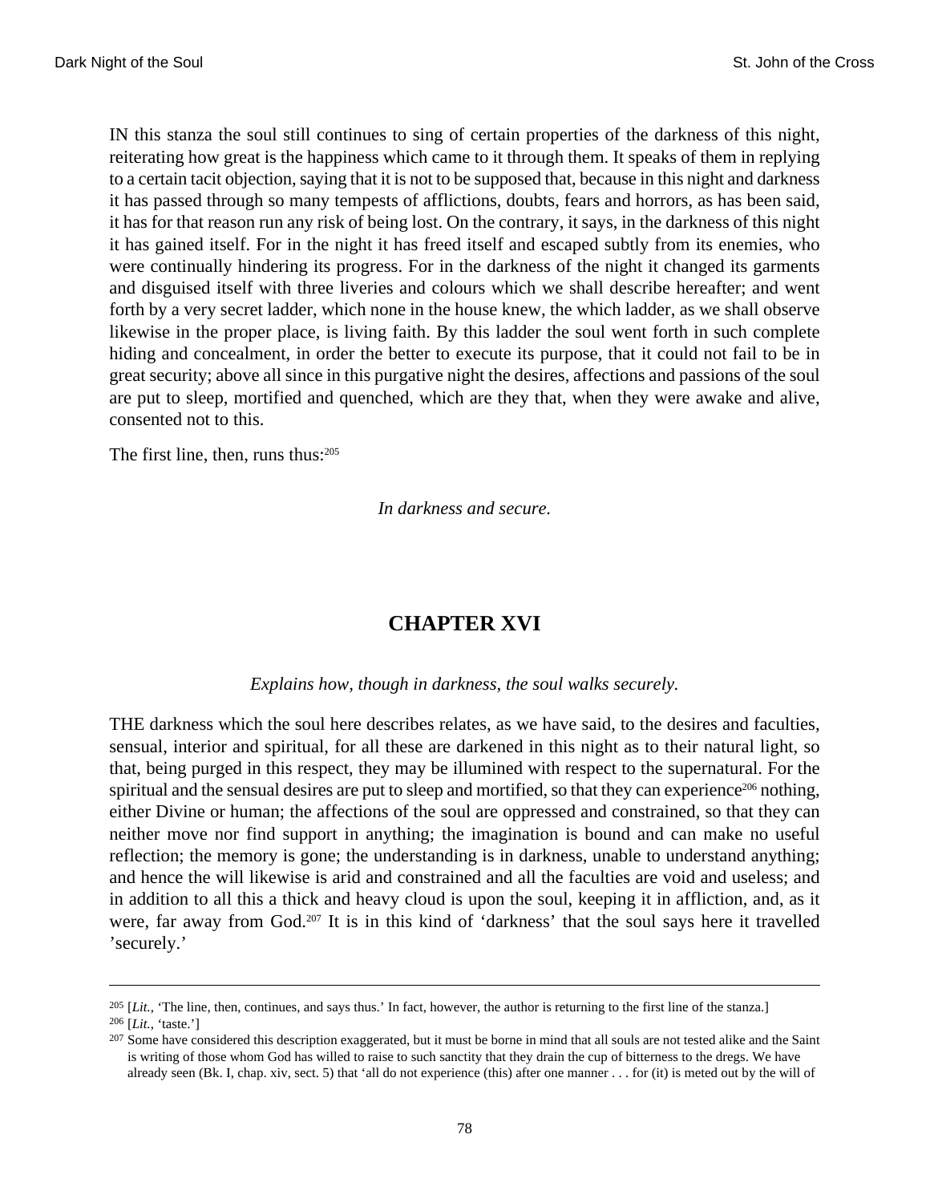IN this stanza the soul still continues to sing of certain properties of the darkness of this night, reiterating how great is the happiness which came to it through them. It speaks of them in replying to a certain tacit objection, saying that it is not to be supposed that, because in this night and darkness it has passed through so many tempests of afflictions, doubts, fears and horrors, as has been said, it has for that reason run any risk of being lost. On the contrary, it says, in the darkness of this night it has gained itself. For in the night it has freed itself and escaped subtly from its enemies, who were continually hindering its progress. For in the darkness of the night it changed its garments and disguised itself with three liveries and colours which we shall describe hereafter; and went forth by a very secret ladder, which none in the house knew, the which ladder, as we shall observe likewise in the proper place, is living faith. By this ladder the soul went forth in such complete hiding and concealment, in order the better to execute its purpose, that it could not fail to be in great security; above all since in this purgative night the desires, affections and passions of the soul are put to sleep, mortified and quenched, which are they that, when they were awake and alive, consented not to this.

The first line, then, runs thus:[205]

*In darkness and secure.*

## CHAPTER XVI

*Explains how, though in darkness, the soul walks securely.*

THE darkness which the soul here describes relates, as we have said, to the desires and faculties, sensual, interior and spiritual, for all these are darkened in this night as to their natural light, so that, being purged in this respect, they may be illumined with respect to the supernatural. For the spiritual and the sensual desires are put to sleep and mortified, so that they can experience[206] nothing, either Divine or human; the affections of the soul are oppressed and constrained, so that they can neither move nor find support in anything; the imagination is bound and can make no useful reflection; the memory is gone; the understanding is in darkness, unable to understand anything; and hence the will likewise is arid and constrained and all the faculties are void and useless; and in addition to all this a thick and heavy cloud is upon the soul, keeping it in affliction, and, as it were, far away from God.[207] It is in this kind of 'darkness' that the soul says here it travelled 'securely.'

---

[205] [*Lit.*, 'The line, then, continues, and says thus.' In fact, however, the author is returning to the first line of the stanza.]

[206] [*Lit.*, 'taste.']

[207] Some have considered this description exaggerated, but it must be borne in mind that all souls are not tested alike and the Saint is writing of those whom God has willed to raise to such sanctity that they drain the cup of bitterness to the dregs. We have already seen (Bk. I, chap. xiv, sect. 5) that 'all do not experience (this) after one manner . . . for (it) is meted out by the will of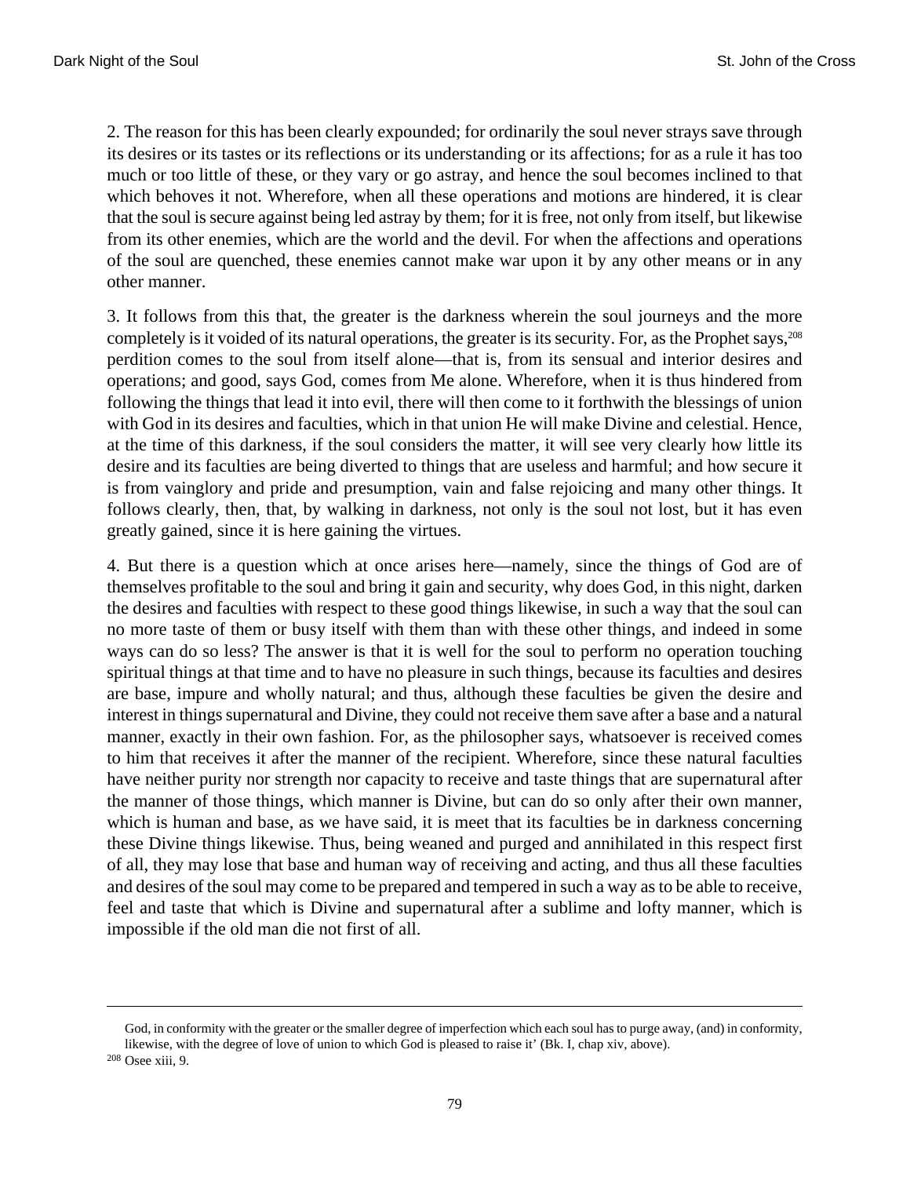2. The reason for this has been clearly expounded; for ordinarily the soul never strays save through its desires or its tastes or its reflections or its understanding or its affections; for as a rule it has too much or too little of these, or they vary or go astray, and hence the soul becomes inclined to that which behoves it not. Wherefore, when all these operations and motions are hindered, it is clear that the soul is secure against being led astray by them; for it is free, not only from itself, but likewise from its other enemies, which are the world and the devil. For when the affections and operations of the soul are quenched, these enemies cannot make war upon it by any other means or in any other manner.

3. It follows from this that, the greater is the darkness wherein the soul journeys and the more completely is it voided of its natural operations, the greater is its security. For, as the Prophet says,[208] perdition comes to the soul from itself alone—that is, from its sensual and interior desires and operations; and good, says God, comes from Me alone. Wherefore, when it is thus hindered from following the things that lead it into evil, there will then come to it forthwith the blessings of union with God in its desires and faculties, which in that union He will make Divine and celestial. Hence, at the time of this darkness, if the soul considers the matter, it will see very clearly how little its desire and its faculties are being diverted to things that are useless and harmful; and how secure it is from vainglory and pride and presumption, vain and false rejoicing and many other things. It follows clearly, then, that, by walking in darkness, not only is the soul not lost, but it has even greatly gained, since it is here gaining the virtues.

4. But there is a question which at once arises here—namely, since the things of God are of themselves profitable to the soul and bring it gain and security, why does God, in this night, darken the desires and faculties with respect to these good things likewise, in such a way that the soul can no more taste of them or busy itself with them than with these other things, and indeed in some ways can do so less? The answer is that it is well for the soul to perform no operation touching spiritual things at that time and to have no pleasure in such things, because its faculties and desires are base, impure and wholly natural; and thus, although these faculties be given the desire and interest in things supernatural and Divine, they could not receive them save after a base and a natural manner, exactly in their own fashion. For, as the philosopher says, whatsoever is received comes to him that receives it after the manner of the recipient. Wherefore, since these natural faculties have neither purity nor strength nor capacity to receive and taste things that are supernatural after the manner of those things, which manner is Divine, but can do so only after their own manner, which is human and base, as we have said, it is meet that its faculties be in darkness concerning these Divine things likewise. Thus, being weaned and purged and annihilated in this respect first of all, they may lose that base and human way of receiving and acting, and thus all these faculties and desires of the soul may come to be prepared and tempered in such a way as to be able to receive, feel and taste that which is Divine and supernatural after a sublime and lofty manner, which is impossible if the old man die not first of all.

---

God, in conformity with the greater or the smaller degree of imperfection which each soul has to purge away, (and) in conformity, likewise, with the degree of love of union to which God is pleased to raise it' (Bk. I, chap xiv, above).

[208] Osee xiii, 9.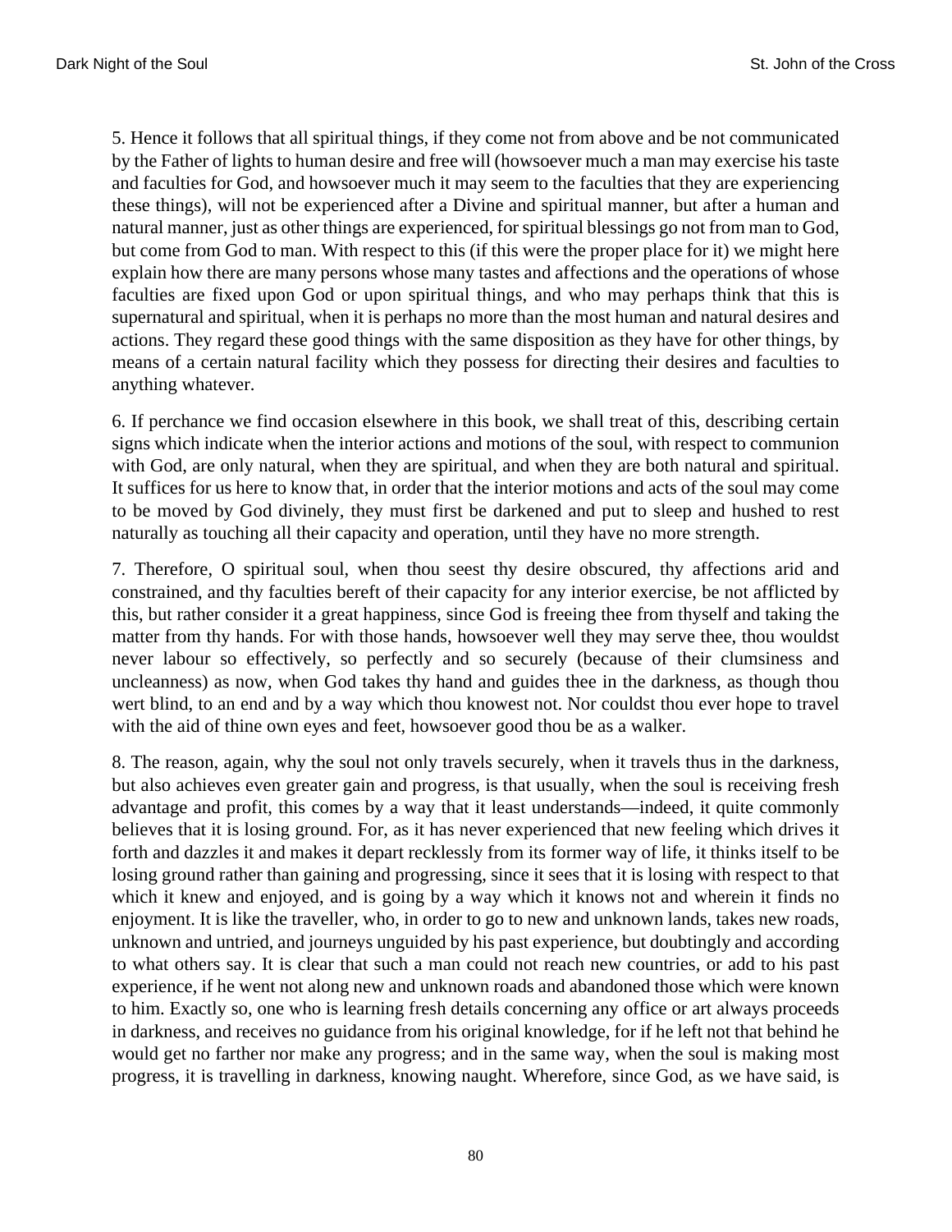5. Hence it follows that all spiritual things, if they come not from above and be not communicated by the Father of lights to human desire and free will (howsoever much a man may exercise his taste and faculties for God, and howsoever much it may seem to the faculties that they are experiencing these things), will not be experienced after a Divine and spiritual manner, but after a human and natural manner, just as other things are experienced, for spiritual blessings go not from man to God, but come from God to man. With respect to this (if this were the proper place for it) we might here explain how there are many persons whose many tastes and affections and the operations of whose faculties are fixed upon God or upon spiritual things, and who may perhaps think that this is supernatural and spiritual, when it is perhaps no more than the most human and natural desires and actions. They regard these good things with the same disposition as they have for other things, by means of a certain natural facility which they possess for directing their desires and faculties to anything whatever.

6. If perchance we find occasion elsewhere in this book, we shall treat of this, describing certain signs which indicate when the interior actions and motions of the soul, with respect to communion with God, are only natural, when they are spiritual, and when they are both natural and spiritual. It suffices for us here to know that, in order that the interior motions and acts of the soul may come to be moved by God divinely, they must first be darkened and put to sleep and hushed to rest naturally as touching all their capacity and operation, until they have no more strength.

7. Therefore, O spiritual soul, when thou seest thy desire obscured, thy affections arid and constrained, and thy faculties bereft of their capacity for any interior exercise, be not afflicted by this, but rather consider it a great happiness, since God is freeing thee from thyself and taking the matter from thy hands. For with those hands, howsoever well they may serve thee, thou wouldst never labour so effectively, so perfectly and so securely (because of their clumsiness and uncleanness) as now, when God takes thy hand and guides thee in the darkness, as though thou wert blind, to an end and by a way which thou knowest not. Nor couldst thou ever hope to travel with the aid of thine own eyes and feet, howsoever good thou be as a walker.

8. The reason, again, why the soul not only travels securely, when it travels thus in the darkness, but also achieves even greater gain and progress, is that usually, when the soul is receiving fresh advantage and profit, this comes by a way that it least understands—indeed, it quite commonly believes that it is losing ground. For, as it has never experienced that new feeling which drives it forth and dazzles it and makes it depart recklessly from its former way of life, it thinks itself to be losing ground rather than gaining and progressing, since it sees that it is losing with respect to that which it knew and enjoyed, and is going by a way which it knows not and wherein it finds no enjoyment. It is like the traveller, who, in order to go to new and unknown lands, takes new roads, unknown and untried, and journeys unguided by his past experience, but doubtingly and according to what others say. It is clear that such a man could not reach new countries, or add to his past experience, if he went not along new and unknown roads and abandoned those which were known to him. Exactly so, one who is learning fresh details concerning any office or art always proceeds in darkness, and receives no guidance from his original knowledge, for if he left not that behind he would get no farther nor make any progress; and in the same way, when the soul is making most progress, it is travelling in darkness, knowing naught. Wherefore, since God, as we have said, is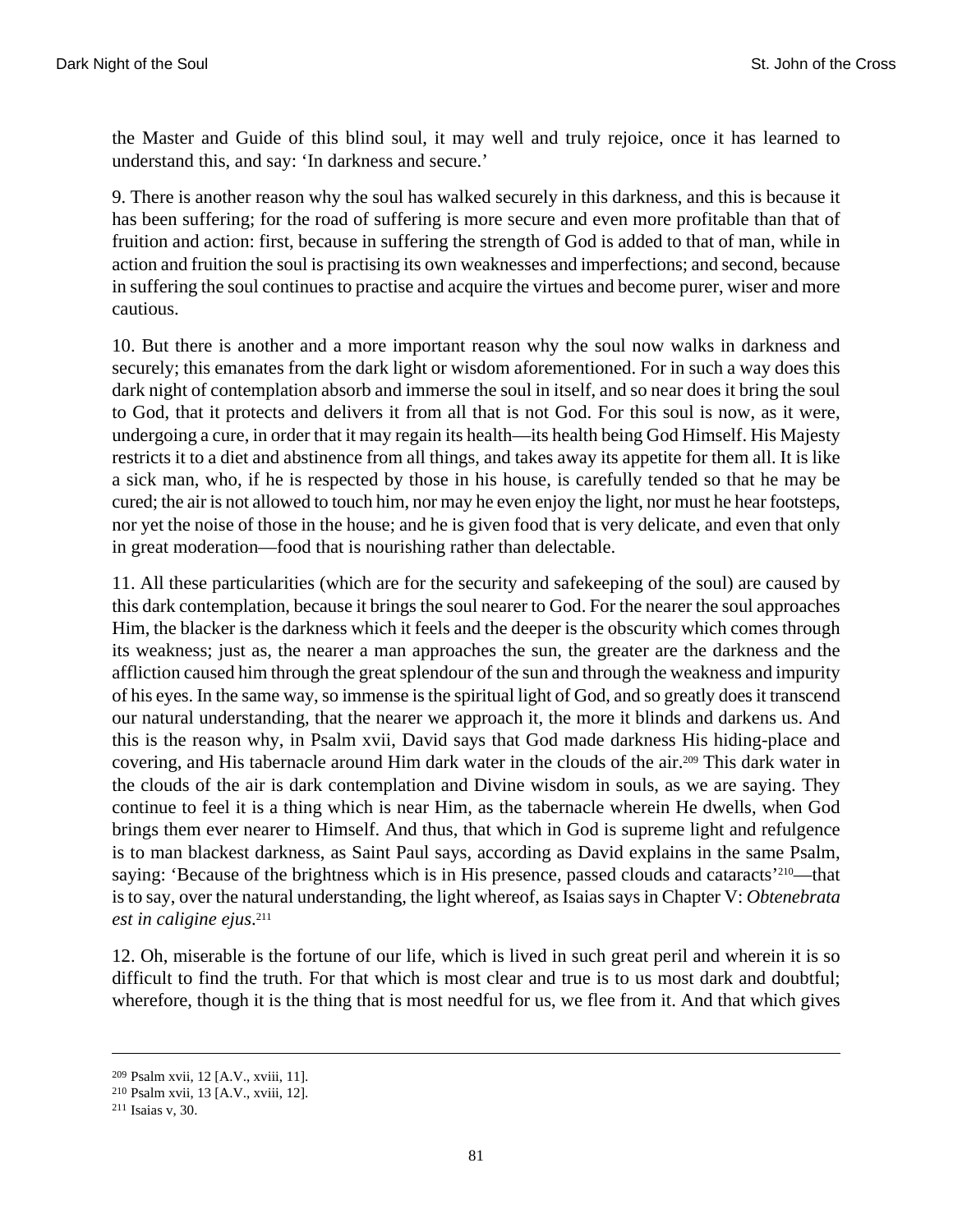the Master and Guide of this blind soul, it may well and truly rejoice, once it has learned to understand this, and say: 'In darkness and secure.'

9. There is another reason why the soul has walked securely in this darkness, and this is because it has been suffering; for the road of suffering is more secure and even more profitable than that of fruition and action: first, because in suffering the strength of God is added to that of man, while in action and fruition the soul is practising its own weaknesses and imperfections; and second, because in suffering the soul continues to practise and acquire the virtues and become purer, wiser and more cautious.

10. But there is another and a more important reason why the soul now walks in darkness and securely; this emanates from the dark light or wisdom aforementioned. For in such a way does this dark night of contemplation absorb and immerse the soul in itself, and so near does it bring the soul to God, that it protects and delivers it from all that is not God. For this soul is now, as it were, undergoing a cure, in order that it may regain its health—its health being God Himself. His Majesty restricts it to a diet and abstinence from all things, and takes away its appetite for them all. It is like a sick man, who, if he is respected by those in his house, is carefully tended so that he may be cured; the air is not allowed to touch him, nor may he even enjoy the light, nor must he hear footsteps, nor yet the noise of those in the house; and he is given food that is very delicate, and even that only in great moderation—food that is nourishing rather than delectable.

11. All these particularities (which are for the security and safekeeping of the soul) are caused by this dark contemplation, because it brings the soul nearer to God. For the nearer the soul approaches Him, the blacker is the darkness which it feels and the deeper is the obscurity which comes through its weakness; just as, the nearer a man approaches the sun, the greater are the darkness and the affliction caused him through the great splendour of the sun and through the weakness and impurity of his eyes. In the same way, so immense is the spiritual light of God, and so greatly does it transcend our natural understanding, that the nearer we approach it, the more it blinds and darkens us. And this is the reason why, in Psalm xvii, David says that God made darkness His hiding-place and covering, and His tabernacle around Him dark water in the clouds of the air.[209] This dark water in the clouds of the air is dark contemplation and Divine wisdom in souls, as we are saying. They continue to feel it is a thing which is near Him, as the tabernacle wherein He dwells, when God brings them ever nearer to Himself. And thus, that which in God is supreme light and refulgence is to man blackest darkness, as Saint Paul says, according as David explains in the same Psalm, saying: 'Because of the brightness which is in His presence, passed clouds and cataracts'[210]—that is to say, over the natural understanding, the light whereof, as Isaias says in Chapter V: *Obtenebrata est in caligine ejus*.[211]

12. Oh, miserable is the fortune of our life, which is lived in such great peril and wherein it is so difficult to find the truth. For that which is most clear and true is to us most dark and doubtful; wherefore, though it is the thing that is most needful for us, we flee from it. And that which gives

---

[209] Psalm xvii, 12 [A.V., xviii, 11].

[210] Psalm xvii, 13 [A.V., xviii, 12].

[211] Isaias v, 30.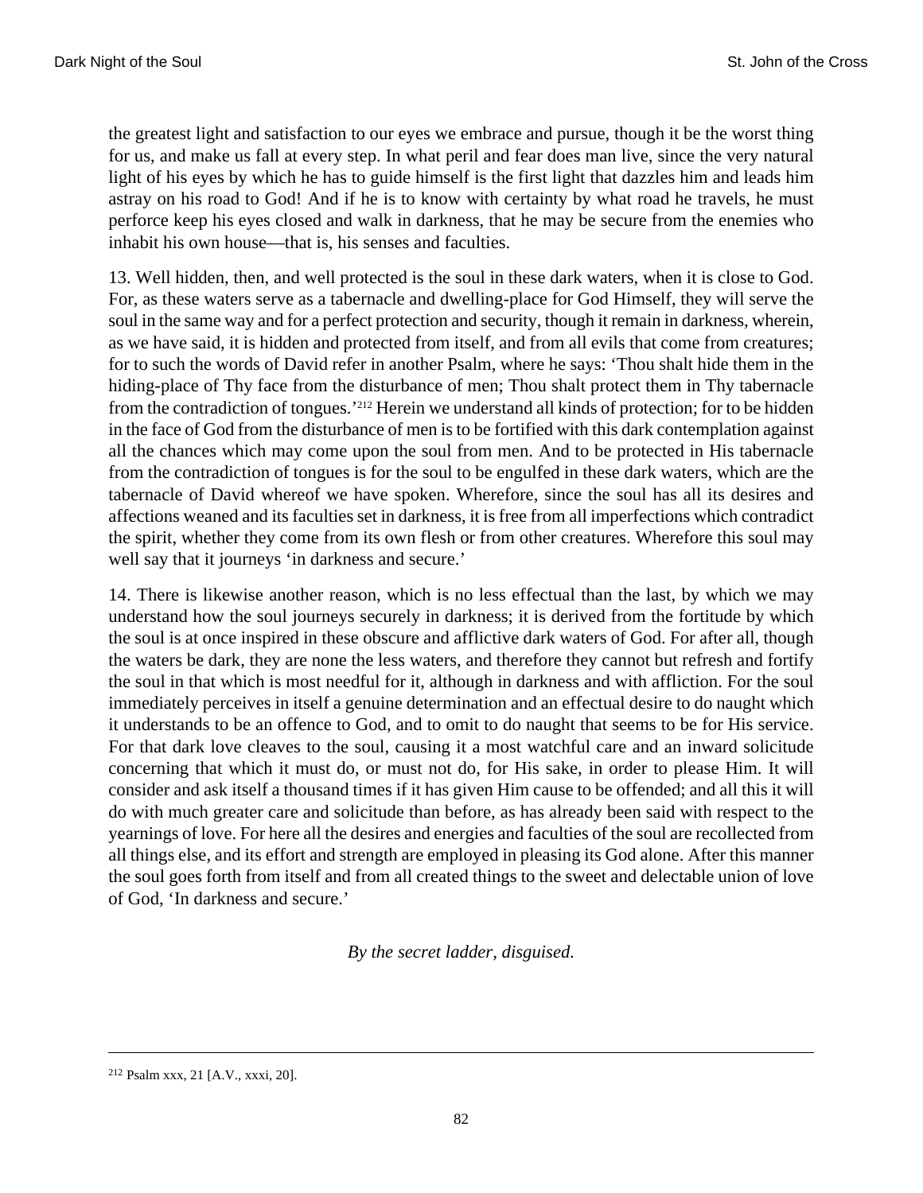the greatest light and satisfaction to our eyes we embrace and pursue, though it be the worst thing for us, and make us fall at every step. In what peril and fear does man live, since the very natural light of his eyes by which he has to guide himself is the first light that dazzles him and leads him astray on his road to God! And if he is to know with certainty by what road he travels, he must perforce keep his eyes closed and walk in darkness, that he may be secure from the enemies who inhabit his own house—that is, his senses and faculties.

13. Well hidden, then, and well protected is the soul in these dark waters, when it is close to God. For, as these waters serve as a tabernacle and dwelling-place for God Himself, they will serve the soul in the same way and for a perfect protection and security, though it remain in darkness, wherein, as we have said, it is hidden and protected from itself, and from all evils that come from creatures; for to such the words of David refer in another Psalm, where he says: 'Thou shalt hide them in the hiding-place of Thy face from the disturbance of men; Thou shalt protect them in Thy tabernacle from the contradiction of tongues.'[212] Herein we understand all kinds of protection; for to be hidden in the face of God from the disturbance of men is to be fortified with this dark contemplation against all the chances which may come upon the soul from men. And to be protected in His tabernacle from the contradiction of tongues is for the soul to be engulfed in these dark waters, which are the tabernacle of David whereof we have spoken. Wherefore, since the soul has all its desires and affections weaned and its faculties set in darkness, it is free from all imperfections which contradict the spirit, whether they come from its own flesh or from other creatures. Wherefore this soul may well say that it journeys 'in darkness and secure.'

14. There is likewise another reason, which is no less effectual than the last, by which we may understand how the soul journeys securely in darkness; it is derived from the fortitude by which the soul is at once inspired in these obscure and afflictive dark waters of God. For after all, though the waters be dark, they are none the less waters, and therefore they cannot but refresh and fortify the soul in that which is most needful for it, although in darkness and with affliction. For the soul immediately perceives in itself a genuine determination and an effectual desire to do naught which it understands to be an offence to God, and to omit to do naught that seems to be for His service. For that dark love cleaves to the soul, causing it a most watchful care and an inward solicitude concerning that which it must do, or must not do, for His sake, in order to please Him. It will consider and ask itself a thousand times if it has given Him cause to be offended; and all this it will do with much greater care and solicitude than before, as has already been said with respect to the yearnings of love. For here all the desires and energies and faculties of the soul are recollected from all things else, and its effort and strength are employed in pleasing its God alone. After this manner the soul goes forth from itself and from all created things to the sweet and delectable union of love of God, 'In darkness and secure.'

*By the secret ladder, disguised.*

---

[212] Psalm xxx, 21 [A.V., xxxi, 20].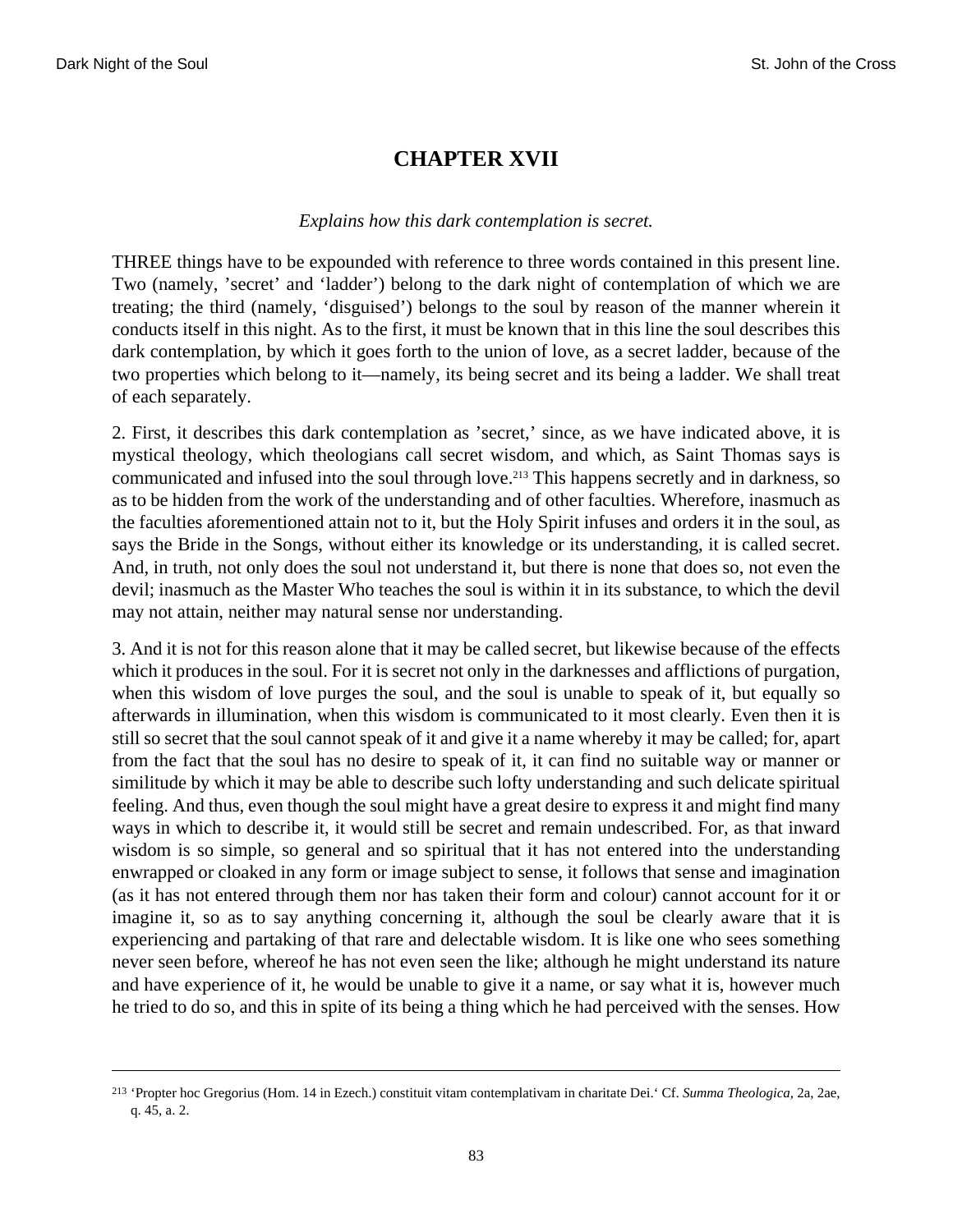# CHAPTER XVII

*Explains how this dark contemplation is secret.*

THREE things have to be expounded with reference to three words contained in this present line. Two (namely, 'secret' and 'ladder') belong to the dark night of contemplation of which we are treating; the third (namely, 'disguised') belongs to the soul by reason of the manner wherein it conducts itself in this night. As to the first, it must be known that in this line the soul describes this dark contemplation, by which it goes forth to the union of love, as a secret ladder, because of the two properties which belong to it—namely, its being secret and its being a ladder. We shall treat of each separately.

2. First, it describes this dark contemplation as 'secret,' since, as we have indicated above, it is mystical theology, which theologians call secret wisdom, and which, as Saint Thomas says is communicated and infused into the soul through love.[213] This happens secretly and in darkness, so as to be hidden from the work of the understanding and of other faculties. Wherefore, inasmuch as the faculties aforementioned attain not to it, but the Holy Spirit infuses and orders it in the soul, as says the Bride in the Songs, without either its knowledge or its understanding, it is called secret. And, in truth, not only does the soul not understand it, but there is none that does so, not even the devil; inasmuch as the Master Who teaches the soul is within it in its substance, to which the devil may not attain, neither may natural sense nor understanding.

3. And it is not for this reason alone that it may be called secret, but likewise because of the effects which it produces in the soul. For it is secret not only in the darknesses and afflictions of purgation, when this wisdom of love purges the soul, and the soul is unable to speak of it, but equally so afterwards in illumination, when this wisdom is communicated to it most clearly. Even then it is still so secret that the soul cannot speak of it and give it a name whereby it may be called; for, apart from the fact that the soul has no desire to speak of it, it can find no suitable way or manner or similitude by which it may be able to describe such lofty understanding and such delicate spiritual feeling. And thus, even though the soul might have a great desire to express it and might find many ways in which to describe it, it would still be secret and remain undescribed. For, as that inward wisdom is so simple, so general and so spiritual that it has not entered into the understanding enwrapped or cloaked in any form or image subject to sense, it follows that sense and imagination (as it has not entered through them nor has taken their form and colour) cannot account for it or imagine it, so as to say anything concerning it, although the soul be clearly aware that it is experiencing and partaking of that rare and delectable wisdom. It is like one who sees something never seen before, whereof he has not even seen the like; although he might understand its nature and have experience of it, he would be unable to give it a name, or say what it is, however much he tried to do so, and this in spite of its being a thing which he had perceived with the senses. How

---

[213] 'Propter hoc Gregorius (Hom. 14 in Ezech.) constituit vitam contemplativam in charitate Dei.' Cf. *Summa Theologica*, 2a, 2ae, q. 45, a. 2.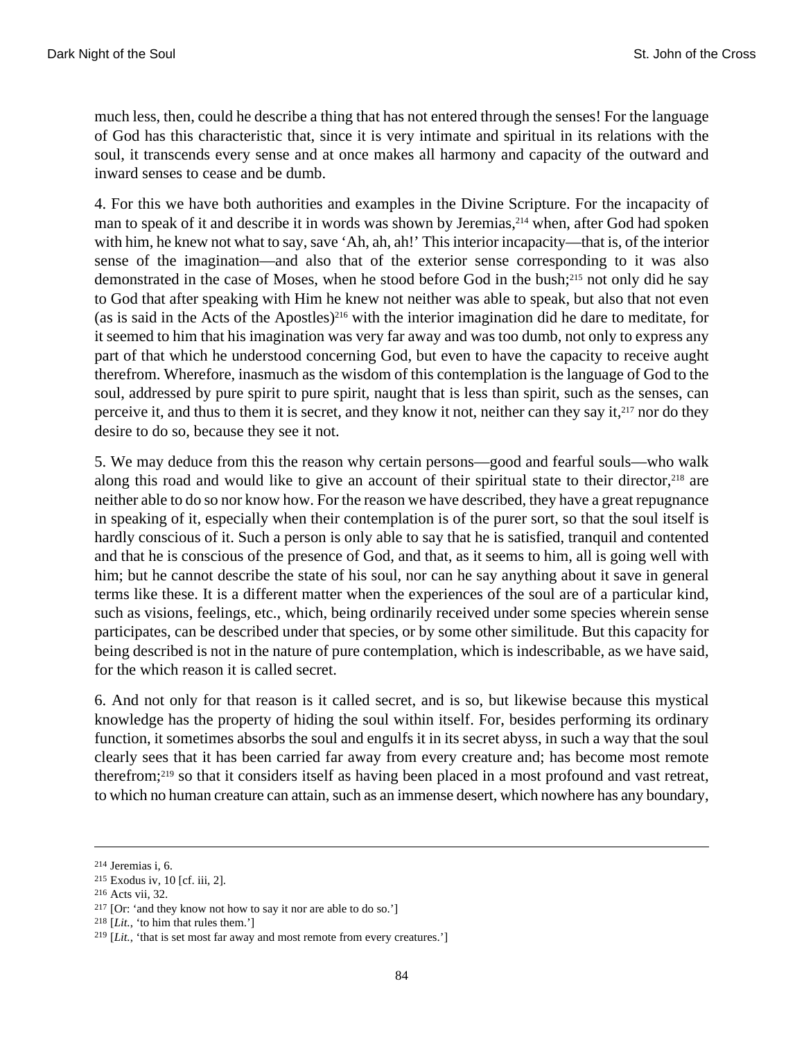much less, then, could he describe a thing that has not entered through the senses! For the language of God has this characteristic that, since it is very intimate and spiritual in its relations with the soul, it transcends every sense and at once makes all harmony and capacity of the outward and inward senses to cease and be dumb.

4. For this we have both authorities and examples in the Divine Scripture. For the incapacity of man to speak of it and describe it in words was shown by Jeremias,[214] when, after God had spoken with him, he knew not what to say, save 'Ah, ah, ah!' This interior incapacity—that is, of the interior sense of the imagination—and also that of the exterior sense corresponding to it was also demonstrated in the case of Moses, when he stood before God in the bush;[215] not only did he say to God that after speaking with Him he knew not neither was able to speak, but also that not even (as is said in the Acts of the Apostles)[216] with the interior imagination did he dare to meditate, for it seemed to him that his imagination was very far away and was too dumb, not only to express any part of that which he understood concerning God, but even to have the capacity to receive aught therefrom. Wherefore, inasmuch as the wisdom of this contemplation is the language of God to the soul, addressed by pure spirit to pure spirit, naught that is less than spirit, such as the senses, can perceive it, and thus to them it is secret, and they know it not, neither can they say it,[217] nor do they desire to do so, because they see it not.

5. We may deduce from this the reason why certain persons—good and fearful souls—who walk along this road and would like to give an account of their spiritual state to their director,[218] are neither able to do so nor know how. For the reason we have described, they have a great repugnance in speaking of it, especially when their contemplation is of the purer sort, so that the soul itself is hardly conscious of it. Such a person is only able to say that he is satisfied, tranquil and contented and that he is conscious of the presence of God, and that, as it seems to him, all is going well with him; but he cannot describe the state of his soul, nor can he say anything about it save in general terms like these. It is a different matter when the experiences of the soul are of a particular kind, such as visions, feelings, etc., which, being ordinarily received under some species wherein sense participates, can be described under that species, or by some other similitude. But this capacity for being described is not in the nature of pure contemplation, which is indescribable, as we have said, for the which reason it is called secret.

6. And not only for that reason is it called secret, and is so, but likewise because this mystical knowledge has the property of hiding the soul within itself. For, besides performing its ordinary function, it sometimes absorbs the soul and engulfs it in its secret abyss, in such a way that the soul clearly sees that it has been carried far away from every creature and; has become most remote therefrom;[219] so that it considers itself as having been placed in a most profound and vast retreat, to which no human creature can attain, such as an immense desert, which nowhere has any boundary,

---

[214] Jeremias i, 6.

[215] Exodus iv, 10 [cf. iii, 2].

[216] Acts vii, 32.

[217] [Or: 'and they know not how to say it nor are able to do so.']

[218] [*Lit.*, 'to him that rules them.']

[219] [*Lit.*, 'that is set most far away and most remote from every creatures.']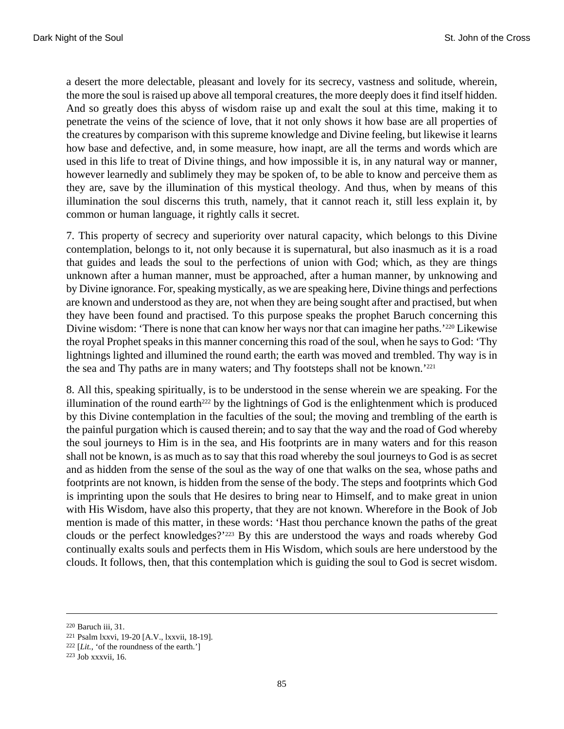a desert the more delectable, pleasant and lovely for its secrecy, vastness and solitude, wherein, the more the soul is raised up above all temporal creatures, the more deeply does it find itself hidden. And so greatly does this abyss of wisdom raise up and exalt the soul at this time, making it to penetrate the veins of the science of love, that it not only shows it how base are all properties of the creatures by comparison with this supreme knowledge and Divine feeling, but likewise it learns how base and defective, and, in some measure, how inapt, are all the terms and words which are used in this life to treat of Divine things, and how impossible it is, in any natural way or manner, however learnedly and sublimely they may be spoken of, to be able to know and perceive them as they are, save by the illumination of this mystical theology. And thus, when by means of this illumination the soul discerns this truth, namely, that it cannot reach it, still less explain it, by common or human language, it rightly calls it secret.

7. This property of secrecy and superiority over natural capacity, which belongs to this Divine contemplation, belongs to it, not only because it is supernatural, but also inasmuch as it is a road that guides and leads the soul to the perfections of union with God; which, as they are things unknown after a human manner, must be approached, after a human manner, by unknowing and by Divine ignorance. For, speaking mystically, as we are speaking here, Divine things and perfections are known and understood as they are, not when they are being sought after and practised, but when they have been found and practised. To this purpose speaks the prophet Baruch concerning this Divine wisdom: 'There is none that can know her ways nor that can imagine her paths.'[220] Likewise the royal Prophet speaks in this manner concerning this road of the soul, when he says to God: 'Thy lightnings lighted and illumined the round earth; the earth was moved and trembled. Thy way is in the sea and Thy paths are in many waters; and Thy footsteps shall not be known.'[221]

8. All this, speaking spiritually, is to be understood in the sense wherein we are speaking. For the illumination of the round earth[222] by the lightnings of God is the enlightenment which is produced by this Divine contemplation in the faculties of the soul; the moving and trembling of the earth is the painful purgation which is caused therein; and to say that the way and the road of God whereby the soul journeys to Him is in the sea, and His footprints are in many waters and for this reason shall not be known, is as much as to say that this road whereby the soul journeys to God is as secret and as hidden from the sense of the soul as the way of one that walks on the sea, whose paths and footprints are not known, is hidden from the sense of the body. The steps and footprints which God is imprinting upon the souls that He desires to bring near to Himself, and to make great in union with His Wisdom, have also this property, that they are not known. Wherefore in the Book of Job mention is made of this matter, in these words: 'Hast thou perchance known the paths of the great clouds or the perfect knowledges?'[223] By this are understood the ways and roads whereby God continually exalts souls and perfects them in His Wisdom, which souls are here understood by the clouds. It follows, then, that this contemplation which is guiding the soul to God is secret wisdom.

---

[220] Baruch iii, 31.

[221] Psalm lxxvi, 19-20 [A.V., lxxvii, 18-19].

[222] [*Lit.*, 'of the roundness of the earth.']

[223] Job xxxvii, 16.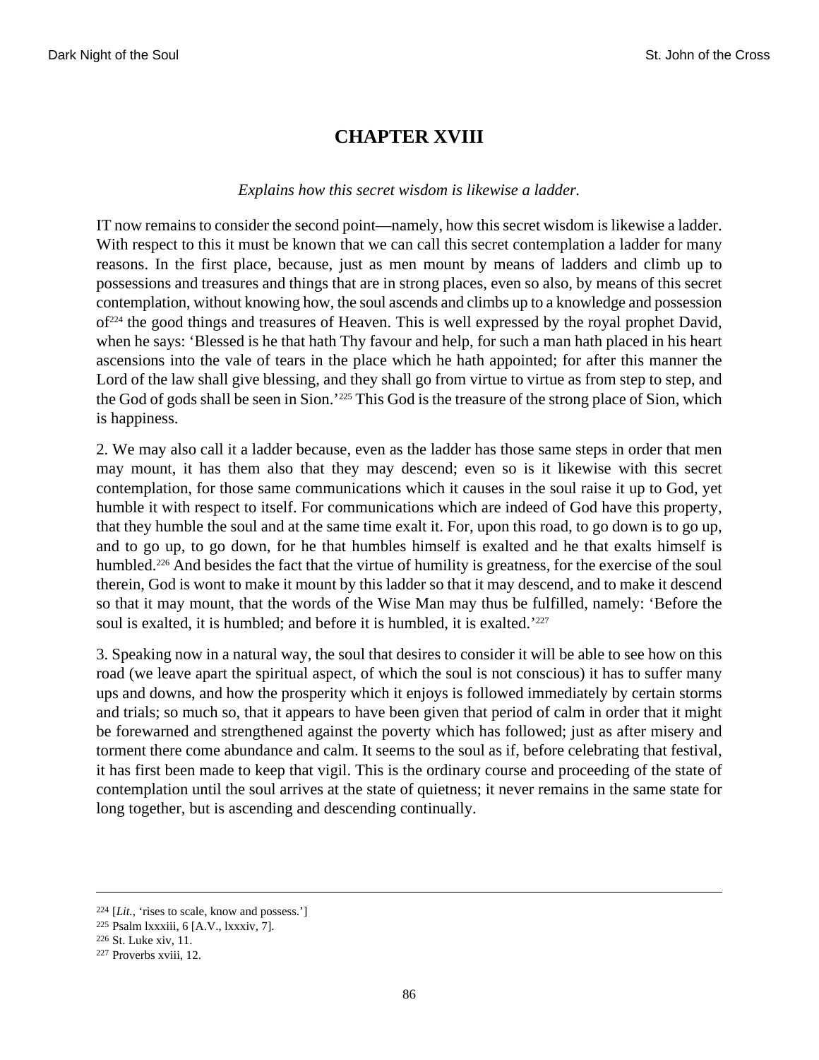## CHAPTER XVIII

*Explains how this secret wisdom is likewise a ladder.*

IT now remains to consider the second point—namely, how this secret wisdom is likewise a ladder. With respect to this it must be known that we can call this secret contemplation a ladder for many reasons. In the first place, because, just as men mount by means of ladders and climb up to possessions and treasures and things that are in strong places, even so also, by means of this secret contemplation, without knowing how, the soul ascends and climbs up to a knowledge and possession of[224] the good things and treasures of Heaven. This is well expressed by the royal prophet David, when he says: 'Blessed is he that hath Thy favour and help, for such a man hath placed in his heart ascensions into the vale of tears in the place which he hath appointed; for after this manner the Lord of the law shall give blessing, and they shall go from virtue to virtue as from step to step, and the God of gods shall be seen in Sion.'[225] This God is the treasure of the strong place of Sion, which is happiness.

2. We may also call it a ladder because, even as the ladder has those same steps in order that men may mount, it has them also that they may descend; even so is it likewise with this secret contemplation, for those same communications which it causes in the soul raise it up to God, yet humble it with respect to itself. For communications which are indeed of God have this property, that they humble the soul and at the same time exalt it. For, upon this road, to go down is to go up, and to go up, to go down, for he that humbles himself is exalted and he that exalts himself is humbled.[226] And besides the fact that the virtue of humility is greatness, for the exercise of the soul therein, God is wont to make it mount by this ladder so that it may descend, and to make it descend so that it may mount, that the words of the Wise Man may thus be fulfilled, namely: 'Before the soul is exalted, it is humbled; and before it is humbled, it is exalted.'[227]

3. Speaking now in a natural way, the soul that desires to consider it will be able to see how on this road (we leave apart the spiritual aspect, of which the soul is not conscious) it has to suffer many ups and downs, and how the prosperity which it enjoys is followed immediately by certain storms and trials; so much so, that it appears to have been given that period of calm in order that it might be forewarned and strengthened against the poverty which has followed; just as after misery and torment there come abundance and calm. It seems to the soul as if, before celebrating that festival, it has first been made to keep that vigil. This is the ordinary course and proceeding of the state of contemplation until the soul arrives at the state of quietness; it never remains in the same state for long together, but is ascending and descending continually.

---

[224] [*Lit.*, 'rises to scale, know and possess.']

[225] Psalm lxxxiii, 6 [A.V., lxxxiv, 7].

[226] St. Luke xiv, 11.

[227] Proverbs xviii, 12.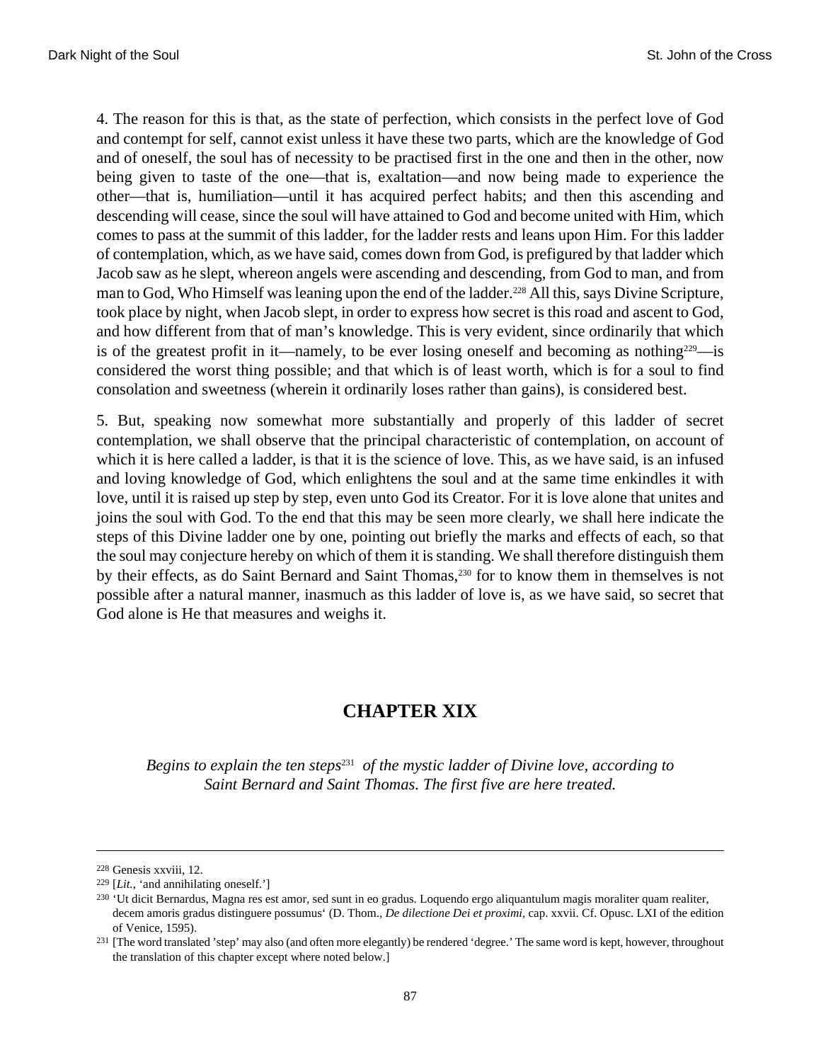4. The reason for this is that, as the state of perfection, which consists in the perfect love of God and contempt for self, cannot exist unless it have these two parts, which are the knowledge of God and of oneself, the soul has of necessity to be practised first in the one and then in the other, now being given to taste of the one—that is, exaltation—and now being made to experience the other—that is, humiliation—until it has acquired perfect habits; and then this ascending and descending will cease, since the soul will have attained to God and become united with Him, which comes to pass at the summit of this ladder, for the ladder rests and leans upon Him. For this ladder of contemplation, which, as we have said, comes down from God, is prefigured by that ladder which Jacob saw as he slept, whereon angels were ascending and descending, from God to man, and from man to God, Who Himself was leaning upon the end of the ladder.[228] All this, says Divine Scripture, took place by night, when Jacob slept, in order to express how secret is this road and ascent to God, and how different from that of man's knowledge. This is very evident, since ordinarily that which is of the greatest profit in it—namely, to be ever losing oneself and becoming as nothing[229]—is considered the worst thing possible; and that which is of least worth, which is for a soul to find consolation and sweetness (wherein it ordinarily loses rather than gains), is considered best.

5. But, speaking now somewhat more substantially and properly of this ladder of secret contemplation, we shall observe that the principal characteristic of contemplation, on account of which it is here called a ladder, is that it is the science of love. This, as we have said, is an infused and loving knowledge of God, which enlightens the soul and at the same time enkindles it with love, until it is raised up step by step, even unto God its Creator. For it is love alone that unites and joins the soul with God. To the end that this may be seen more clearly, we shall here indicate the steps of this Divine ladder one by one, pointing out briefly the marks and effects of each, so that the soul may conjecture hereby on which of them it is standing. We shall therefore distinguish them by their effects, as do Saint Bernard and Saint Thomas,[230] for to know them in themselves is not possible after a natural manner, inasmuch as this ladder of love is, as we have said, so secret that God alone is He that measures and weighs it.

## CHAPTER XIX

*Begins to explain the ten steps*[231] *of the mystic ladder of Divine love, according to Saint Bernard and Saint Thomas. The first five are here treated.*

---

[228] Genesis xxviii, 12.

[229] [*Lit.*, 'and annihilating oneself.']

[230] 'Ut dicit Bernardus, Magna res est amor, sed sunt in eo gradus. Loquendo ergo aliquantulum magis moraliter quam realiter, decem amoris gradus distinguere possumus' (D. Thom., *De dilectione Dei et proximi*, cap. xxvii. Cf. Opusc. LXI of the edition of Venice, 1595).

[231] [The word translated 'step' may also (and often more elegantly) be rendered 'degree.' The same word is kept, however, throughout the translation of this chapter except where noted below.]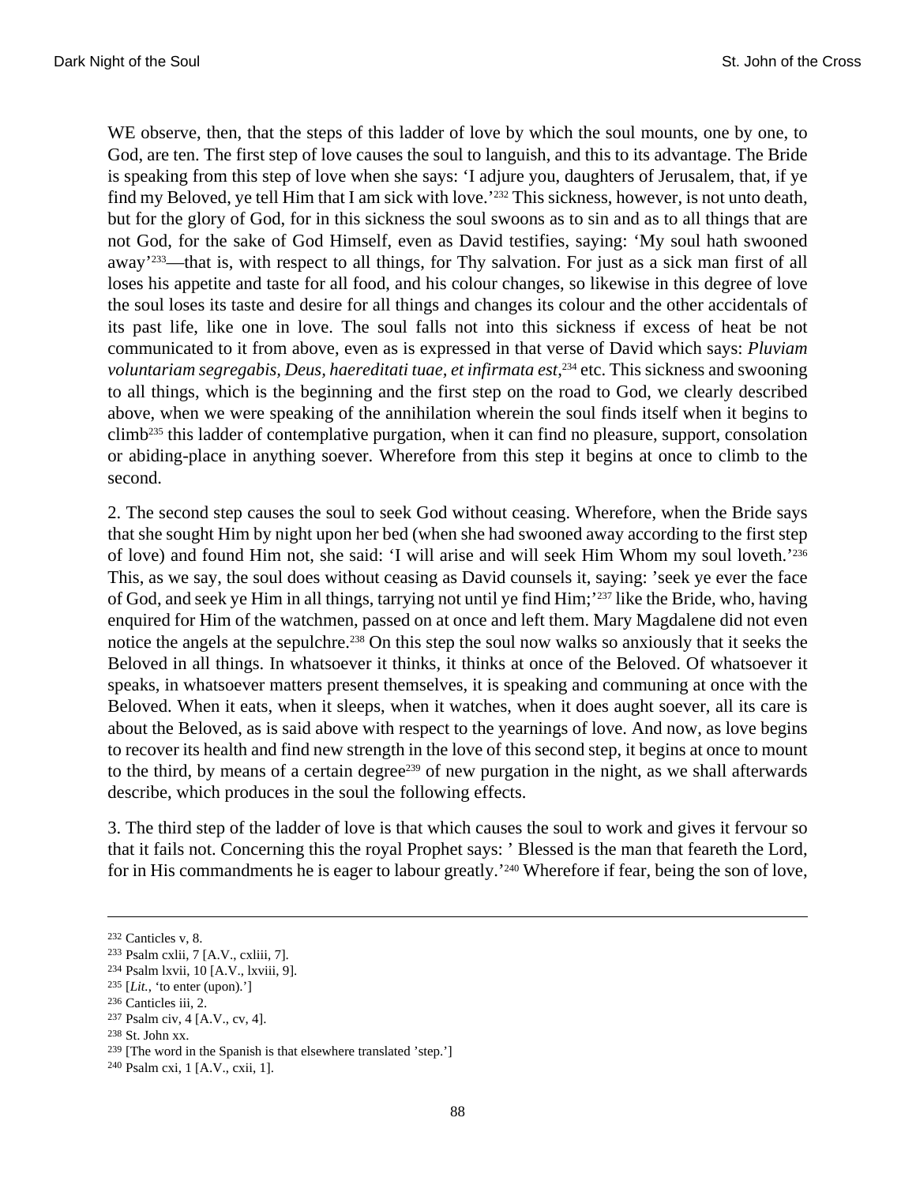WE observe, then, that the steps of this ladder of love by which the soul mounts, one by one, to God, are ten. The first step of love causes the soul to languish, and this to its advantage. The Bride is speaking from this step of love when she says: 'I adjure you, daughters of Jerusalem, that, if ye find my Beloved, ye tell Him that I am sick with love.'[232] This sickness, however, is not unto death, but for the glory of God, for in this sickness the soul swoons as to sin and as to all things that are not God, for the sake of God Himself, even as David testifies, saying: 'My soul hath swooned away'[233]—that is, with respect to all things, for Thy salvation. For just as a sick man first of all loses his appetite and taste for all food, and his colour changes, so likewise in this degree of love the soul loses its taste and desire for all things and changes its colour and the other accidentals of its past life, like one in love. The soul falls not into this sickness if excess of heat be not communicated to it from above, even as is expressed in that verse of David which says: *Pluviam voluntariam segregabis, Deus, haereditati tuae, et infirmata est*,[234] etc. This sickness and swooning to all things, which is the beginning and the first step on the road to God, we clearly described above, when we were speaking of the annihilation wherein the soul finds itself when it begins to climb[235] this ladder of contemplative purgation, when it can find no pleasure, support, consolation or abiding-place in anything soever. Wherefore from this step it begins at once to climb to the second.

2. The second step causes the soul to seek God without ceasing. Wherefore, when the Bride says that she sought Him by night upon her bed (when she had swooned away according to the first step of love) and found Him not, she said: 'I will arise and will seek Him Whom my soul loveth.'[236] This, as we say, the soul does without ceasing as David counsels it, saying: 'seek ye ever the face of God, and seek ye Him in all things, tarrying not until ye find Him;'[237] like the Bride, who, having enquired for Him of the watchmen, passed on at once and left them. Mary Magdalene did not even notice the angels at the sepulchre.[238] On this step the soul now walks so anxiously that it seeks the Beloved in all things. In whatsoever it thinks, it thinks at once of the Beloved. Of whatsoever it speaks, in whatsoever matters present themselves, it is speaking and communing at once with the Beloved. When it eats, when it sleeps, when it watches, when it does aught soever, all its care is about the Beloved, as is said above with respect to the yearnings of love. And now, as love begins to recover its health and find new strength in the love of this second step, it begins at once to mount to the third, by means of a certain degree[239] of new purgation in the night, as we shall afterwards describe, which produces in the soul the following effects.

3. The third step of the ladder of love is that which causes the soul to work and gives it fervour so that it fails not. Concerning this the royal Prophet says: ' Blessed is the man that feareth the Lord, for in His commandments he is eager to labour greatly.'[240] Wherefore if fear, being the son of love,

---

[232] Canticles v, 8.
[233] Psalm cxlii, 7 [A.V., cxliii, 7].
[234] Psalm lxvii, 10 [A.V., lxviii, 9].
[235] [*Lit.*, 'to enter (upon).']
[236] Canticles iii, 2.
[237] Psalm civ, 4 [A.V., cv, 4].
[238] St. John xx.
[239] [The word in the Spanish is that elsewhere translated 'step.']
[240] Psalm cxi, 1 [A.V., cxii, 1].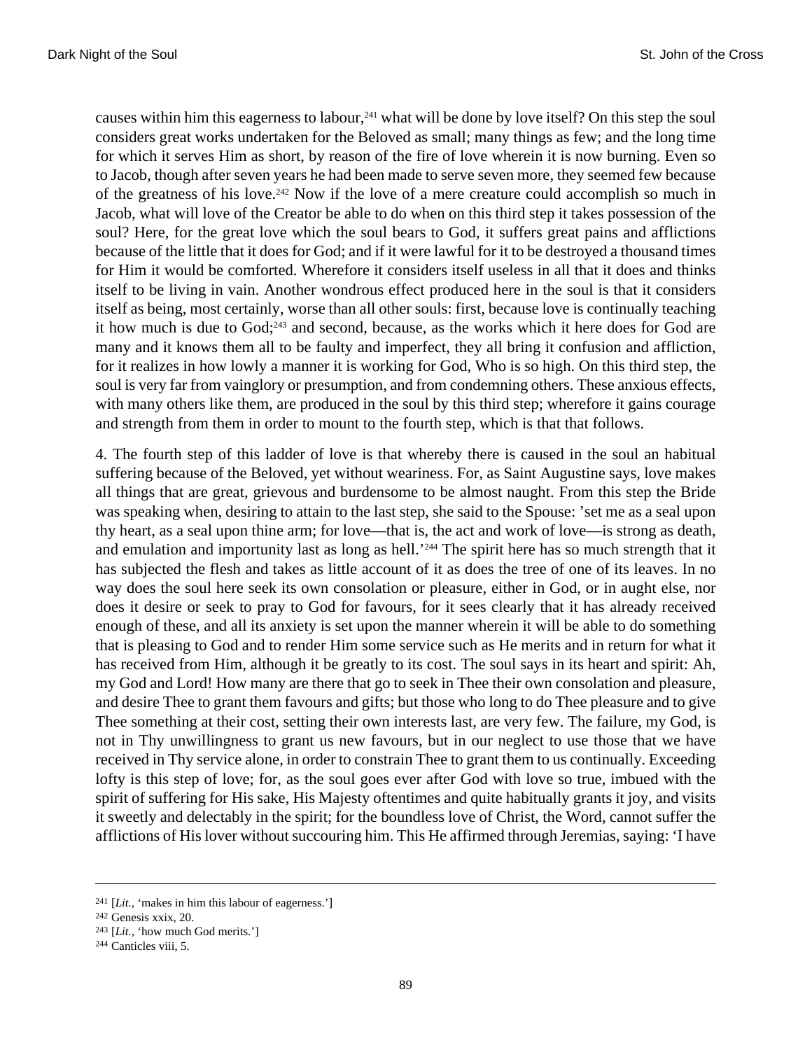causes within him this eagerness to labour,[241] what will be done by love itself? On this step the soul considers great works undertaken for the Beloved as small; many things as few; and the long time for which it serves Him as short, by reason of the fire of love wherein it is now burning. Even so to Jacob, though after seven years he had been made to serve seven more, they seemed few because of the greatness of his love.[242] Now if the love of a mere creature could accomplish so much in Jacob, what will love of the Creator be able to do when on this third step it takes possession of the soul? Here, for the great love which the soul bears to God, it suffers great pains and afflictions because of the little that it does for God; and if it were lawful for it to be destroyed a thousand times for Him it would be comforted. Wherefore it considers itself useless in all that it does and thinks itself to be living in vain. Another wondrous effect produced here in the soul is that it considers itself as being, most certainly, worse than all other souls: first, because love is continually teaching it how much is due to God;[243] and second, because, as the works which it here does for God are many and it knows them all to be faulty and imperfect, they all bring it confusion and affliction, for it realizes in how lowly a manner it is working for God, Who is so high. On this third step, the soul is very far from vainglory or presumption, and from condemning others. These anxious effects, with many others like them, are produced in the soul by this third step; wherefore it gains courage and strength from them in order to mount to the fourth step, which is that that follows.

4. The fourth step of this ladder of love is that whereby there is caused in the soul an habitual suffering because of the Beloved, yet without weariness. For, as Saint Augustine says, love makes all things that are great, grievous and burdensome to be almost naught. From this step the Bride was speaking when, desiring to attain to the last step, she said to the Spouse: 'set me as a seal upon thy heart, as a seal upon thine arm; for love—that is, the act and work of love—is strong as death, and emulation and importunity last as long as hell.'[244] The spirit here has so much strength that it has subjected the flesh and takes as little account of it as does the tree of one of its leaves. In no way does the soul here seek its own consolation or pleasure, either in God, or in aught else, nor does it desire or seek to pray to God for favours, for it sees clearly that it has already received enough of these, and all its anxiety is set upon the manner wherein it will be able to do something that is pleasing to God and to render Him some service such as He merits and in return for what it has received from Him, although it be greatly to its cost. The soul says in its heart and spirit: Ah, my God and Lord! How many are there that go to seek in Thee their own consolation and pleasure, and desire Thee to grant them favours and gifts; but those who long to do Thee pleasure and to give Thee something at their cost, setting their own interests last, are very few. The failure, my God, is not in Thy unwillingness to grant us new favours, but in our neglect to use those that we have received in Thy service alone, in order to constrain Thee to grant them to us continually. Exceeding lofty is this step of love; for, as the soul goes ever after God with love so true, imbued with the spirit of suffering for His sake, His Majesty oftentimes and quite habitually grants it joy, and visits it sweetly and delectably in the spirit; for the boundless love of Christ, the Word, cannot suffer the afflictions of His lover without succouring him. This He affirmed through Jeremias, saying: 'I have

---

[241] [*Lit.*, 'makes in him this labour of eagerness.']

[242] Genesis xxix, 20.

[243] [*Lit.*, 'how much God merits.']

[244] Canticles viii, 5.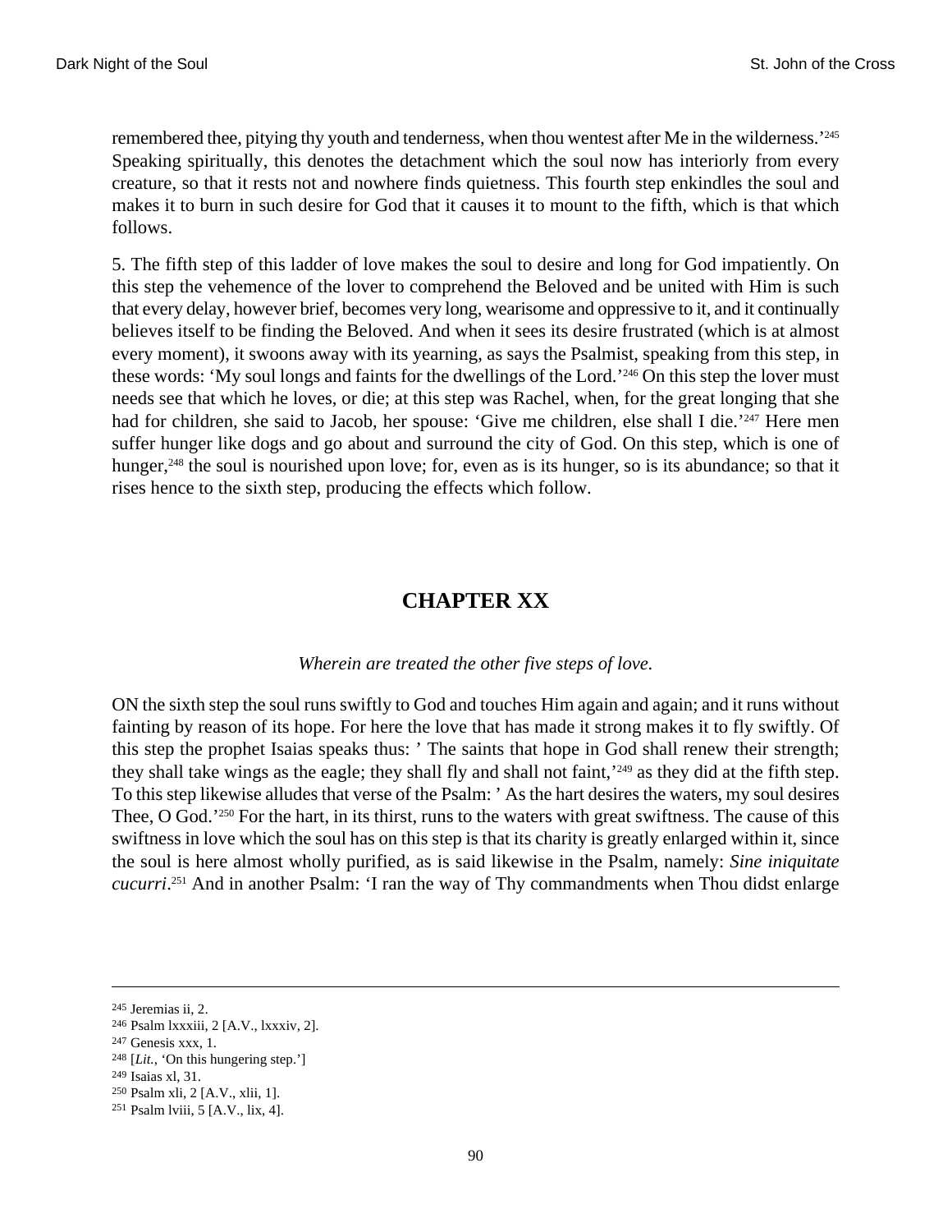remembered thee, pitying thy youth and tenderness, when thou wentest after Me in the wilderness.'[245] Speaking spiritually, this denotes the detachment which the soul now has interiorly from every creature, so that it rests not and nowhere finds quietness. This fourth step enkindles the soul and makes it to burn in such desire for God that it causes it to mount to the fifth, which is that which follows.

5. The fifth step of this ladder of love makes the soul to desire and long for God impatiently. On this step the vehemence of the lover to comprehend the Beloved and be united with Him is such that every delay, however brief, becomes very long, wearisome and oppressive to it, and it continually believes itself to be finding the Beloved. And when it sees its desire frustrated (which is at almost every moment), it swoons away with its yearning, as says the Psalmist, speaking from this step, in these words: 'My soul longs and faints for the dwellings of the Lord.'[246] On this step the lover must needs see that which he loves, or die; at this step was Rachel, when, for the great longing that she had for children, she said to Jacob, her spouse: 'Give me children, else shall I die.'[247] Here men suffer hunger like dogs and go about and surround the city of God. On this step, which is one of hunger,[248] the soul is nourished upon love; for, even as is its hunger, so is its abundance; so that it rises hence to the sixth step, producing the effects which follow.

## CHAPTER XX

*Wherein are treated the other five steps of love.*

ON the sixth step the soul runs swiftly to God and touches Him again and again; and it runs without fainting by reason of its hope. For here the love that has made it strong makes it to fly swiftly. Of this step the prophet Isaias speaks thus: ' The saints that hope in God shall renew their strength; they shall take wings as the eagle; they shall fly and shall not faint,'[249] as they did at the fifth step. To this step likewise alludes that verse of the Psalm: ' As the hart desires the waters, my soul desires Thee, O God.'[250] For the hart, in its thirst, runs to the waters with great swiftness. The cause of this swiftness in love which the soul has on this step is that its charity is greatly enlarged within it, since the soul is here almost wholly purified, as is said likewise in the Psalm, namely: *Sine iniquitate cucurri*.[251] And in another Psalm: 'I ran the way of Thy commandments when Thou didst enlarge

---

[245] Jeremias ii, 2.
[246] Psalm lxxxiii, 2 [A.V., lxxxiv, 2].
[247] Genesis xxx, 1.
[248] [*Lit.*, 'On this hungering step.']
[249] Isaias xl, 31.
[250] Psalm xli, 2 [A.V., xlii, 1].
[251] Psalm lviii, 5 [A.V., lix, 4].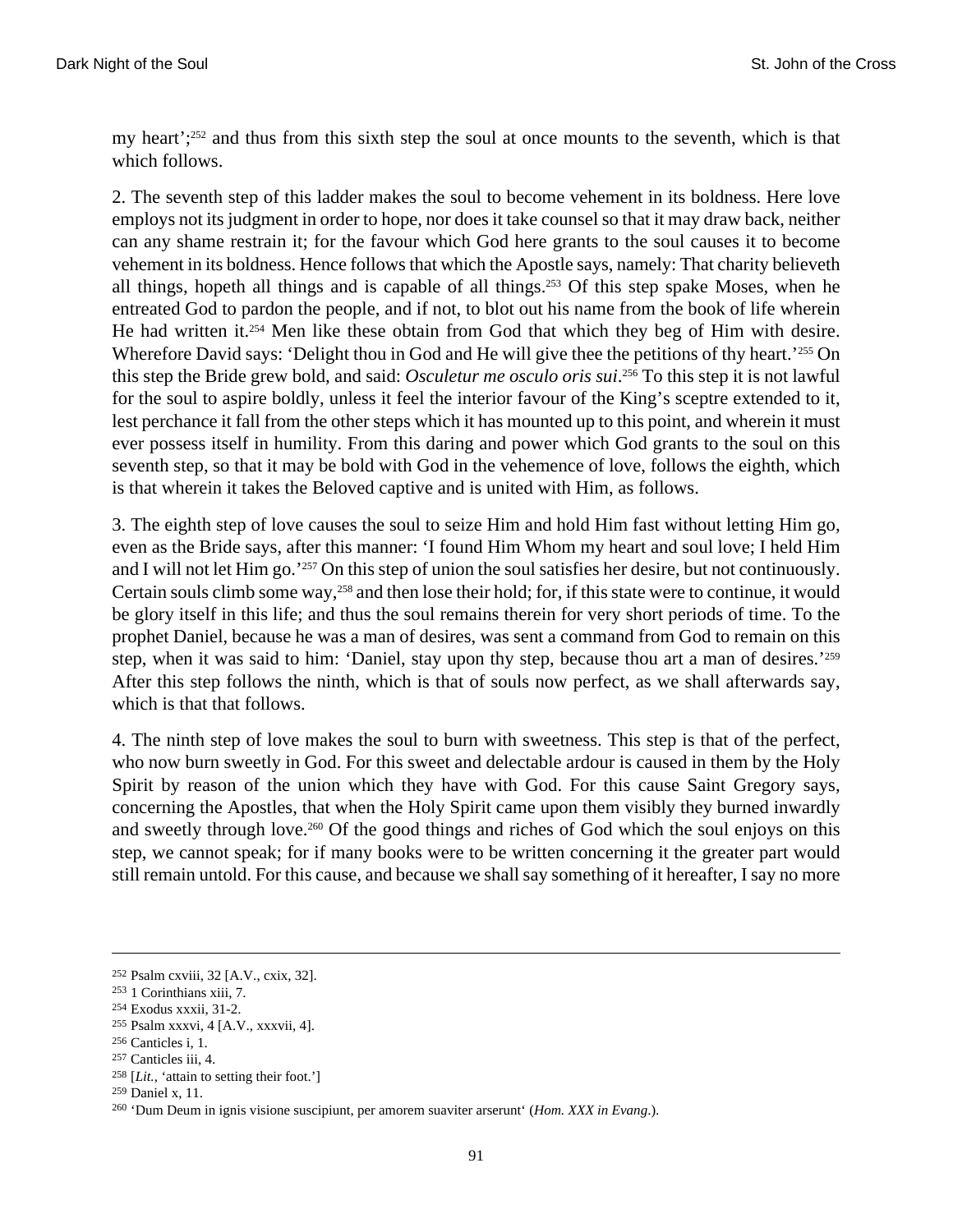my heart';[252] and thus from this sixth step the soul at once mounts to the seventh, which is that which follows.

2. The seventh step of this ladder makes the soul to become vehement in its boldness. Here love employs not its judgment in order to hope, nor does it take counsel so that it may draw back, neither can any shame restrain it; for the favour which God here grants to the soul causes it to become vehement in its boldness. Hence follows that which the Apostle says, namely: That charity believeth all things, hopeth all things and is capable of all things.[253] Of this step spake Moses, when he entreated God to pardon the people, and if not, to blot out his name from the book of life wherein He had written it.[254] Men like these obtain from God that which they beg of Him with desire. Wherefore David says: 'Delight thou in God and He will give thee the petitions of thy heart.'[255] On this step the Bride grew bold, and said: *Osculetur me osculo oris sui*.[256] To this step it is not lawful for the soul to aspire boldly, unless it feel the interior favour of the King's sceptre extended to it, lest perchance it fall from the other steps which it has mounted up to this point, and wherein it must ever possess itself in humility. From this daring and power which God grants to the soul on this seventh step, so that it may be bold with God in the vehemence of love, follows the eighth, which is that wherein it takes the Beloved captive and is united with Him, as follows.

3. The eighth step of love causes the soul to seize Him and hold Him fast without letting Him go, even as the Bride says, after this manner: 'I found Him Whom my heart and soul love; I held Him and I will not let Him go.'[257] On this step of union the soul satisfies her desire, but not continuously. Certain souls climb some way,[258] and then lose their hold; for, if this state were to continue, it would be glory itself in this life; and thus the soul remains therein for very short periods of time. To the prophet Daniel, because he was a man of desires, was sent a command from God to remain on this step, when it was said to him: 'Daniel, stay upon thy step, because thou art a man of desires.'[259] After this step follows the ninth, which is that of souls now perfect, as we shall afterwards say, which is that that follows.

4. The ninth step of love makes the soul to burn with sweetness. This step is that of the perfect, who now burn sweetly in God. For this sweet and delectable ardour is caused in them by the Holy Spirit by reason of the union which they have with God. For this cause Saint Gregory says, concerning the Apostles, that when the Holy Spirit came upon them visibly they burned inwardly and sweetly through love.[260] Of the good things and riches of God which the soul enjoys on this step, we cannot speak; for if many books were to be written concerning it the greater part would still remain untold. For this cause, and because we shall say something of it hereafter, I say no more

---

[252] Psalm cxviii, 32 [A.V., cxix, 32].

[253] 1 Corinthians xiii, 7.

[254] Exodus xxxii, 31-2.

[255] Psalm xxxvi, 4 [A.V., xxxvii, 4].

[256] Canticles i, 1.

[257] Canticles iii, 4.

[258] [*Lit.*, 'attain to setting their foot.']

[259] Daniel x, 11.

[260] 'Dum Deum in ignis visione suscipiunt, per amorem suaviter arserunt' (*Hom. XXX in Evang*.).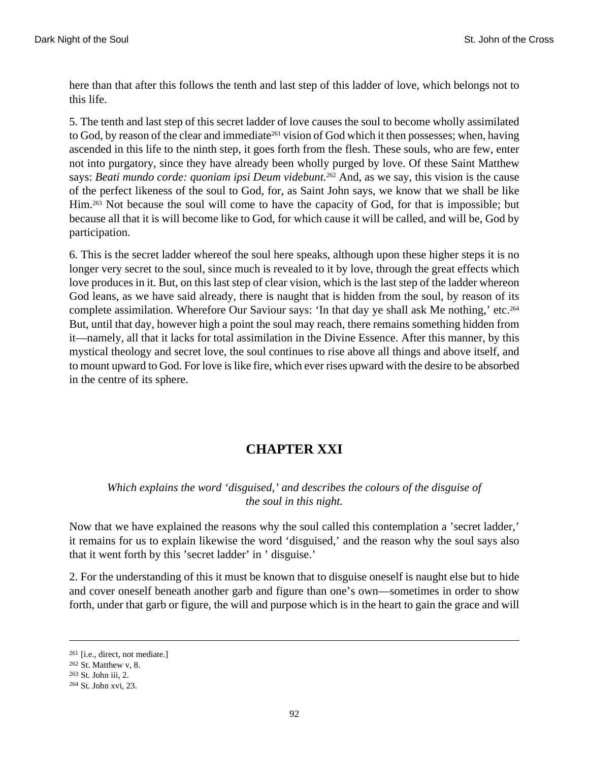here than that after this follows the tenth and last step of this ladder of love, which belongs not to this life.

5. The tenth and last step of this secret ladder of love causes the soul to become wholly assimilated to God, by reason of the clear and immediate[261] vision of God which it then possesses; when, having ascended in this life to the ninth step, it goes forth from the flesh. These souls, who are few, enter not into purgatory, since they have already been wholly purged by love. Of these Saint Matthew says: *Beati mundo corde: quoniam ipsi Deum videbunt.*[262] And, as we say, this vision is the cause of the perfect likeness of the soul to God, for, as Saint John says, we know that we shall be like Him.[263] Not because the soul will come to have the capacity of God, for that is impossible; but because all that it is will become like to God, for which cause it will be called, and will be, God by participation.

6. This is the secret ladder whereof the soul here speaks, although upon these higher steps it is no longer very secret to the soul, since much is revealed to it by love, through the great effects which love produces in it. But, on this last step of clear vision, which is the last step of the ladder whereon God leans, as we have said already, there is naught that is hidden from the soul, by reason of its complete assimilation. Wherefore Our Saviour says: 'In that day ye shall ask Me nothing,' etc.[264] But, until that day, however high a point the soul may reach, there remains something hidden from it—namely, all that it lacks for total assimilation in the Divine Essence. After this manner, by this mystical theology and secret love, the soul continues to rise above all things and above itself, and to mount upward to God. For love is like fire, which ever rises upward with the desire to be absorbed in the centre of its sphere.

## CHAPTER XXI

*Which explains the word 'disguised,' and describes the colours of the disguise of the soul in this night.*

Now that we have explained the reasons why the soul called this contemplation a 'secret ladder,' it remains for us to explain likewise the word 'disguised,' and the reason why the soul says also that it went forth by this 'secret ladder' in 'disguise.'

2. For the understanding of this it must be known that to disguise oneself is naught else but to hide and cover oneself beneath another garb and figure than one's own—sometimes in order to show forth, under that garb or figure, the will and purpose which is in the heart to gain the grace and will

---

[261] [i.e., direct, not mediate.]

[262] St. Matthew v, 8.

[263] St. John iii, 2.

[264] St. John xvi, 23.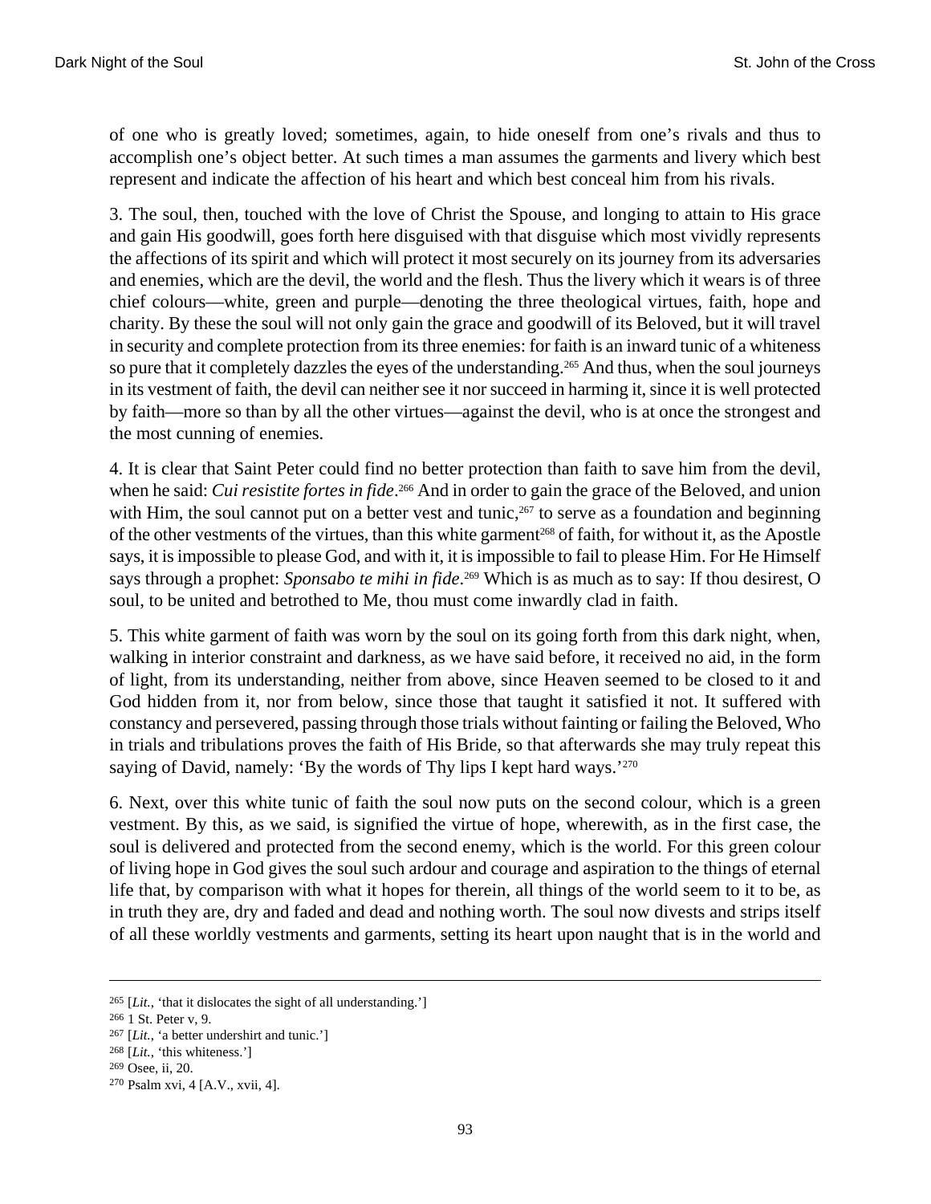of one who is greatly loved; sometimes, again, to hide oneself from one's rivals and thus to accomplish one's object better. At such times a man assumes the garments and livery which best represent and indicate the affection of his heart and which best conceal him from his rivals.

3. The soul, then, touched with the love of Christ the Spouse, and longing to attain to His grace and gain His goodwill, goes forth here disguised with that disguise which most vividly represents the affections of its spirit and which will protect it most securely on its journey from its adversaries and enemies, which are the devil, the world and the flesh. Thus the livery which it wears is of three chief colours—white, green and purple—denoting the three theological virtues, faith, hope and charity. By these the soul will not only gain the grace and goodwill of its Beloved, but it will travel in security and complete protection from its three enemies: for faith is an inward tunic of a whiteness so pure that it completely dazzles the eyes of the understanding.[265] And thus, when the soul journeys in its vestment of faith, the devil can neither see it nor succeed in harming it, since it is well protected by faith—more so than by all the other virtues—against the devil, who is at once the strongest and the most cunning of enemies.

4. It is clear that Saint Peter could find no better protection than faith to save him from the devil, when he said: *Cui resistite fortes in fide*.[266] And in order to gain the grace of the Beloved, and union with Him, the soul cannot put on a better vest and tunic,[267] to serve as a foundation and beginning of the other vestments of the virtues, than this white garment[268] of faith, for without it, as the Apostle says, it is impossible to please God, and with it, it is impossible to fail to please Him. For He Himself says through a prophet: *Sponsabo te mihi in fide*.[269] Which is as much as to say: If thou desirest, O soul, to be united and betrothed to Me, thou must come inwardly clad in faith.

5. This white garment of faith was worn by the soul on its going forth from this dark night, when, walking in interior constraint and darkness, as we have said before, it received no aid, in the form of light, from its understanding, neither from above, since Heaven seemed to be closed to it and God hidden from it, nor from below, since those that taught it satisfied it not. It suffered with constancy and persevered, passing through those trials without fainting or failing the Beloved, Who in trials and tribulations proves the faith of His Bride, so that afterwards she may truly repeat this saying of David, namely: 'By the words of Thy lips I kept hard ways.'[270]

6. Next, over this white tunic of faith the soul now puts on the second colour, which is a green vestment. By this, as we said, is signified the virtue of hope, wherewith, as in the first case, the soul is delivered and protected from the second enemy, which is the world. For this green colour of living hope in God gives the soul such ardour and courage and aspiration to the things of eternal life that, by comparison with what it hopes for therein, all things of the world seem to it to be, as in truth they are, dry and faded and dead and nothing worth. The soul now divests and strips itself of all these worldly vestments and garments, setting its heart upon naught that is in the world and

---

[265] [*Lit.*, 'that it dislocates the sight of all understanding.']

[266] 1 St. Peter v, 9.

[267] [*Lit.*, 'a better undershirt and tunic.']

[268] [*Lit.*, 'this whiteness.']

[269] Osee, ii, 20.

[270] Psalm xvi, 4 [A.V., xvii, 4].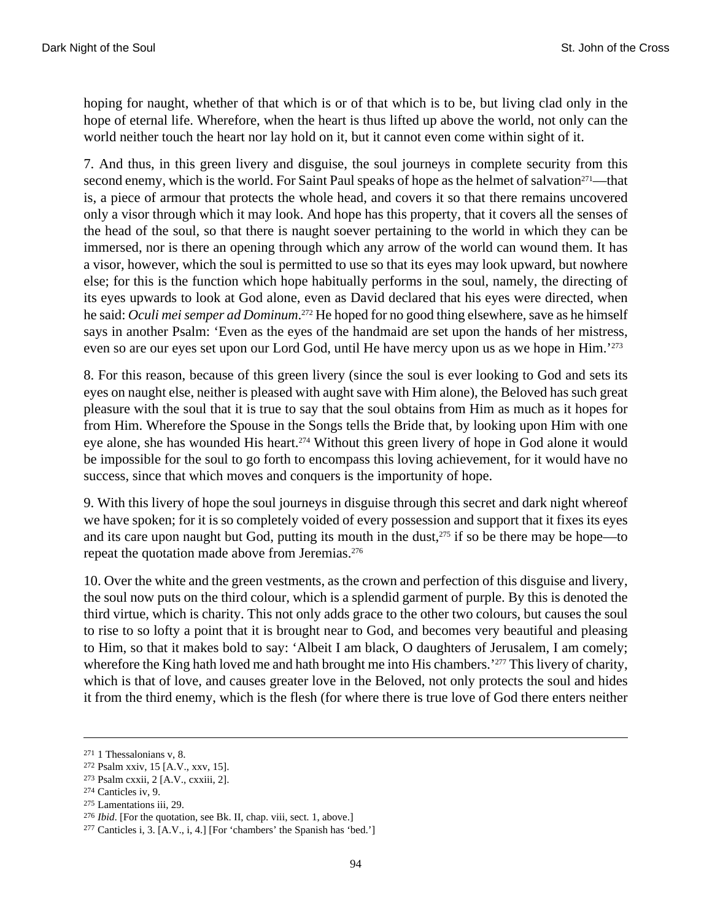hoping for naught, whether of that which is or of that which is to be, but living clad only in the hope of eternal life. Wherefore, when the heart is thus lifted up above the world, not only can the world neither touch the heart nor lay hold on it, but it cannot even come within sight of it.

7. And thus, in this green livery and disguise, the soul journeys in complete security from this second enemy, which is the world. For Saint Paul speaks of hope as the helmet of salvation[271]—that is, a piece of armour that protects the whole head, and covers it so that there remains uncovered only a visor through which it may look. And hope has this property, that it covers all the senses of the head of the soul, so that there is naught soever pertaining to the world in which they can be immersed, nor is there an opening through which any arrow of the world can wound them. It has a visor, however, which the soul is permitted to use so that its eyes may look upward, but nowhere else; for this is the function which hope habitually performs in the soul, namely, the directing of its eyes upwards to look at God alone, even as David declared that his eyes were directed, when he said: *Oculi mei semper ad Dominum*.[272] He hoped for no good thing elsewhere, save as he himself says in another Psalm: 'Even as the eyes of the handmaid are set upon the hands of her mistress, even so are our eyes set upon our Lord God, until He have mercy upon us as we hope in Him.'[273]

8. For this reason, because of this green livery (since the soul is ever looking to God and sets its eyes on naught else, neither is pleased with aught save with Him alone), the Beloved has such great pleasure with the soul that it is true to say that the soul obtains from Him as much as it hopes for from Him. Wherefore the Spouse in the Songs tells the Bride that, by looking upon Him with one eye alone, she has wounded His heart.[274] Without this green livery of hope in God alone it would be impossible for the soul to go forth to encompass this loving achievement, for it would have no success, since that which moves and conquers is the importunity of hope.

9. With this livery of hope the soul journeys in disguise through this secret and dark night whereof we have spoken; for it is so completely voided of every possession and support that it fixes its eyes and its care upon naught but God, putting its mouth in the dust,[275] if so be there may be hope—to repeat the quotation made above from Jeremias.[276]

10. Over the white and the green vestments, as the crown and perfection of this disguise and livery, the soul now puts on the third colour, which is a splendid garment of purple. By this is denoted the third virtue, which is charity. This not only adds grace to the other two colours, but causes the soul to rise to so lofty a point that it is brought near to God, and becomes very beautiful and pleasing to Him, so that it makes bold to say: 'Albeit I am black, O daughters of Jerusalem, I am comely; wherefore the King hath loved me and hath brought me into His chambers.'[277] This livery of charity, which is that of love, and causes greater love in the Beloved, not only protects the soul and hides it from the third enemy, which is the flesh (for where there is true love of God there enters neither

---

[271] 1 Thessalonians v, 8.

[272] Psalm xxiv, 15 [A.V., xxv, 15].

[273] Psalm cxxii, 2 [A.V., cxxiii, 2].

[274] Canticles iv, 9.

[275] Lamentations iii, 29.

[276] *Ibid*. [For the quotation, see Bk. II, chap. viii, sect. 1, above.]

[277] Canticles i, 3. [A.V., i, 4.] [For 'chambers' the Spanish has 'bed.']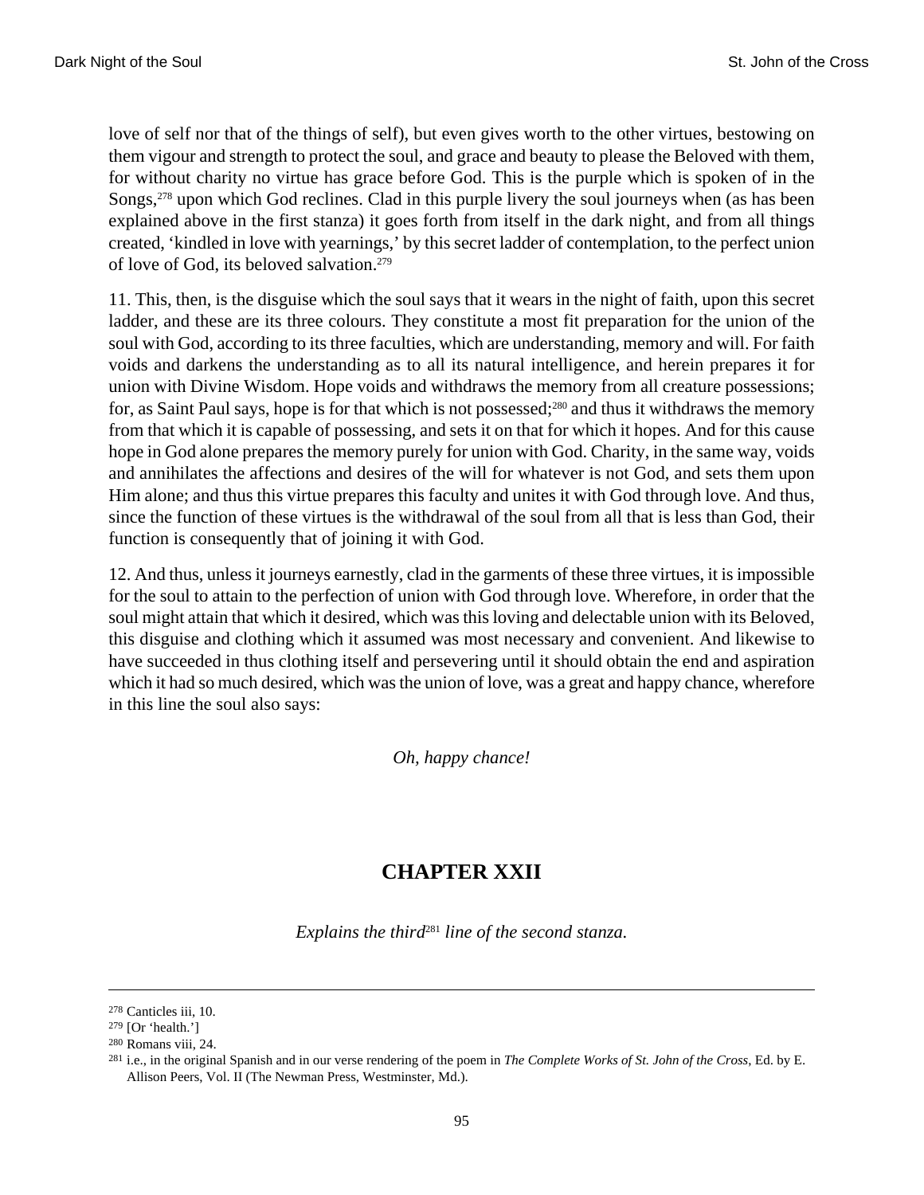love of self nor that of the things of self), but even gives worth to the other virtues, bestowing on them vigour and strength to protect the soul, and grace and beauty to please the Beloved with them, for without charity no virtue has grace before God. This is the purple which is spoken of in the Songs,[278] upon which God reclines. Clad in this purple livery the soul journeys when (as has been explained above in the first stanza) it goes forth from itself in the dark night, and from all things created, 'kindled in love with yearnings,' by this secret ladder of contemplation, to the perfect union of love of God, its beloved salvation.[279]

11. This, then, is the disguise which the soul says that it wears in the night of faith, upon this secret ladder, and these are its three colours. They constitute a most fit preparation for the union of the soul with God, according to its three faculties, which are understanding, memory and will. For faith voids and darkens the understanding as to all its natural intelligence, and herein prepares it for union with Divine Wisdom. Hope voids and withdraws the memory from all creature possessions; for, as Saint Paul says, hope is for that which is not possessed;[280] and thus it withdraws the memory from that which it is capable of possessing, and sets it on that for which it hopes. And for this cause hope in God alone prepares the memory purely for union with God. Charity, in the same way, voids and annihilates the affections and desires of the will for whatever is not God, and sets them upon Him alone; and thus this virtue prepares this faculty and unites it with God through love. And thus, since the function of these virtues is the withdrawal of the soul from all that is less than God, their function is consequently that of joining it with God.

12. And thus, unless it journeys earnestly, clad in the garments of these three virtues, it is impossible for the soul to attain to the perfection of union with God through love. Wherefore, in order that the soul might attain that which it desired, which was this loving and delectable union with its Beloved, this disguise and clothing which it assumed was most necessary and convenient. And likewise to have succeeded in thus clothing itself and persevering until it should obtain the end and aspiration which it had so much desired, which was the union of love, was a great and happy chance, wherefore in this line the soul also says:

*Oh, happy chance!*

## CHAPTER XXII

*Explains the third*[281] *line of the second stanza.*

---

[278] Canticles iii, 10.

[279] [Or 'health.']

[280] Romans viii, 24.

[281] i.e., in the original Spanish and in our verse rendering of the poem in *The Complete Works of St. John of the Cross*, Ed. by E. Allison Peers, Vol. II (The Newman Press, Westminster, Md.).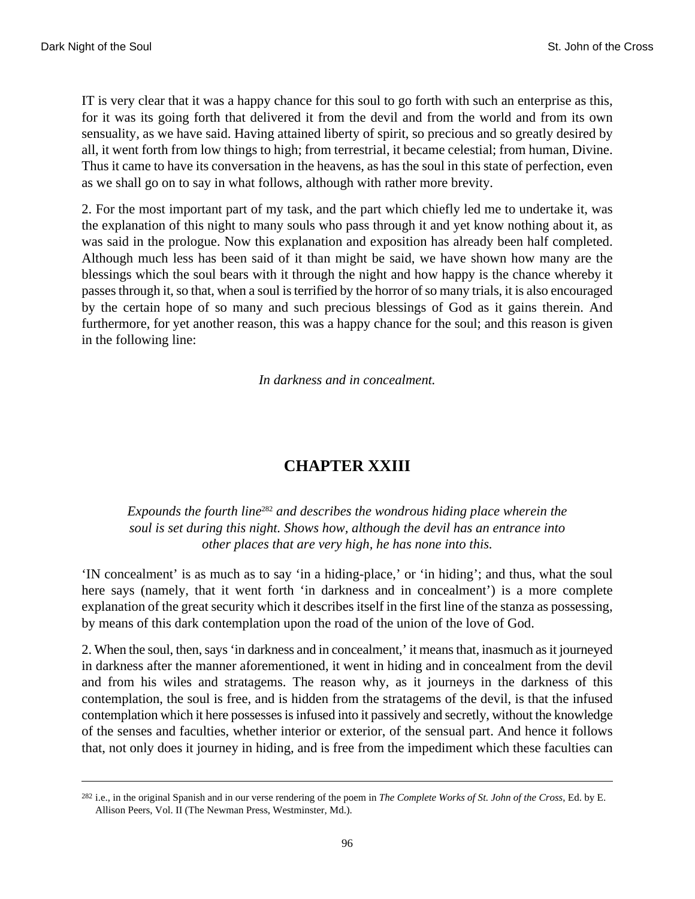IT is very clear that it was a happy chance for this soul to go forth with such an enterprise as this, for it was its going forth that delivered it from the devil and from the world and from its own sensuality, as we have said. Having attained liberty of spirit, so precious and so greatly desired by all, it went forth from low things to high; from terrestrial, it became celestial; from human, Divine. Thus it came to have its conversation in the heavens, as has the soul in this state of perfection, even as we shall go on to say in what follows, although with rather more brevity.

2. For the most important part of my task, and the part which chiefly led me to undertake it, was the explanation of this night to many souls who pass through it and yet know nothing about it, as was said in the prologue. Now this explanation and exposition has already been half completed. Although much less has been said of it than might be said, we have shown how many are the blessings which the soul bears with it through the night and how happy is the chance whereby it passes through it, so that, when a soul is terrified by the horror of so many trials, it is also encouraged by the certain hope of so many and such precious blessings of God as it gains therein. And furthermore, for yet another reason, this was a happy chance for the soul; and this reason is given in the following line:

*In darkness and in concealment.*

## CHAPTER XXIII

*Expounds the fourth line*[282] *and describes the wondrous hiding place wherein the soul is set during this night. Shows how, although the devil has an entrance into other places that are very high, he has none into this.*

'IN concealment' is as much as to say 'in a hiding-place,' or 'in hiding'; and thus, what the soul here says (namely, that it went forth 'in darkness and in concealment') is a more complete explanation of the great security which it describes itself in the first line of the stanza as possessing, by means of this dark contemplation upon the road of the union of the love of God.

2. When the soul, then, says 'in darkness and in concealment,' it means that, inasmuch as it journeyed in darkness after the manner aforementioned, it went in hiding and in concealment from the devil and from his wiles and stratagems. The reason why, as it journeys in the darkness of this contemplation, the soul is free, and is hidden from the stratagems of the devil, is that the infused contemplation which it here possesses is infused into it passively and secretly, without the knowledge of the senses and faculties, whether interior or exterior, of the sensual part. And hence it follows that, not only does it journey in hiding, and is free from the impediment which these faculties can

---

[282] i.e., in the original Spanish and in our verse rendering of the poem in *The Complete Works of St. John of the Cross*, Ed. by E. Allison Peers, Vol. II (The Newman Press, Westminster, Md.).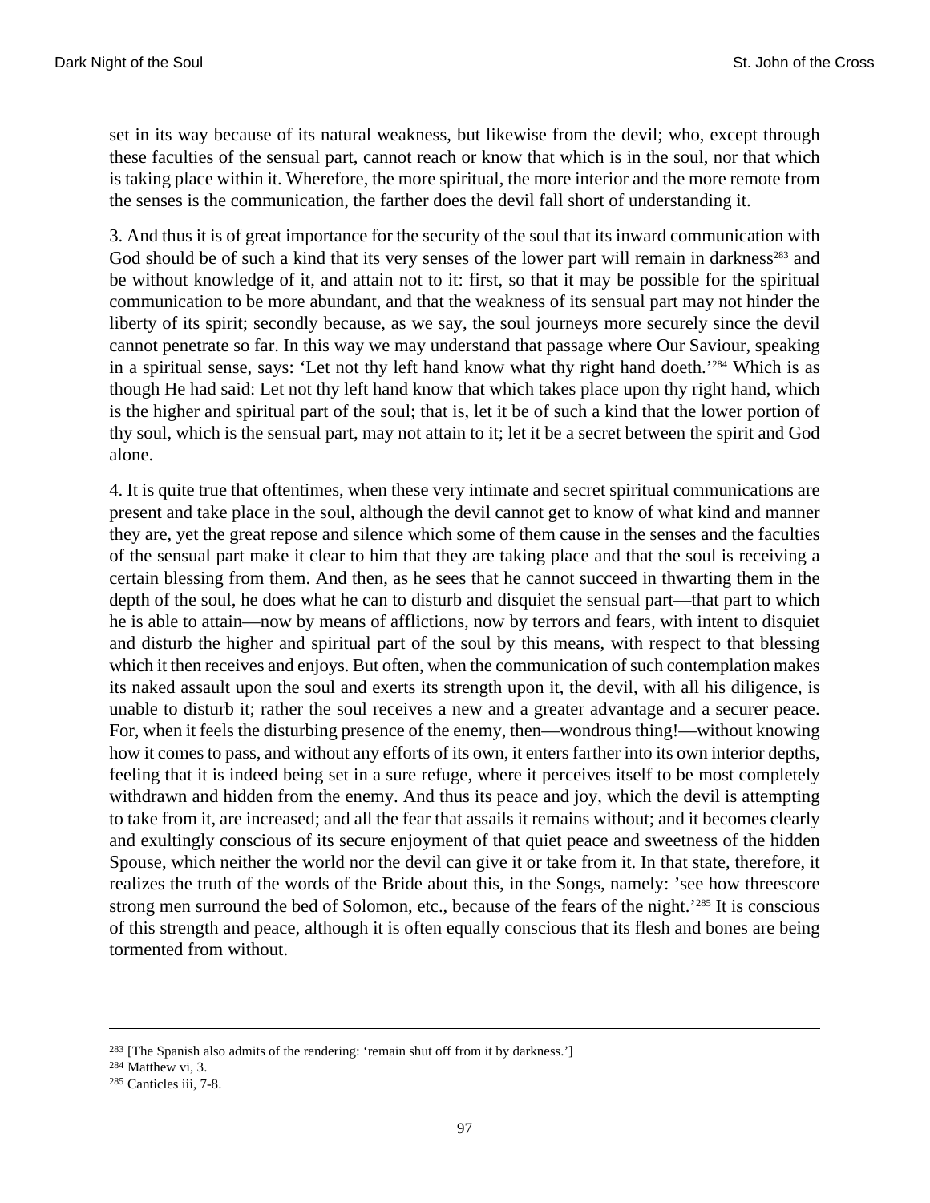set in its way because of its natural weakness, but likewise from the devil; who, except through these faculties of the sensual part, cannot reach or know that which is in the soul, nor that which is taking place within it. Wherefore, the more spiritual, the more interior and the more remote from the senses is the communication, the farther does the devil fall short of understanding it.

3. And thus it is of great importance for the security of the soul that its inward communication with God should be of such a kind that its very senses of the lower part will remain in darkness[283] and be without knowledge of it, and attain not to it: first, so that it may be possible for the spiritual communication to be more abundant, and that the weakness of its sensual part may not hinder the liberty of its spirit; secondly because, as we say, the soul journeys more securely since the devil cannot penetrate so far. In this way we may understand that passage where Our Saviour, speaking in a spiritual sense, says: 'Let not thy left hand know what thy right hand doeth.'[284] Which is as though He had said: Let not thy left hand know that which takes place upon thy right hand, which is the higher and spiritual part of the soul; that is, let it be of such a kind that the lower portion of thy soul, which is the sensual part, may not attain to it; let it be a secret between the spirit and God alone.

4. It is quite true that oftentimes, when these very intimate and secret spiritual communications are present and take place in the soul, although the devil cannot get to know of what kind and manner they are, yet the great repose and silence which some of them cause in the senses and the faculties of the sensual part make it clear to him that they are taking place and that the soul is receiving a certain blessing from them. And then, as he sees that he cannot succeed in thwarting them in the depth of the soul, he does what he can to disturb and disquiet the sensual part—that part to which he is able to attain—now by means of afflictions, now by terrors and fears, with intent to disquiet and disturb the higher and spiritual part of the soul by this means, with respect to that blessing which it then receives and enjoys. But often, when the communication of such contemplation makes its naked assault upon the soul and exerts its strength upon it, the devil, with all his diligence, is unable to disturb it; rather the soul receives a new and a greater advantage and a securer peace. For, when it feels the disturbing presence of the enemy, then—wondrous thing!—without knowing how it comes to pass, and without any efforts of its own, it enters farther into its own interior depths, feeling that it is indeed being set in a sure refuge, where it perceives itself to be most completely withdrawn and hidden from the enemy. And thus its peace and joy, which the devil is attempting to take from it, are increased; and all the fear that assails it remains without; and it becomes clearly and exultingly conscious of its secure enjoyment of that quiet peace and sweetness of the hidden Spouse, which neither the world nor the devil can give it or take from it. In that state, therefore, it realizes the truth of the words of the Bride about this, in the Songs, namely: 'see how threescore strong men surround the bed of Solomon, etc., because of the fears of the night.'[285] It is conscious of this strength and peace, although it is often equally conscious that its flesh and bones are being tormented from without.

---

[283] [The Spanish also admits of the rendering: 'remain shut off from it by darkness.']

[284] Matthew vi, 3.

[285] Canticles iii, 7-8.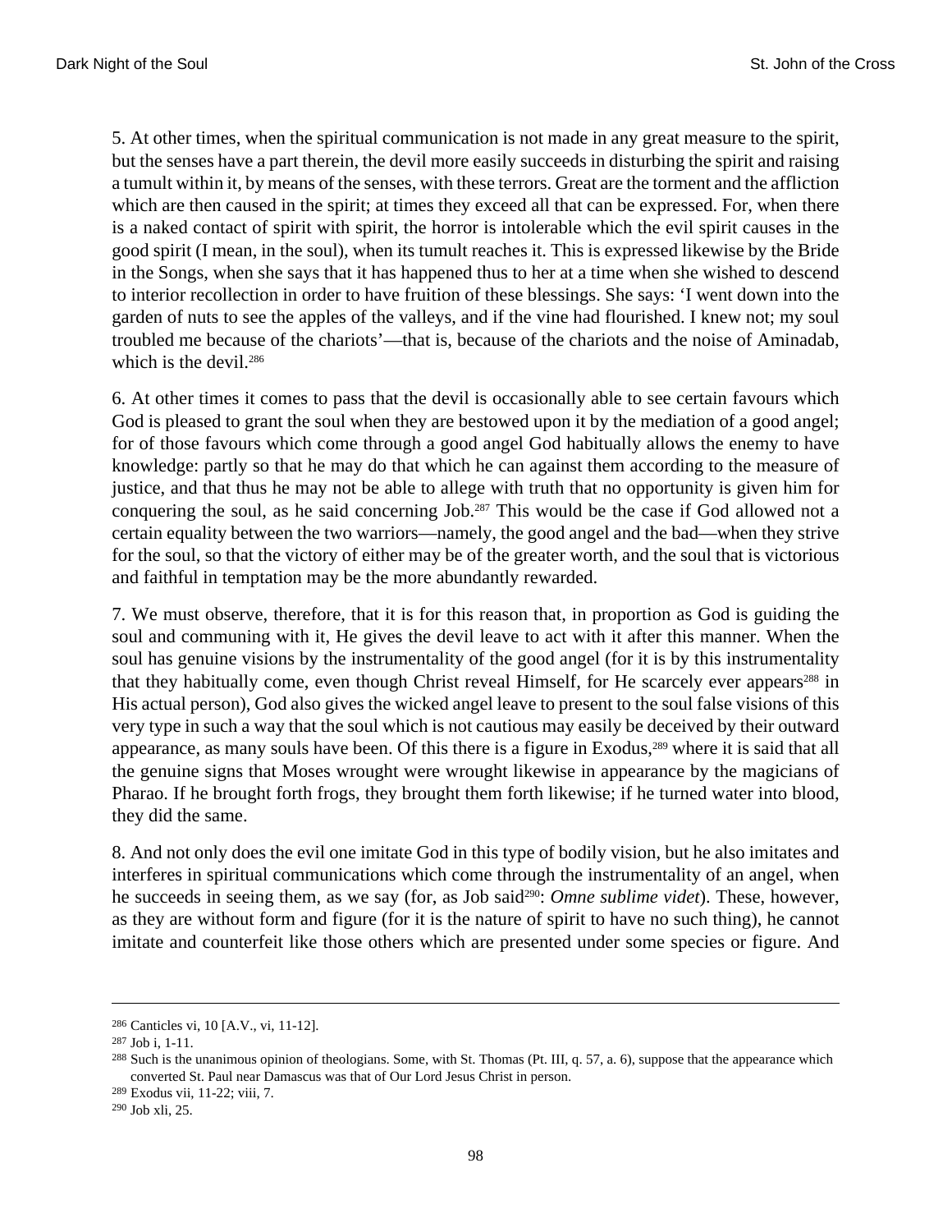5. At other times, when the spiritual communication is not made in any great measure to the spirit, but the senses have a part therein, the devil more easily succeeds in disturbing the spirit and raising a tumult within it, by means of the senses, with these terrors. Great are the torment and the affliction which are then caused in the spirit; at times they exceed all that can be expressed. For, when there is a naked contact of spirit with spirit, the horror is intolerable which the evil spirit causes in the good spirit (I mean, in the soul), when its tumult reaches it. This is expressed likewise by the Bride in the Songs, when she says that it has happened thus to her at a time when she wished to descend to interior recollection in order to have fruition of these blessings. She says: 'I went down into the garden of nuts to see the apples of the valleys, and if the vine had flourished. I knew not; my soul troubled me because of the chariots'—that is, because of the chariots and the noise of Aminadab, which is the devil.[286]

6. At other times it comes to pass that the devil is occasionally able to see certain favours which God is pleased to grant the soul when they are bestowed upon it by the mediation of a good angel; for of those favours which come through a good angel God habitually allows the enemy to have knowledge: partly so that he may do that which he can against them according to the measure of justice, and that thus he may not be able to allege with truth that no opportunity is given him for conquering the soul, as he said concerning Job.[287] This would be the case if God allowed not a certain equality between the two warriors—namely, the good angel and the bad—when they strive for the soul, so that the victory of either may be of the greater worth, and the soul that is victorious and faithful in temptation may be the more abundantly rewarded.

7. We must observe, therefore, that it is for this reason that, in proportion as God is guiding the soul and communing with it, He gives the devil leave to act with it after this manner. When the soul has genuine visions by the instrumentality of the good angel (for it is by this instrumentality that they habitually come, even though Christ reveal Himself, for He scarcely ever appears[288] in His actual person), God also gives the wicked angel leave to present to the soul false visions of this very type in such a way that the soul which is not cautious may easily be deceived by their outward appearance, as many souls have been. Of this there is a figure in Exodus,[289] where it is said that all the genuine signs that Moses wrought were wrought likewise in appearance by the magicians of Pharao. If he brought forth frogs, they brought them forth likewise; if he turned water into blood, they did the same.

8. And not only does the evil one imitate God in this type of bodily vision, but he also imitates and interferes in spiritual communications which come through the instrumentality of an angel, when he succeeds in seeing them, as we say (for, as Job said[290]: *Omne sublime videt*). These, however, as they are without form and figure (for it is the nature of spirit to have no such thing), he cannot imitate and counterfeit like those others which are presented under some species or figure. And

---

[286] Canticles vi, 10 [A.V., vi, 11-12].

[287] Job i, 1-11.

[288] Such is the unanimous opinion of theologians. Some, with St. Thomas (Pt. III, q. 57, a. 6), suppose that the appearance which converted St. Paul near Damascus was that of Our Lord Jesus Christ in person.

[289] Exodus vii, 11-22; viii, 7.

[290] Job xli, 25.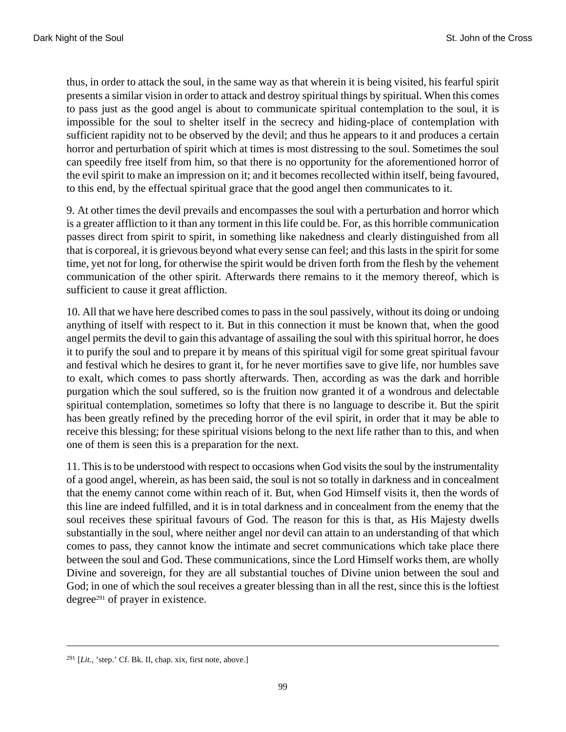thus, in order to attack the soul, in the same way as that wherein it is being visited, his fearful spirit presents a similar vision in order to attack and destroy spiritual things by spiritual. When this comes to pass just as the good angel is about to communicate spiritual contemplation to the soul, it is impossible for the soul to shelter itself in the secrecy and hiding-place of contemplation with sufficient rapidity not to be observed by the devil; and thus he appears to it and produces a certain horror and perturbation of spirit which at times is most distressing to the soul. Sometimes the soul can speedily free itself from him, so that there is no opportunity for the aforementioned horror of the evil spirit to make an impression on it; and it becomes recollected within itself, being favoured, to this end, by the effectual spiritual grace that the good angel then communicates to it.

9. At other times the devil prevails and encompasses the soul with a perturbation and horror which is a greater affliction to it than any torment in this life could be. For, as this horrible communication passes direct from spirit to spirit, in something like nakedness and clearly distinguished from all that is corporeal, it is grievous beyond what every sense can feel; and this lasts in the spirit for some time, yet not for long, for otherwise the spirit would be driven forth from the flesh by the vehement communication of the other spirit. Afterwards there remains to it the memory thereof, which is sufficient to cause it great affliction.

10. All that we have here described comes to pass in the soul passively, without its doing or undoing anything of itself with respect to it. But in this connection it must be known that, when the good angel permits the devil to gain this advantage of assailing the soul with this spiritual horror, he does it to purify the soul and to prepare it by means of this spiritual vigil for some great spiritual favour and festival which he desires to grant it, for he never mortifies save to give life, nor humbles save to exalt, which comes to pass shortly afterwards. Then, according as was the dark and horrible purgation which the soul suffered, so is the fruition now granted it of a wondrous and delectable spiritual contemplation, sometimes so lofty that there is no language to describe it. But the spirit has been greatly refined by the preceding horror of the evil spirit, in order that it may be able to receive this blessing; for these spiritual visions belong to the next life rather than to this, and when one of them is seen this is a preparation for the next.

11. This is to be understood with respect to occasions when God visits the soul by the instrumentality of a good angel, wherein, as has been said, the soul is not so totally in darkness and in concealment that the enemy cannot come within reach of it. But, when God Himself visits it, then the words of this line are indeed fulfilled, and it is in total darkness and in concealment from the enemy that the soul receives these spiritual favours of God. The reason for this is that, as His Majesty dwells substantially in the soul, where neither angel nor devil can attain to an understanding of that which comes to pass, they cannot know the intimate and secret communications which take place there between the soul and God. These communications, since the Lord Himself works them, are wholly Divine and sovereign, for they are all substantial touches of Divine union between the soul and God; in one of which the soul receives a greater blessing than in all the rest, since this is the loftiest degree[291] of prayer in existence.

---

[291] [*Lit.*, 'step.' Cf. Bk. II, chap. xix, first note, above.]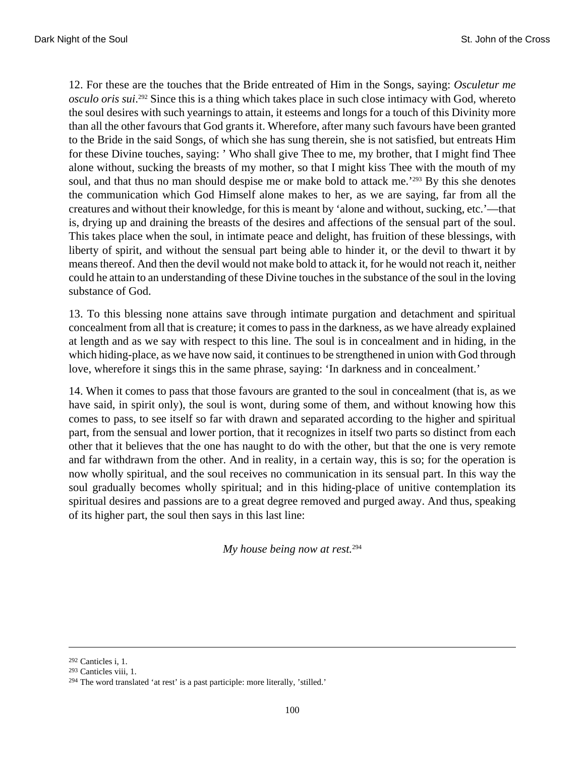12. For these are the touches that the Bride entreated of Him in the Songs, saying: *Osculetur me osculo oris sui*.[292] Since this is a thing which takes place in such close intimacy with God, whereto the soul desires with such yearnings to attain, it esteems and longs for a touch of this Divinity more than all the other favours that God grants it. Wherefore, after many such favours have been granted to the Bride in the said Songs, of which she has sung therein, she is not satisfied, but entreats Him for these Divine touches, saying: ' Who shall give Thee to me, my brother, that I might find Thee alone without, sucking the breasts of my mother, so that I might kiss Thee with the mouth of my soul, and that thus no man should despise me or make bold to attack me.'[293] By this she denotes the communication which God Himself alone makes to her, as we are saying, far from all the creatures and without their knowledge, for this is meant by 'alone and without, sucking, etc.'—that is, drying up and draining the breasts of the desires and affections of the sensual part of the soul. This takes place when the soul, in intimate peace and delight, has fruition of these blessings, with liberty of spirit, and without the sensual part being able to hinder it, or the devil to thwart it by means thereof. And then the devil would not make bold to attack it, for he would not reach it, neither could he attain to an understanding of these Divine touches in the substance of the soul in the loving substance of God.

13. To this blessing none attains save through intimate purgation and detachment and spiritual concealment from all that is creature; it comes to pass in the darkness, as we have already explained at length and as we say with respect to this line. The soul is in concealment and in hiding, in the which hiding-place, as we have now said, it continues to be strengthened in union with God through love, wherefore it sings this in the same phrase, saying: 'In darkness and in concealment.'

14. When it comes to pass that those favours are granted to the soul in concealment (that is, as we have said, in spirit only), the soul is wont, during some of them, and without knowing how this comes to pass, to see itself so far with drawn and separated according to the higher and spiritual part, from the sensual and lower portion, that it recognizes in itself two parts so distinct from each other that it believes that the one has naught to do with the other, but that the one is very remote and far withdrawn from the other. And in reality, in a certain way, this is so; for the operation is now wholly spiritual, and the soul receives no communication in its sensual part. In this way the soul gradually becomes wholly spiritual; and in this hiding-place of unitive contemplation its spiritual desires and passions are to a great degree removed and purged away. And thus, speaking of its higher part, the soul then says in this last line:

*My house being now at rest.*[294]

---

[292] Canticles i, 1.
[293] Canticles viii, 1.
[294] The word translated 'at rest' is a past participle: more literally, 'stilled.'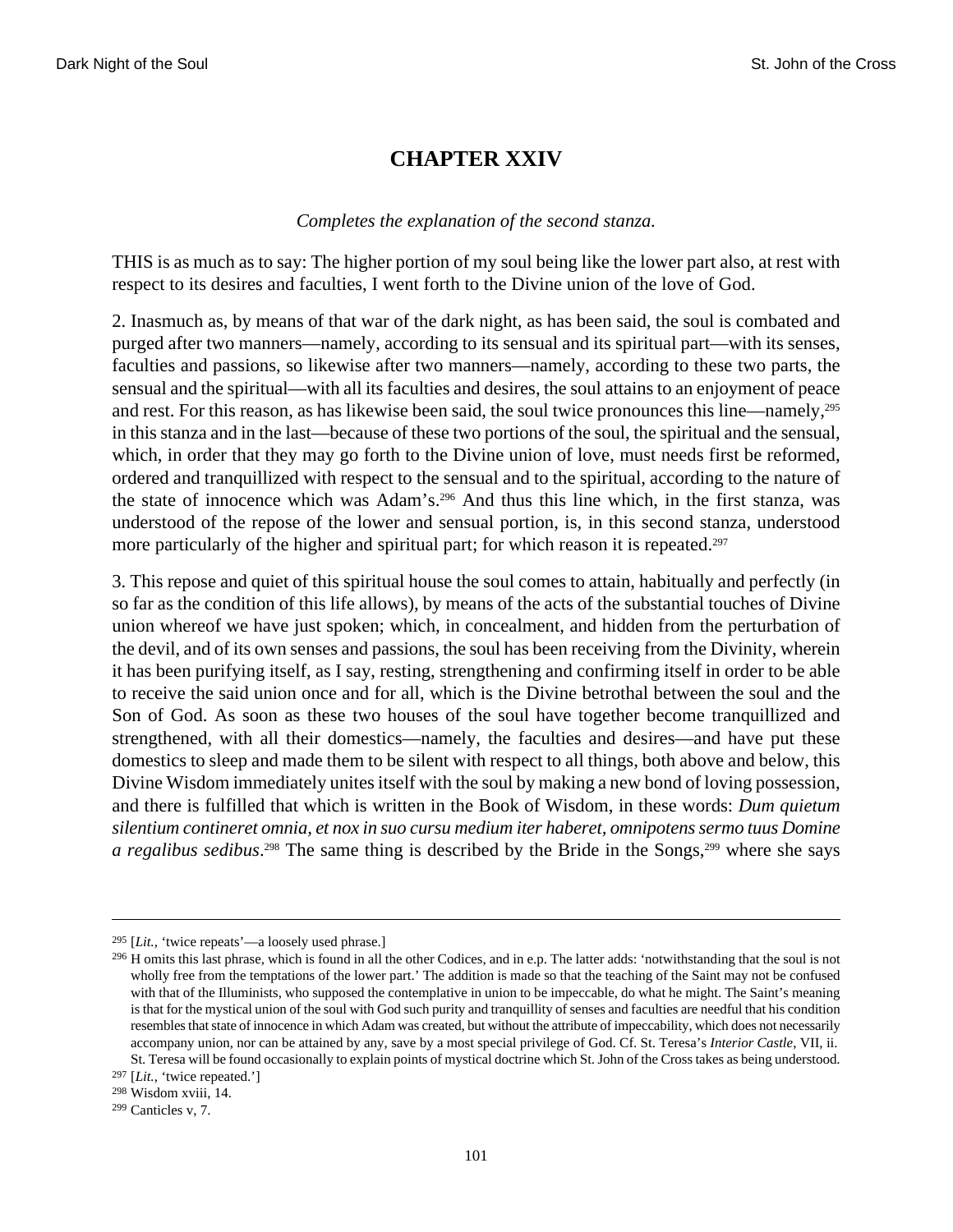# CHAPTER XXIV

*Completes the explanation of the second stanza.*

THIS is as much as to say: The higher portion of my soul being like the lower part also, at rest with respect to its desires and faculties, I went forth to the Divine union of the love of God.

2. Inasmuch as, by means of that war of the dark night, as has been said, the soul is combated and purged after two manners—namely, according to its sensual and its spiritual part—with its senses, faculties and passions, so likewise after two manners—namely, according to these two parts, the sensual and the spiritual—with all its faculties and desires, the soul attains to an enjoyment of peace and rest. For this reason, as has likewise been said, the soul twice pronounces this line—namely,[295] in this stanza and in the last—because of these two portions of the soul, the spiritual and the sensual, which, in order that they may go forth to the Divine union of love, must needs first be reformed, ordered and tranquillized with respect to the sensual and to the spiritual, according to the nature of the state of innocence which was Adam's.[296] And thus this line which, in the first stanza, was understood of the repose of the lower and sensual portion, is, in this second stanza, understood more particularly of the higher and spiritual part; for which reason it is repeated.[297]

3. This repose and quiet of this spiritual house the soul comes to attain, habitually and perfectly (in so far as the condition of this life allows), by means of the acts of the substantial touches of Divine union whereof we have just spoken; which, in concealment, and hidden from the perturbation of the devil, and of its own senses and passions, the soul has been receiving from the Divinity, wherein it has been purifying itself, as I say, resting, strengthening and confirming itself in order to be able to receive the said union once and for all, which is the Divine betrothal between the soul and the Son of God. As soon as these two houses of the soul have together become tranquillized and strengthened, with all their domestics—namely, the faculties and desires—and have put these domestics to sleep and made them to be silent with respect to all things, both above and below, this Divine Wisdom immediately unites itself with the soul by making a new bond of loving possession, and there is fulfilled that which is written in the Book of Wisdom, in these words: *Dum quietum silentium contineret omnia, et nox in suo cursu medium iter haberet, omnipotens sermo tuus Domine a regalibus sedibus*.[298] The same thing is described by the Bride in the Songs,[299] where she says

---

[295] [*Lit.*, 'twice repeats'—a loosely used phrase.]

[296] H omits this last phrase, which is found in all the other Codices, and in e.p. The latter adds: 'notwithstanding that the soul is not wholly free from the temptations of the lower part.' The addition is made so that the teaching of the Saint may not be confused with that of the Illuminists, who supposed the contemplative in union to be impeccable, do what he might. The Saint's meaning is that for the mystical union of the soul with God such purity and tranquillity of senses and faculties are needful that his condition resembles that state of innocence in which Adam was created, but without the attribute of impeccability, which does not necessarily accompany union, nor can be attained by any, save by a most special privilege of God. Cf. St. Teresa's *Interior Castle*, VII, ii. St. Teresa will be found occasionally to explain points of mystical doctrine which St. John of the Cross takes as being understood.

[297] [*Lit.*, 'twice repeated.']

[298] Wisdom xviii, 14.

[299] Canticles v, 7.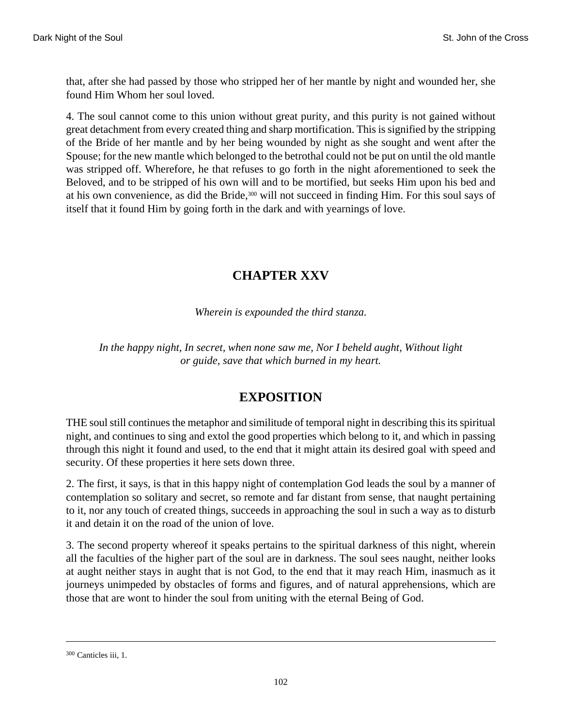that, after she had passed by those who stripped her of her mantle by night and wounded her, she found Him Whom her soul loved.

4. The soul cannot come to this union without great purity, and this purity is not gained without great detachment from every created thing and sharp mortification. This is signified by the stripping of the Bride of her mantle and by her being wounded by night as she sought and went after the Spouse; for the new mantle which belonged to the betrothal could not be put on until the old mantle was stripped off. Wherefore, he that refuses to go forth in the night aforementioned to seek the Beloved, and to be stripped of his own will and to be mortified, but seeks Him upon his bed and at his own convenience, as did the Bride,[300] will not succeed in finding Him. For this soul says of itself that it found Him by going forth in the dark and with yearnings of love.

## CHAPTER XXV

*Wherein is expounded the third stanza.*

*In the happy night, In secret, when none saw me, Nor I beheld aught, Without light or guide, save that which burned in my heart.*

## EXPOSITION

THE soul still continues the metaphor and similitude of temporal night in describing this its spiritual night, and continues to sing and extol the good properties which belong to it, and which in passing through this night it found and used, to the end that it might attain its desired goal with speed and security. Of these properties it here sets down three.

2. The first, it says, is that in this happy night of contemplation God leads the soul by a manner of contemplation so solitary and secret, so remote and far distant from sense, that naught pertaining to it, nor any touch of created things, succeeds in approaching the soul in such a way as to disturb it and detain it on the road of the union of love.

3. The second property whereof it speaks pertains to the spiritual darkness of this night, wherein all the faculties of the higher part of the soul are in darkness. The soul sees naught, neither looks at aught neither stays in aught that is not God, to the end that it may reach Him, inasmuch as it journeys unimpeded by obstacles of forms and figures, and of natural apprehensions, which are those that are wont to hinder the soul from uniting with the eternal Being of God.

---

[300] Canticles iii, 1.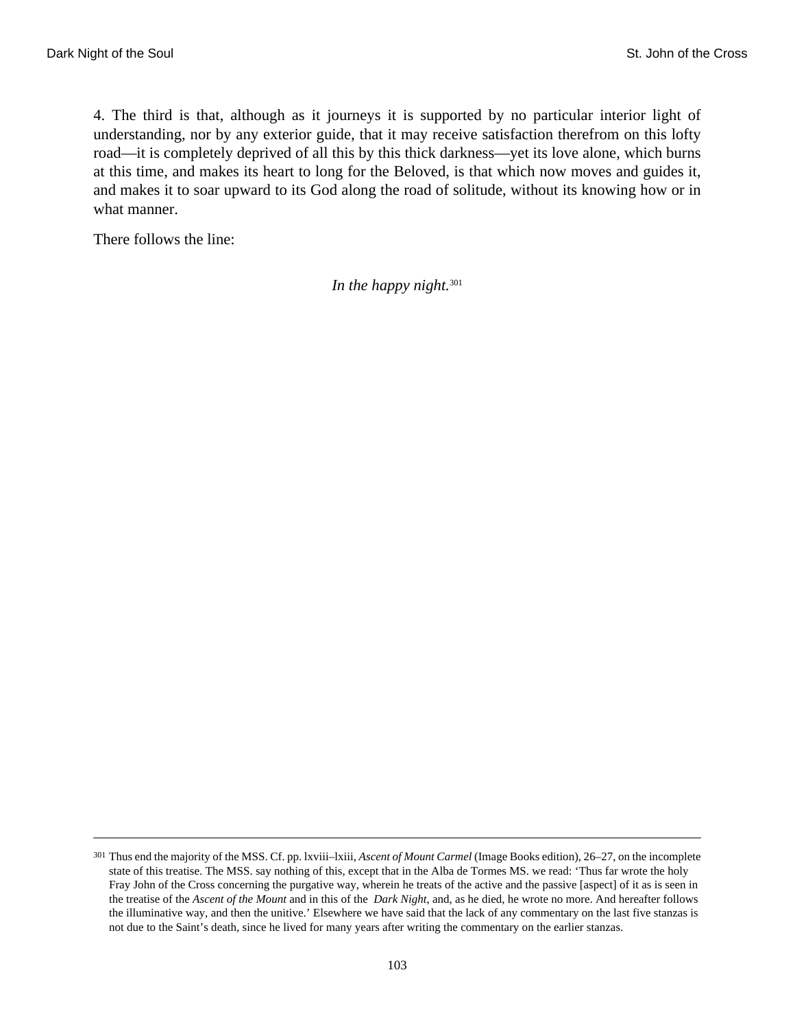4. The third is that, although as it journeys it is supported by no particular interior light of understanding, nor by any exterior guide, that it may receive satisfaction therefrom on this lofty road—it is completely deprived of all this by this thick darkness—yet its love alone, which burns at this time, and makes its heart to long for the Beloved, is that which now moves and guides it, and makes it to soar upward to its God along the road of solitude, without its knowing how or in what manner.

There follows the line:

*In the happy night.*[301]

---

[301] Thus end the majority of the MSS. Cf. pp. lxviii–lxiii, *Ascent of Mount Carmel* (Image Books edition), 26–27, on the incomplete state of this treatise. The MSS. say nothing of this, except that in the Alba de Tormes MS. we read: 'Thus far wrote the holy Fray John of the Cross concerning the purgative way, wherein he treats of the active and the passive [aspect] of it as is seen in the treatise of the *Ascent of the Mount* and in this of the *Dark Night*, and, as he died, he wrote no more. And hereafter follows the illuminative way, and then the unitive.' Elsewhere we have said that the lack of any commentary on the last five stanzas is not due to the Saint's death, since he lived for many years after writing the commentary on the earlier stanzas.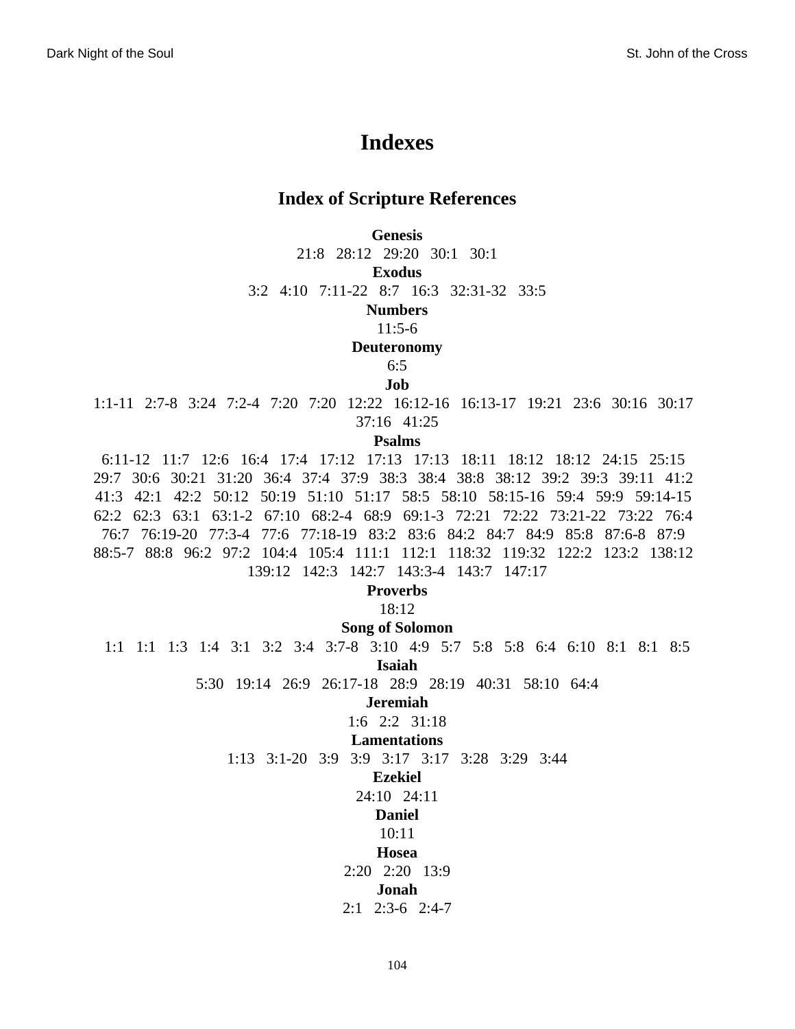# Indexes

## Index of Scripture References

**Genesis**

21:8   28:12   29:20   30:1   30:1

**Exodus**

3:2   4:10   7:11-22   8:7   16:3   32:31-32   33:5

**Numbers**

11:5-6

**Deuteronomy**

6:5

**Job**

1:1-11   2:7-8   3:24   7:2-4   7:20   7:20   12:22   16:12-16   16:13-17   19:21   23:6   30:16   30:17   37:16   41:25

**Psalms**

6:11-12   11:7   12:6   16:4   17:4   17:12   17:13   17:13   18:11   18:12   18:12   24:15   25:15   29:7   30:6   30:21   31:20   36:4   37:4   37:9   38:3   38:4   38:8   38:12   39:2   39:3   39:11   41:2   41:3   42:1   42:2   50:12   50:19   51:10   51:17   58:5   58:10   58:15-16   59:4   59:9   59:14-15   62:2   62:3   63:1   63:1-2   67:10   68:2-4   68:9   69:1-3   72:21   72:22   73:21-22   73:22   76:4   76:7   76:19-20   77:3-4   77:6   77:18-19   83:2   83:6   84:2   84:7   84:9   85:8   87:6-8   87:9   88:5-7   88:8   96:2   97:2   104:4   105:4   111:1   112:1   118:32   119:32   122:2   123:2   138:12   139:12   142:3   142:7   143:3-4   143:7   147:17

**Proverbs**

18:12

**Song of Solomon**

1:1   1:1   1:3   1:4   3:1   3:2   3:4   3:7-8   3:10   4:9   5:7   5:8   5:8   6:4   6:10   8:1   8:1   8:5

**Isaiah**

5:30   19:14   26:9   26:17-18   28:9   28:19   40:31   58:10   64:4

**Jeremiah**

1:6   2:2   31:18

**Lamentations**

1:13   3:1-20   3:9   3:9   3:17   3:17   3:28   3:29   3:44

**Ezekiel**

24:10   24:11

**Daniel**

10:11

**Hosea**

2:20   2:20   13:9

**Jonah**

2:1   2:3-6   2:4-7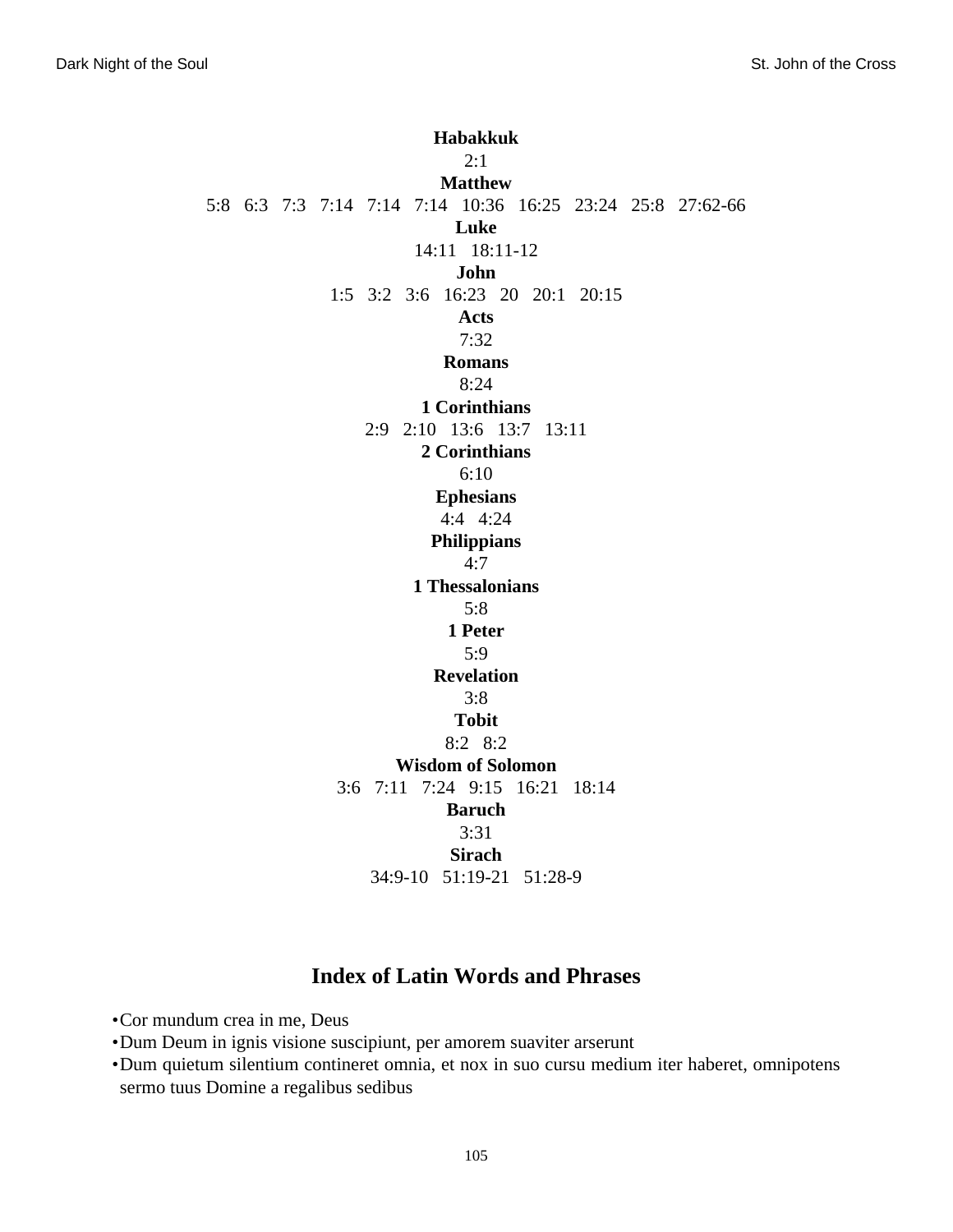**Habakkuk**

2:1

**Matthew**

5:8   6:3   7:3   7:14   7:14   7:14   10:36   16:25   23:24   25:8   27:62-66

**Luke**

14:11   18:11-12

**John**

1:5   3:2   3:6   16:23   20   20:1   20:15

**Acts**

7:32

**Romans**

8:24

**1 Corinthians**

2:9   2:10   13:6   13:7   13:11

**2 Corinthians**

6:10

**Ephesians**

4:4   4:24

**Philippians**

4:7

**1 Thessalonians**

5:8

**1 Peter**

5:9

**Revelation**

3:8

**Tobit**

8:2   8:2

**Wisdom of Solomon**

3:6   7:11   7:24   9:15   16:21   18:14

**Baruch**

3:31

**Sirach**

34:9-10   51:19-21   51:28-9

## Index of Latin Words and Phrases

- Cor mundum crea in me, Deus
- Dum Deum in ignis visione suscipiunt, per amorem suaviter arserunt
- Dum quietum silentium contineret omnia, et nox in suo cursu medium iter haberet, omnipotens sermo tuus Domine a regalibus sedibus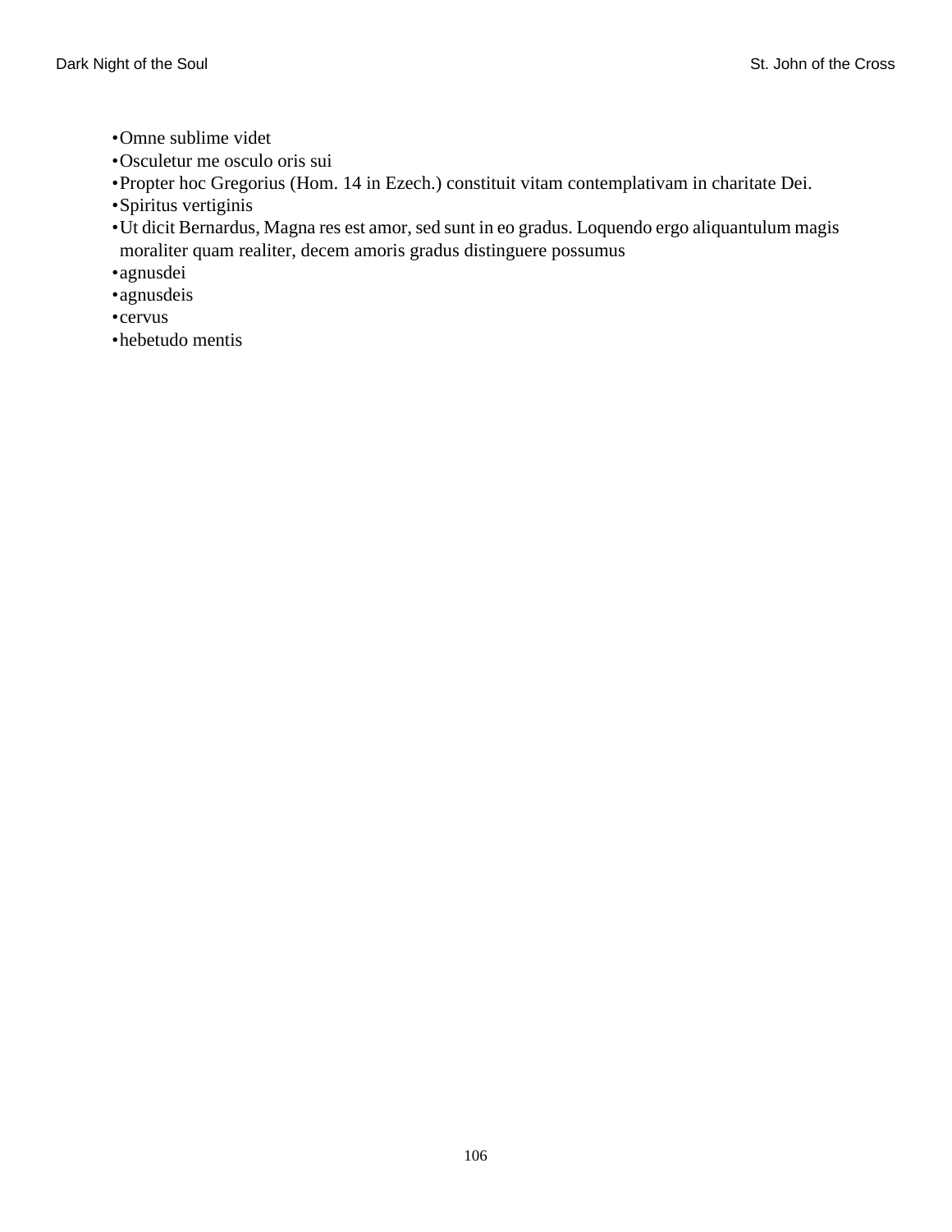- Omne sublime videt
- Osculetur me osculo oris sui
- Propter hoc Gregorius (Hom. 14 in Ezech.) constituit vitam contemplativam in charitate Dei.
- Spiritus vertiginis
- Ut dicit Bernardus, Magna res est amor, sed sunt in eo gradus. Loquendo ergo aliquantulum magis moraliter quam realiter, decem amoris gradus distinguere possumus
- agnusdei
- agnusdeis
- cervus
- hebetudo mentis